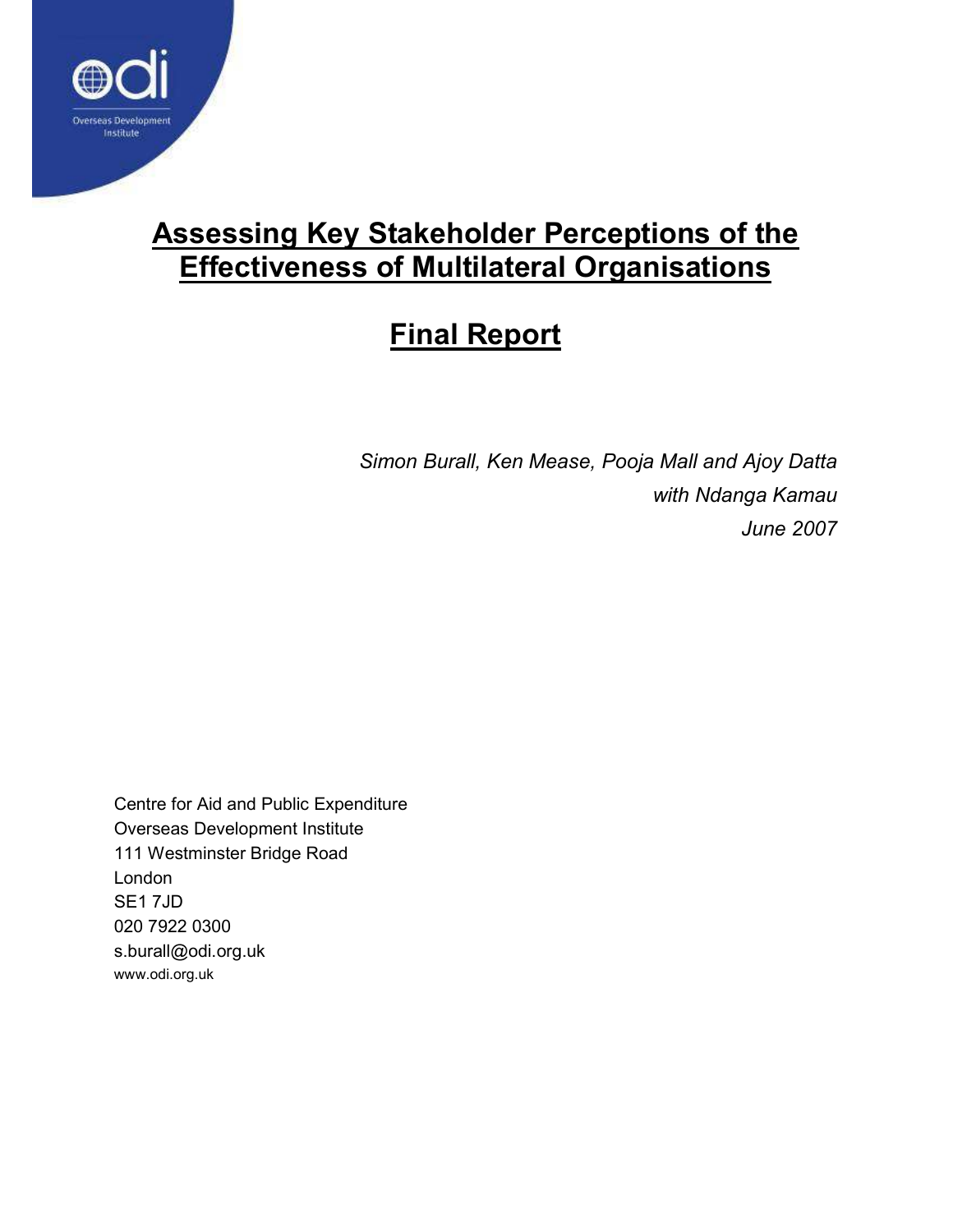Overseas Development Institute

# Assessing Key Stakeholder Perceptions of the Effectiveness of Multilateral Organisations

## Final Report

*Simon Burall, Ken Mease, Pooja Mall and Ajoy Datta*
*with Ndanga Kamau*
*June 2007*

Centre for Aid and Public Expenditure
Overseas Development Institute
111 Westminster Bridge Road
London
SE1 7JD
020 7922 0300
s.burall@odi.org.uk
www.odi.org.uk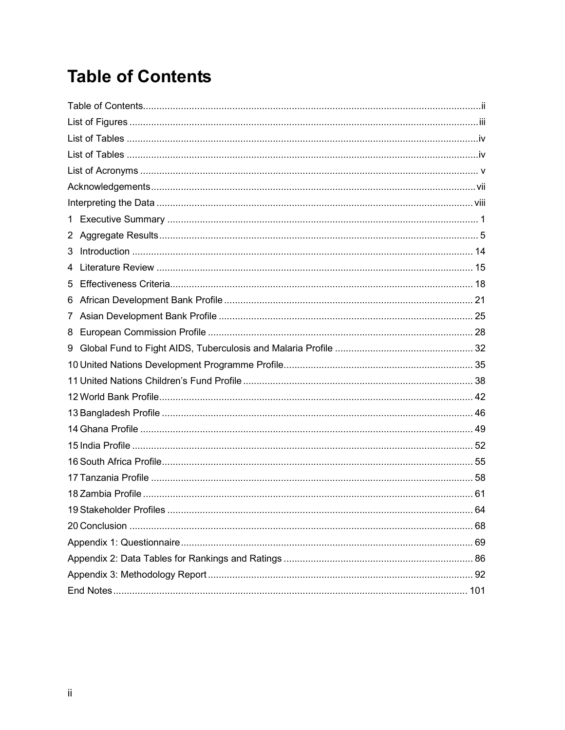# Table of Contents

Table of Contents .......... ii
List of Figures .......... iii
List of Tables .......... iv
List of Tables .......... iv
List of Acronyms .......... v
Acknowledgements .......... vii
Interpreting the Data .......... viii
1 Executive Summary .......... 1
2 Aggregate Results .......... 5
3 Introduction .......... 14
4 Literature Review .......... 15
5 Effectiveness Criteria .......... 18
6 African Development Bank Profile .......... 21
7 Asian Development Bank Profile .......... 25
8 European Commission Profile .......... 28
9 Global Fund to Fight AIDS, Tuberculosis and Malaria Profile .......... 32
10 United Nations Development Programme Profile .......... 35
11 United Nations Children's Fund Profile .......... 38
12 World Bank Profile .......... 42
13 Bangladesh Profile .......... 46
14 Ghana Profile .......... 49
15 India Profile .......... 52
16 South Africa Profile .......... 55
17 Tanzania Profile .......... 58
18 Zambia Profile .......... 61
19 Stakeholder Profiles .......... 64
20 Conclusion .......... 68
Appendix 1: Questionnaire .......... 69
Appendix 2: Data Tables for Rankings and Ratings .......... 86
Appendix 3: Methodology Report .......... 92
End Notes .......... 101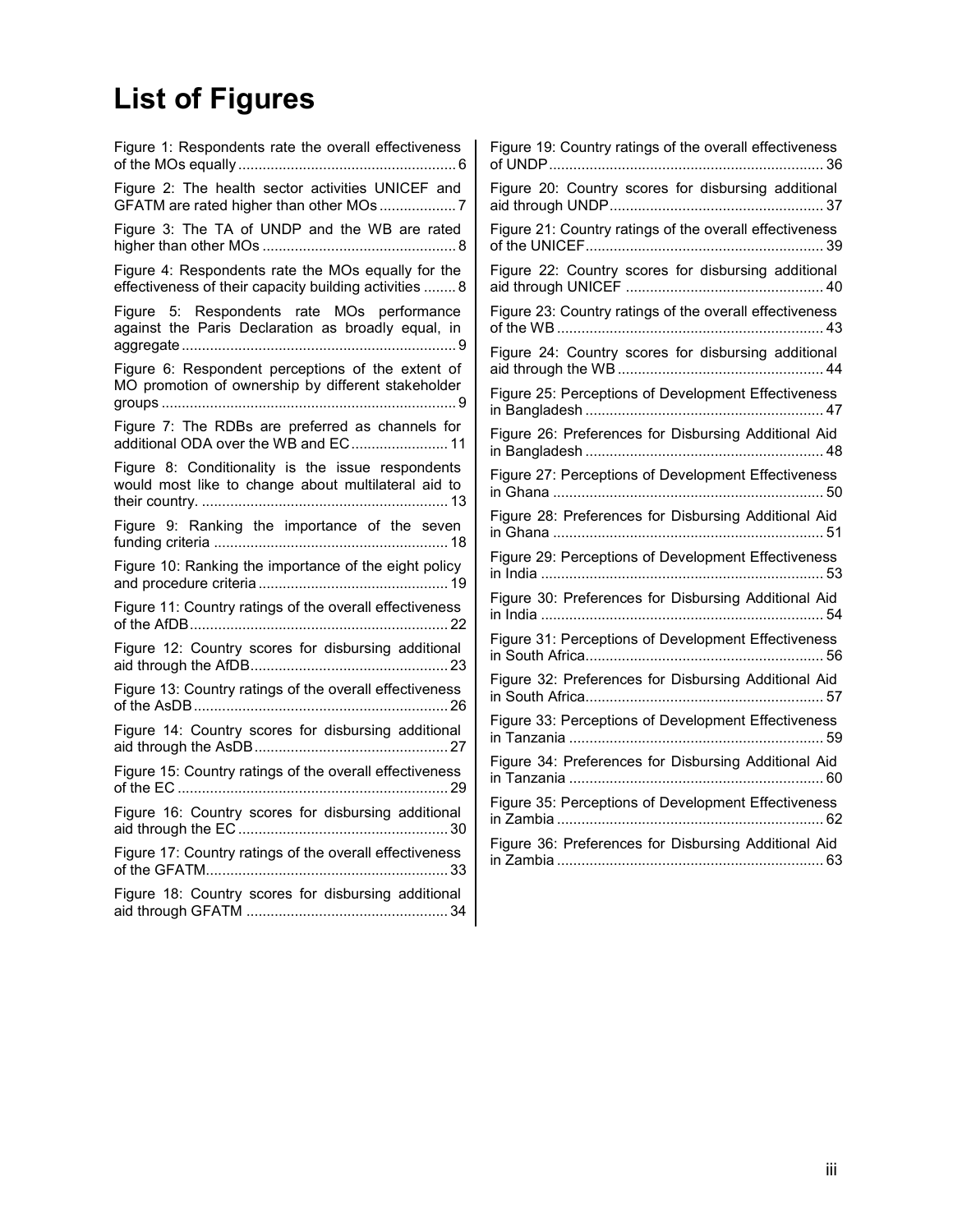# List of Figures

Figure 1: Respondents rate the overall effectiveness of the MOs equally ..................................................... 6

Figure 2: The health sector activities UNICEF and GFATM are rated higher than other MOs .................. 7

Figure 3: The TA of UNDP and the WB are rated higher than other MOs ............................................... 8

Figure 4: Respondents rate the MOs equally for the effectiveness of their capacity building activities ........ 8

Figure 5: Respondents rate MOs performance against the Paris Declaration as broadly equal, in aggregate .................................................................. 9

Figure 6: Respondent perceptions of the extent of MO promotion of ownership by different stakeholder groups ........................................................................ 9

Figure 7: The RDBs are preferred as channels for additional ODA over the WB and EC ........................ 11

Figure 8: Conditionality is the issue respondents would most like to change about multilateral aid to their country. ............................................................ 13

Figure 9: Ranking the importance of the seven funding criteria .......................................................... 18

Figure 10: Ranking the importance of the eight policy and procedure criteria .............................................. 19

Figure 11: Country ratings of the overall effectiveness of the AfDB................................................................ 22

Figure 12: Country scores for disbursing additional aid through the AfDB................................................ 23

Figure 13: Country ratings of the overall effectiveness of the AsDB............................................................... 26

Figure 14: Country scores for disbursing additional aid through the AsDB................................................ 27

Figure 15: Country ratings of the overall effectiveness of the EC .................................................................. 29

Figure 16: Country scores for disbursing additional aid through the EC ................................................... 30

Figure 17: Country ratings of the overall effectiveness of the GFATM........................................................... 33

Figure 18: Country scores for disbursing additional aid through GFATM ................................................. 34

Figure 19: Country ratings of the overall effectiveness of UNDP.................................................................... 36

Figure 20: Country scores for disbursing additional aid through UNDP.................................................... 37

Figure 21: Country ratings of the overall effectiveness of the UNICEF........................................................... 39

Figure 22: Country scores for disbursing additional aid through UNICEF ................................................ 40

Figure 23: Country ratings of the overall effectiveness of the WB .................................................................. 43

Figure 24: Country scores for disbursing additional aid through the WB .................................................. 44

Figure 25: Perceptions of Development Effectiveness in Bangladesh .......................................................... 47

Figure 26: Preferences for Disbursing Additional Aid in Bangladesh .......................................................... 48

Figure 27: Perceptions of Development Effectiveness in Ghana .................................................................. 50

Figure 28: Preferences for Disbursing Additional Aid in Ghana .................................................................. 51

Figure 29: Perceptions of Development Effectiveness in India ..................................................................... 53

Figure 30: Preferences for Disbursing Additional Aid in India ..................................................................... 54

Figure 31: Perceptions of Development Effectiveness in South Africa.......................................................... 56

Figure 32: Preferences for Disbursing Additional Aid in South Africa.......................................................... 57

Figure 33: Perceptions of Development Effectiveness in Tanzania .............................................................. 59

Figure 34: Preferences for Disbursing Additional Aid in Tanzania .............................................................. 60

Figure 35: Perceptions of Development Effectiveness in Zambia ................................................................. 62

Figure 36: Preferences for Disbursing Additional Aid in Zambia ................................................................. 63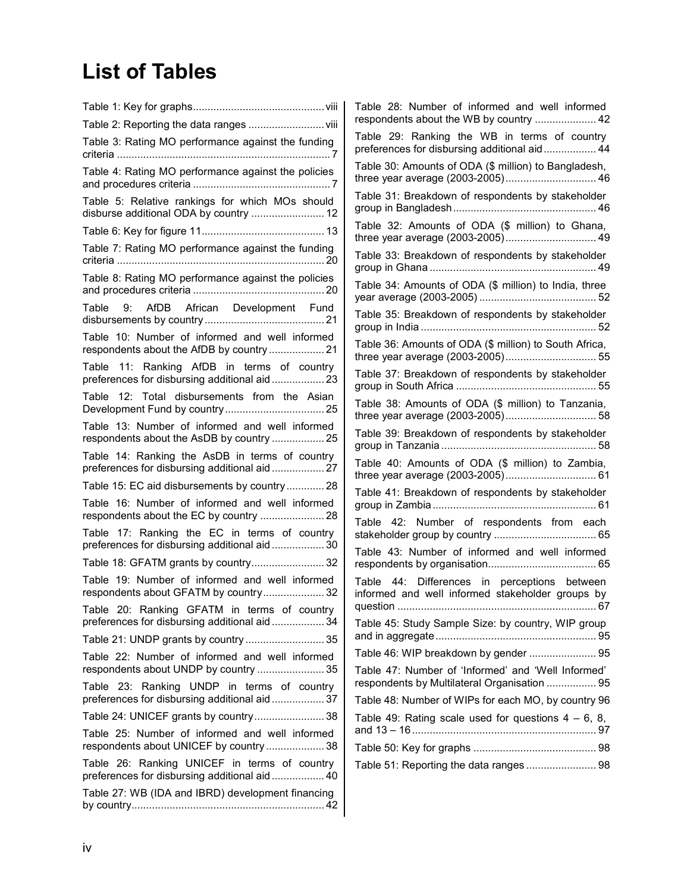# List of Tables

Table 1: Key for graphs ... viii
Table 2: Reporting the data ranges ... viii
Table 3: Rating MO performance against the funding criteria ... 7
Table 4: Rating MO performance against the policies and procedures criteria ... 7
Table 5: Relative rankings for which MOs should disburse additional ODA by country ... 12
Table 6: Key for figure 11 ... 13
Table 7: Rating MO performance against the funding criteria ... 20
Table 8: Rating MO performance against the policies and procedures criteria ... 20
Table 9: AfDB African Development Fund disbursements by country ... 21
Table 10: Number of informed and well informed respondents about the AfDB by country ... 21
Table 11: Ranking AfDB in terms of country preferences for disbursing additional aid ... 23
Table 12: Total disbursements from the Asian Development Fund by country ... 25
Table 13: Number of informed and well informed respondents about the AsDB by country ... 25
Table 14: Ranking the AsDB in terms of country preferences for disbursing additional aid ... 27
Table 15: EC aid disbursements by country ... 28
Table 16: Number of informed and well informed respondents about the EC by country ... 28
Table 17: Ranking the EC in terms of country preferences for disbursing additional aid ... 30
Table 18: GFATM grants by country ... 32
Table 19: Number of informed and well informed respondents about GFATM by country ... 32
Table 20: Ranking GFATM in terms of country preferences for disbursing additional aid ... 34
Table 21: UNDP grants by country ... 35
Table 22: Number of informed and well informed respondents about UNDP by country ... 35
Table 23: Ranking UNDP in terms of country preferences for disbursing additional aid ... 37
Table 24: UNICEF grants by country ... 38
Table 25: Number of informed and well informed respondents about UNICEF by country ... 38
Table 26: Ranking UNICEF in terms of country preferences for disbursing additional aid ... 40
Table 27: WB (IDA and IBRD) development financing by country ... 42
Table 28: Number of informed and well informed respondents about the WB by country ... 42
Table 29: Ranking the WB in terms of country preferences for disbursing additional aid ... 44
Table 30: Amounts of ODA ($ million) to Bangladesh, three year average (2003-2005) ... 46
Table 31: Breakdown of respondents by stakeholder group in Bangladesh ... 46
Table 32: Amounts of ODA ($ million) to Ghana, three year average (2003-2005) ... 49
Table 33: Breakdown of respondents by stakeholder group in Ghana ... 49
Table 34: Amounts of ODA ($ million) to India, three year average (2003-2005) ... 52
Table 35: Breakdown of respondents by stakeholder group in India ... 52
Table 36: Amounts of ODA ($ million) to South Africa, three year average (2003-2005) ... 55
Table 37: Breakdown of respondents by stakeholder group in South Africa ... 55
Table 38: Amounts of ODA ($ million) to Tanzania, three year average (2003-2005) ... 58
Table 39: Breakdown of respondents by stakeholder group in Tanzania ... 58
Table 40: Amounts of ODA ($ million) to Zambia, three year average (2003-2005) ... 61
Table 41: Breakdown of respondents by stakeholder group in Zambia ... 61
Table 42: Number of respondents from each stakeholder group by country ... 65
Table 43: Number of informed and well informed respondents by organisation ... 65
Table 44: Differences in perceptions between informed and well informed stakeholder groups by question ... 67
Table 45: Study Sample Size: by country, WIP group and in aggregate ... 95
Table 46: WIP breakdown by gender ... 95
Table 47: Number of 'Informed' and 'Well Informed' respondents by Multilateral Organisation ... 95
Table 48: Number of WIPs for each MO, by country ... 96
Table 49: Rating scale used for questions 4 – 6, 8, and 13 – 16 ... 97
Table 50: Key for graphs ... 98
Table 51: Reporting the data ranges ... 98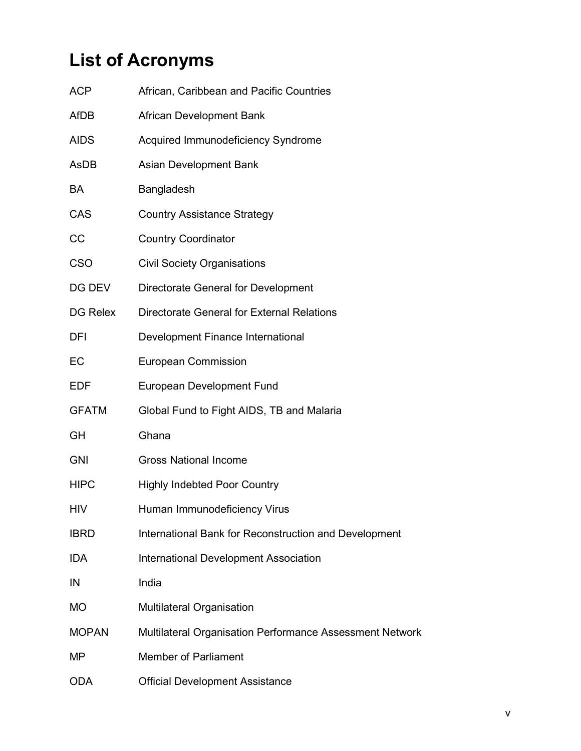# List of Acronyms

| | |
|---|---|
| ACP | African, Caribbean and Pacific Countries |
| AfDB | African Development Bank |
| AIDS | Acquired Immunodeficiency Syndrome |
| AsDB | Asian Development Bank |
| BA | Bangladesh |
| CAS | Country Assistance Strategy |
| CC | Country Coordinator |
| CSO | Civil Society Organisations |
| DG DEV | Directorate General for Development |
| DG Relex | Directorate General for External Relations |
| DFI | Development Finance International |
| EC | European Commission |
| EDF | European Development Fund |
| GFATM | Global Fund to Fight AIDS, TB and Malaria |
| GH | Ghana |
| GNI | Gross National Income |
| HIPC | Highly Indebted Poor Country |
| HIV | Human Immunodeficiency Virus |
| IBRD | International Bank for Reconstruction and Development |
| IDA | International Development Association |
| IN | India |
| MO | Multilateral Organisation |
| MOPAN | Multilateral Organisation Performance Assessment Network |
| MP | Member of Parliament |
| ODA | Official Development Assistance |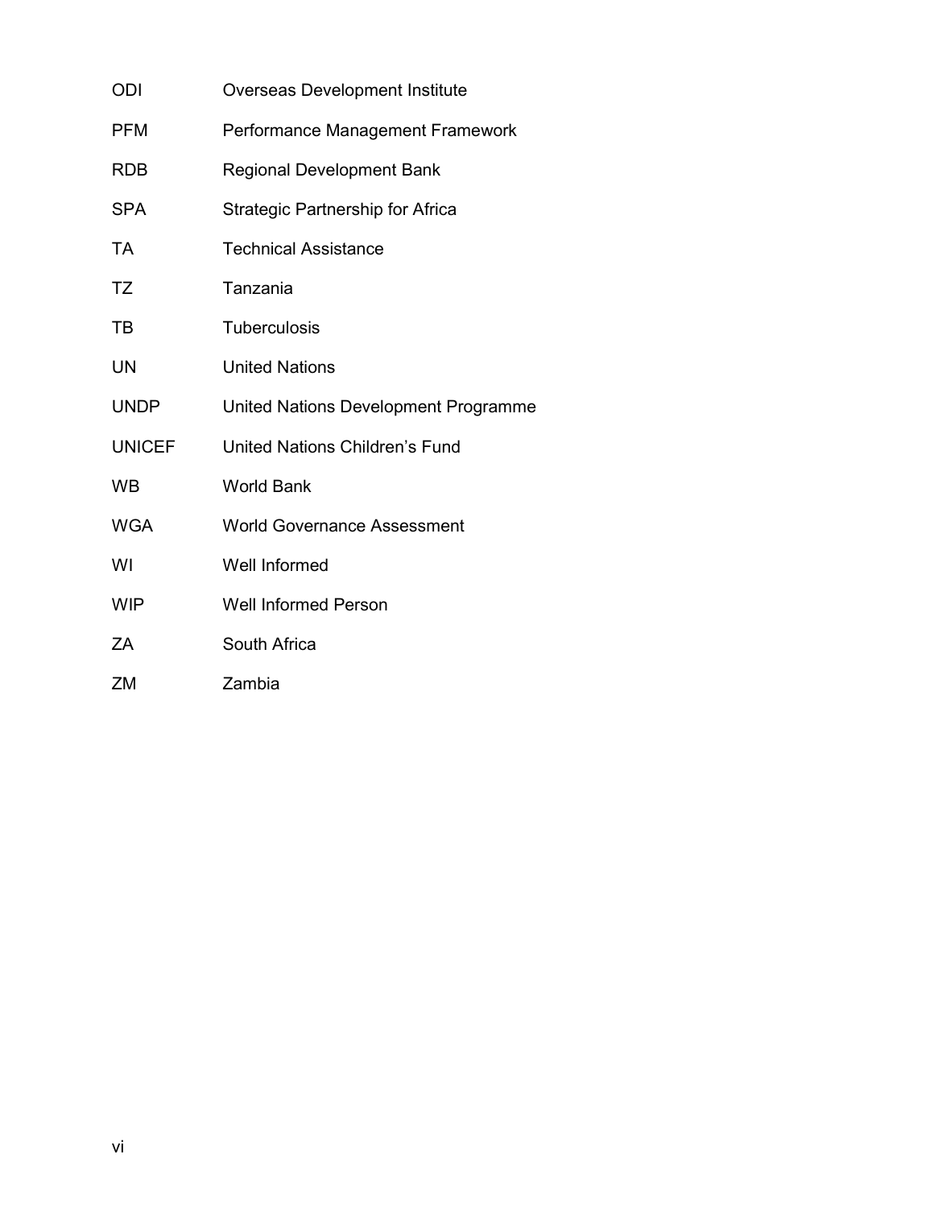| | |
|---|---|
| ODI | Overseas Development Institute |
| PFM | Performance Management Framework |
| RDB | Regional Development Bank |
| SPA | Strategic Partnership for Africa |
| TA | Technical Assistance |
| TZ | Tanzania |
| TB | Tuberculosis |
| UN | United Nations |
| UNDP | United Nations Development Programme |
| UNICEF | United Nations Children's Fund |
| WB | World Bank |
| WGA | World Governance Assessment |
| WI | Well Informed |
| WIP | Well Informed Person |
| ZA | South Africa |
| ZM | Zambia |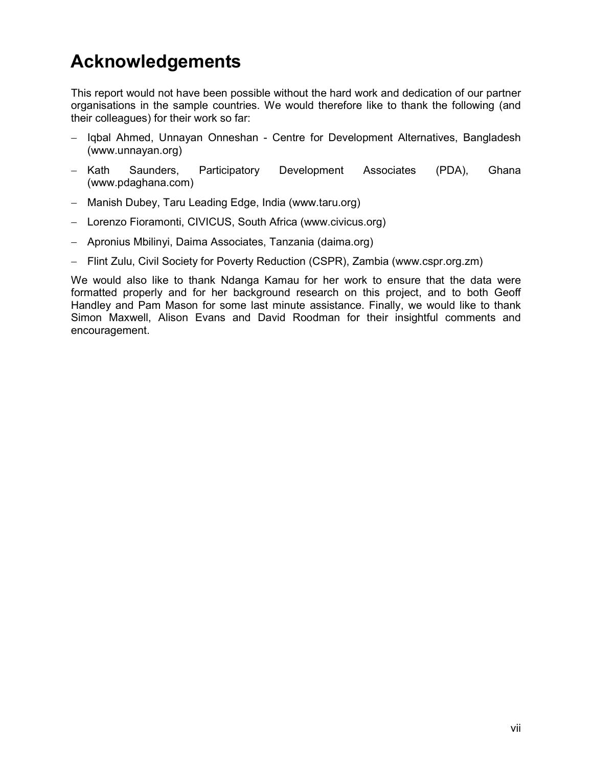# Acknowledgements

This report would not have been possible without the hard work and dedication of our partner organisations in the sample countries. We would therefore like to thank the following (and their colleagues) for their work so far:

- Iqbal Ahmed, Unnayan Onneshan - Centre for Development Alternatives, Bangladesh (www.unnayan.org)
- Kath Saunders, Participatory Development Associates (PDA), Ghana (www.pdaghana.com)
- Manish Dubey, Taru Leading Edge, India (www.taru.org)
- Lorenzo Fioramonti, CIVICUS, South Africa (www.civicus.org)
- Apronius Mbilinyi, Daima Associates, Tanzania (daima.org)
- Flint Zulu, Civil Society for Poverty Reduction (CSPR), Zambia (www.cspr.org.zm)

We would also like to thank Ndanga Kamau for her work to ensure that the data were formatted properly and for her background research on this project, and to both Geoff Handley and Pam Mason for some last minute assistance. Finally, we would like to thank Simon Maxwell, Alison Evans and David Roodman for their insightful comments and encouragement.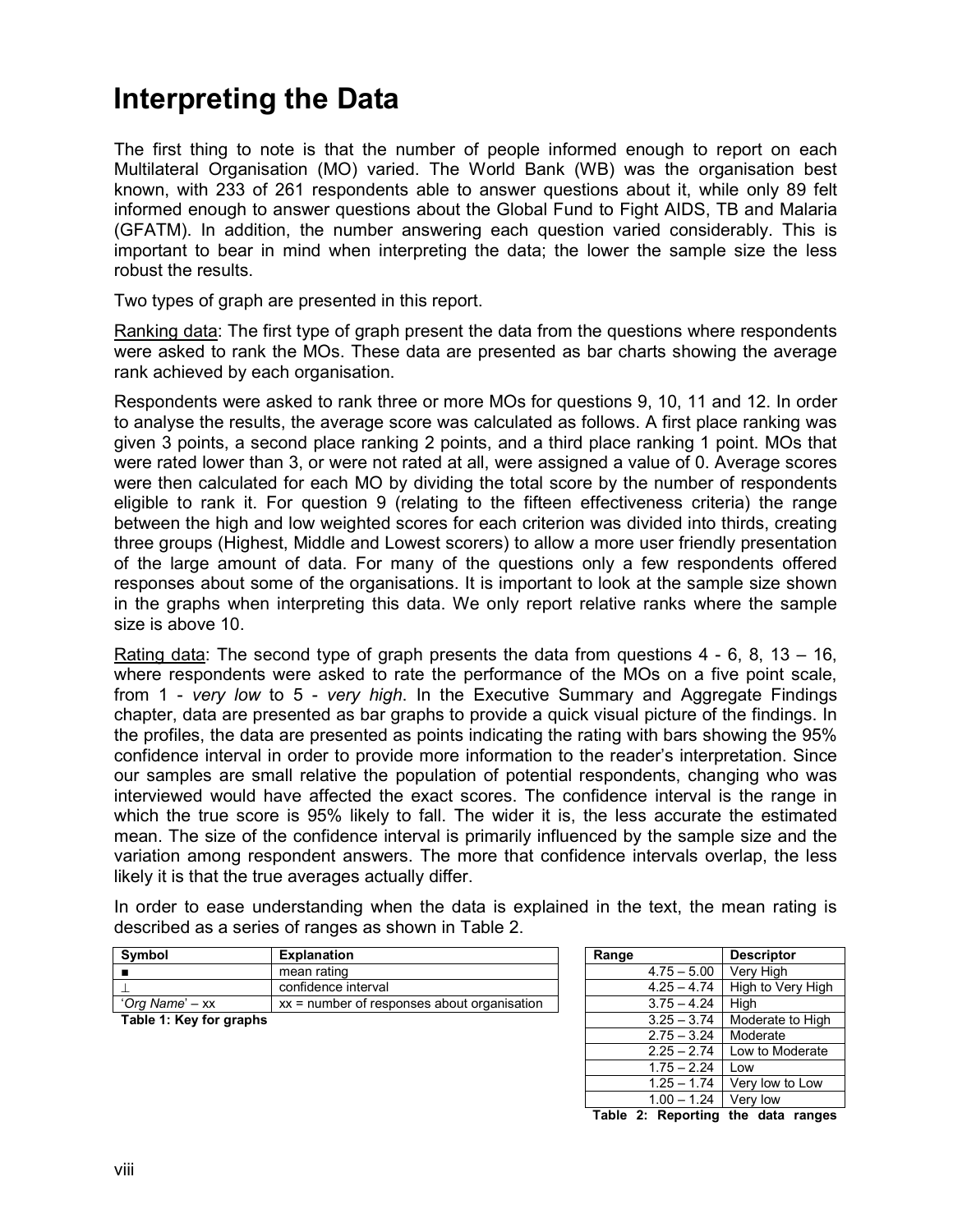# Interpreting the Data

The first thing to note is that the number of people informed enough to report on each Multilateral Organisation (MO) varied. The World Bank (WB) was the organisation best known, with 233 of 261 respondents able to answer questions about it, while only 89 felt informed enough to answer questions about the Global Fund to Fight AIDS, TB and Malaria (GFATM). In addition, the number answering each question varied considerably. This is important to bear in mind when interpreting the data; the lower the sample size the less robust the results.

Two types of graph are presented in this report.

Ranking data: The first type of graph present the data from the questions where respondents were asked to rank the MOs. These data are presented as bar charts showing the average rank achieved by each organisation.

Respondents were asked to rank three or more MOs for questions 9, 10, 11 and 12. In order to analyse the results, the average score was calculated as follows. A first place ranking was given 3 points, a second place ranking 2 points, and a third place ranking 1 point. MOs that were rated lower than 3, or were not rated at all, were assigned a value of 0. Average scores were then calculated for each MO by dividing the total score by the number of respondents eligible to rank it. For question 9 (relating to the fifteen effectiveness criteria) the range between the high and low weighted scores for each criterion was divided into thirds, creating three groups (Highest, Middle and Lowest scorers) to allow a more user friendly presentation of the large amount of data. For many of the questions only a few respondents offered responses about some of the organisations. It is important to look at the sample size shown in the graphs when interpreting this data. We only report relative ranks where the sample size is above 10.

Rating data: The second type of graph presents the data from questions 4 - 6, 8, 13 – 16, where respondents were asked to rate the performance of the MOs on a five point scale, from 1 - *very low* to 5 - *very high*. In the Executive Summary and Aggregate Findings chapter, data are presented as bar graphs to provide a quick visual picture of the findings. In the profiles, the data are presented as points indicating the rating with bars showing the 95% confidence interval in order to provide more information to the reader's interpretation. Since our samples are small relative the population of potential respondents, changing who was interviewed would have affected the exact scores. The confidence interval is the range in which the true score is 95% likely to fall. The wider it is, the less accurate the estimated mean. The size of the confidence interval is primarily influenced by the sample size and the variation among respondent answers. The more that confidence intervals overlap, the less likely it is that the true averages actually differ.

In order to ease understanding when the data is explained in the text, the mean rating is described as a series of ranges as shown in Table 2.

| Symbol | Explanation |
|---|---|
| ■ | mean rating |
| ⊥ | confidence interval |
| '*Org Name*' – xx | xx = number of responses about organisation |

**Table 1: Key for graphs**

| Range | Descriptor |
|---|---|
| 4.75 – 5.00 | Very High |
| 4.25 – 4.74 | High to Very High |
| 3.75 – 4.24 | High |
| 3.25 – 3.74 | Moderate to High |
| 2.75 – 3.24 | Moderate |
| 2.25 – 2.74 | Low to Moderate |
| 1.75 – 2.24 | Low |
| 1.25 – 1.74 | Very low to Low |
| 1.00 – 1.24 | Very low |

**Table 2: Reporting the data ranges**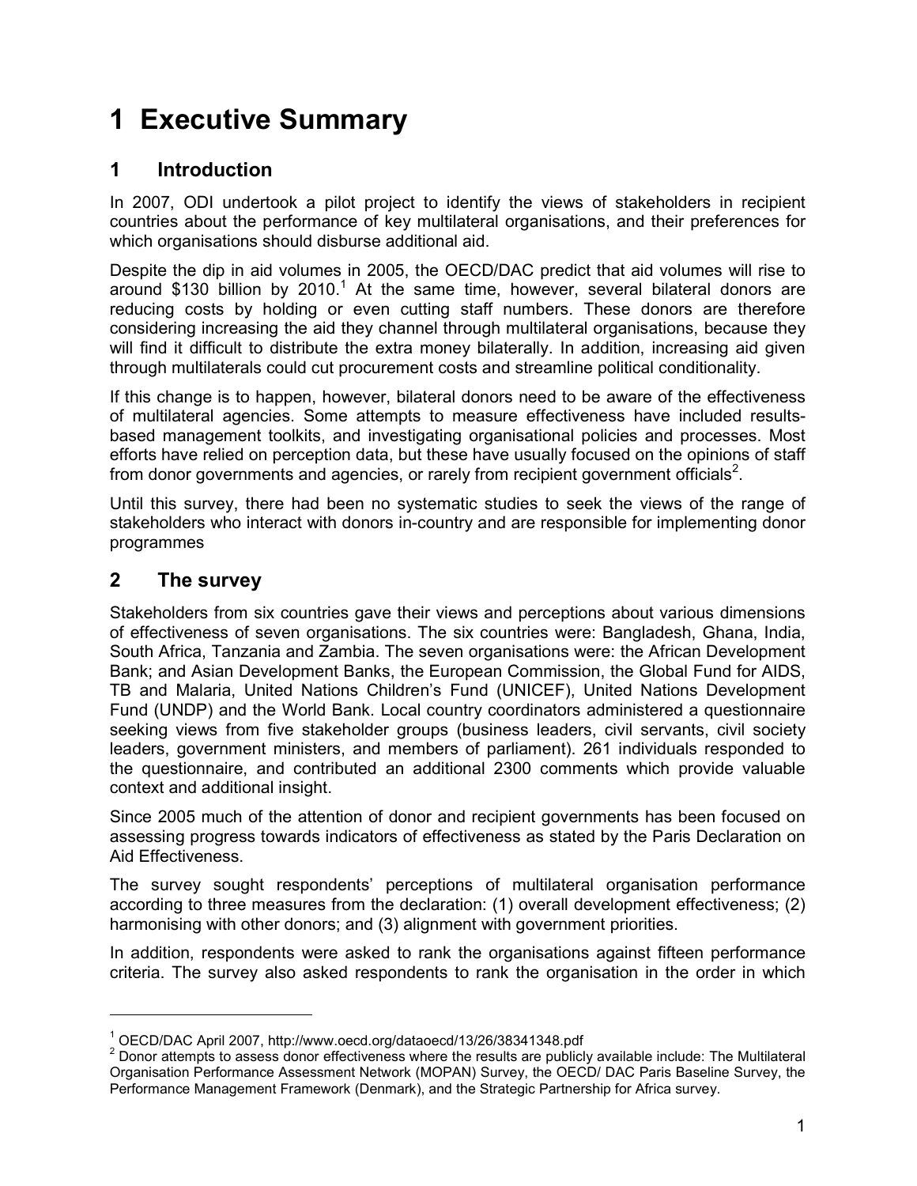# 1 Executive Summary

## 1 Introduction

In 2007, ODI undertook a pilot project to identify the views of stakeholders in recipient countries about the performance of key multilateral organisations, and their preferences for which organisations should disburse additional aid.

Despite the dip in aid volumes in 2005, the OECD/DAC predict that aid volumes will rise to around $130 billion by 2010.[1] At the same time, however, several bilateral donors are reducing costs by holding or even cutting staff numbers. These donors are therefore considering increasing the aid they channel through multilateral organisations, because they will find it difficult to distribute the extra money bilaterally. In addition, increasing aid given through multilaterals could cut procurement costs and streamline political conditionality.

If this change is to happen, however, bilateral donors need to be aware of the effectiveness of multilateral agencies. Some attempts to measure effectiveness have included results-based management toolkits, and investigating organisational policies and processes. Most efforts have relied on perception data, but these have usually focused on the opinions of staff from donor governments and agencies, or rarely from recipient government officials[2].

Until this survey, there had been no systematic studies to seek the views of the range of stakeholders who interact with donors in-country and are responsible for implementing donor programmes

## 2 The survey

Stakeholders from six countries gave their views and perceptions about various dimensions of effectiveness of seven organisations. The six countries were: Bangladesh, Ghana, India, South Africa, Tanzania and Zambia. The seven organisations were: the African Development Bank; and Asian Development Banks, the European Commission, the Global Fund for AIDS, TB and Malaria, United Nations Children's Fund (UNICEF), United Nations Development Fund (UNDP) and the World Bank. Local country coordinators administered a questionnaire seeking views from five stakeholder groups (business leaders, civil servants, civil society leaders, government ministers, and members of parliament). 261 individuals responded to the questionnaire, and contributed an additional 2300 comments which provide valuable context and additional insight.

Since 2005 much of the attention of donor and recipient governments has been focused on assessing progress towards indicators of effectiveness as stated by the Paris Declaration on Aid Effectiveness.

The survey sought respondents' perceptions of multilateral organisation performance according to three measures from the declaration: (1) overall development effectiveness; (2) harmonising with other donors; and (3) alignment with government priorities.

In addition, respondents were asked to rank the organisations against fifteen performance criteria. The survey also asked respondents to rank the organisation in the order in which

---

[1] OECD/DAC April 2007, http://www.oecd.org/dataoecd/13/26/38341348.pdf

[2] Donor attempts to assess donor effectiveness where the results are publicly available include: The Multilateral Organisation Performance Assessment Network (MOPAN) Survey, the OECD/ DAC Paris Baseline Survey, the Performance Management Framework (Denmark), and the Strategic Partnership for Africa survey.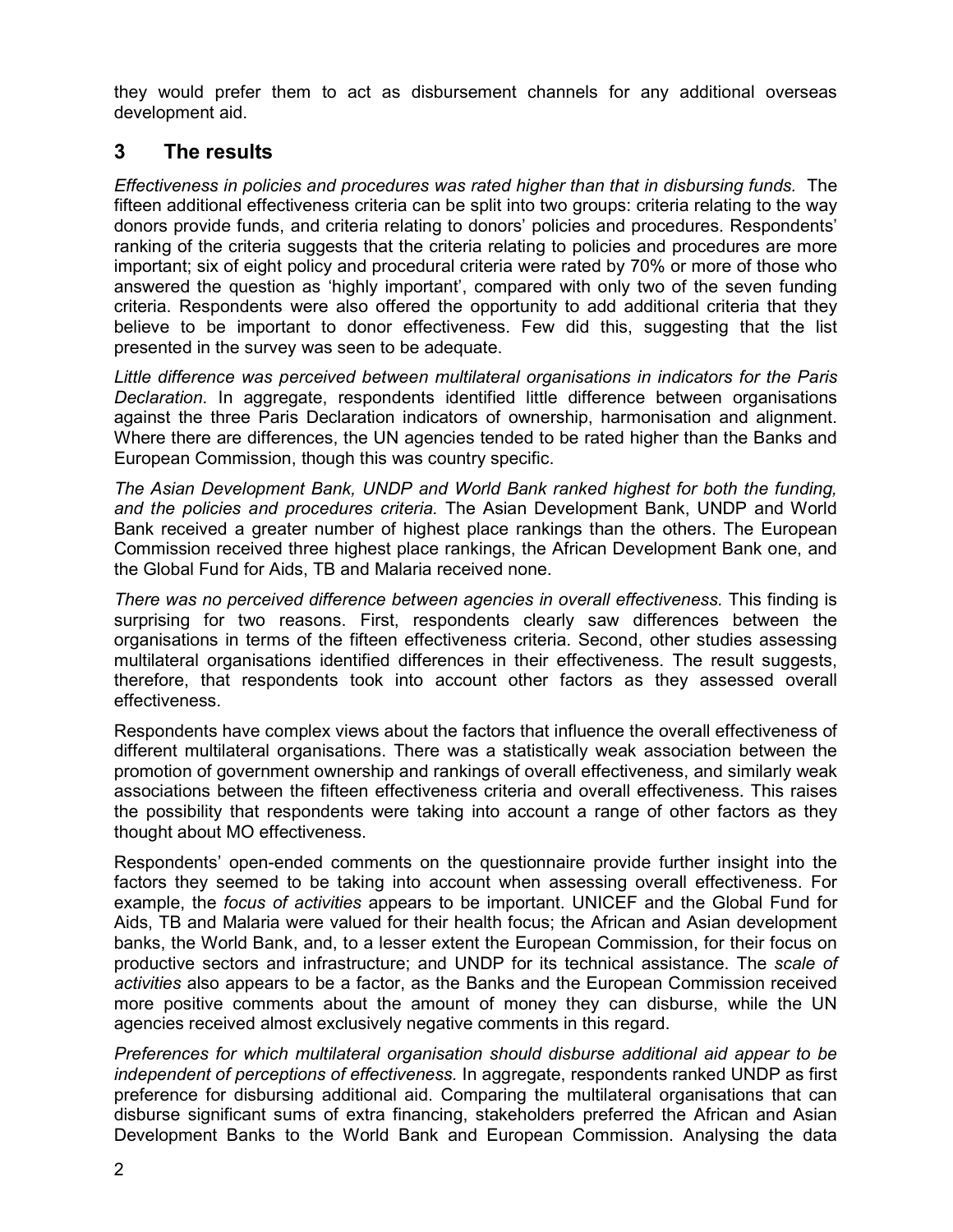they would prefer them to act as disbursement channels for any additional overseas development aid.

## 3 The results

*Effectiveness in policies and procedures was rated higher than that in disbursing funds.* The fifteen additional effectiveness criteria can be split into two groups: criteria relating to the way donors provide funds, and criteria relating to donors' policies and procedures. Respondents' ranking of the criteria suggests that the criteria relating to policies and procedures are more important; six of eight policy and procedural criteria were rated by 70% or more of those who answered the question as 'highly important', compared with only two of the seven funding criteria. Respondents were also offered the opportunity to add additional criteria that they believe to be important to donor effectiveness. Few did this, suggesting that the list presented in the survey was seen to be adequate.

*Little difference was perceived between multilateral organisations in indicators for the Paris Declaration.* In aggregate, respondents identified little difference between organisations against the three Paris Declaration indicators of ownership, harmonisation and alignment. Where there are differences, the UN agencies tended to be rated higher than the Banks and European Commission, though this was country specific.

*The Asian Development Bank, UNDP and World Bank ranked highest for both the funding, and the policies and procedures criteria.* The Asian Development Bank, UNDP and World Bank received a greater number of highest place rankings than the others. The European Commission received three highest place rankings, the African Development Bank one, and the Global Fund for Aids, TB and Malaria received none.

*There was no perceived difference between agencies in overall effectiveness.* This finding is surprising for two reasons. First, respondents clearly saw differences between the organisations in terms of the fifteen effectiveness criteria. Second, other studies assessing multilateral organisations identified differences in their effectiveness. The result suggests, therefore, that respondents took into account other factors as they assessed overall effectiveness.

Respondents have complex views about the factors that influence the overall effectiveness of different multilateral organisations. There was a statistically weak association between the promotion of government ownership and rankings of overall effectiveness, and similarly weak associations between the fifteen effectiveness criteria and overall effectiveness. This raises the possibility that respondents were taking into account a range of other factors as they thought about MO effectiveness.

Respondents' open-ended comments on the questionnaire provide further insight into the factors they seemed to be taking into account when assessing overall effectiveness. For example, the *focus of activities* appears to be important. UNICEF and the Global Fund for Aids, TB and Malaria were valued for their health focus; the African and Asian development banks, the World Bank, and, to a lesser extent the European Commission, for their focus on productive sectors and infrastructure; and UNDP for its technical assistance. The *scale of activities* also appears to be a factor, as the Banks and the European Commission received more positive comments about the amount of money they can disburse, while the UN agencies received almost exclusively negative comments in this regard.

*Preferences for which multilateral organisation should disburse additional aid appear to be independent of perceptions of effectiveness.* In aggregate, respondents ranked UNDP as first preference for disbursing additional aid. Comparing the multilateral organisations that can disburse significant sums of extra financing, stakeholders preferred the African and Asian Development Banks to the World Bank and European Commission. Analysing the data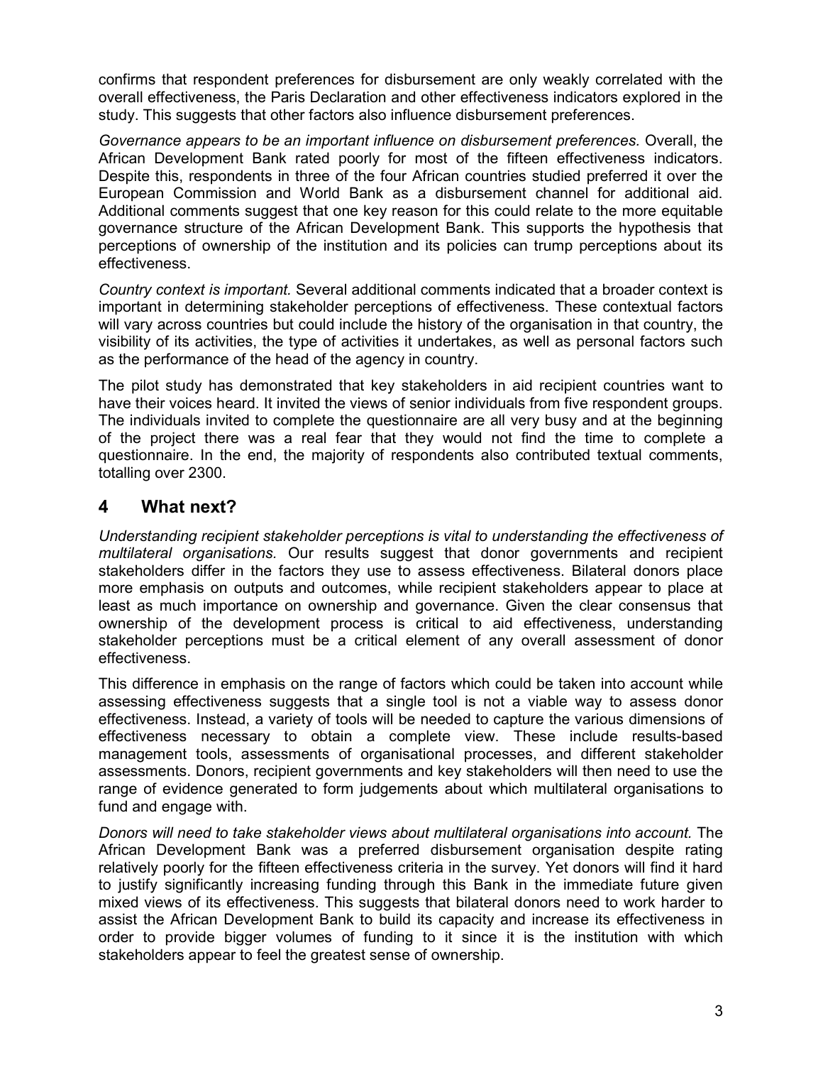confirms that respondent preferences for disbursement are only weakly correlated with the overall effectiveness, the Paris Declaration and other effectiveness indicators explored in the study. This suggests that other factors also influence disbursement preferences.

*Governance appears to be an important influence on disbursement preferences.* Overall, the African Development Bank rated poorly for most of the fifteen effectiveness indicators. Despite this, respondents in three of the four African countries studied preferred it over the European Commission and World Bank as a disbursement channel for additional aid. Additional comments suggest that one key reason for this could relate to the more equitable governance structure of the African Development Bank. This supports the hypothesis that perceptions of ownership of the institution and its policies can trump perceptions about its effectiveness.

*Country context is important.* Several additional comments indicated that a broader context is important in determining stakeholder perceptions of effectiveness. These contextual factors will vary across countries but could include the history of the organisation in that country, the visibility of its activities, the type of activities it undertakes, as well as personal factors such as the performance of the head of the agency in country.

The pilot study has demonstrated that key stakeholders in aid recipient countries want to have their voices heard. It invited the views of senior individuals from five respondent groups. The individuals invited to complete the questionnaire are all very busy and at the beginning of the project there was a real fear that they would not find the time to complete a questionnaire. In the end, the majority of respondents also contributed textual comments, totalling over 2300.

## 4 What next?

*Understanding recipient stakeholder perceptions is vital to understanding the effectiveness of multilateral organisations.* Our results suggest that donor governments and recipient stakeholders differ in the factors they use to assess effectiveness. Bilateral donors place more emphasis on outputs and outcomes, while recipient stakeholders appear to place at least as much importance on ownership and governance. Given the clear consensus that ownership of the development process is critical to aid effectiveness, understanding stakeholder perceptions must be a critical element of any overall assessment of donor effectiveness.

This difference in emphasis on the range of factors which could be taken into account while assessing effectiveness suggests that a single tool is not a viable way to assess donor effectiveness. Instead, a variety of tools will be needed to capture the various dimensions of effectiveness necessary to obtain a complete view. These include results-based management tools, assessments of organisational processes, and different stakeholder assessments. Donors, recipient governments and key stakeholders will then need to use the range of evidence generated to form judgements about which multilateral organisations to fund and engage with.

*Donors will need to take stakeholder views about multilateral organisations into account.* The African Development Bank was a preferred disbursement organisation despite rating relatively poorly for the fifteen effectiveness criteria in the survey. Yet donors will find it hard to justify significantly increasing funding through this Bank in the immediate future given mixed views of its effectiveness. This suggests that bilateral donors need to work harder to assist the African Development Bank to build its capacity and increase its effectiveness in order to provide bigger volumes of funding to it since it is the institution with which stakeholders appear to feel the greatest sense of ownership.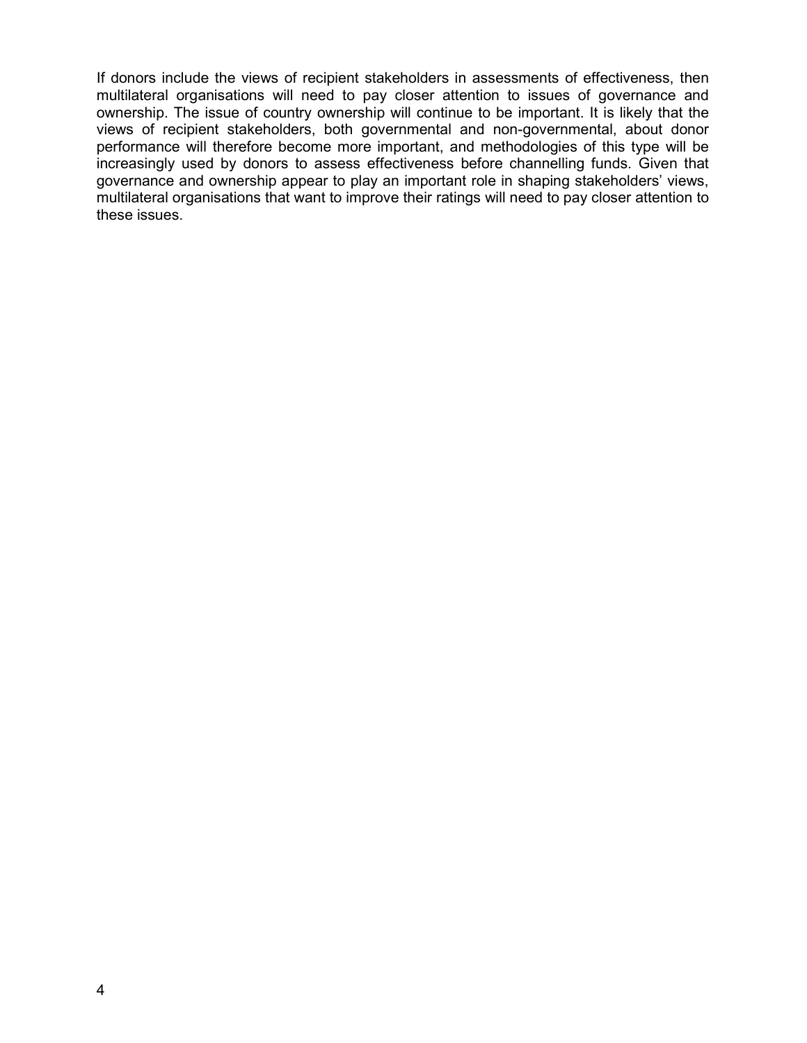If donors include the views of recipient stakeholders in assessments of effectiveness, then multilateral organisations will need to pay closer attention to issues of governance and ownership. The issue of country ownership will continue to be important. It is likely that the views of recipient stakeholders, both governmental and non-governmental, about donor performance will therefore become more important, and methodologies of this type will be increasingly used by donors to assess effectiveness before channelling funds. Given that governance and ownership appear to play an important role in shaping stakeholders' views, multilateral organisations that want to improve their ratings will need to pay closer attention to these issues.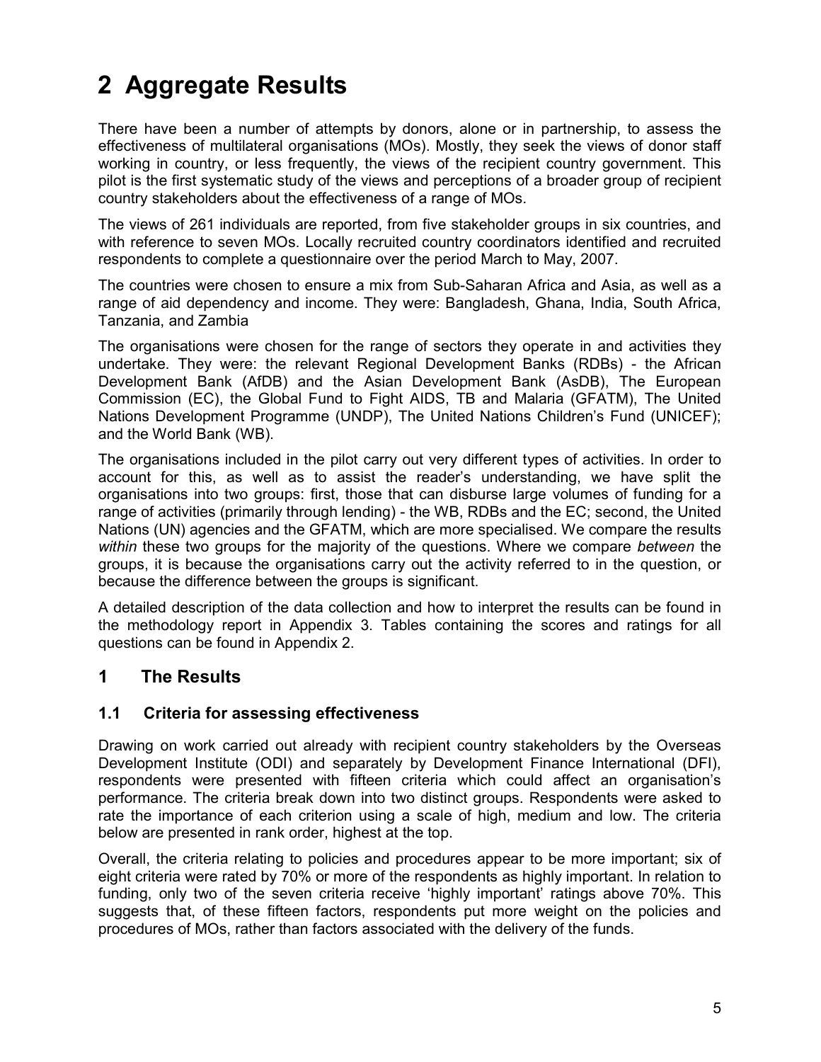# 2 Aggregate Results

There have been a number of attempts by donors, alone or in partnership, to assess the effectiveness of multilateral organisations (MOs). Mostly, they seek the views of donor staff working in country, or less frequently, the views of the recipient country government. This pilot is the first systematic study of the views and perceptions of a broader group of recipient country stakeholders about the effectiveness of a range of MOs.

The views of 261 individuals are reported, from five stakeholder groups in six countries, and with reference to seven MOs. Locally recruited country coordinators identified and recruited respondents to complete a questionnaire over the period March to May, 2007.

The countries were chosen to ensure a mix from Sub-Saharan Africa and Asia, as well as a range of aid dependency and income. They were: Bangladesh, Ghana, India, South Africa, Tanzania, and Zambia

The organisations were chosen for the range of sectors they operate in and activities they undertake. They were: the relevant Regional Development Banks (RDBs) - the African Development Bank (AfDB) and the Asian Development Bank (AsDB), The European Commission (EC), the Global Fund to Fight AIDS, TB and Malaria (GFATM), The United Nations Development Programme (UNDP), The United Nations Children's Fund (UNICEF); and the World Bank (WB).

The organisations included in the pilot carry out very different types of activities. In order to account for this, as well as to assist the reader's understanding, we have split the organisations into two groups: first, those that can disburse large volumes of funding for a range of activities (primarily through lending) - the WB, RDBs and the EC; second, the United Nations (UN) agencies and the GFATM, which are more specialised. We compare the results *within* these two groups for the majority of the questions. Where we compare *between* the groups, it is because the organisations carry out the activity referred to in the question, or because the difference between the groups is significant.

A detailed description of the data collection and how to interpret the results can be found in the methodology report in Appendix 3. Tables containing the scores and ratings for all questions can be found in Appendix 2.

## 1 The Results

### 1.1 Criteria for assessing effectiveness

Drawing on work carried out already with recipient country stakeholders by the Overseas Development Institute (ODI) and separately by Development Finance International (DFI), respondents were presented with fifteen criteria which could affect an organisation's performance. The criteria break down into two distinct groups. Respondents were asked to rate the importance of each criterion using a scale of high, medium and low. The criteria below are presented in rank order, highest at the top.

Overall, the criteria relating to policies and procedures appear to be more important; six of eight criteria were rated by 70% or more of the respondents as highly important. In relation to funding, only two of the seven criteria receive 'highly important' ratings above 70%. This suggests that, of these fifteen factors, respondents put more weight on the policies and procedures of MOs, rather than factors associated with the delivery of the funds.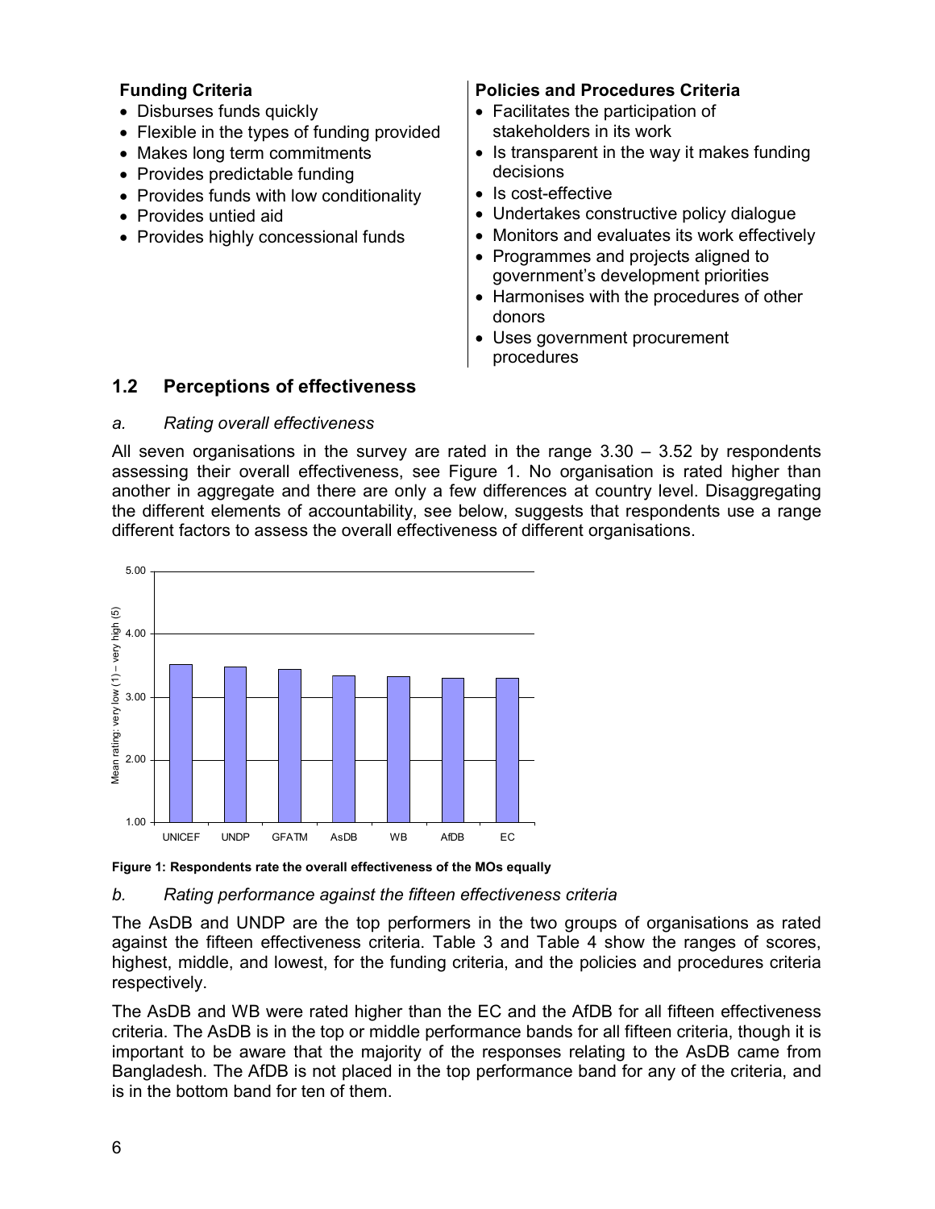**Funding Criteria**

- Disburses funds quickly
- Flexible in the types of funding provided
- Makes long term commitments
- Provides predictable funding
- Provides funds with low conditionality
- Provides untied aid
- Provides highly concessional funds

**Policies and Procedures Criteria**

- Facilitates the participation of stakeholders in its work
- Is transparent in the way it makes funding decisions
- Is cost-effective
- Undertakes constructive policy dialogue
- Monitors and evaluates its work effectively
- Programmes and projects aligned to government's development priorities
- Harmonises with the procedures of other donors
- Uses government procurement procedures

## 1.2 Perceptions of effectiveness

### *a. Rating overall effectiveness*

All seven organisations in the survey are rated in the range 3.30 – 3.52 by respondents assessing their overall effectiveness, see Figure 1. No organisation is rated higher than another in aggregate and there are only a few differences at country level. Disaggregating the different elements of accountability, see below, suggests that respondents use a range different factors to assess the overall effectiveness of different organisations.

**Figure 1: Respondents rate the overall effectiveness of the MOs equally**

### *b. Rating performance against the fifteen effectiveness criteria*

The AsDB and UNDP are the top performers in the two groups of organisations as rated against the fifteen effectiveness criteria. Table 3 and Table 4 show the ranges of scores, highest, middle, and lowest, for the funding criteria, and the policies and procedures criteria respectively.

The AsDB and WB were rated higher than the EC and the AfDB for all fifteen effectiveness criteria. The AsDB is in the top or middle performance bands for all fifteen criteria, though it is important to be aware that the majority of the responses relating to the AsDB came from Bangladesh. The AfDB is not placed in the top performance band for any of the criteria, and is in the bottom band for ten of them.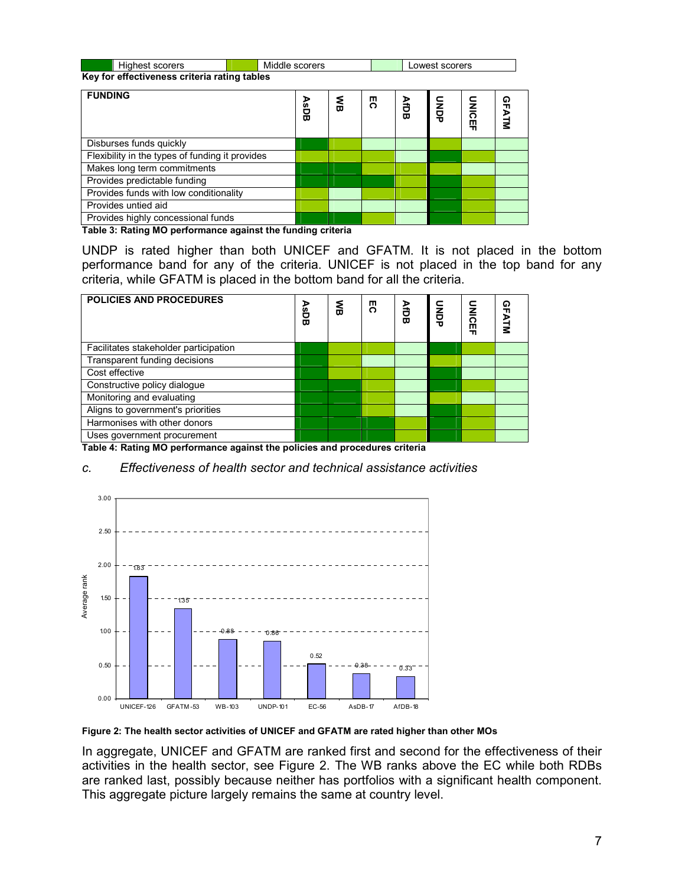| | Highest scorers | | Middle scorers | | Lowest scorers |
|---|---|---|---|---|---|

**Key for effectiveness criteria rating tables**

| FUNDING | AsDB | WB | EC | AfDB | UNDP | UNICEF | GFATM |
|---|---|---|---|---|---|---|---|
| Disburses funds quickly | Highest | Middle | Lowest | Lowest | Middle | Lowest | Lowest |
| Flexibility in the types of funding it provides | Middle | Middle | Middle | Lowest | Highest | Middle | Lowest |
| Makes long term commitments | Highest | Highest | Middle | Middle | Middle | Lowest | Lowest |
| Provides predictable funding | Highest | Highest | Highest | Middle | Highest | Middle | Lowest |
| Provides funds with low conditionality | Middle | Lowest | Middle | Middle | Highest | Middle | Lowest |
| Provides untied aid | Middle | Lowest | Lowest | Lowest | Highest | Middle | Lowest |
| Provides highly concessional funds | Highest | Highest | Middle | Lowest | Highest | Middle | Lowest |

**Table 3: Rating MO performance against the funding criteria**

UNDP is rated higher than both UNICEF and GFATM. It is not placed in the bottom performance band for any of the criteria. UNICEF is not placed in the top band for any criteria, while GFATM is placed in the bottom band for all the criteria.

| POLICIES AND PROCEDURES | AsDB | WB | EC | AfDB | UNDP | UNICEF | GFATM |
|---|---|---|---|---|---|---|---|
| Facilitates stakeholder participation | Highest | Middle | Middle | Lowest | Highest | Middle | Lowest |
| Transparent funding decisions | Highest | Middle | Lowest | Lowest | Middle | Lowest | Lowest |
| Cost effective | Highest | Middle | Middle | Lowest | Highest | Lowest | Lowest |
| Constructive policy dialogue | Highest | Highest | Middle | Lowest | Highest | Middle | Lowest |
| Monitoring and evaluating | Highest | Highest | Middle | Lowest | Middle | Lowest | Lowest |
| Aligns to government's priorities | Highest | Highest | Middle | Lowest | Highest | Middle | Lowest |
| Harmonises with other donors | Highest | Highest | Highest | Middle | Highest | Middle | Lowest |
| Uses government procurement | Highest | Highest | Highest | Middle | Highest | Middle | Lowest |

**Table 4: Rating MO performance against the policies and procedures criteria**

*c. Effectiveness of health sector and technical assistance activities*

| MO | Average rank |
|---|---|
| UNICEF-126 | 1.83 |
| GFATM-53 | 1.35 |
| WB-103 | 0.88 |
| UNDP-101 | 0.86 |
| EC-56 | 0.52 |
| AsDB-17 | 0.38 |
| AfDB-18 | 0.33 |

**Figure 2: The health sector activities of UNICEF and GFATM are rated higher than other MOs**

In aggregate, UNICEF and GFATM are ranked first and second for the effectiveness of their activities in the health sector, see Figure 2. The WB ranks above the EC while both RDBs are ranked last, possibly because neither has portfolios with a significant health component. This aggregate picture largely remains the same at country level.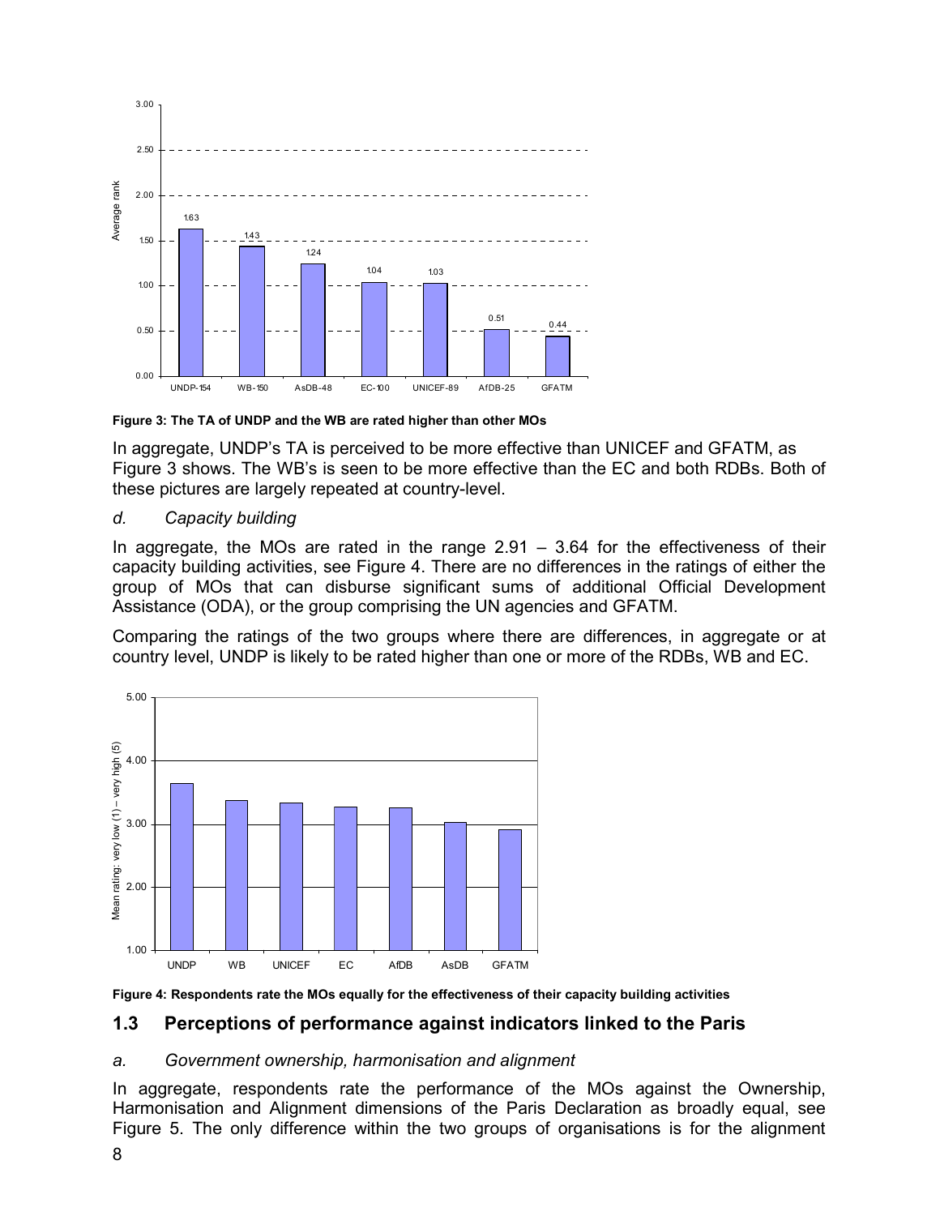Figure 3: The TA of UNDP and the WB are rated higher than other MOs

In aggregate, UNDP's TA is perceived to be more effective than UNICEF and GFATM, as Figure 3 shows. The WB's is seen to be more effective than the EC and both RDBs. Both of these pictures are largely repeated at country-level.

*d. Capacity building*

In aggregate, the MOs are rated in the range 2.91 – 3.64 for the effectiveness of their capacity building activities, see Figure 4. There are no differences in the ratings of either the group of MOs that can disburse significant sums of additional Official Development Assistance (ODA), or the group comprising the UN agencies and GFATM.

Comparing the ratings of the two groups where there are differences, in aggregate or at country level, UNDP is likely to be rated higher than one or more of the RDBs, WB and EC.

Figure 4: Respondents rate the MOs equally for the effectiveness of their capacity building activities

## 1.3 Perceptions of performance against indicators linked to the Paris

*a. Government ownership, harmonisation and alignment*

In aggregate, respondents rate the performance of the MOs against the Ownership, Harmonisation and Alignment dimensions of the Paris Declaration as broadly equal, see Figure 5. The only difference within the two groups of organisations is for the alignment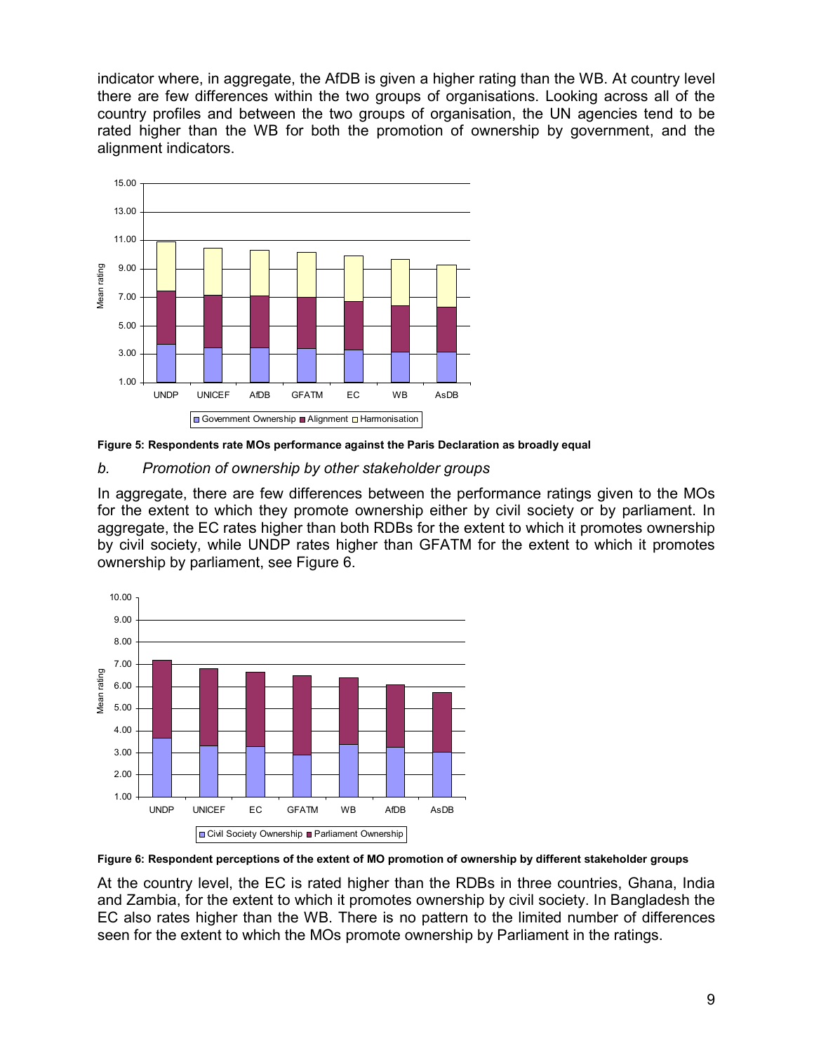indicator where, in aggregate, the AfDB is given a higher rating than the WB. At country level there are few differences within the two groups of organisations. Looking across all of the country profiles and between the two groups of organisation, the UN agencies tend to be rated higher than the WB for both the promotion of ownership by government, and the alignment indicators.

**Figure 5: Respondents rate MOs performance against the Paris Declaration as broadly equal**

*b. Promotion of ownership by other stakeholder groups*

In aggregate, there are few differences between the performance ratings given to the MOs for the extent to which they promote ownership either by civil society or by parliament. In aggregate, the EC rates higher than both RDBs for the extent to which it promotes ownership by civil society, while UNDP rates higher than GFATM for the extent to which it promotes ownership by parliament, see Figure 6.

**Figure 6: Respondent perceptions of the extent of MO promotion of ownership by different stakeholder groups**

At the country level, the EC is rated higher than the RDBs in three countries, Ghana, India and Zambia, for the extent to which it promotes ownership by civil society. In Bangladesh the EC also rates higher than the WB. There is no pattern to the limited number of differences seen for the extent to which the MOs promote ownership by Parliament in the ratings.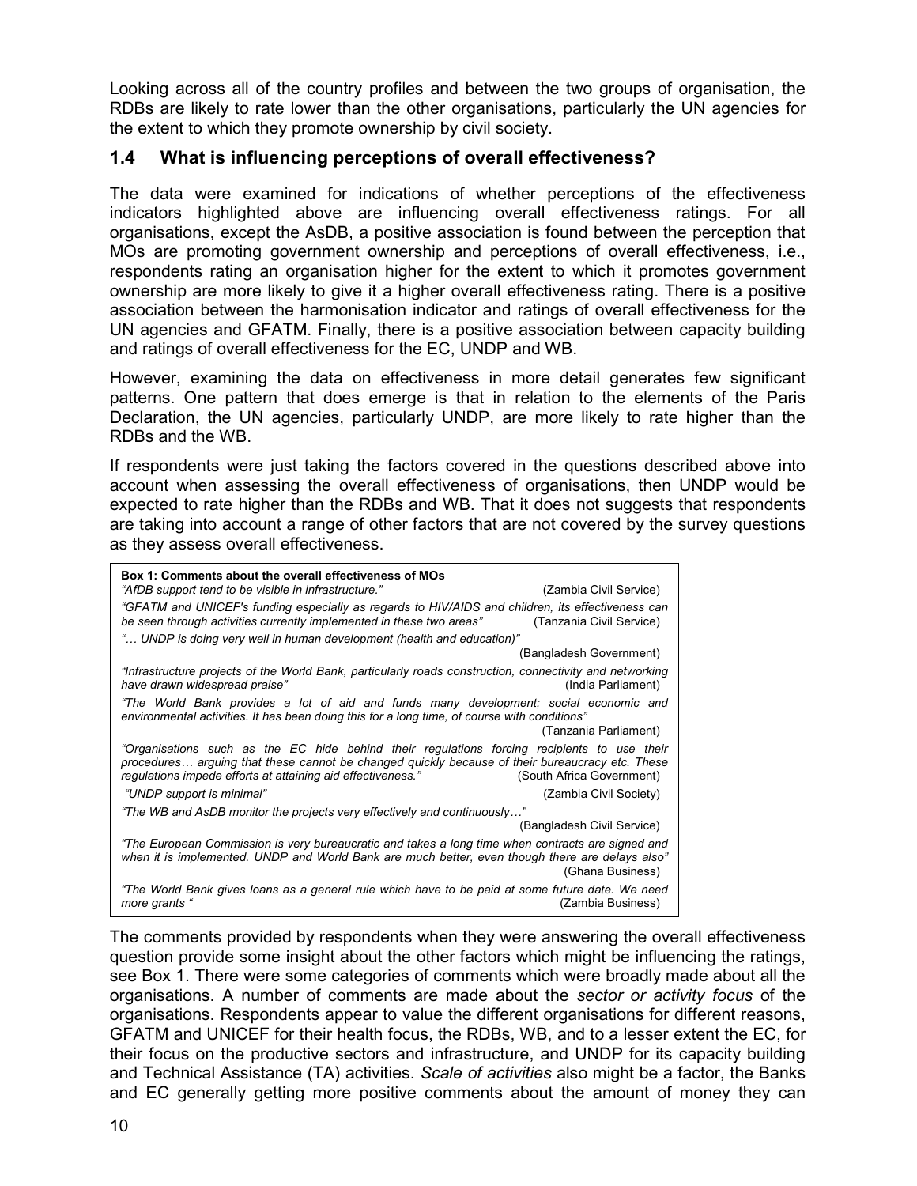Looking across all of the country profiles and between the two groups of organisation, the RDBs are likely to rate lower than the other organisations, particularly the UN agencies for the extent to which they promote ownership by civil society.

### 1.4 What is influencing perceptions of overall effectiveness?

The data were examined for indications of whether perceptions of the effectiveness indicators highlighted above are influencing overall effectiveness ratings. For all organisations, except the AsDB, a positive association is found between the perception that MOs are promoting government ownership and perceptions of overall effectiveness, i.e., respondents rating an organisation higher for the extent to which it promotes government ownership are more likely to give it a higher overall effectiveness rating. There is a positive association between the harmonisation indicator and ratings of overall effectiveness for the UN agencies and GFATM. Finally, there is a positive association between capacity building and ratings of overall effectiveness for the EC, UNDP and WB.

However, examining the data on effectiveness in more detail generates few significant patterns. One pattern that does emerge is that in relation to the elements of the Paris Declaration, the UN agencies, particularly UNDP, are more likely to rate higher than the RDBs and the WB.

If respondents were just taking the factors covered in the questions described above into account when assessing the overall effectiveness of organisations, then UNDP would be expected to rate higher than the RDBs and WB. That it does not suggests that respondents are taking into account a range of other factors that are not covered by the survey questions as they assess overall effectiveness.

**Box 1: Comments about the overall effectiveness of MOs**

*"AfDB support tend to be visible in infrastructure."* (Zambia Civil Service)

*"GFATM and UNICEF's funding especially as regards to HIV/AIDS and children, its effectiveness can be seen through activities currently implemented in these two areas"* (Tanzania Civil Service)

*"… UNDP is doing very well in human development (health and education)"* (Bangladesh Government)

*"Infrastructure projects of the World Bank, particularly roads construction, connectivity and networking have drawn widespread praise"* (India Parliament)

*"The World Bank provides a lot of aid and funds many development; social economic and environmental activities. It has been doing this for a long time, of course with conditions"* (Tanzania Parliament)

*"Organisations such as the EC hide behind their regulations forcing recipients to use their procedures… arguing that these cannot be changed quickly because of their bureaucracy etc. These regulations impede efforts at attaining aid effectiveness."* (South Africa Government)

*"UNDP support is minimal"* (Zambia Civil Society)

*"The WB and AsDB monitor the projects very effectively and continuously…"* (Bangladesh Civil Service)

*"The European Commission is very bureaucratic and takes a long time when contracts are signed and when it is implemented. UNDP and World Bank are much better, even though there are delays also"* (Ghana Business)

*"The World Bank gives loans as a general rule which have to be paid at some future date. We need more grants "* (Zambia Business)

The comments provided by respondents when they were answering the overall effectiveness question provide some insight about the other factors which might be influencing the ratings, see Box 1. There were some categories of comments which were broadly made about all the organisations. A number of comments are made about the *sector or activity focus* of the organisations. Respondents appear to value the different organisations for different reasons, GFATM and UNICEF for their health focus, the RDBs, WB, and to a lesser extent the EC, for their focus on the productive sectors and infrastructure, and UNDP for its capacity building and Technical Assistance (TA) activities. *Scale of activities* also might be a factor, the Banks and EC generally getting more positive comments about the amount of money they can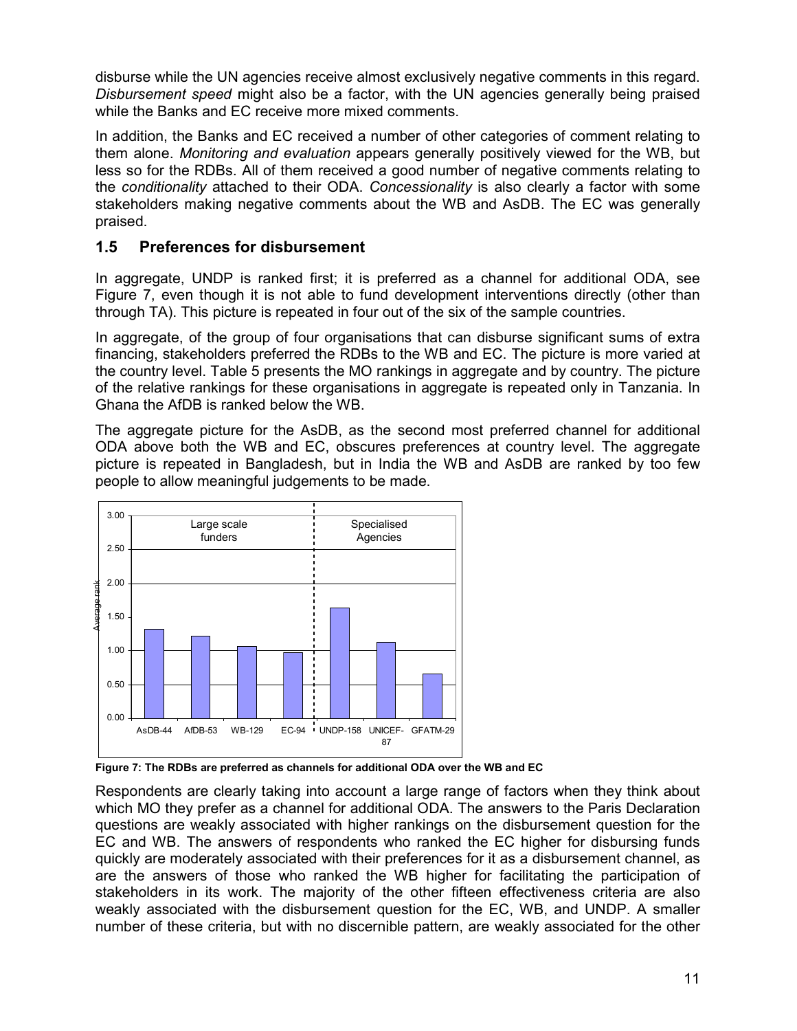disburse while the UN agencies receive almost exclusively negative comments in this regard. *Disbursement speed* might also be a factor, with the UN agencies generally being praised while the Banks and EC receive more mixed comments.

In addition, the Banks and EC received a number of other categories of comment relating to them alone. *Monitoring and evaluation* appears generally positively viewed for the WB, but less so for the RDBs. All of them received a good number of negative comments relating to the *conditionality* attached to their ODA. *Concessionality* is also clearly a factor with some stakeholders making negative comments about the WB and AsDB. The EC was generally praised.

## 1.5 Preferences for disbursement

In aggregate, UNDP is ranked first; it is preferred as a channel for additional ODA, see Figure 7, even though it is not able to fund development interventions directly (other than through TA). This picture is repeated in four out of the six of the sample countries.

In aggregate, of the group of four organisations that can disburse significant sums of extra financing, stakeholders preferred the RDBs to the WB and EC. The picture is more varied at the country level. Table 5 presents the MO rankings in aggregate and by country. The picture of the relative rankings for these organisations in aggregate is repeated only in Tanzania. In Ghana the AfDB is ranked below the WB.

The aggregate picture for the AsDB, as the second most preferred channel for additional ODA above both the WB and EC, obscures preferences at country level. The aggregate picture is repeated in Bangladesh, but in India the WB and AsDB are ranked by too few people to allow meaningful judgements to be made.

**Figure 7: The RDBs are preferred as channels for additional ODA over the WB and EC**

Respondents are clearly taking into account a large range of factors when they think about which MO they prefer as a channel for additional ODA. The answers to the Paris Declaration questions are weakly associated with higher rankings on the disbursement question for the EC and WB. The answers of respondents who ranked the EC higher for disbursing funds quickly are moderately associated with their preferences for it as a disbursement channel, as are the answers of those who ranked the WB higher for facilitating the participation of stakeholders in its work. The majority of the other fifteen effectiveness criteria are also weakly associated with the disbursement question for the EC, WB, and UNDP. A smaller number of these criteria, but with no discernible pattern, are weakly associated for the other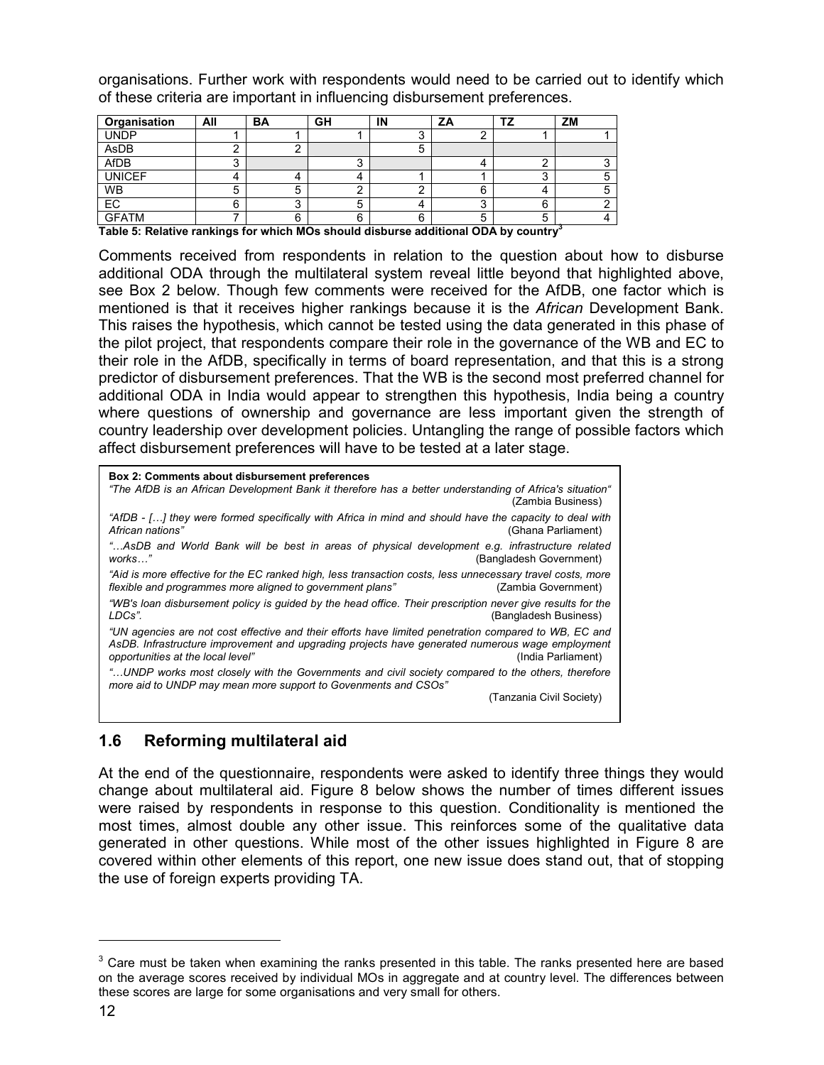organisations. Further work with respondents would need to be carried out to identify which of these criteria are important in influencing disbursement preferences.

| Organisation | All | BA | GH | IN | ZA | TZ | ZM |
|---|---|---|---|---|---|---|---|
| UNDP | 1 | 1 | 1 | 3 | 2 | 1 | 1 |
| AsDB | 2 | 2 | | 5 | | | |
| AfDB | 3 | | 3 | | 4 | 2 | 3 |
| UNICEF | 4 | 4 | 4 | 1 | 1 | 3 | 5 |
| WB | 5 | 5 | 2 | 2 | 6 | 4 | 5 |
| EC | 6 | 3 | 5 | 4 | 3 | 6 | 2 |
| GFATM | 7 | 6 | 6 | 6 | 5 | 5 | 4 |

**Table 5: Relative rankings for which MOs should disburse additional ODA by country[3]**

Comments received from respondents in relation to the question about how to disburse additional ODA through the multilateral system reveal little beyond that highlighted above, see Box 2 below. Though few comments were received for the AfDB, one factor which is mentioned is that it receives higher rankings because it is the *African* Development Bank. This raises the hypothesis, which cannot be tested using the data generated in this phase of the pilot project, that respondents compare their role in the governance of the WB and EC to their role in the AfDB, specifically in terms of board representation, and that this is a strong predictor of disbursement preferences. That the WB is the second most preferred channel for additional ODA in India would appear to strengthen this hypothesis, India being a country where questions of ownership and governance are less important given the strength of country leadership over development policies. Untangling the range of possible factors which affect disbursement preferences will have to be tested at a later stage.

**Box 2: Comments about disbursement preferences**

*"The AfDB is an African Development Bank it therefore has a better understanding of Africa's situation"* (Zambia Business)

*"AfDB - […] they were formed specifically with Africa in mind and should have the capacity to deal with African nations"* (Ghana Parliament)

*"…AsDB and World Bank will be best in areas of physical development e.g. infrastructure related works…"* (Bangladesh Government)

*"Aid is more effective for the EC ranked high, less transaction costs, less unnecessary travel costs, more flexible and programmes more aligned to government plans"* (Zambia Government)

*"WB's loan disbursement policy is guided by the head office. Their prescription never give results for the LDCs".* (Bangladesh Business)

*"UN agencies are not cost effective and their efforts have limited penetration compared to WB, EC and AsDB. Infrastructure improvement and upgrading projects have generated numerous wage employment opportunities at the local level"* (India Parliament)

*"…UNDP works most closely with the Governments and civil society compared to the others, therefore more aid to UNDP may mean more support to Govenments and CSOs"* (Tanzania Civil Society)

## 1.6 Reforming multilateral aid

At the end of the questionnaire, respondents were asked to identify three things they would change about multilateral aid. Figure 8 below shows the number of times different issues were raised by respondents in response to this question. Conditionality is mentioned the most times, almost double any other issue. This reinforces some of the qualitative data generated in other questions. While most of the other issues highlighted in Figure 8 are covered within other elements of this report, one new issue does stand out, that of stopping the use of foreign experts providing TA.

[3] Care must be taken when examining the ranks presented in this table. The ranks presented here are based on the average scores received by individual MOs in aggregate and at country level. The differences between these scores are large for some organisations and very small for others.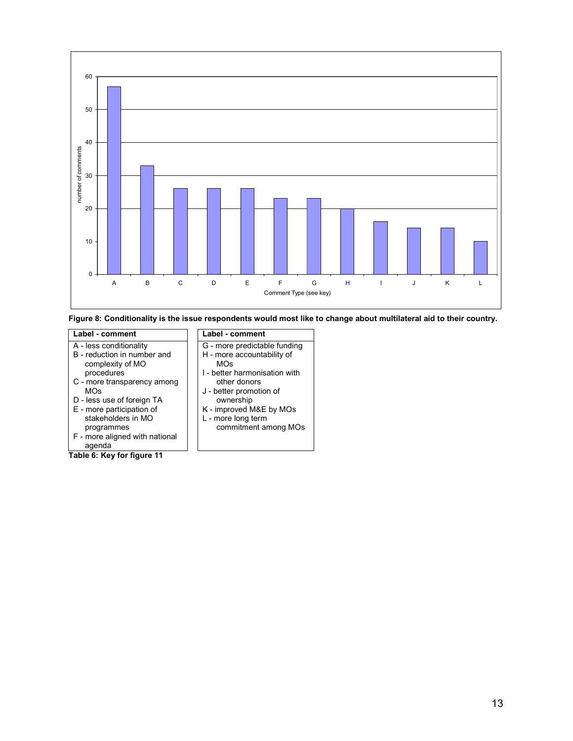**Figure 8: Conditionality is the issue respondents would most like to change about multilateral aid to their country.**

| Label - comment | Label - comment |
|---|---|
| A - less conditionality | G - more predictable funding |
| B - reduction in number and complexity of MO procedures | H - more accountability of MOs |
| C - more transparency among MOs | I - better harmonisation with other donors |
| D - less use of foreign TA | J - better promotion of ownership |
| E - more participation of stakeholders in MO programmes | K - improved M&E by MOs |
| F - more aligned with national agenda | L - more long term commitment among MOs |

**Table 6: Key for figure 11**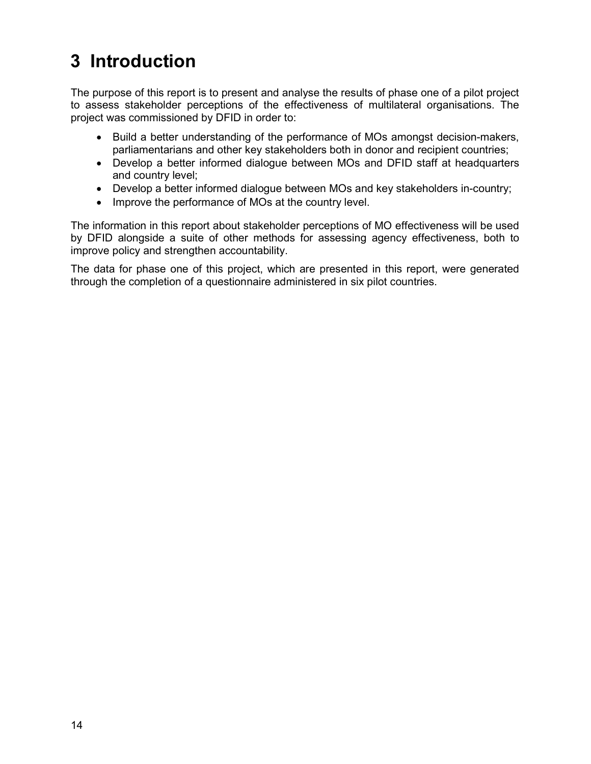# 3 Introduction

The purpose of this report is to present and analyse the results of phase one of a pilot project to assess stakeholder perceptions of the effectiveness of multilateral organisations. The project was commissioned by DFID in order to:

- Build a better understanding of the performance of MOs amongst decision-makers, parliamentarians and other key stakeholders both in donor and recipient countries;
- Develop a better informed dialogue between MOs and DFID staff at headquarters and country level;
- Develop a better informed dialogue between MOs and key stakeholders in-country;
- Improve the performance of MOs at the country level.

The information in this report about stakeholder perceptions of MO effectiveness will be used by DFID alongside a suite of other methods for assessing agency effectiveness, both to improve policy and strengthen accountability.

The data for phase one of this project, which are presented in this report, were generated through the completion of a questionnaire administered in six pilot countries.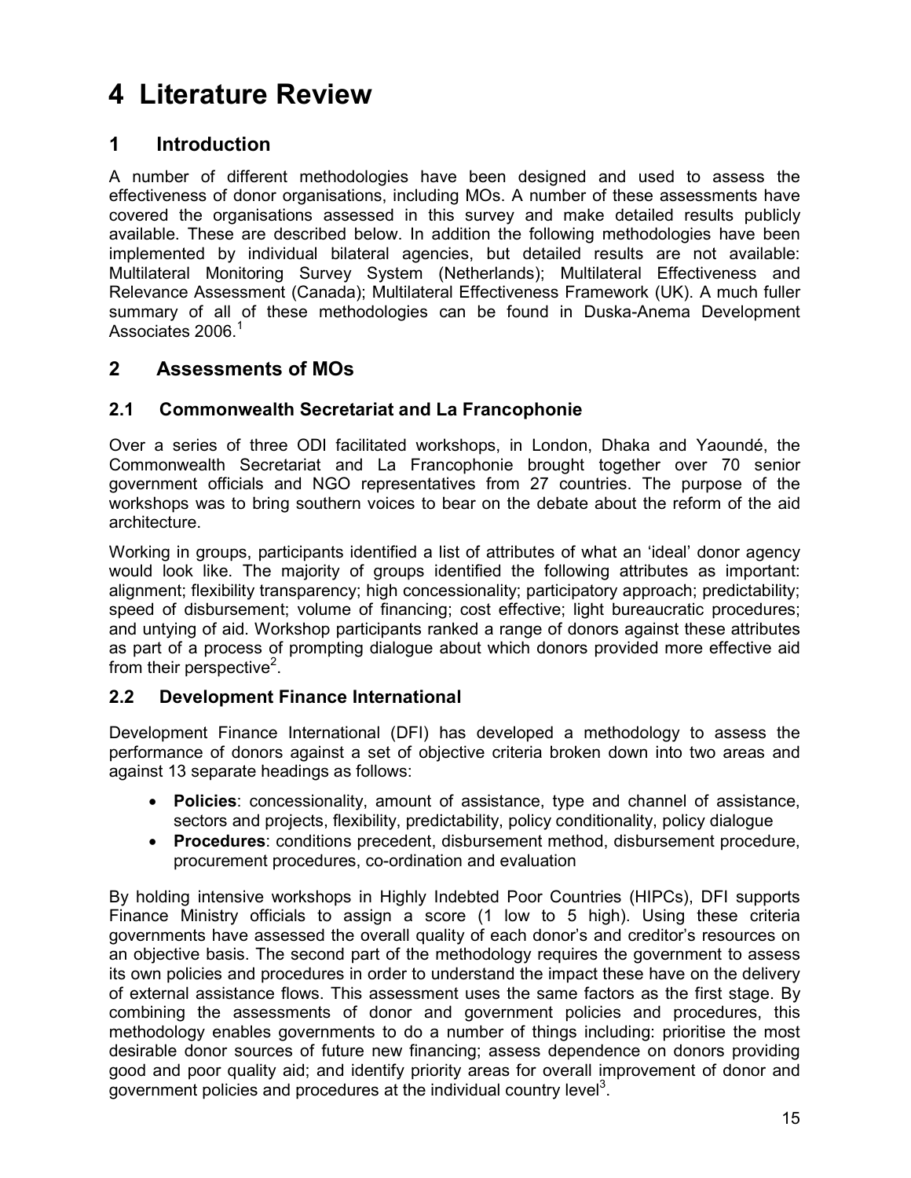# 4 Literature Review

## 1 Introduction

A number of different methodologies have been designed and used to assess the effectiveness of donor organisations, including MOs. A number of these assessments have covered the organisations assessed in this survey and make detailed results publicly available. These are described below. In addition the following methodologies have been implemented by individual bilateral agencies, but detailed results are not available: Multilateral Monitoring Survey System (Netherlands); Multilateral Effectiveness and Relevance Assessment (Canada); Multilateral Effectiveness Framework (UK). A much fuller summary of all of these methodologies can be found in Duska-Anema Development Associates 2006.[1]

## 2 Assessments of MOs

### 2.1 Commonwealth Secretariat and La Francophonie

Over a series of three ODI facilitated workshops, in London, Dhaka and Yaoundé, the Commonwealth Secretariat and La Francophonie brought together over 70 senior government officials and NGO representatives from 27 countries. The purpose of the workshops was to bring southern voices to bear on the debate about the reform of the aid architecture.

Working in groups, participants identified a list of attributes of what an 'ideal' donor agency would look like. The majority of groups identified the following attributes as important: alignment; flexibility transparency; high concessionality; participatory approach; predictability; speed of disbursement; volume of financing; cost effective; light bureaucratic procedures; and untying of aid. Workshop participants ranked a range of donors against these attributes as part of a process of prompting dialogue about which donors provided more effective aid from their perspective[2].

### 2.2 Development Finance International

Development Finance International (DFI) has developed a methodology to assess the performance of donors against a set of objective criteria broken down into two areas and against 13 separate headings as follows:

- **Policies**: concessionality, amount of assistance, type and channel of assistance, sectors and projects, flexibility, predictability, policy conditionality, policy dialogue
- **Procedures**: conditions precedent, disbursement method, disbursement procedure, procurement procedures, co-ordination and evaluation

By holding intensive workshops in Highly Indebted Poor Countries (HIPCs), DFI supports Finance Ministry officials to assign a score (1 low to 5 high). Using these criteria governments have assessed the overall quality of each donor's and creditor's resources on an objective basis. The second part of the methodology requires the government to assess its own policies and procedures in order to understand the impact these have on the delivery of external assistance flows. This assessment uses the same factors as the first stage. By combining the assessments of donor and government policies and procedures, this methodology enables governments to do a number of things including: prioritise the most desirable donor sources of future new financing; assess dependence on donors providing good and poor quality aid; and identify priority areas for overall improvement of donor and government policies and procedures at the individual country level[3].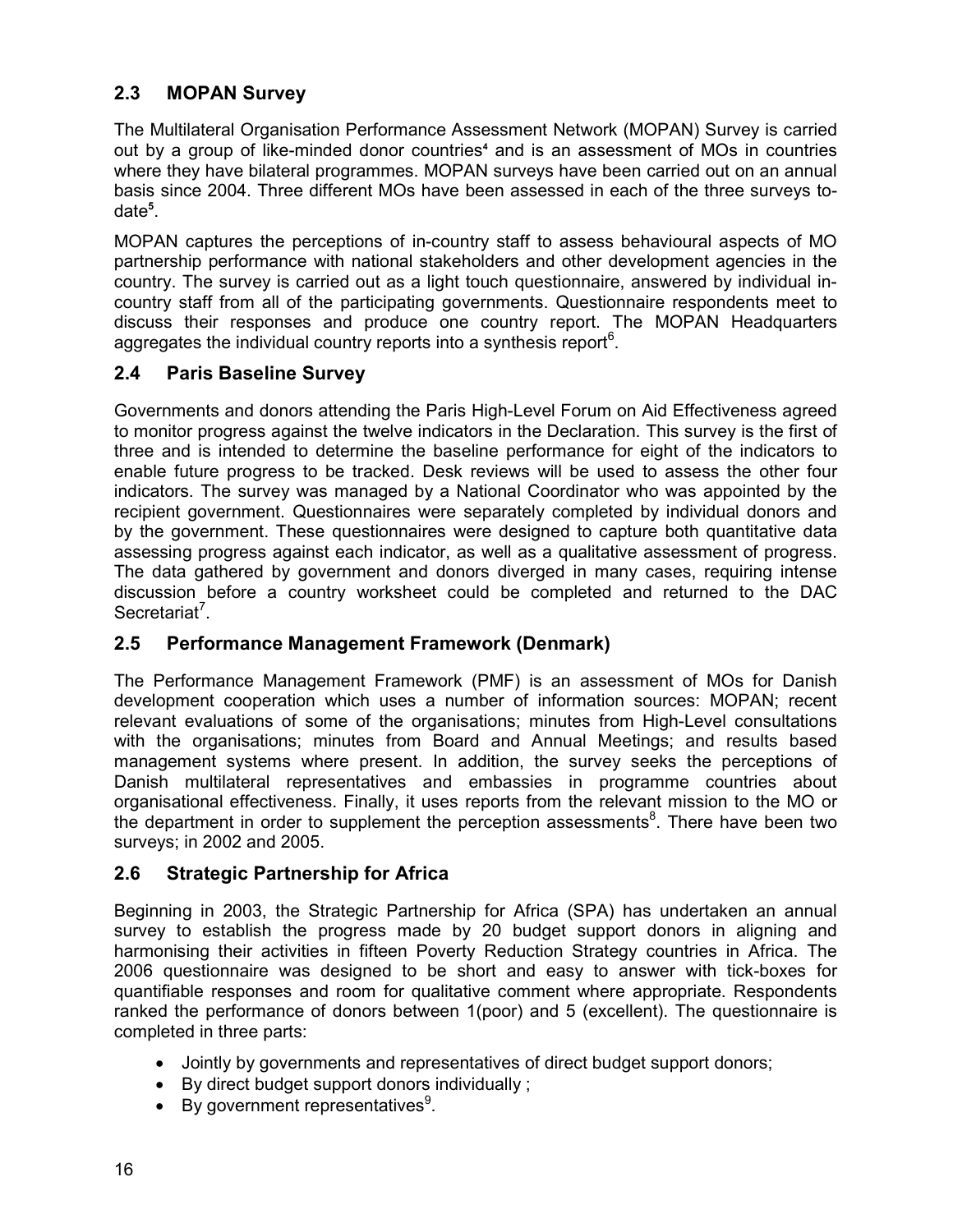## 2.3 MOPAN Survey

The Multilateral Organisation Performance Assessment Network (MOPAN) Survey is carried out by a group of like-minded donor countries[4] and is an assessment of MOs in countries where they have bilateral programmes. MOPAN surveys have been carried out on an annual basis since 2004. Three different MOs have been assessed in each of the three surveys to-date[5].

MOPAN captures the perceptions of in-country staff to assess behavioural aspects of MO partnership performance with national stakeholders and other development agencies in the country. The survey is carried out as a light touch questionnaire, answered by individual in-country staff from all of the participating governments. Questionnaire respondents meet to discuss their responses and produce one country report. The MOPAN Headquarters aggregates the individual country reports into a synthesis report[6].

## 2.4 Paris Baseline Survey

Governments and donors attending the Paris High-Level Forum on Aid Effectiveness agreed to monitor progress against the twelve indicators in the Declaration. This survey is the first of three and is intended to determine the baseline performance for eight of the indicators to enable future progress to be tracked. Desk reviews will be used to assess the other four indicators. The survey was managed by a National Coordinator who was appointed by the recipient government. Questionnaires were separately completed by individual donors and by the government. These questionnaires were designed to capture both quantitative data assessing progress against each indicator, as well as a qualitative assessment of progress. The data gathered by government and donors diverged in many cases, requiring intense discussion before a country worksheet could be completed and returned to the DAC Secretariat[7].

## 2.5 Performance Management Framework (Denmark)

The Performance Management Framework (PMF) is an assessment of MOs for Danish development cooperation which uses a number of information sources: MOPAN; recent relevant evaluations of some of the organisations; minutes from High-Level consultations with the organisations; minutes from Board and Annual Meetings; and results based management systems where present. In addition, the survey seeks the perceptions of Danish multilateral representatives and embassies in programme countries about organisational effectiveness. Finally, it uses reports from the relevant mission to the MO or the department in order to supplement the perception assessments[8]. There have been two surveys; in 2002 and 2005.

## 2.6 Strategic Partnership for Africa

Beginning in 2003, the Strategic Partnership for Africa (SPA) has undertaken an annual survey to establish the progress made by 20 budget support donors in aligning and harmonising their activities in fifteen Poverty Reduction Strategy countries in Africa. The 2006 questionnaire was designed to be short and easy to answer with tick-boxes for quantifiable responses and room for qualitative comment where appropriate. Respondents ranked the performance of donors between 1(poor) and 5 (excellent). The questionnaire is completed in three parts:

- Jointly by governments and representatives of direct budget support donors;
- By direct budget support donors individually ;
- By government representatives[9].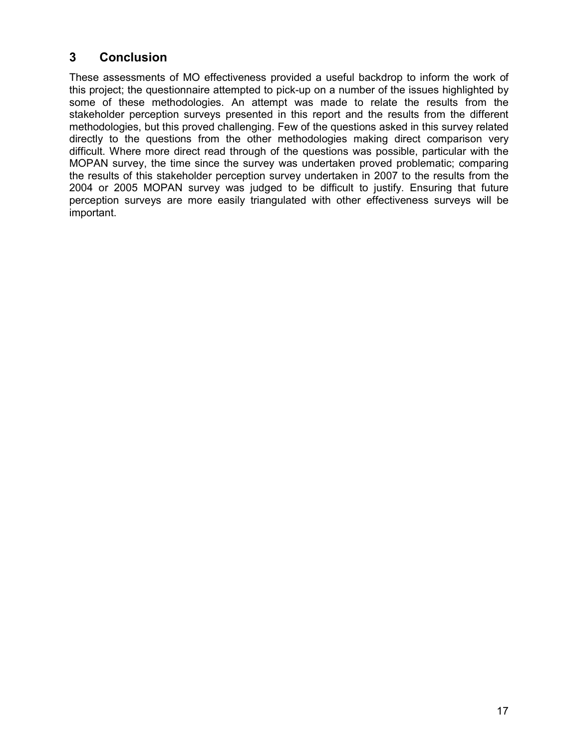## 3 Conclusion

These assessments of MO effectiveness provided a useful backdrop to inform the work of this project; the questionnaire attempted to pick-up on a number of the issues highlighted by some of these methodologies. An attempt was made to relate the results from the stakeholder perception surveys presented in this report and the results from the different methodologies, but this proved challenging. Few of the questions asked in this survey related directly to the questions from the other methodologies making direct comparison very difficult. Where more direct read through of the questions was possible, particular with the MOPAN survey, the time since the survey was undertaken proved problematic; comparing the results of this stakeholder perception survey undertaken in 2007 to the results from the 2004 or 2005 MOPAN survey was judged to be difficult to justify. Ensuring that future perception surveys are more easily triangulated with other effectiveness surveys will be important.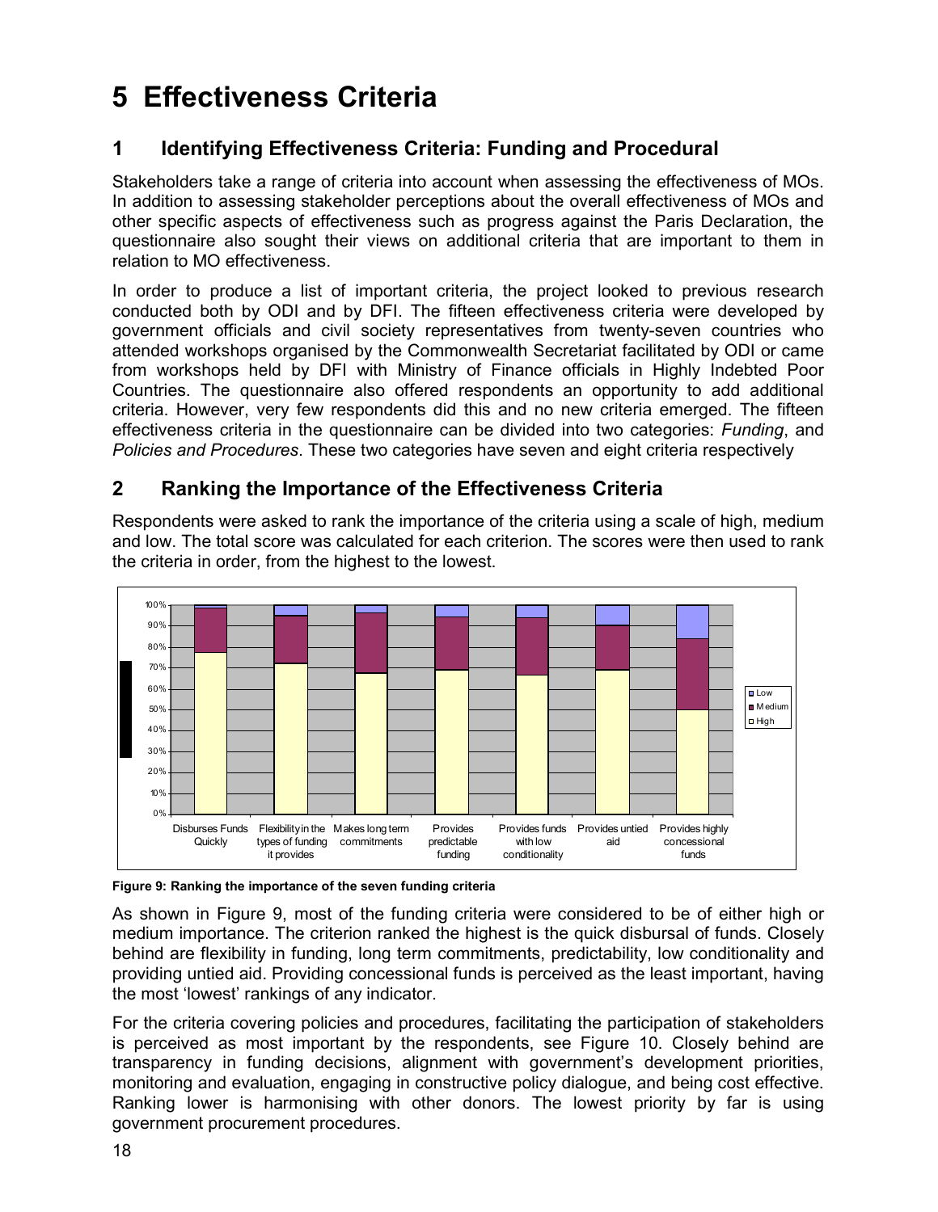# 5 Effectiveness Criteria

## 1 Identifying Effectiveness Criteria: Funding and Procedural

Stakeholders take a range of criteria into account when assessing the effectiveness of MOs. In addition to assessing stakeholder perceptions about the overall effectiveness of MOs and other specific aspects of effectiveness such as progress against the Paris Declaration, the questionnaire also sought their views on additional criteria that are important to them in relation to MO effectiveness.

In order to produce a list of important criteria, the project looked to previous research conducted both by ODI and by DFI. The fifteen effectiveness criteria were developed by government officials and civil society representatives from twenty-seven countries who attended workshops organised by the Commonwealth Secretariat facilitated by ODI or came from workshops held by DFI with Ministry of Finance officials in Highly Indebted Poor Countries. The questionnaire also offered respondents an opportunity to add additional criteria. However, very few respondents did this and no new criteria emerged. The fifteen effectiveness criteria in the questionnaire can be divided into two categories: *Funding*, and *Policies and Procedures*. These two categories have seven and eight criteria respectively

## 2 Ranking the Importance of the Effectiveness Criteria

Respondents were asked to rank the importance of the criteria using a scale of high, medium and low. The total score was calculated for each criterion. The scores were then used to rank the criteria in order, from the highest to the lowest.

**Figure 9: Ranking the importance of the seven funding criteria**

As shown in Figure 9, most of the funding criteria were considered to be of either high or medium importance. The criterion ranked the highest is the quick disbursal of funds. Closely behind are flexibility in funding, long term commitments, predictability, low conditionality and providing untied aid. Providing concessional funds is perceived as the least important, having the most 'lowest' rankings of any indicator.

For the criteria covering policies and procedures, facilitating the participation of stakeholders is perceived as most important by the respondents, see Figure 10. Closely behind are transparency in funding decisions, alignment with government's development priorities, monitoring and evaluation, engaging in constructive policy dialogue, and being cost effective. Ranking lower is harmonising with other donors. The lowest priority by far is using government procurement procedures.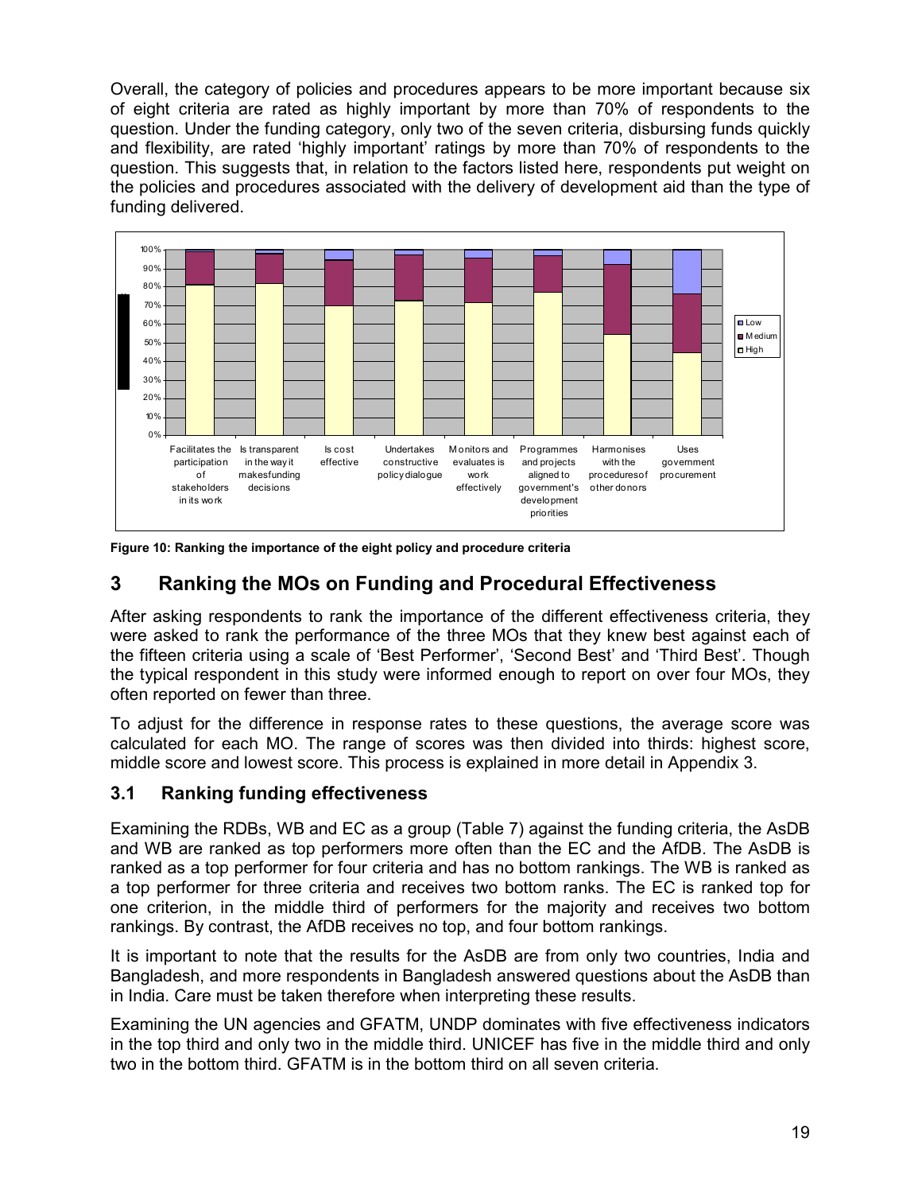Overall, the category of policies and procedures appears to be more important because six of eight criteria are rated as highly important by more than 70% of respondents to the question. Under the funding category, only two of the seven criteria, disbursing funds quickly and flexibility, are rated 'highly important' ratings by more than 70% of respondents to the question. This suggests that, in relation to the factors listed here, respondents put weight on the policies and procedures associated with the delivery of development aid than the type of funding delivered.

**Figure 10: Ranking the importance of the eight policy and procedure criteria**

## 3 Ranking the MOs on Funding and Procedural Effectiveness

After asking respondents to rank the importance of the different effectiveness criteria, they were asked to rank the performance of the three MOs that they knew best against each of the fifteen criteria using a scale of 'Best Performer', 'Second Best' and 'Third Best'. Though the typical respondent in this study were informed enough to report on over four MOs, they often reported on fewer than three.

To adjust for the difference in response rates to these questions, the average score was calculated for each MO. The range of scores was then divided into thirds: highest score, middle score and lowest score. This process is explained in more detail in Appendix 3.

### 3.1 Ranking funding effectiveness

Examining the RDBs, WB and EC as a group (Table 7) against the funding criteria, the AsDB and WB are ranked as top performers more often than the EC and the AfDB. The AsDB is ranked as a top performer for four criteria and has no bottom rankings. The WB is ranked as a top performer for three criteria and receives two bottom ranks. The EC is ranked top for one criterion, in the middle third of performers for the majority and receives two bottom rankings. By contrast, the AfDB receives no top, and four bottom rankings.

It is important to note that the results for the AsDB are from only two countries, India and Bangladesh, and more respondents in Bangladesh answered questions about the AsDB than in India. Care must be taken therefore when interpreting these results.

Examining the UN agencies and GFATM, UNDP dominates with five effectiveness indicators in the top third and only two in the middle third. UNICEF has five in the middle third and only two in the bottom third. GFATM is in the bottom third on all seven criteria.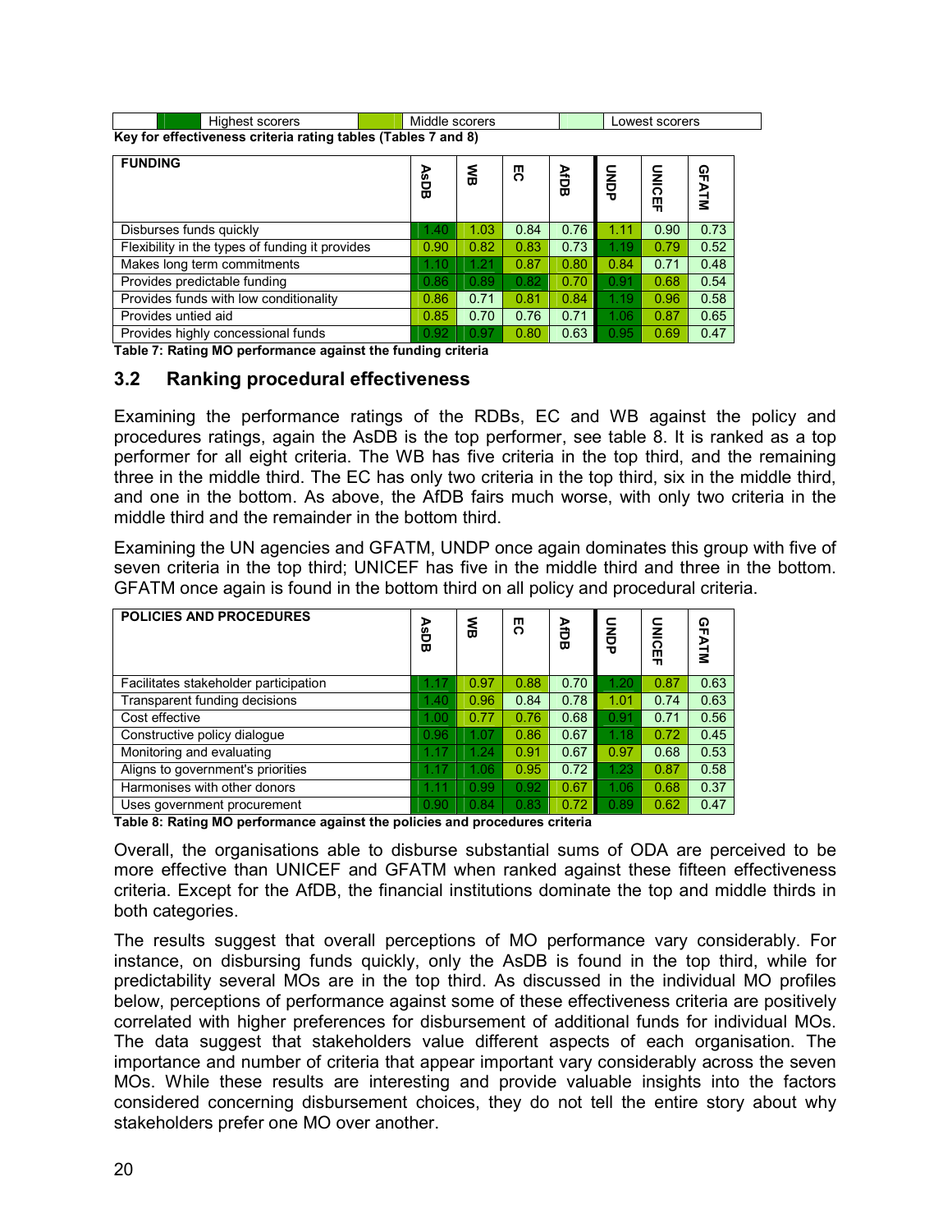| | Highest scorers | | Middle scorers | | Lowest scorers |
|---|---|---|---|---|---|

**Key for effectiveness criteria rating tables (Tables 7 and 8)**

| FUNDING | AsDB | WB | EC | AfDB | UNDP | UNICEF | GFATM |
|---|---|---|---|---|---|---|---|
| Disburses funds quickly | 1.40 | 1.03 | 0.84 | 0.76 | 1.11 | 0.90 | 0.73 |
| Flexibility in the types of funding it provides | 0.90 | 0.82 | 0.83 | 0.73 | 1.19 | 0.79 | 0.52 |
| Makes long term commitments | 1.10 | 1.21 | 0.87 | 0.80 | 0.84 | 0.71 | 0.48 |
| Provides predictable funding | 0.86 | 0.89 | 0.82 | 0.70 | 0.91 | 0.68 | 0.54 |
| Provides funds with low conditionality | 0.86 | 0.71 | 0.81 | 0.84 | 1.19 | 0.96 | 0.58 |
| Provides untied aid | 0.85 | 0.70 | 0.76 | 0.71 | 1.06 | 0.87 | 0.65 |
| Provides highly concessional funds | 0.92 | 0.97 | 0.80 | 0.63 | 0.95 | 0.69 | 0.47 |

**Table 7: Rating MO performance against the funding criteria**

## 3.2 Ranking procedural effectiveness

Examining the performance ratings of the RDBs, EC and WB against the policy and procedures ratings, again the AsDB is the top performer, see table 8. It is ranked as a top performer for all eight criteria. The WB has five criteria in the top third, and the remaining three in the middle third. The EC has only two criteria in the top third, six in the middle third, and one in the bottom. As above, the AfDB fairs much worse, with only two criteria in the middle third and the remainder in the bottom third.

Examining the UN agencies and GFATM, UNDP once again dominates this group with five of seven criteria in the top third; UNICEF has five in the middle third and three in the bottom. GFATM once again is found in the bottom third on all policy and procedural criteria.

| POLICIES AND PROCEDURES | AsDB | WB | EC | AfDB | UNDP | UNICEF | GFATM |
|---|---|---|---|---|---|---|---|
| Facilitates stakeholder participation | 1.17 | 0.97 | 0.88 | 0.70 | 1.20 | 0.87 | 0.63 |
| Transparent funding decisions | 1.40 | 0.96 | 0.84 | 0.78 | 1.01 | 0.74 | 0.63 |
| Cost effective | 1.00 | 0.77 | 0.76 | 0.68 | 0.91 | 0.71 | 0.56 |
| Constructive policy dialogue | 0.96 | 1.07 | 0.86 | 0.67 | 1.18 | 0.72 | 0.45 |
| Monitoring and evaluating | 1.17 | 1.24 | 0.91 | 0.67 | 0.97 | 0.68 | 0.53 |
| Aligns to government's priorities | 1.17 | 1.06 | 0.95 | 0.72 | 1.23 | 0.87 | 0.58 |
| Harmonises with other donors | 1.11 | 0.99 | 0.92 | 0.67 | 1.06 | 0.68 | 0.37 |
| Uses government procurement | 0.90 | 0.84 | 0.83 | 0.72 | 0.89 | 0.62 | 0.47 |

**Table 8: Rating MO performance against the policies and procedures criteria**

Overall, the organisations able to disburse substantial sums of ODA are perceived to be more effective than UNICEF and GFATM when ranked against these fifteen effectiveness criteria. Except for the AfDB, the financial institutions dominate the top and middle thirds in both categories.

The results suggest that overall perceptions of MO performance vary considerably. For instance, on disbursing funds quickly, only the AsDB is found in the top third, while for predictability several MOs are in the top third. As discussed in the individual MO profiles below, perceptions of performance against some of these effectiveness criteria are positively correlated with higher preferences for disbursement of additional funds for individual MOs. The data suggest that stakeholders value different aspects of each organisation. The importance and number of criteria that appear important vary considerably across the seven MOs. While these results are interesting and provide valuable insights into the factors considered concerning disbursement choices, they do not tell the entire story about why stakeholders prefer one MO over another.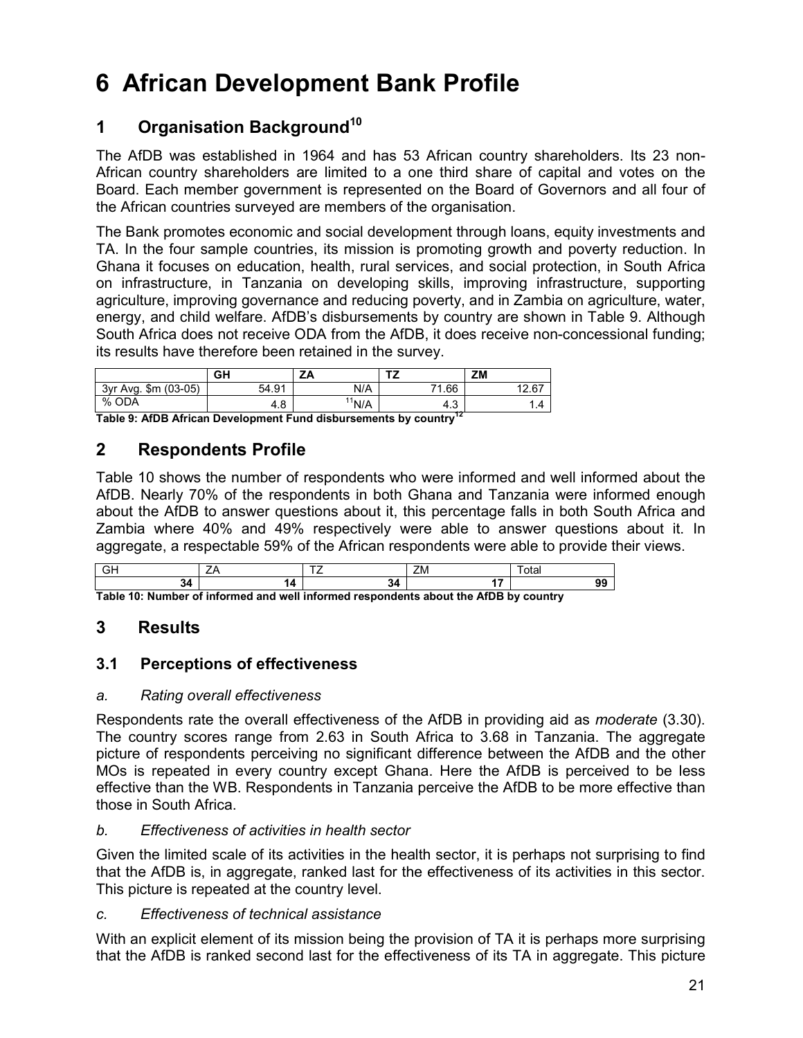# 6 African Development Bank Profile

## 1 Organisation Background[10]

The AfDB was established in 1964 and has 53 African country shareholders. Its 23 non-African country shareholders are limited to a one third share of capital and votes on the Board. Each member government is represented on the Board of Governors and all four of the African countries surveyed are members of the organisation.

The Bank promotes economic and social development through loans, equity investments and TA. In the four sample countries, its mission is promoting growth and poverty reduction. In Ghana it focuses on education, health, rural services, and social protection, in South Africa on infrastructure, in Tanzania on developing skills, improving infrastructure, supporting agriculture, improving governance and reducing poverty, and in Zambia on agriculture, water, energy, and child welfare. AfDB's disbursements by country are shown in Table 9. Although South Africa does not receive ODA from the AfDB, it does receive non-concessional funding; its results have therefore been retained in the survey.

| | GH | ZA | TZ | ZM |
|---|---|---|---|---|
| 3yr Avg. $m (03-05) | 54.91 | N/A | 71.66 | 12.67 |
| % ODA | 4.8 | [11]N/A | 4.3 | 1.4 |

**Table 9: AfDB African Development Fund disbursements by country[12]**

## 2 Respondents Profile

Table 10 shows the number of respondents who were informed and well informed about the AfDB. Nearly 70% of the respondents in both Ghana and Tanzania were informed enough about the AfDB to answer questions about it, this percentage falls in both South Africa and Zambia where 40% and 49% respectively were able to answer questions about it. In aggregate, a respectable 59% of the African respondents were able to provide their views.

| GH | ZA | TZ | ZM | Total |
|---|---|---|---|---|
| **34** | **14** | **34** | **17** | **99** |

**Table 10: Number of informed and well informed respondents about the AfDB by country**

## 3 Results

### 3.1 Perceptions of effectiveness

#### *a. Rating overall effectiveness*

Respondents rate the overall effectiveness of the AfDB in providing aid as *moderate* (3.30). The country scores range from 2.63 in South Africa to 3.68 in Tanzania. The aggregate picture of respondents perceiving no significant difference between the AfDB and the other MOs is repeated in every country except Ghana. Here the AfDB is perceived to be less effective than the WB. Respondents in Tanzania perceive the AfDB to be more effective than those in South Africa.

#### *b. Effectiveness of activities in health sector*

Given the limited scale of its activities in the health sector, it is perhaps not surprising to find that the AfDB is, in aggregate, ranked last for the effectiveness of its activities in this sector. This picture is repeated at the country level.

#### *c. Effectiveness of technical assistance*

With an explicit element of its mission being the provision of TA it is perhaps more surprising that the AfDB is ranked second last for the effectiveness of its TA in aggregate. This picture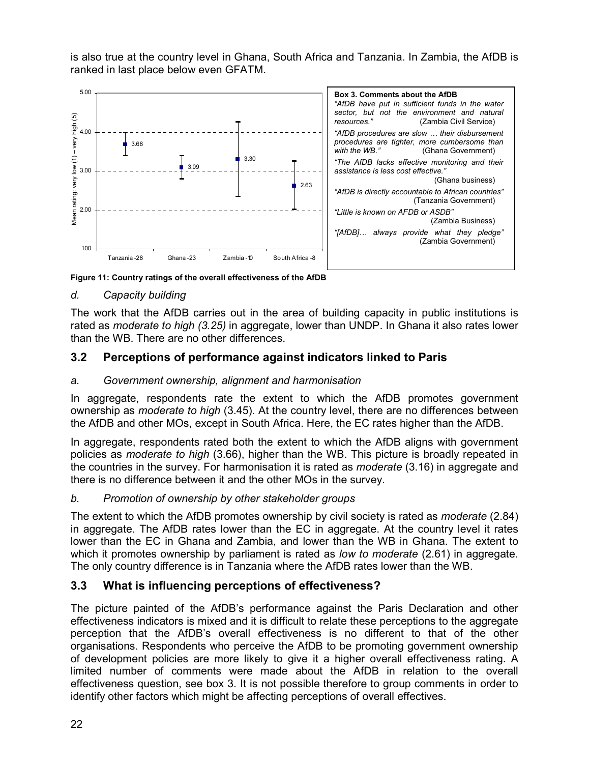is also true at the country level in Ghana, South Africa and Tanzania. In Zambia, the AfDB is ranked in last place below even GFATM.

**Box 3. Comments about the AfDB**

*"AfDB have put in sufficient funds in the water sector, but not the environment and natural resources."* (Zambia Civil Service)

*"AfDB procedures are slow … their disbursement procedures are tighter, more cumbersome than with the WB."* (Ghana Government)

*"The AfDB lacks effective monitoring and their assistance is less cost effective."* (Ghana business)

*"AfDB is directly accountable to African countries"* (Tanzania Government)

*"Little is known on AFDB or ASDB"* (Zambia Business)

*"[AfDB]… always provide what they pledge"* (Zambia Government)

**Figure 11: Country ratings of the overall effectiveness of the AfDB**

### *d. Capacity building*

The work that the AfDB carries out in the area of building capacity in public institutions is rated as *moderate to high (3.25)* in aggregate, lower than UNDP. In Ghana it also rates lower than the WB. There are no other differences.

## 3.2 Perceptions of performance against indicators linked to Paris

### *a. Government ownership, alignment and harmonisation*

In aggregate, respondents rate the extent to which the AfDB promotes government ownership as *moderate to high* (3.45). At the country level, there are no differences between the AfDB and other MOs, except in South Africa. Here, the EC rates higher than the AfDB.

In aggregate, respondents rated both the extent to which the AfDB aligns with government policies as *moderate to high* (3.66), higher than the WB. This picture is broadly repeated in the countries in the survey. For harmonisation it is rated as *moderate* (3.16) in aggregate and there is no difference between it and the other MOs in the survey.

### *b. Promotion of ownership by other stakeholder groups*

The extent to which the AfDB promotes ownership by civil society is rated as *moderate* (2.84) in aggregate. The AfDB rates lower than the EC in aggregate. At the country level it rates lower than the EC in Ghana and Zambia, and lower than the WB in Ghana. The extent to which it promotes ownership by parliament is rated as *low to moderate* (2.61) in aggregate. The only country difference is in Tanzania where the AfDB rates lower than the WB.

## 3.3 What is influencing perceptions of effectiveness?

The picture painted of the AfDB's performance against the Paris Declaration and other effectiveness indicators is mixed and it is difficult to relate these perceptions to the aggregate perception that the AfDB's overall effectiveness is no different to that of the other organisations. Respondents who perceive the AfDB to be promoting government ownership of development policies are more likely to give it a higher overall effectiveness rating. A limited number of comments were made about the AfDB in relation to the overall effectiveness question, see box 3. It is not possible therefore to group comments in order to identify other factors which might be affecting perceptions of overall effectives.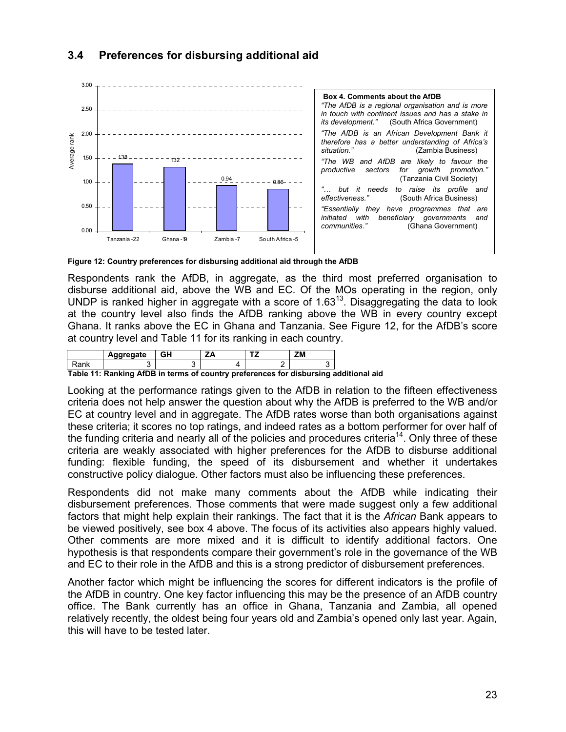## 3.4 Preferences for disbursing additional aid

**Box 4. Comments about the AfDB**

*"The AfDB is a regional organisation and is more in touch with continent issues and has a stake in its development."* (South Africa Government)

*"The AfDB is an African Development Bank it therefore has a better understanding of Africa's situation."* (Zambia Business)

*"The WB and AfDB are likely to favour the productive sectors for growth promotion."* (Tanzania Civil Society)

*"… but it needs to raise its profile and effectiveness."* (South Africa Business)

*"Essentially they have programmes that are initiated with beneficiary governments and communities."* (Ghana Government)

**Figure 12: Country preferences for disbursing additional aid through the AfDB**

Respondents rank the AfDB, in aggregate, as the third most preferred organisation to disburse additional aid, above the WB and EC. Of the MOs operating in the region, only UNDP is ranked higher in aggregate with a score of 1.63[13]. Disaggregating the data to look at the country level also finds the AfDB ranking above the WB in every country except Ghana. It ranks above the EC in Ghana and Tanzania. See Figure 12, for the AfDB's score at country level and Table 11 for its ranking in each country.

| | Aggregate | GH | ZA | TZ | ZM |
|---|---|---|---|---|---|
| Rank | 3 | 3 | 4 | 2 | 3 |

**Table 11: Ranking AfDB in terms of country preferences for disbursing additional aid**

Looking at the performance ratings given to the AfDB in relation to the fifteen effectiveness criteria does not help answer the question about why the AfDB is preferred to the WB and/or EC at country level and in aggregate. The AfDB rates worse than both organisations against these criteria; it scores no top ratings, and indeed rates as a bottom performer for over half of the funding criteria and nearly all of the policies and procedures criteria[14]. Only three of these criteria are weakly associated with higher preferences for the AfDB to disburse additional funding: flexible funding, the speed of its disbursement and whether it undertakes constructive policy dialogue. Other factors must also be influencing these preferences.

Respondents did not make many comments about the AfDB while indicating their disbursement preferences. Those comments that were made suggest only a few additional factors that might help explain their rankings. The fact that it is the *African* Bank appears to be viewed positively, see box 4 above. The focus of its activities also appears highly valued. Other comments are more mixed and it is difficult to identify additional factors. One hypothesis is that respondents compare their government's role in the governance of the WB and EC to their role in the AfDB and this is a strong predictor of disbursement preferences.

Another factor which might be influencing the scores for different indicators is the profile of the AfDB in country. One key factor influencing this may be the presence of an AfDB country office. The Bank currently has an office in Ghana, Tanzania and Zambia, all opened relatively recently, the oldest being four years old and Zambia's opened only last year. Again, this will have to be tested later.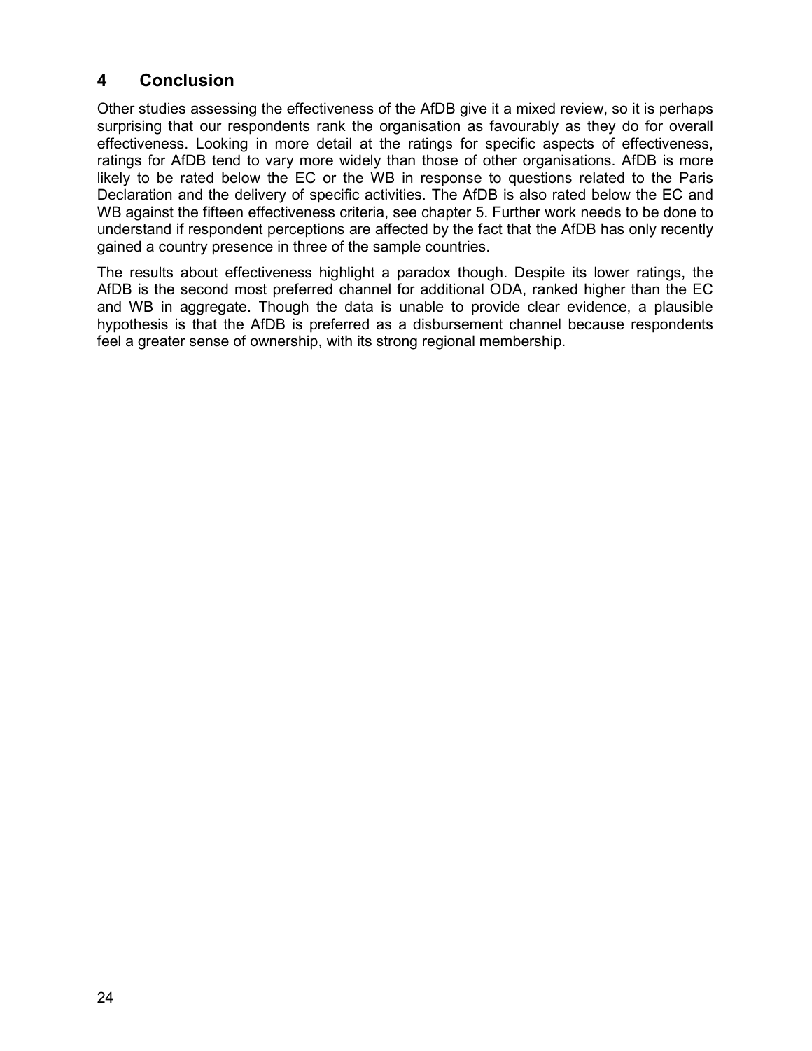# 4 Conclusion

Other studies assessing the effectiveness of the AfDB give it a mixed review, so it is perhaps surprising that our respondents rank the organisation as favourably as they do for overall effectiveness. Looking in more detail at the ratings for specific aspects of effectiveness, ratings for AfDB tend to vary more widely than those of other organisations. AfDB is more likely to be rated below the EC or the WB in response to questions related to the Paris Declaration and the delivery of specific activities. The AfDB is also rated below the EC and WB against the fifteen effectiveness criteria, see chapter 5. Further work needs to be done to understand if respondent perceptions are affected by the fact that the AfDB has only recently gained a country presence in three of the sample countries.

The results about effectiveness highlight a paradox though. Despite its lower ratings, the AfDB is the second most preferred channel for additional ODA, ranked higher than the EC and WB in aggregate. Though the data is unable to provide clear evidence, a plausible hypothesis is that the AfDB is preferred as a disbursement channel because respondents feel a greater sense of ownership, with its strong regional membership.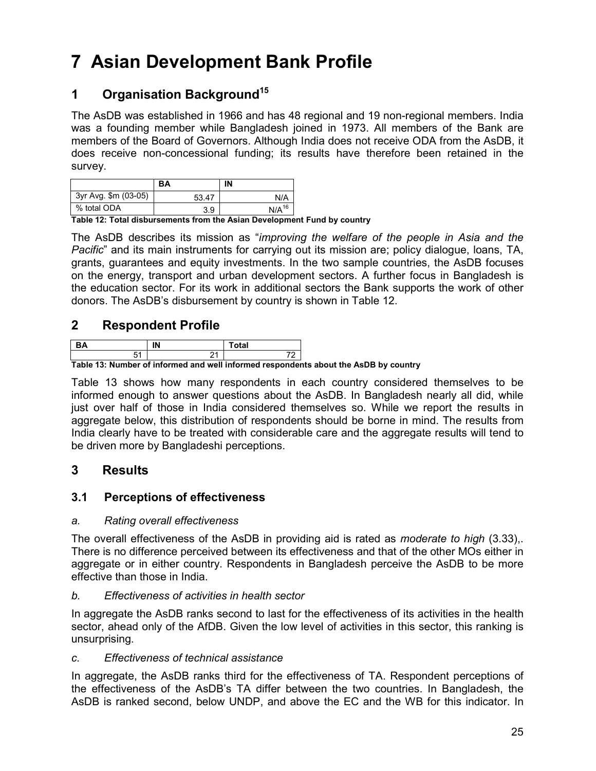# 7 Asian Development Bank Profile

## 1 Organisation Background[15]

The AsDB was established in 1966 and has 48 regional and 19 non-regional members. India was a founding member while Bangladesh joined in 1973. All members of the Bank are members of the Board of Governors. Although India does not receive ODA from the AsDB, it does receive non-concessional funding; its results have therefore been retained in the survey.

| | BA | IN |
|---|---|---|
| 3yr Avg. $m (03-05) | 53.47 | N/A |
| % total ODA | 3.9 | N/A[16] |

**Table 12: Total disbursements from the Asian Development Fund by country**

The AsDB describes its mission as "*improving the welfare of the people in Asia and the Pacific*" and its main instruments for carrying out its mission are; policy dialogue, loans, TA, grants, guarantees and equity investments. In the two sample countries, the AsDB focuses on the energy, transport and urban development sectors. A further focus in Bangladesh is the education sector. For its work in additional sectors the Bank supports the work of other donors. The AsDB's disbursement by country is shown in Table 12.

## 2 Respondent Profile

| BA | IN | Total |
|---|---|---|
| 51 | 21 | 72 |

**Table 13: Number of informed and well informed respondents about the AsDB by country**

Table 13 shows how many respondents in each country considered themselves to be informed enough to answer questions about the AsDB. In Bangladesh nearly all did, while just over half of those in India considered themselves so. While we report the results in aggregate below, this distribution of respondents should be borne in mind. The results from India clearly have to be treated with considerable care and the aggregate results will tend to be driven more by Bangladeshi perceptions.

## 3 Results

### 3.1 Perceptions of effectiveness

*a. Rating overall effectiveness*

The overall effectiveness of the AsDB in providing aid is rated as *moderate to high* (3.33),. There is no difference perceived between its effectiveness and that of the other MOs either in aggregate or in either country. Respondents in Bangladesh perceive the AsDB to be more effective than those in India.

*b. Effectiveness of activities in health sector*

In aggregate the AsDB ranks second to last for the effectiveness of its activities in the health sector, ahead only of the AfDB. Given the low level of activities in this sector, this ranking is unsurprising.

*c. Effectiveness of technical assistance*

In aggregate, the AsDB ranks third for the effectiveness of TA. Respondent perceptions of the effectiveness of the AsDB's TA differ between the two countries. In Bangladesh, the AsDB is ranked second, below UNDP, and above the EC and the WB for this indicator. In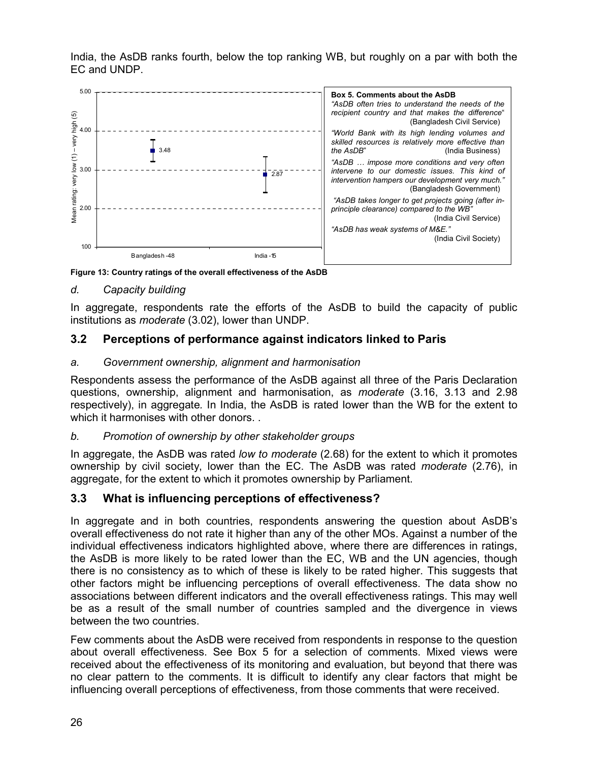India, the AsDB ranks fourth, below the top ranking WB, but roughly on a par with both the EC and UNDP.

**Box 5. Comments about the AsDB**

*"AsDB often tries to understand the needs of the recipient country and that makes the difference"* (Bangladesh Civil Service)

*"World Bank with its high lending volumes and skilled resources is relatively more effective than the AsDB"* (India Business)

*"AsDB … impose more conditions and very often intervene to our domestic issues. This kind of intervention hampers our development very much."* (Bangladesh Government)

*"AsDB takes longer to get projects going (after in-principle clearance) compared to the WB"* (India Civil Service)

*"AsDB has weak systems of M&E."* (India Civil Society)

**Figure 13: Country ratings of the overall effectiveness of the AsDB**

### *d. Capacity building*

In aggregate, respondents rate the efforts of the AsDB to build the capacity of public institutions as *moderate* (3.02), lower than UNDP.

## 3.2 Perceptions of performance against indicators linked to Paris

### *a. Government ownership, alignment and harmonisation*

Respondents assess the performance of the AsDB against all three of the Paris Declaration questions, ownership, alignment and harmonisation, as *moderate* (3.16, 3.13 and 2.98 respectively), in aggregate. In India, the AsDB is rated lower than the WB for the extent to which it harmonises with other donors. .

### *b. Promotion of ownership by other stakeholder groups*

In aggregate, the AsDB was rated *low to moderate* (2.68) for the extent to which it promotes ownership by civil society, lower than the EC. The AsDB was rated *moderate* (2.76), in aggregate, for the extent to which it promotes ownership by Parliament.

## 3.3 What is influencing perceptions of effectiveness?

In aggregate and in both countries, respondents answering the question about AsDB's overall effectiveness do not rate it higher than any of the other MOs. Against a number of the individual effectiveness indicators highlighted above, where there are differences in ratings, the AsDB is more likely to be rated lower than the EC, WB and the UN agencies, though there is no consistency as to which of these is likely to be rated higher. This suggests that other factors might be influencing perceptions of overall effectiveness. The data show no associations between different indicators and the overall effectiveness ratings. This may well be as a result of the small number of countries sampled and the divergence in views between the two countries.

Few comments about the AsDB were received from respondents in response to the question about overall effectiveness. See Box 5 for a selection of comments. Mixed views were received about the effectiveness of its monitoring and evaluation, but beyond that there was no clear pattern to the comments. It is difficult to identify any clear factors that might be influencing overall perceptions of effectiveness, from those comments that were received.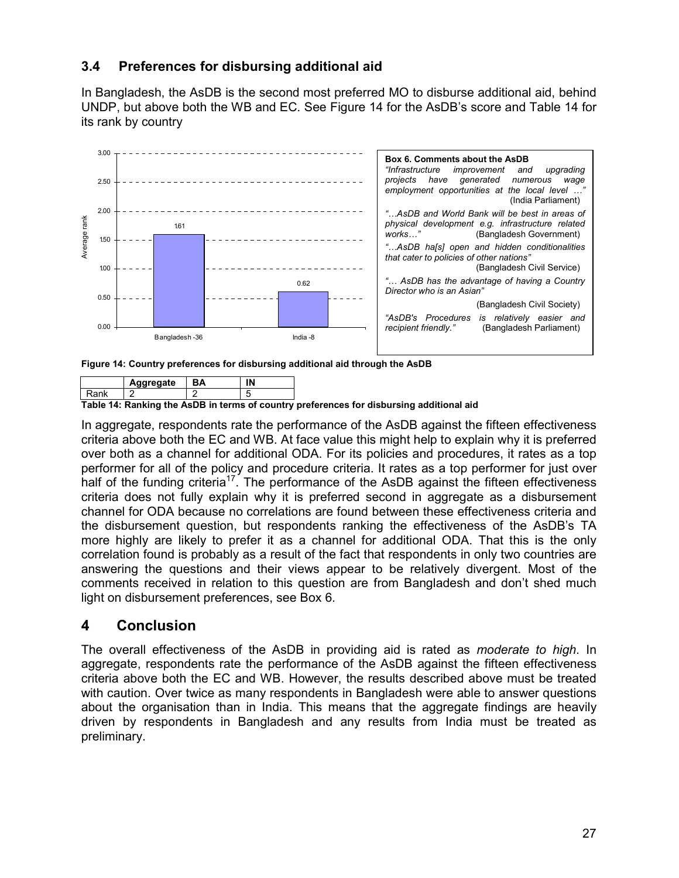## 3.4 Preferences for disbursing additional aid

In Bangladesh, the AsDB is the second most preferred MO to disburse additional aid, behind UNDP, but above both the WB and EC. See Figure 14 for the AsDB's score and Table 14 for its rank by country

| Country | Average rank |
|---|---|
| Bangladesh -36 | 1.61 |
| India -8 | 0.62 |

**Box 6. Comments about the AsDB**

*"Infrastructure improvement and upgrading projects have generated numerous wage employment opportunities at the local level …"* (India Parliament)

*"…AsDB and World Bank will be best in areas of physical development e.g. infrastructure related works…"* (Bangladesh Government)

*"…AsDB ha[s] open and hidden conditionalities that cater to policies of other nations"* (Bangladesh Civil Service)

*"… AsDB has the advantage of having a Country Director who is an Asian"* (Bangladesh Civil Society)

*"AsDB's Procedures is relatively easier and recipient friendly."* (Bangladesh Parliament)

**Figure 14: Country preferences for disbursing additional aid through the AsDB**

| | Aggregate | BA | IN |
|---|---|---|---|
| Rank | 2 | 2 | 5 |

**Table 14: Ranking the AsDB in terms of country preferences for disbursing additional aid**

In aggregate, respondents rate the performance of the AsDB against the fifteen effectiveness criteria above both the EC and WB. At face value this might help to explain why it is preferred over both as a channel for additional ODA. For its policies and procedures, it rates as a top performer for all of the policy and procedure criteria. It rates as a top performer for just over half of the funding criteria[17]. The performance of the AsDB against the fifteen effectiveness criteria does not fully explain why it is preferred second in aggregate as a disbursement channel for ODA because no correlations are found between these effectiveness criteria and the disbursement question, but respondents ranking the effectiveness of the AsDB's TA more highly are likely to prefer it as a channel for additional ODA. That this is the only correlation found is probably as a result of the fact that respondents in only two countries are answering the questions and their views appear to be relatively divergent. Most of the comments received in relation to this question are from Bangladesh and don't shed much light on disbursement preferences, see Box 6.

# 4 Conclusion

The overall effectiveness of the AsDB in providing aid is rated as *moderate to high*. In aggregate, respondents rate the performance of the AsDB against the fifteen effectiveness criteria above both the EC and WB. However, the results described above must be treated with caution. Over twice as many respondents in Bangladesh were able to answer questions about the organisation than in India. This means that the aggregate findings are heavily driven by respondents in Bangladesh and any results from India must be treated as preliminary.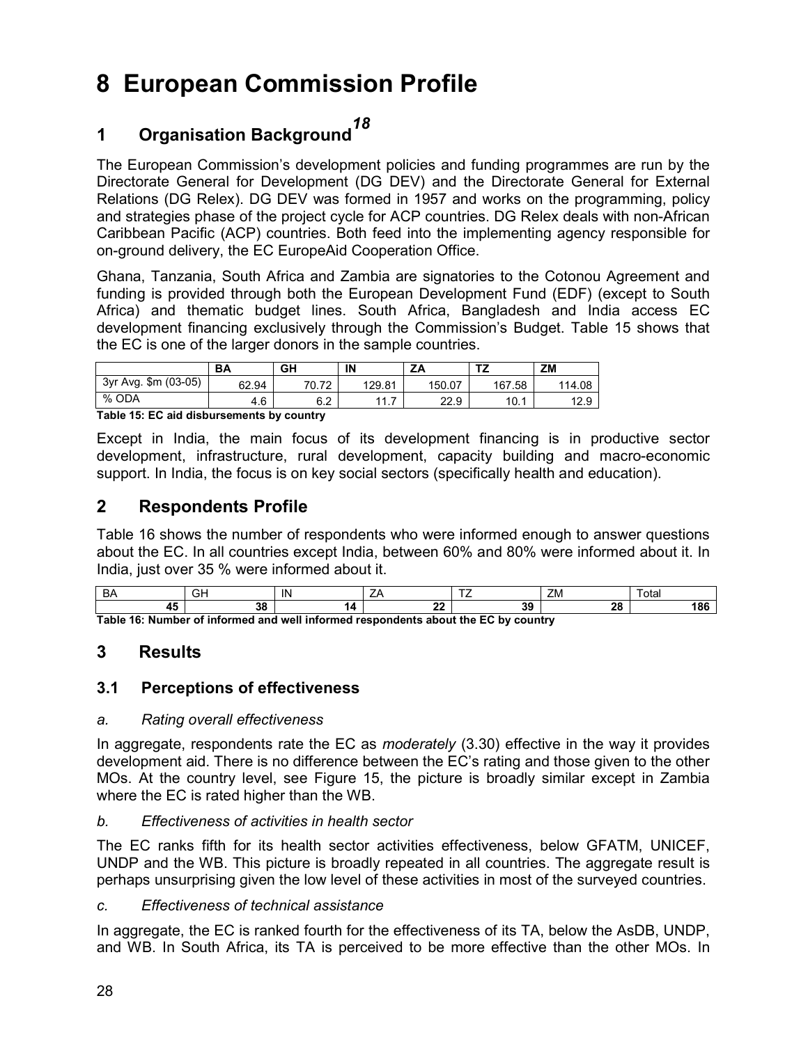# 8 European Commission Profile

## 1 Organisation Background[18]

The European Commission's development policies and funding programmes are run by the Directorate General for Development (DG DEV) and the Directorate General for External Relations (DG Relex). DG DEV was formed in 1957 and works on the programming, policy and strategies phase of the project cycle for ACP countries. DG Relex deals with non-African Caribbean Pacific (ACP) countries. Both feed into the implementing agency responsible for on-ground delivery, the EC EuropeAid Cooperation Office.

Ghana, Tanzania, South Africa and Zambia are signatories to the Cotonou Agreement and funding is provided through both the European Development Fund (EDF) (except to South Africa) and thematic budget lines. South Africa, Bangladesh and India access EC development financing exclusively through the Commission's Budget. Table 15 shows that the EC is one of the larger donors in the sample countries.

| | BA | GH | IN | ZA | TZ | ZM |
|---|---|---|---|---|---|---|
| 3yr Avg. $m (03-05) | 62.94 | 70.72 | 129.81 | 150.07 | 167.58 | 114.08 |
| % ODA | 4.6 | 6.2 | 11.7 | 22.9 | 10.1 | 12.9 |

**Table 15: EC aid disbursements by country**

Except in India, the main focus of its development financing is in productive sector development, infrastructure, rural development, capacity building and macro-economic support. In India, the focus is on key social sectors (specifically health and education).

## 2 Respondents Profile

Table 16 shows the number of respondents who were informed enough to answer questions about the EC. In all countries except India, between 60% and 80% were informed about it. In India, just over 35 % were informed about it.

| BA | GH | IN | ZA | TZ | ZM | Total |
|---|---|---|---|---|---|---|
| **45** | **38** | **14** | **22** | **39** | **28** | **186** |

**Table 16: Number of informed and well informed respondents about the EC by country**

## 3 Results

### 3.1 Perceptions of effectiveness

*a. Rating overall effectiveness*

In aggregate, respondents rate the EC as *moderately* (3.30) effective in the way it provides development aid. There is no difference between the EC's rating and those given to the other MOs. At the country level, see Figure 15, the picture is broadly similar except in Zambia where the EC is rated higher than the WB.

*b. Effectiveness of activities in health sector*

The EC ranks fifth for its health sector activities effectiveness, below GFATM, UNICEF, UNDP and the WB. This picture is broadly repeated in all countries. The aggregate result is perhaps unsurprising given the low level of these activities in most of the surveyed countries.

*c. Effectiveness of technical assistance*

In aggregate, the EC is ranked fourth for the effectiveness of its TA, below the AsDB, UNDP, and WB. In South Africa, its TA is perceived to be more effective than the other MOs. In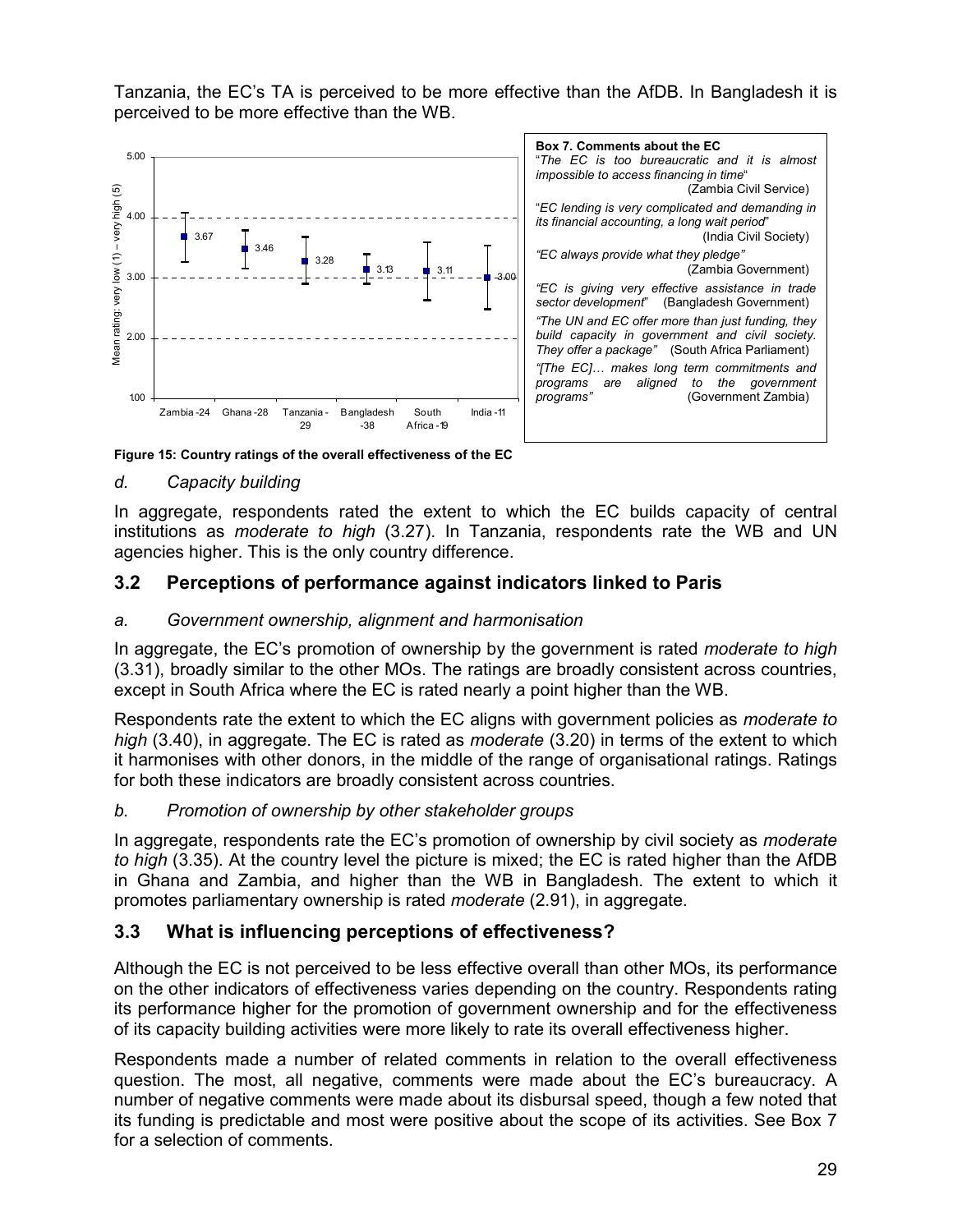Tanzania, the EC's TA is perceived to be more effective than the AfDB. In Bangladesh it is perceived to be more effective than the WB.

**Box 7. Comments about the EC**

"*The EC is too bureaucratic and it is almost impossible to access financing in time*" (Zambia Civil Service)

"*EC lending is very complicated and demanding in its financial accounting, a long wait period*" (India Civil Society)

*"EC always provide what they pledge"* (Zambia Government)

*"EC is giving very effective assistance in trade sector development*" (Bangladesh Government)

*"The UN and EC offer more than just funding, they build capacity in government and civil society. They offer a package"* (South Africa Parliament)

*"[The EC]… makes long term commitments and programs are aligned to the government programs"* (Government Zambia)

**Figure 15: Country ratings of the overall effectiveness of the EC**

### *d. Capacity building*

In aggregate, respondents rated the extent to which the EC builds capacity of central institutions as *moderate to high* (3.27). In Tanzania, respondents rate the WB and UN agencies higher. This is the only country difference.

## 3.2 Perceptions of performance against indicators linked to Paris

### *a. Government ownership, alignment and harmonisation*

In aggregate, the EC's promotion of ownership by the government is rated *moderate to high* (3.31), broadly similar to the other MOs. The ratings are broadly consistent across countries, except in South Africa where the EC is rated nearly a point higher than the WB.

Respondents rate the extent to which the EC aligns with government policies as *moderate to high* (3.40), in aggregate. The EC is rated as *moderate* (3.20) in terms of the extent to which it harmonises with other donors, in the middle of the range of organisational ratings. Ratings for both these indicators are broadly consistent across countries.

### *b. Promotion of ownership by other stakeholder groups*

In aggregate, respondents rate the EC's promotion of ownership by civil society as *moderate to high* (3.35). At the country level the picture is mixed; the EC is rated higher than the AfDB in Ghana and Zambia, and higher than the WB in Bangladesh. The extent to which it promotes parliamentary ownership is rated *moderate* (2.91), in aggregate.

## 3.3 What is influencing perceptions of effectiveness?

Although the EC is not perceived to be less effective overall than other MOs, its performance on the other indicators of effectiveness varies depending on the country. Respondents rating its performance higher for the promotion of government ownership and for the effectiveness of its capacity building activities were more likely to rate its overall effectiveness higher.

Respondents made a number of related comments in relation to the overall effectiveness question. The most, all negative, comments were made about the EC's bureaucracy. A number of negative comments were made about its disbursal speed, though a few noted that its funding is predictable and most were positive about the scope of its activities. See Box 7 for a selection of comments.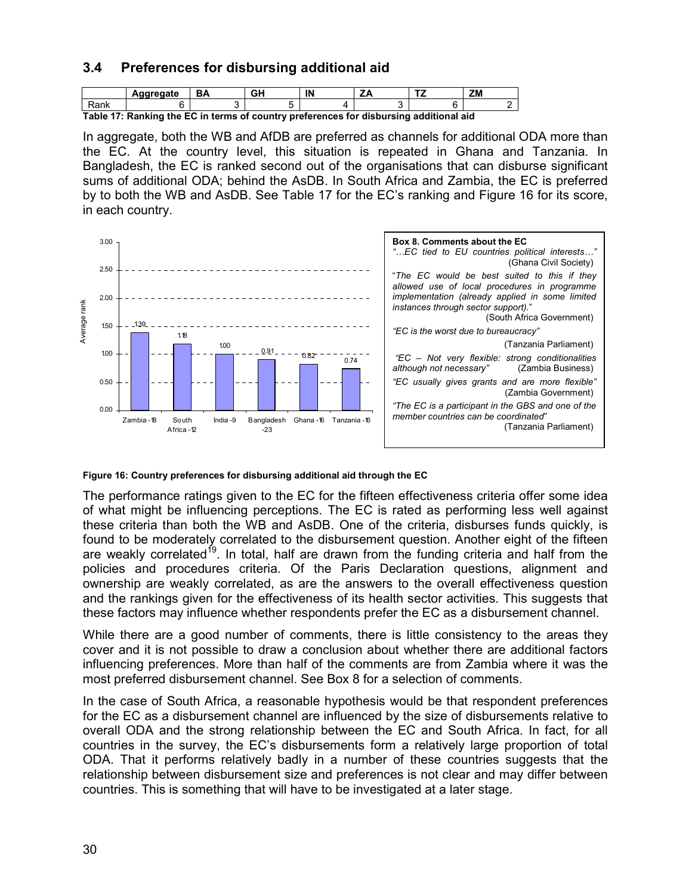## 3.4 Preferences for disbursing additional aid

|  | Aggregate | BA | GH | IN | ZA | TZ | ZM |
|---|---|---|---|---|---|---|---|
| Rank | 6 | 3 | 5 | 4 | 3 | 6 | 2 |

**Table 17: Ranking the EC in terms of country preferences for disbursing additional aid**

In aggregate, both the WB and AfDB are preferred as channels for additional ODA more than the EC. At the country level, this situation is repeated in Ghana and Tanzania. In Bangladesh, the EC is ranked second out of the organisations that can disburse significant sums of additional ODA; behind the AsDB. In South Africa and Zambia, the EC is preferred by to both the WB and AsDB. See Table 17 for the EC's ranking and Figure 16 for its score, in each country.

| Country | Average rank |
|---|---|
| Zambia - 18 | 1.39 |
| South Africa - 12 | 1.18 |
| India - 9 | 1.00 |
| Bangladesh - 23 | 0.91 |
| Ghana - 16 | 0.82 |
| Tanzania - 16 | 0.74 |

**Figure 16: Country preferences for disbursing additional aid through the EC**

**Box 8. Comments about the EC**

*"…EC tied to EU countries political interests…"* (Ghana Civil Society)

"*The EC would be best suited to this if they allowed use of local procedures in programme implementation (already applied in some limited instances through sector support).*" (South Africa Government)

*"EC is the worst due to bureaucracy"* (Tanzania Parliament)

*"EC – Not very flexible: strong conditionalities although not necessary"* (Zambia Business)

*"EC usually gives grants and are more flexible"* (Zambia Government)

*"The EC is a participant in the GBS and one of the member countries can be coordinated"* (Tanzania Parliament)

The performance ratings given to the EC for the fifteen effectiveness criteria offer some idea of what might be influencing perceptions. The EC is rated as performing less well against these criteria than both the WB and AsDB. One of the criteria, disburses funds quickly, is found to be moderately correlated to the disbursement question. Another eight of the fifteen are weakly correlated[19]. In total, half are drawn from the funding criteria and half from the policies and procedures criteria. Of the Paris Declaration questions, alignment and ownership are weakly correlated, as are the answers to the overall effectiveness question and the rankings given for the effectiveness of its health sector activities. This suggests that these factors may influence whether respondents prefer the EC as a disbursement channel.

While there are a good number of comments, there is little consistency to the areas they cover and it is not possible to draw a conclusion about whether there are additional factors influencing preferences. More than half of the comments are from Zambia where it was the most preferred disbursement channel. See Box 8 for a selection of comments.

In the case of South Africa, a reasonable hypothesis would be that respondent preferences for the EC as a disbursement channel are influenced by the size of disbursements relative to overall ODA and the strong relationship between the EC and South Africa. In fact, for all countries in the survey, the EC's disbursements form a relatively large proportion of total ODA. That it performs relatively badly in a number of these countries suggests that the relationship between disbursement size and preferences is not clear and may differ between countries. This is something that will have to be investigated at a later stage.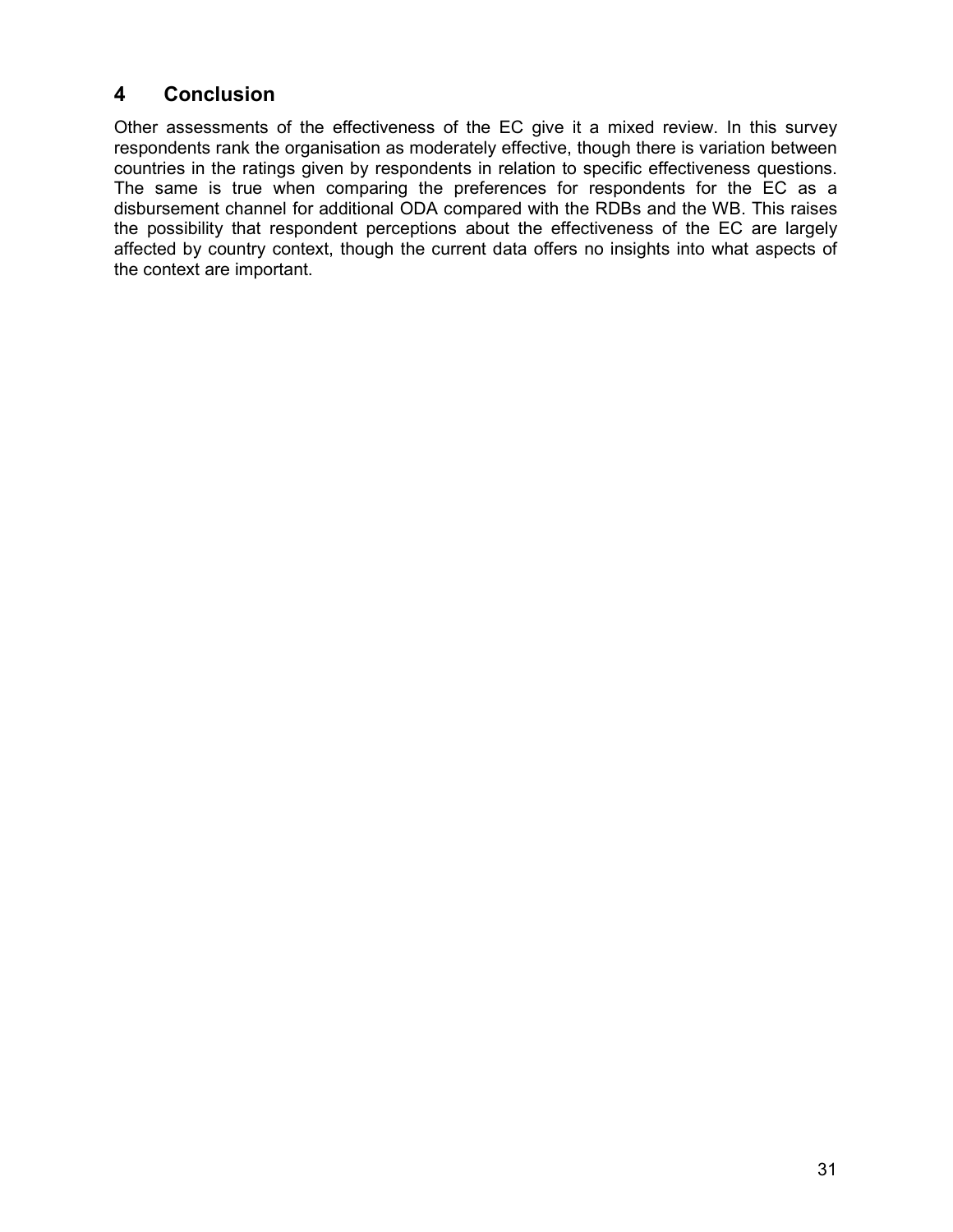# 4 Conclusion

Other assessments of the effectiveness of the EC give it a mixed review. In this survey respondents rank the organisation as moderately effective, though there is variation between countries in the ratings given by respondents in relation to specific effectiveness questions. The same is true when comparing the preferences for respondents for the EC as a disbursement channel for additional ODA compared with the RDBs and the WB. This raises the possibility that respondent perceptions about the effectiveness of the EC are largely affected by country context, though the current data offers no insights into what aspects of the context are important.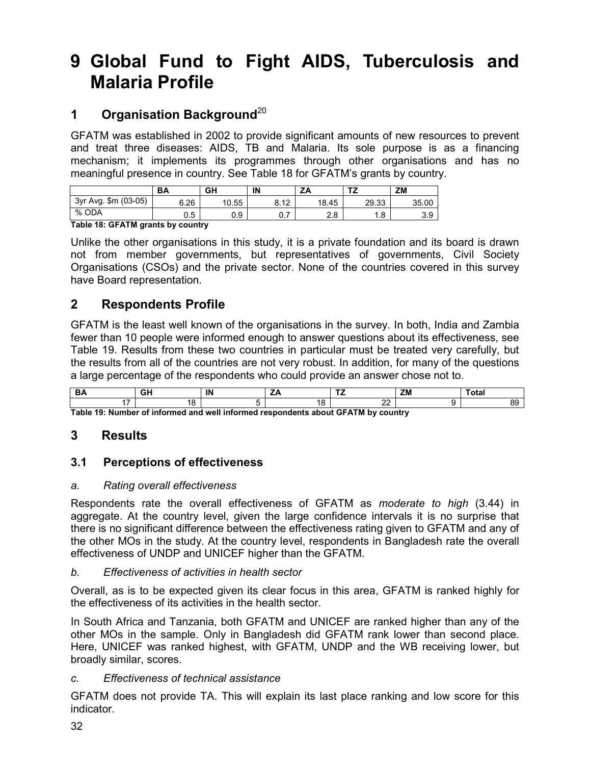# 9 Global Fund to Fight AIDS, Tuberculosis and Malaria Profile

## 1 Organisation Background[20]

GFATM was established in 2002 to provide significant amounts of new resources to prevent and treat three diseases: AIDS, TB and Malaria. Its sole purpose is as a financing mechanism; it implements its programmes through other organisations and has no meaningful presence in country. See Table 18 for GFATM's grants by country.

| | BA | GH | IN | ZA | TZ | ZM |
|---|---|---|---|---|---|---|
| 3yr Avg. $m (03-05) | 6.26 | 10.55 | 8.12 | 18.45 | 29.33 | 35.00 |
| % ODA | 0.5 | 0.9 | 0.7 | 2.8 | 1.8 | 3.9 |

**Table 18: GFATM grants by country**

Unlike the other organisations in this study, it is a private foundation and its board is drawn not from member governments, but representatives of governments, Civil Society Organisations (CSOs) and the private sector. None of the countries covered in this survey have Board representation.

## 2 Respondents Profile

GFATM is the least well known of the organisations in the survey. In both, India and Zambia fewer than 10 people were informed enough to answer questions about its effectiveness, see Table 19. Results from these two countries in particular must be treated very carefully, but the results from all of the countries are not very robust. In addition, for many of the questions a large percentage of the respondents who could provide an answer chose not to.

| BA | GH | IN | ZA | TZ | ZM | Total |
|---|---|---|---|---|---|---|
| 17 | 18 | 5 | 18 | 22 | 9 | 89 |

**Table 19: Number of informed and well informed respondents about GFATM by country**

## 3 Results

### 3.1 Perceptions of effectiveness

*a. Rating overall effectiveness*

Respondents rate the overall effectiveness of GFATM as *moderate to high* (3.44) in aggregate. At the country level, given the large confidence intervals it is no surprise that there is no significant difference between the effectiveness rating given to GFATM and any of the other MOs in the study. At the country level, respondents in Bangladesh rate the overall effectiveness of UNDP and UNICEF higher than the GFATM.

*b. Effectiveness of activities in health sector*

Overall, as is to be expected given its clear focus in this area, GFATM is ranked highly for the effectiveness of its activities in the health sector.

In South Africa and Tanzania, both GFATM and UNICEF are ranked higher than any of the other MOs in the sample. Only in Bangladesh did GFATM rank lower than second place. Here, UNICEF was ranked highest, with GFATM, UNDP and the WB receiving lower, but broadly similar, scores.

*c. Effectiveness of technical assistance*

GFATM does not provide TA. This will explain its last place ranking and low score for this indicator.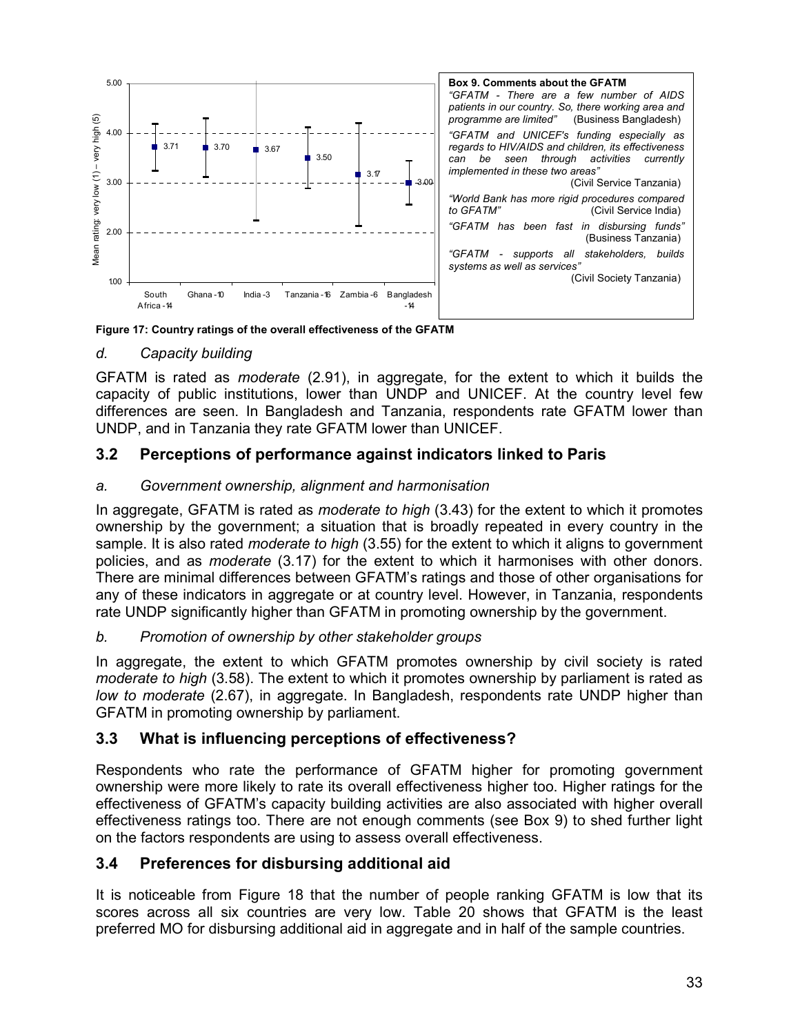**Box 9. Comments about the GFATM**

*"GFATM - There are a few number of AIDS patients in our country. So, there working area and programme are limited"* (Business Bangladesh)

*"GFATM and UNICEF's funding especially as regards to HIV/AIDS and children, its effectiveness can be seen through activities currently implemented in these two areas"* (Civil Service Tanzania)

*"World Bank has more rigid procedures compared to GFATM"* (Civil Service India)

*"GFATM has been fast in disbursing funds"* (Business Tanzania)

*"GFATM - supports all stakeholders, builds systems as well as services"* (Civil Society Tanzania)

**Figure 17: Country ratings of the overall effectiveness of the GFATM**

### d. *Capacity building*

GFATM is rated as *moderate* (2.91), in aggregate, for the extent to which it builds the capacity of public institutions, lower than UNDP and UNICEF. At the country level few differences are seen. In Bangladesh and Tanzania, respondents rate GFATM lower than UNDP, and in Tanzania they rate GFATM lower than UNICEF.

## 3.2 Perceptions of performance against indicators linked to Paris

### a. *Government ownership, alignment and harmonisation*

In aggregate, GFATM is rated as *moderate to high* (3.43) for the extent to which it promotes ownership by the government; a situation that is broadly repeated in every country in the sample. It is also rated *moderate to high* (3.55) for the extent to which it aligns to government policies, and as *moderate* (3.17) for the extent to which it harmonises with other donors. There are minimal differences between GFATM's ratings and those of other organisations for any of these indicators in aggregate or at country level. However, in Tanzania, respondents rate UNDP significantly higher than GFATM in promoting ownership by the government.

### b. *Promotion of ownership by other stakeholder groups*

In aggregate, the extent to which GFATM promotes ownership by civil society is rated *moderate to high* (3.58). The extent to which it promotes ownership by parliament is rated as *low to moderate* (2.67), in aggregate. In Bangladesh, respondents rate UNDP higher than GFATM in promoting ownership by parliament.

## 3.3 What is influencing perceptions of effectiveness?

Respondents who rate the performance of GFATM higher for promoting government ownership were more likely to rate its overall effectiveness higher too. Higher ratings for the effectiveness of GFATM's capacity building activities are also associated with higher overall effectiveness ratings too. There are not enough comments (see Box 9) to shed further light on the factors respondents are using to assess overall effectiveness.

## 3.4 Preferences for disbursing additional aid

It is noticeable from Figure 18 that the number of people ranking GFATM is low that its scores across all six countries are very low. Table 20 shows that GFATM is the least preferred MO for disbursing additional aid in aggregate and in half of the sample countries.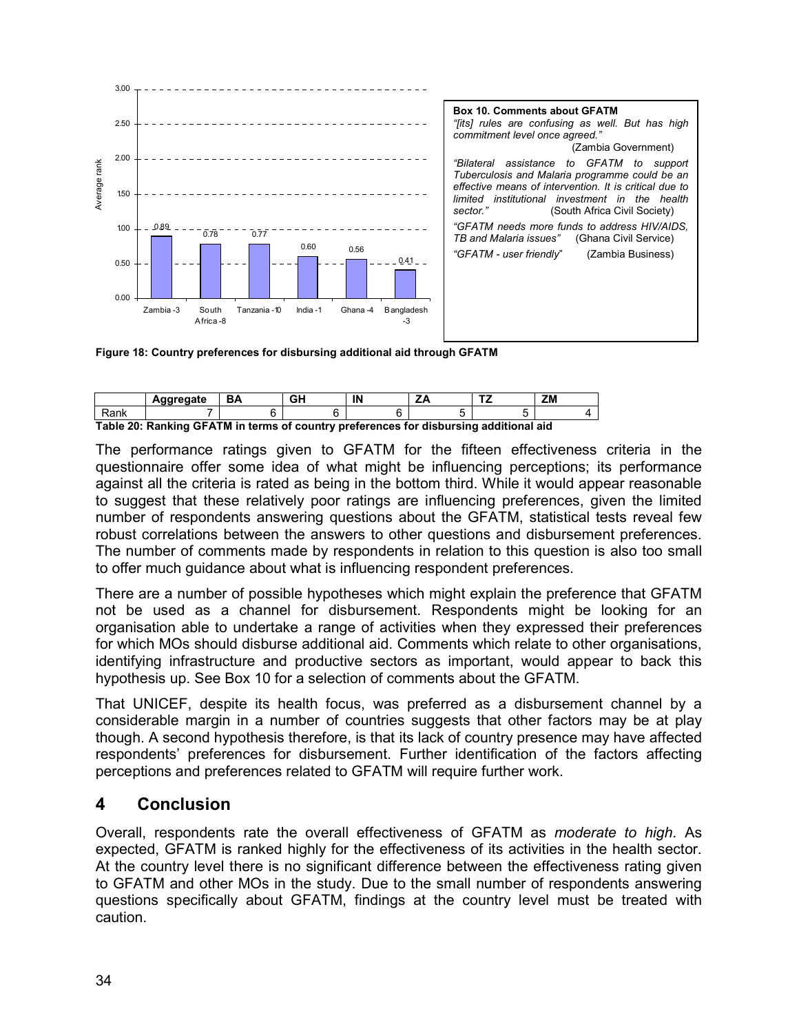Box 10. Comments about GFATM

*"[its] rules are confusing as well. But has high commitment level once agreed."* (Zambia Government)

*"Bilateral assistance to GFATM to support Tuberculosis and Malaria programme could be an effective means of intervention. It is critical due to limited institutional investment in the health sector."* (South Africa Civil Society)

*"GFATM needs more funds to address HIV/AIDS, TB and Malaria issues"* (Ghana Civil Service)

*"GFATM - user friendly"* (Zambia Business)

**Figure 18: Country preferences for disbursing additional aid through GFATM**

| | Aggregate | BA | GH | IN | ZA | TZ | ZM |
|---|---|---|---|---|---|---|---|
| Rank | 7 | 6 | 6 | 6 | 5 | 5 | 4 |

**Table 20: Ranking GFATM in terms of country preferences for disbursing additional aid**

The performance ratings given to GFATM for the fifteen effectiveness criteria in the questionnaire offer some idea of what might be influencing perceptions; its performance against all the criteria is rated as being in the bottom third. While it would appear reasonable to suggest that these relatively poor ratings are influencing preferences, given the limited number of respondents answering questions about the GFATM, statistical tests reveal few robust correlations between the answers to other questions and disbursement preferences. The number of comments made by respondents in relation to this question is also too small to offer much guidance about what is influencing respondent preferences.

There are a number of possible hypotheses which might explain the preference that GFATM not be used as a channel for disbursement. Respondents might be looking for an organisation able to undertake a range of activities when they expressed their preferences for which MOs should disburse additional aid. Comments which relate to other organisations, identifying infrastructure and productive sectors as important, would appear to back this hypothesis up. See Box 10 for a selection of comments about the GFATM.

That UNICEF, despite its health focus, was preferred as a disbursement channel by a considerable margin in a number of countries suggests that other factors may be at play though. A second hypothesis therefore, is that its lack of country presence may have affected respondents' preferences for disbursement. Further identification of the factors affecting perceptions and preferences related to GFATM will require further work.

## 4 Conclusion

Overall, respondents rate the overall effectiveness of GFATM as *moderate to high*. As expected, GFATM is ranked highly for the effectiveness of its activities in the health sector. At the country level there is no significant difference between the effectiveness rating given to GFATM and other MOs in the study. Due to the small number of respondents answering questions specifically about GFATM, findings at the country level must be treated with caution.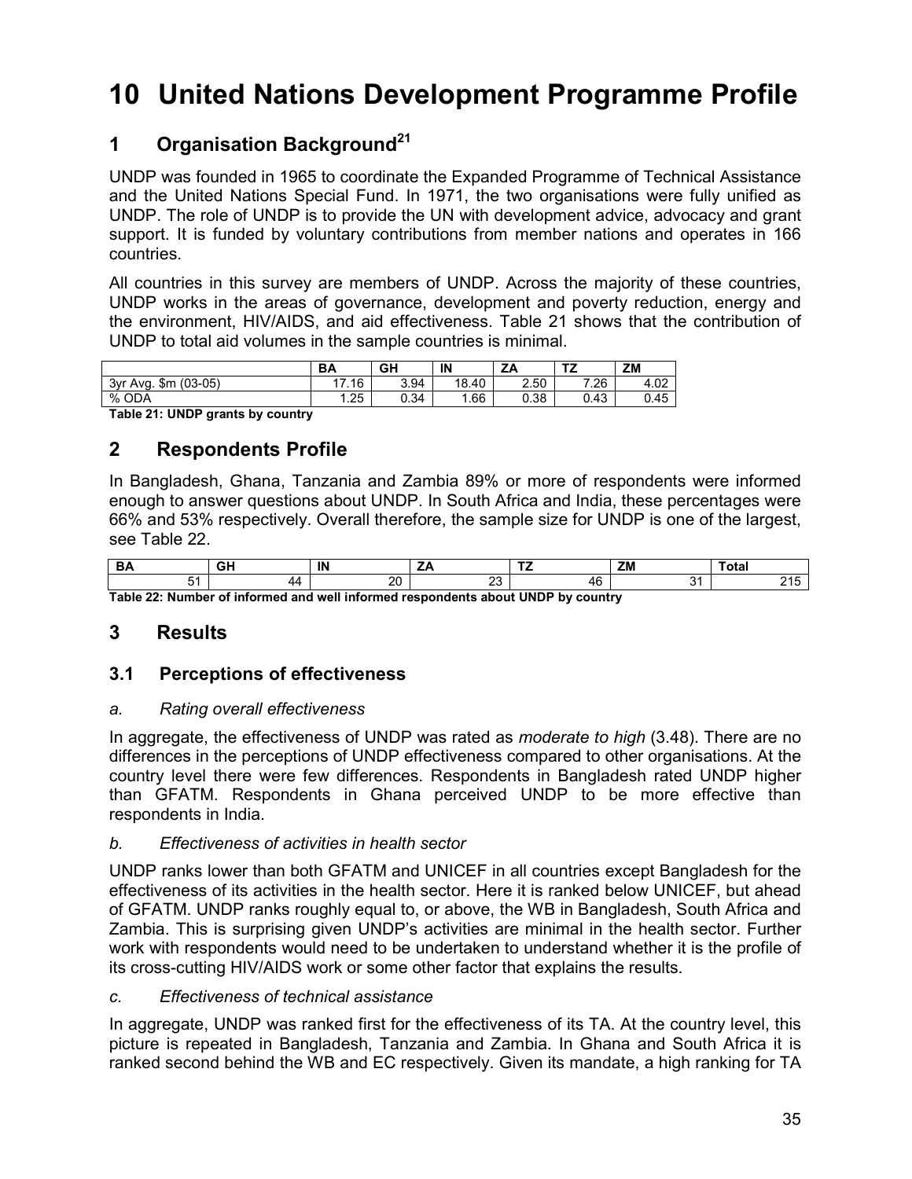# 10 United Nations Development Programme Profile

## 1 Organisation Background[21]

UNDP was founded in 1965 to coordinate the Expanded Programme of Technical Assistance and the United Nations Special Fund. In 1971, the two organisations were fully unified as UNDP. The role of UNDP is to provide the UN with development advice, advocacy and grant support. It is funded by voluntary contributions from member nations and operates in 166 countries.

All countries in this survey are members of UNDP. Across the majority of these countries, UNDP works in the areas of governance, development and poverty reduction, energy and the environment, HIV/AIDS, and aid effectiveness. Table 21 shows that the contribution of UNDP to total aid volumes in the sample countries is minimal.

| | BA | GH | IN | ZA | TZ | ZM |
|---|---|---|---|---|---|---|
| 3yr Avg. $m (03-05) | 17.16 | 3.94 | 18.40 | 2.50 | 7.26 | 4.02 |
| % ODA | 1.25 | 0.34 | 1.66 | 0.38 | 0.43 | 0.45 |

**Table 21: UNDP grants by country**

## 2 Respondents Profile

In Bangladesh, Ghana, Tanzania and Zambia 89% or more of respondents were informed enough to answer questions about UNDP. In South Africa and India, these percentages were 66% and 53% respectively. Overall therefore, the sample size for UNDP is one of the largest, see Table 22.

| BA | GH | IN | ZA | TZ | ZM | Total |
|---|---|---|---|---|---|---|
| 51 | 44 | 20 | 23 | 46 | 31 | 215 |

**Table 22: Number of informed and well informed respondents about UNDP by country**

## 3 Results

### 3.1 Perceptions of effectiveness

*a. Rating overall effectiveness*

In aggregate, the effectiveness of UNDP was rated as *moderate to high* (3.48). There are no differences in the perceptions of UNDP effectiveness compared to other organisations. At the country level there were few differences. Respondents in Bangladesh rated UNDP higher than GFATM. Respondents in Ghana perceived UNDP to be more effective than respondents in India.

*b. Effectiveness of activities in health sector*

UNDP ranks lower than both GFATM and UNICEF in all countries except Bangladesh for the effectiveness of its activities in the health sector. Here it is ranked below UNICEF, but ahead of GFATM. UNDP ranks roughly equal to, or above, the WB in Bangladesh, South Africa and Zambia. This is surprising given UNDP's activities are minimal in the health sector. Further work with respondents would need to be undertaken to understand whether it is the profile of its cross-cutting HIV/AIDS work or some other factor that explains the results.

*c. Effectiveness of technical assistance*

In aggregate, UNDP was ranked first for the effectiveness of its TA. At the country level, this picture is repeated in Bangladesh, Tanzania and Zambia. In Ghana and South Africa it is ranked second behind the WB and EC respectively. Given its mandate, a high ranking for TA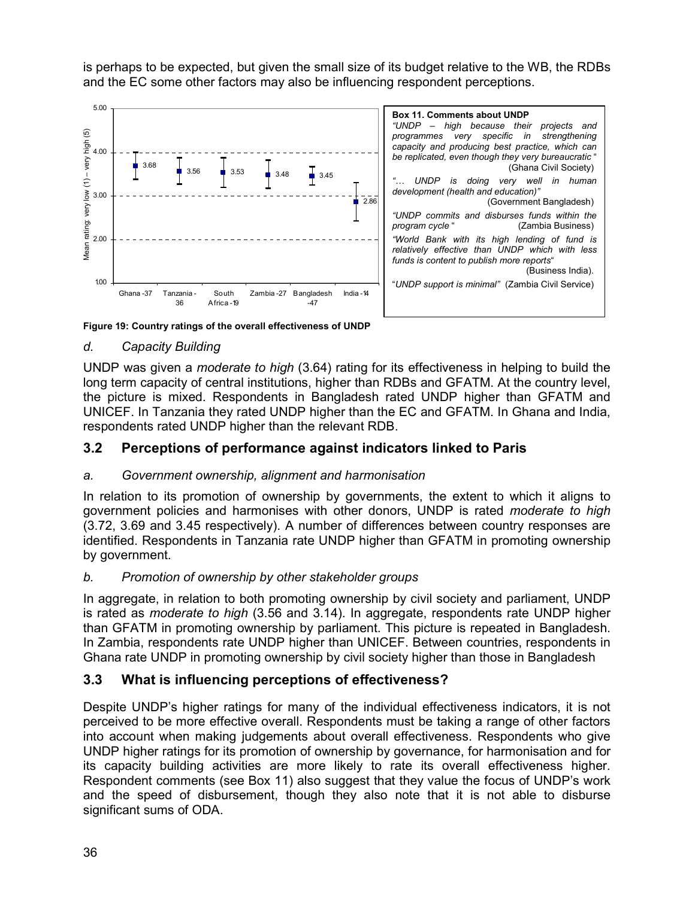is perhaps to be expected, but given the small size of its budget relative to the WB, the RDBs and the EC some other factors may also be influencing respondent perceptions.

**Box 11. Comments about UNDP**

*"UNDP – high because their projects and programmes very specific in strengthening capacity and producing best practice, which can be replicated, even though they very bureaucratic "* (Ghana Civil Society)

*"… UNDP is doing very well in human development (health and education)"* (Government Bangladesh)

*"UNDP commits and disburses funds within the program cycle "* (Zambia Business)

*"World Bank with its high lending of fund is relatively effective than UNDP which with less funds is content to publish more reports"* (Business India).

"*UNDP support is minimal"* (Zambia Civil Service)

**Figure 19: Country ratings of the overall effectiveness of UNDP**

### *d. Capacity Building*

UNDP was given a *moderate to high* (3.64) rating for its effectiveness in helping to build the long term capacity of central institutions, higher than RDBs and GFATM. At the country level, the picture is mixed. Respondents in Bangladesh rated UNDP higher than GFATM and UNICEF. In Tanzania they rated UNDP higher than the EC and GFATM. In Ghana and India, respondents rated UNDP higher than the relevant RDB.

## 3.2 Perceptions of performance against indicators linked to Paris

### *a. Government ownership, alignment and harmonisation*

In relation to its promotion of ownership by governments, the extent to which it aligns to government policies and harmonises with other donors, UNDP is rated *moderate to high* (3.72, 3.69 and 3.45 respectively). A number of differences between country responses are identified. Respondents in Tanzania rate UNDP higher than GFATM in promoting ownership by government.

### *b. Promotion of ownership by other stakeholder groups*

In aggregate, in relation to both promoting ownership by civil society and parliament, UNDP is rated as *moderate to high* (3.56 and 3.14). In aggregate, respondents rate UNDP higher than GFATM in promoting ownership by parliament. This picture is repeated in Bangladesh. In Zambia, respondents rate UNDP higher than UNICEF. Between countries, respondents in Ghana rate UNDP in promoting ownership by civil society higher than those in Bangladesh

## 3.3 What is influencing perceptions of effectiveness?

Despite UNDP's higher ratings for many of the individual effectiveness indicators, it is not perceived to be more effective overall. Respondents must be taking a range of other factors into account when making judgements about overall effectiveness. Respondents who give UNDP higher ratings for its promotion of ownership by governance, for harmonisation and for its capacity building activities are more likely to rate its overall effectiveness higher. Respondent comments (see Box 11) also suggest that they value the focus of UNDP's work and the speed of disbursement, though they also note that it is not able to disburse significant sums of ODA.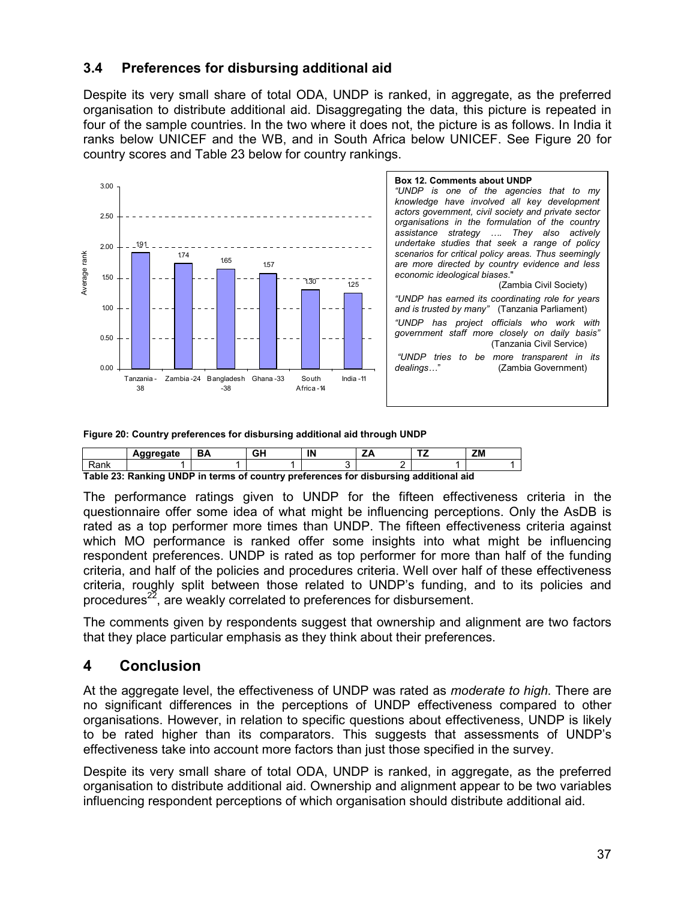## 3.4 Preferences for disbursing additional aid

Despite its very small share of total ODA, UNDP is ranked, in aggregate, as the preferred organisation to distribute additional aid. Disaggregating the data, this picture is repeated in four of the sample countries. In the two where it does not, the picture is as follows. In India it ranks below UNICEF and the WB, and in South Africa below UNICEF. See Figure 20 for country scores and Table 23 below for country rankings.

**Box 12. Comments about UNDP**

*"UNDP is one of the agencies that to my knowledge have involved all key development actors government, civil society and private sector organisations in the formulation of the country assistance strategy …. They also actively undertake studies that seek a range of policy scenarios for critical policy areas. Thus seemingly are more directed by country evidence and less economic ideological biases*." (Zambia Civil Society)

*"UNDP has earned its coordinating role for years and is trusted by many"* (Tanzania Parliament)

*"UNDP has project officials who work with government staff more closely on daily basis"* (Tanzania Civil Service)

*"UNDP tries to be more transparent in its dealings…*" (Zambia Government)

| Country | Average rank |
|---|---|
| Tanzania - 38 | 1.91 |
| Zambia - 24 | 1.74 |
| Bangladesh - 38 | 1.65 |
| Ghana - 33 | 1.57 |
| South Africa - 14 | 1.30 |
| India - 11 | 1.25 |

**Figure 20: Country preferences for disbursing additional aid through UNDP**

| | Aggregate | BA | GH | IN | ZA | TZ | ZM |
|---|---|---|---|---|---|---|---|
| Rank | 1 | 1 | 1 | 3 | 2 | 1 | 1 |

**Table 23: Ranking UNDP in terms of country preferences for disbursing additional aid**

The performance ratings given to UNDP for the fifteen effectiveness criteria in the questionnaire offer some idea of what might be influencing perceptions. Only the AsDB is rated as a top performer more times than UNDP. The fifteen effectiveness criteria against which MO performance is ranked offer some insights into what might be influencing respondent preferences. UNDP is rated as top performer for more than half of the funding criteria, and half of the policies and procedures criteria. Well over half of these effectiveness criteria, roughly split between those related to UNDP's funding, and to its policies and procedures[22], are weakly correlated to preferences for disbursement.

The comments given by respondents suggest that ownership and alignment are two factors that they place particular emphasis as they think about their preferences.

# 4 Conclusion

At the aggregate level, the effectiveness of UNDP was rated as *moderate to high*. There are no significant differences in the perceptions of UNDP effectiveness compared to other organisations. However, in relation to specific questions about effectiveness, UNDP is likely to be rated higher than its comparators. This suggests that assessments of UNDP's effectiveness take into account more factors than just those specified in the survey.

Despite its very small share of total ODA, UNDP is ranked, in aggregate, as the preferred organisation to distribute additional aid. Ownership and alignment appear to be two variables influencing respondent perceptions of which organisation should distribute additional aid.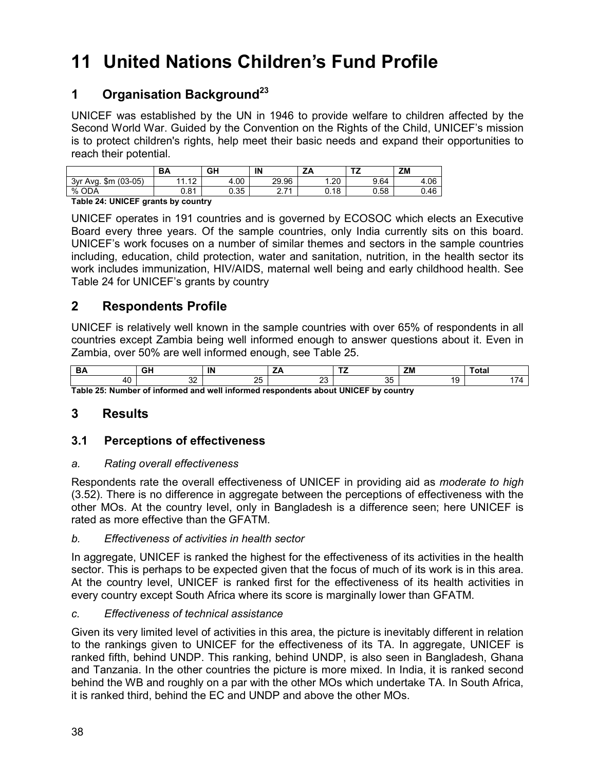# 11 United Nations Children's Fund Profile

## 1 Organisation Background[23]

UNICEF was established by the UN in 1946 to provide welfare to children affected by the Second World War. Guided by the Convention on the Rights of the Child, UNICEF's mission is to protect children's rights, help meet their basic needs and expand their opportunities to reach their potential.

| | BA | GH | IN | ZA | TZ | ZM |
|---|---|---|---|---|---|---|
| 3yr Avg. $m (03-05) | 11.12 | 4.00 | 29.96 | 1.20 | 9.64 | 4.06 |
| % ODA | 0.81 | 0.35 | 2.71 | 0.18 | 0.58 | 0.46 |

**Table 24: UNICEF grants by country**

UNICEF operates in 191 countries and is governed by ECOSOC which elects an Executive Board every three years. Of the sample countries, only India currently sits on this board. UNICEF's work focuses on a number of similar themes and sectors in the sample countries including, education, child protection, water and sanitation, nutrition, in the health sector its work includes immunization, HIV/AIDS, maternal well being and early childhood health. See Table 24 for UNICEF's grants by country

## 2 Respondents Profile

UNICEF is relatively well known in the sample countries with over 65% of respondents in all countries except Zambia being well informed enough to answer questions about it. Even in Zambia, over 50% are well informed enough, see Table 25.

| BA | GH | IN | ZA | TZ | ZM | Total |
|---|---|---|---|---|---|---|
| 40 | 32 | 25 | 23 | 35 | 19 | 174 |

**Table 25: Number of informed and well informed respondents about UNICEF by country**

## 3 Results

### 3.1 Perceptions of effectiveness

*a. Rating overall effectiveness*

Respondents rate the overall effectiveness of UNICEF in providing aid as *moderate to high* (3.52). There is no difference in aggregate between the perceptions of effectiveness with the other MOs. At the country level, only in Bangladesh is a difference seen; here UNICEF is rated as more effective than the GFATM.

*b. Effectiveness of activities in health sector*

In aggregate, UNICEF is ranked the highest for the effectiveness of its activities in the health sector. This is perhaps to be expected given that the focus of much of its work is in this area. At the country level, UNICEF is ranked first for the effectiveness of its health activities in every country except South Africa where its score is marginally lower than GFATM.

*c. Effectiveness of technical assistance*

Given its very limited level of activities in this area, the picture is inevitably different in relation to the rankings given to UNICEF for the effectiveness of its TA. In aggregate, UNICEF is ranked fifth, behind UNDP. This ranking, behind UNDP, is also seen in Bangladesh, Ghana and Tanzania. In the other countries the picture is more mixed. In India, it is ranked second behind the WB and roughly on a par with the other MOs which undertake TA. In South Africa, it is ranked third, behind the EC and UNDP and above the other MOs.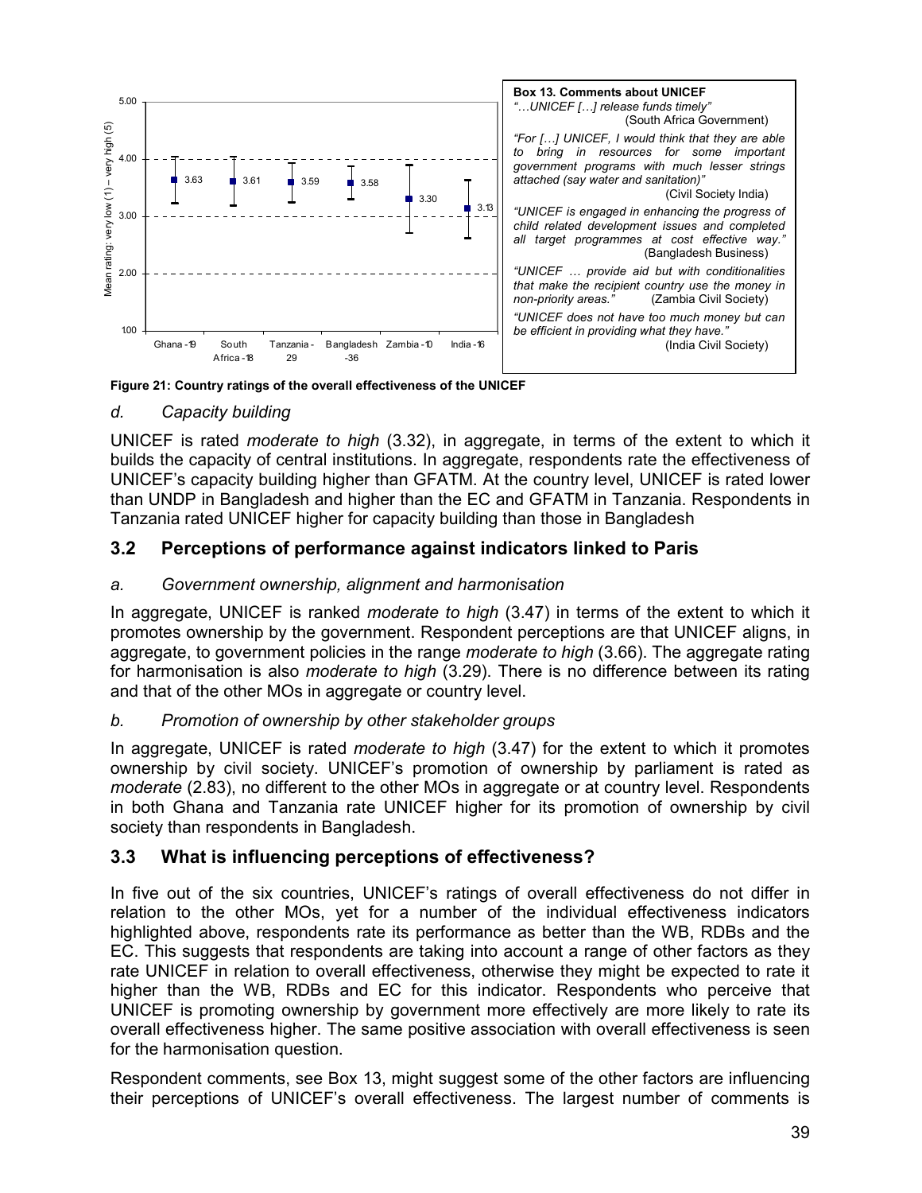**Box 13. Comments about UNICEF**

*"…UNICEF […] release funds timely"*
(South Africa Government)

*"For […] UNICEF, I would think that they are able to bring in resources for some important government programs with much lesser strings attached (say water and sanitation)"*
(Civil Society India)

*"UNICEF is engaged in enhancing the progress of child related development issues and completed all target programmes at cost effective way."*
(Bangladesh Business)

*"UNICEF … provide aid but with conditionalities that make the recipient country use the money in non-priority areas."* (Zambia Civil Society)

*"UNICEF does not have too much money but can be efficient in providing what they have."*
(India Civil Society)

**Figure 21: Country ratings of the overall effectiveness of the UNICEF**

### *d. Capacity building*

UNICEF is rated *moderate to high* (3.32), in aggregate, in terms of the extent to which it builds the capacity of central institutions. In aggregate, respondents rate the effectiveness of UNICEF's capacity building higher than GFATM. At the country level, UNICEF is rated lower than UNDP in Bangladesh and higher than the EC and GFATM in Tanzania. Respondents in Tanzania rated UNICEF higher for capacity building than those in Bangladesh

## 3.2 Perceptions of performance against indicators linked to Paris

### *a. Government ownership, alignment and harmonisation*

In aggregate, UNICEF is ranked *moderate to high* (3.47) in terms of the extent to which it promotes ownership by the government. Respondent perceptions are that UNICEF aligns, in aggregate, to government policies in the range *moderate to high* (3.66). The aggregate rating for harmonisation is also *moderate to high* (3.29). There is no difference between its rating and that of the other MOs in aggregate or country level.

### *b. Promotion of ownership by other stakeholder groups*

In aggregate, UNICEF is rated *moderate to high* (3.47) for the extent to which it promotes ownership by civil society. UNICEF's promotion of ownership by parliament is rated as *moderate* (2.83), no different to the other MOs in aggregate or at country level. Respondents in both Ghana and Tanzania rate UNICEF higher for its promotion of ownership by civil society than respondents in Bangladesh.

## 3.3 What is influencing perceptions of effectiveness?

In five out of the six countries, UNICEF's ratings of overall effectiveness do not differ in relation to the other MOs, yet for a number of the individual effectiveness indicators highlighted above, respondents rate its performance as better than the WB, RDBs and the EC. This suggests that respondents are taking into account a range of other factors as they rate UNICEF in relation to overall effectiveness, otherwise they might be expected to rate it higher than the WB, RDBs and EC for this indicator. Respondents who perceive that UNICEF is promoting ownership by government more effectively are more likely to rate its overall effectiveness higher. The same positive association with overall effectiveness is seen for the harmonisation question.

Respondent comments, see Box 13, might suggest some of the other factors are influencing their perceptions of UNICEF's overall effectiveness. The largest number of comments is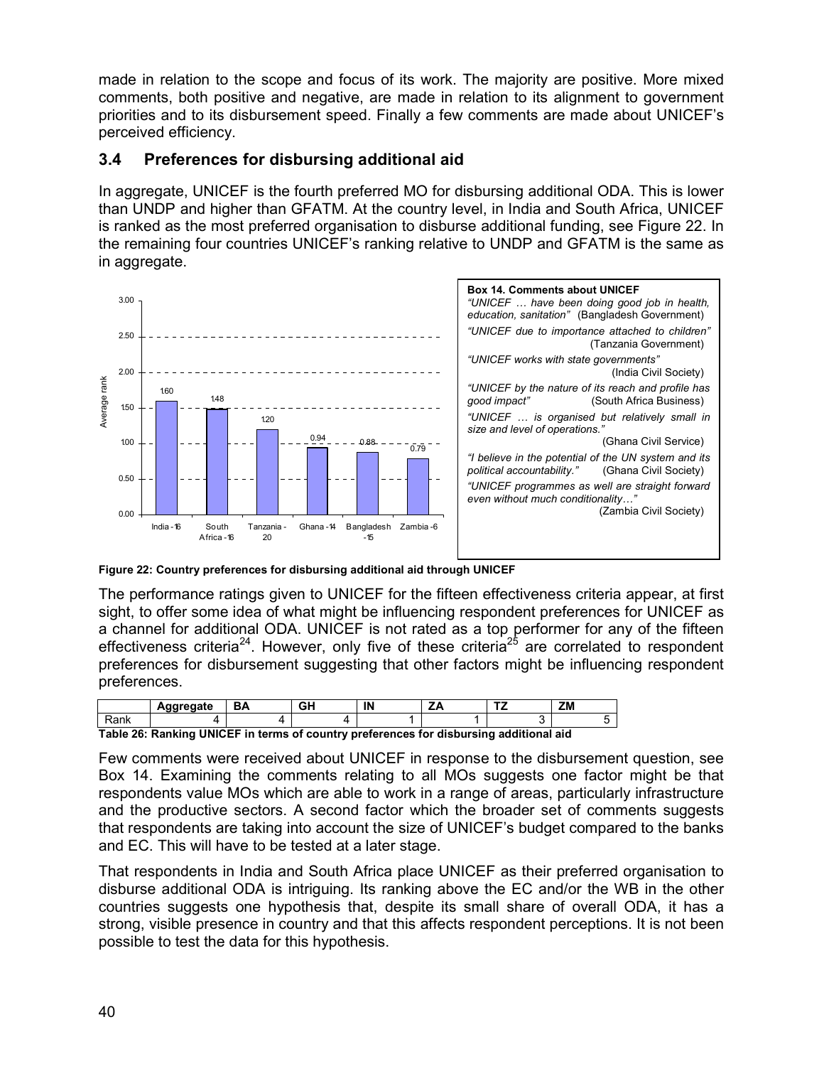made in relation to the scope and focus of its work. The majority are positive. More mixed comments, both positive and negative, are made in relation to its alignment to government priorities and to its disbursement speed. Finally a few comments are made about UNICEF's perceived efficiency.

## 3.4 Preferences for disbursing additional aid

In aggregate, UNICEF is the fourth preferred MO for disbursing additional ODA. This is lower than UNDP and higher than GFATM. At the country level, in India and South Africa, UNICEF is ranked as the most preferred organisation to disburse additional funding, see Figure 22. In the remaining four countries UNICEF's ranking relative to UNDP and GFATM is the same as in aggregate.

| Country | Average rank |
|---|---|
| India - 16 | 1.60 |
| South Africa - 16 | 1.48 |
| Tanzania - 20 | 1.20 |
| Ghana - 14 | 0.94 |
| Bangladesh - 15 | 0.88 |
| Zambia - 6 | 0.79 |

**Figure 22: Country preferences for disbursing additional aid through UNICEF**

**Box 14. Comments about UNICEF**

*"UNICEF … have been doing good job in health, education, sanitation"* (Bangladesh Government)

*"UNICEF due to importance attached to children"* (Tanzania Government)

*"UNICEF works with state governments"* (India Civil Society)

*"UNICEF by the nature of its reach and profile has good impact"* (South Africa Business)

*"UNICEF … is organised but relatively small in size and level of operations."* (Ghana Civil Service)

*"I believe in the potential of the UN system and its political accountability."* (Ghana Civil Society)

*"UNICEF programmes as well are straight forward even without much conditionality…"* (Zambia Civil Society)

The performance ratings given to UNICEF for the fifteen effectiveness criteria appear, at first sight, to offer some idea of what might be influencing respondent preferences for UNICEF as a channel for additional ODA. UNICEF is not rated as a top performer for any of the fifteen effectiveness criteria[24]. However, only five of these criteria[25] are correlated to respondent preferences for disbursement suggesting that other factors might be influencing respondent preferences.

| | Aggregate | BA | GH | IN | ZA | TZ | ZM |
|---|---|---|---|---|---|---|---|
| Rank | 4 | 4 | 4 | 1 | 1 | 3 | 5 |

**Table 26: Ranking UNICEF in terms of country preferences for disbursing additional aid**

Few comments were received about UNICEF in response to the disbursement question, see Box 14. Examining the comments relating to all MOs suggests one factor might be that respondents value MOs which are able to work in a range of areas, particularly infrastructure and the productive sectors. A second factor which the broader set of comments suggests that respondents are taking into account the size of UNICEF's budget compared to the banks and EC. This will have to be tested at a later stage.

That respondents in India and South Africa place UNICEF as their preferred organisation to disburse additional ODA is intriguing. Its ranking above the EC and/or the WB in the other countries suggests one hypothesis that, despite its small share of overall ODA, it has a strong, visible presence in country and that this affects respondent perceptions. It is not been possible to test the data for this hypothesis.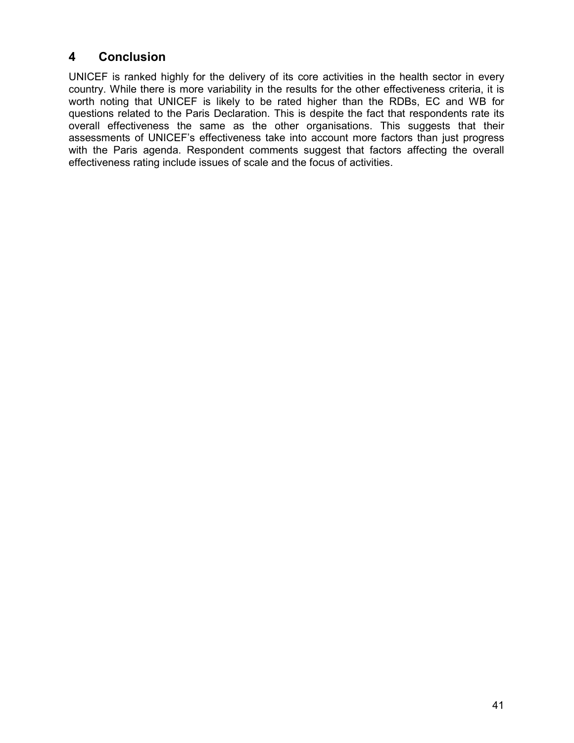# 4 Conclusion

UNICEF is ranked highly for the delivery of its core activities in the health sector in every country. While there is more variability in the results for the other effectiveness criteria, it is worth noting that UNICEF is likely to be rated higher than the RDBs, EC and WB for questions related to the Paris Declaration. This is despite the fact that respondents rate its overall effectiveness the same as the other organisations. This suggests that their assessments of UNICEF's effectiveness take into account more factors than just progress with the Paris agenda. Respondent comments suggest that factors affecting the overall effectiveness rating include issues of scale and the focus of activities.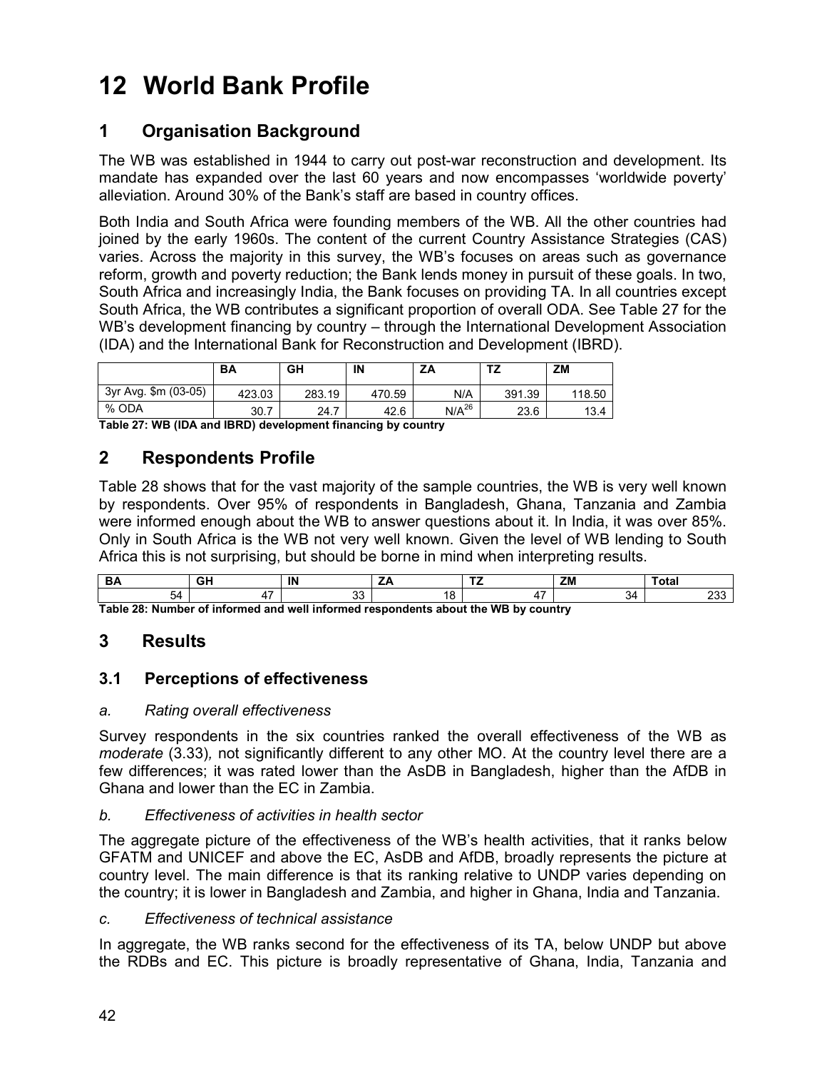# 12 World Bank Profile

## 1 Organisation Background

The WB was established in 1944 to carry out post-war reconstruction and development. Its mandate has expanded over the last 60 years and now encompasses 'worldwide poverty' alleviation. Around 30% of the Bank's staff are based in country offices.

Both India and South Africa were founding members of the WB. All the other countries had joined by the early 1960s. The content of the current Country Assistance Strategies (CAS) varies. Across the majority in this survey, the WB's focuses on areas such as governance reform, growth and poverty reduction; the Bank lends money in pursuit of these goals. In two, South Africa and increasingly India, the Bank focuses on providing TA. In all countries except South Africa, the WB contributes a significant proportion of overall ODA. See Table 27 for the WB's development financing by country – through the International Development Association (IDA) and the International Bank for Reconstruction and Development (IBRD).

| | BA | GH | IN | ZA | TZ | ZM |
|---|---|---|---|---|---|---|
| 3yr Avg. $m (03-05) | 423.03 | 283.19 | 470.59 | N/A | 391.39 | 118.50 |
| % ODA | 30.7 | 24.7 | 42.6 | N/A[26] | 23.6 | 13.4 |

**Table 27: WB (IDA and IBRD) development financing by country**

## 2 Respondents Profile

Table 28 shows that for the vast majority of the sample countries, the WB is very well known by respondents. Over 95% of respondents in Bangladesh, Ghana, Tanzania and Zambia were informed enough about the WB to answer questions about it. In India, it was over 85%. Only in South Africa is the WB not very well known. Given the level of WB lending to South Africa this is not surprising, but should be borne in mind when interpreting results.

| BA | GH | IN | ZA | TZ | ZM | Total |
|---|---|---|---|---|---|---|
| 54 | 47 | 33 | 18 | 47 | 34 | 233 |

**Table 28: Number of informed and well informed respondents about the WB by country**

## 3 Results

### 3.1 Perceptions of effectiveness

*a. Rating overall effectiveness*

Survey respondents in the six countries ranked the overall effectiveness of the WB as *moderate* (3.33), not significantly different to any other MO. At the country level there are a few differences; it was rated lower than the AsDB in Bangladesh, higher than the AfDB in Ghana and lower than the EC in Zambia.

*b. Effectiveness of activities in health sector*

The aggregate picture of the effectiveness of the WB's health activities, that it ranks below GFATM and UNICEF and above the EC, AsDB and AfDB, broadly represents the picture at country level. The main difference is that its ranking relative to UNDP varies depending on the country; it is lower in Bangladesh and Zambia, and higher in Ghana, India and Tanzania.

*c. Effectiveness of technical assistance*

In aggregate, the WB ranks second for the effectiveness of its TA, below UNDP but above the RDBs and EC. This picture is broadly representative of Ghana, India, Tanzania and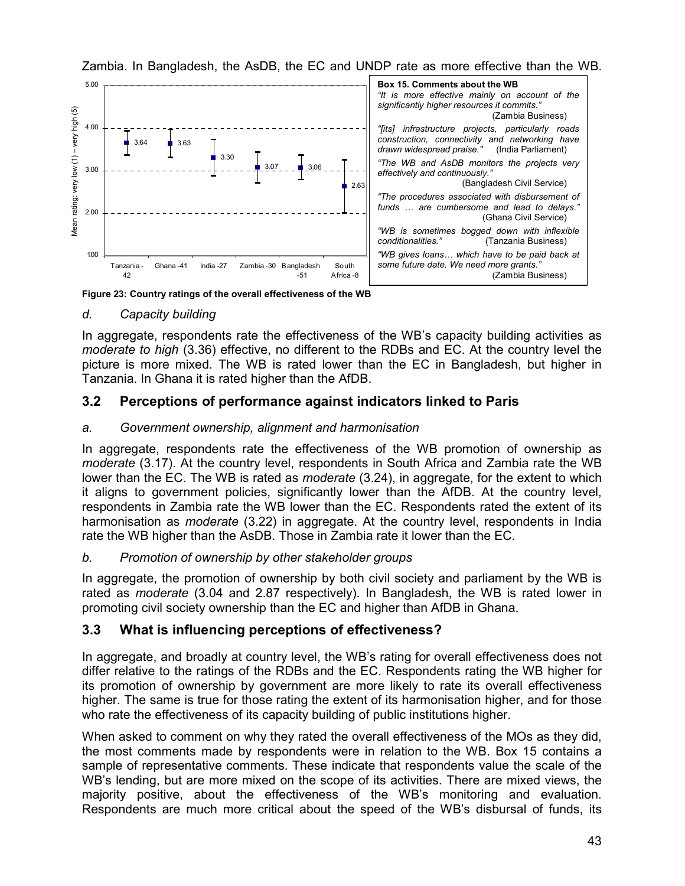Zambia. In Bangladesh, the AsDB, the EC and UNDP rate as more effective than the WB.

**Box 15. Comments about the WB**

*"It is more effective mainly on account of the significantly higher resources it commits."* (Zambia Business)

*"[its] infrastructure projects, particularly roads construction, connectivity and networking have drawn widespread praise."* (India Parliament)

*"The WB and AsDB monitors the projects very effectively and continuously."* (Bangladesh Civil Service)

*"The procedures associated with disbursement of funds … are cumbersome and lead to delays."* (Ghana Civil Service)

*"WB is sometimes bogged down with inflexible conditionalities."* (Tanzania Business)

*"WB gives loans… which have to be paid back at some future date. We need more grants."* (Zambia Business)

| Country | Mean rating: very low (1) – very high (5) |
|---|---|
| Tanzania - 42 | 3.64 |
| Ghana - 41 | 3.63 |
| India - 27 | 3.30 |
| Zambia - 30 | 3.07 |
| Bangladesh - 51 | 3.06 |
| South Africa - 8 | 2.63 |

**Figure 23: Country ratings of the overall effectiveness of the WB**

### *d. Capacity building*

In aggregate, respondents rate the effectiveness of the WB's capacity building activities as *moderate to high* (3.36) effective, no different to the RDBs and EC. At the country level the picture is more mixed. The WB is rated lower than the EC in Bangladesh, but higher in Tanzania. In Ghana it is rated higher than the AfDB.

## 3.2 Perceptions of performance against indicators linked to Paris

### *a. Government ownership, alignment and harmonisation*

In aggregate, respondents rate the effectiveness of the WB promotion of ownership as *moderate* (3.17). At the country level, respondents in South Africa and Zambia rate the WB lower than the EC. The WB is rated as *moderate* (3.24), in aggregate, for the extent to which it aligns to government policies, significantly lower than the AfDB. At the country level, respondents in Zambia rate the WB lower than the EC. Respondents rated the extent of its harmonisation as *moderate* (3.22) in aggregate. At the country level, respondents in India rate the WB higher than the AsDB. Those in Zambia rate it lower than the EC.

### *b. Promotion of ownership by other stakeholder groups*

In aggregate, the promotion of ownership by both civil society and parliament by the WB is rated as *moderate* (3.04 and 2.87 respectively). In Bangladesh, the WB is rated lower in promoting civil society ownership than the EC and higher than AfDB in Ghana.

## 3.3 What is influencing perceptions of effectiveness?

In aggregate, and broadly at country level, the WB's rating for overall effectiveness does not differ relative to the ratings of the RDBs and the EC. Respondents rating the WB higher for its promotion of ownership by government are more likely to rate its overall effectiveness higher. The same is true for those rating the extent of its harmonisation higher, and for those who rate the effectiveness of its capacity building of public institutions higher.

When asked to comment on why they rated the overall effectiveness of the MOs as they did, the most comments made by respondents were in relation to the WB. Box 15 contains a sample of representative comments. These indicate that respondents value the scale of the WB's lending, but are more mixed on the scope of its activities. There are mixed views, the majority positive, about the effectiveness of the WB's monitoring and evaluation. Respondents are much more critical about the speed of the WB's disbursal of funds, its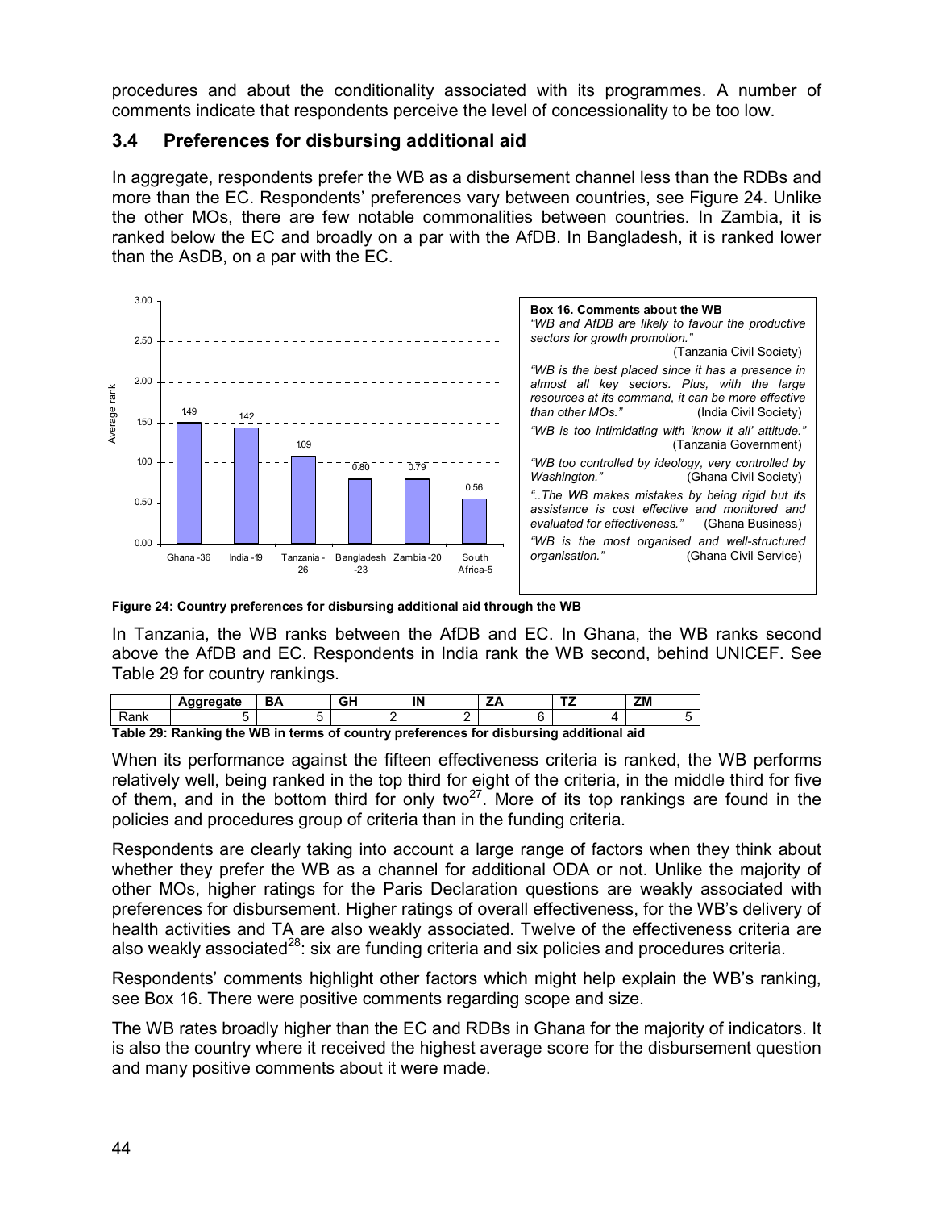procedures and about the conditionality associated with its programmes. A number of comments indicate that respondents perceive the level of concessionality to be too low.

### 3.4 Preferences for disbursing additional aid

In aggregate, respondents prefer the WB as a disbursement channel less than the RDBs and more than the EC. Respondents' preferences vary between countries, see Figure 24. Unlike the other MOs, there are few notable commonalities between countries. In Zambia, it is ranked below the EC and broadly on a par with the AfDB. In Bangladesh, it is ranked lower than the AsDB, on a par with the EC.

| Country - respondents | Average rank |
|---|---|
| Ghana - 36 | 1.49 |
| India - 19 | 1.42 |
| Tanzania - 26 | 1.09 |
| Bangladesh - 23 | 0.80 |
| Zambia - 20 | 0.79 |
| South Africa - 5 | 0.56 |

**Box 16. Comments about the WB**

*"WB and AfDB are likely to favour the productive sectors for growth promotion."* (Tanzania Civil Society)

*"WB is the best placed since it has a presence in almost all key sectors. Plus, with the large resources at its command, it can be more effective than other MOs."* (India Civil Society)

*"WB is too intimidating with 'know it all' attitude."* (Tanzania Government)

*"WB too controlled by ideology, very controlled by Washington."* (Ghana Civil Society)

*"..The WB makes mistakes by being rigid but its assistance is cost effective and monitored and evaluated for effectiveness."* (Ghana Business)

*"WB is the most organised and well-structured organisation."* (Ghana Civil Service)

**Figure 24: Country preferences for disbursing additional aid through the WB**

In Tanzania, the WB ranks between the AfDB and EC. In Ghana, the WB ranks second above the AfDB and EC. Respondents in India rank the WB second, behind UNICEF. See Table 29 for country rankings.

| | Aggregate | BA | GH | IN | ZA | TZ | ZM |
|---|---|---|---|---|---|---|---|
| Rank | 5 | 5 | 2 | 2 | 6 | 4 | 5 |

**Table 29: Ranking the WB in terms of country preferences for disbursing additional aid**

When its performance against the fifteen effectiveness criteria is ranked, the WB performs relatively well, being ranked in the top third for eight of the criteria, in the middle third for five of them, and in the bottom third for only two[27]. More of its top rankings are found in the policies and procedures group of criteria than in the funding criteria.

Respondents are clearly taking into account a large range of factors when they think about whether they prefer the WB as a channel for additional ODA or not. Unlike the majority of other MOs, higher ratings for the Paris Declaration questions are weakly associated with preferences for disbursement. Higher ratings of overall effectiveness, for the WB's delivery of health activities and TA are also weakly associated. Twelve of the effectiveness criteria are also weakly associated[28]: six are funding criteria and six policies and procedures criteria.

Respondents' comments highlight other factors which might help explain the WB's ranking, see Box 16. There were positive comments regarding scope and size.

The WB rates broadly higher than the EC and RDBs in Ghana for the majority of indicators. It is also the country where it received the highest average score for the disbursement question and many positive comments about it were made.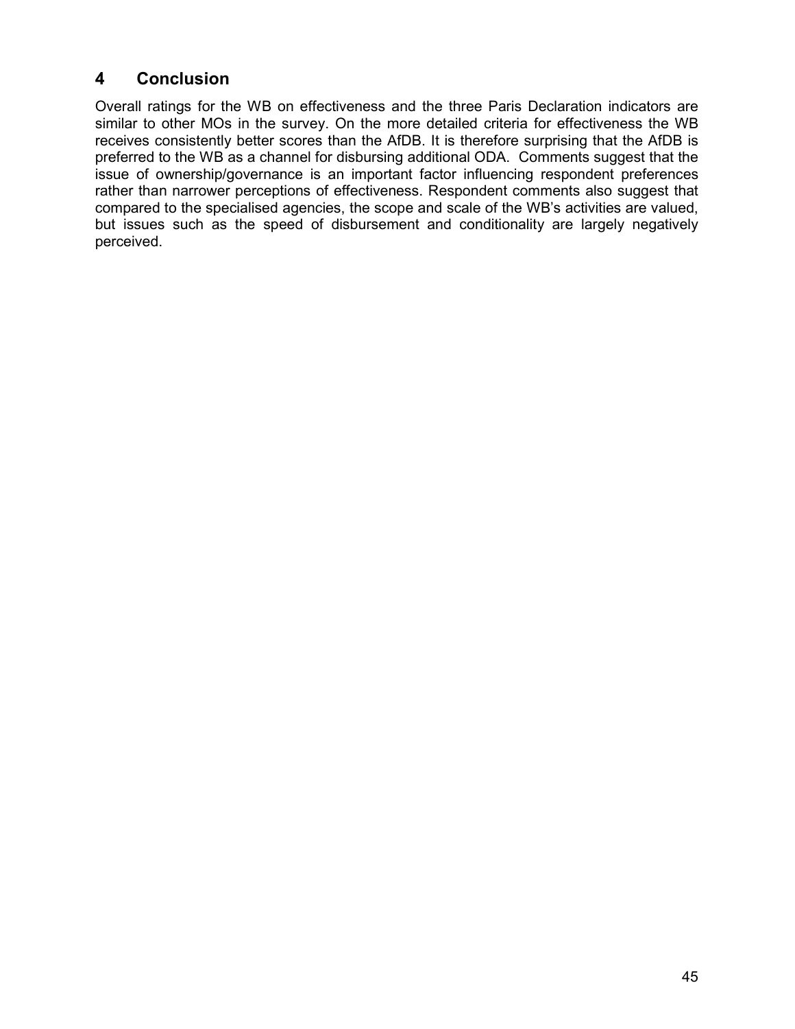# 4 Conclusion

Overall ratings for the WB on effectiveness and the three Paris Declaration indicators are similar to other MOs in the survey. On the more detailed criteria for effectiveness the WB receives consistently better scores than the AfDB. It is therefore surprising that the AfDB is preferred to the WB as a channel for disbursing additional ODA. Comments suggest that the issue of ownership/governance is an important factor influencing respondent preferences rather than narrower perceptions of effectiveness. Respondent comments also suggest that compared to the specialised agencies, the scope and scale of the WB's activities are valued, but issues such as the speed of disbursement and conditionality are largely negatively perceived.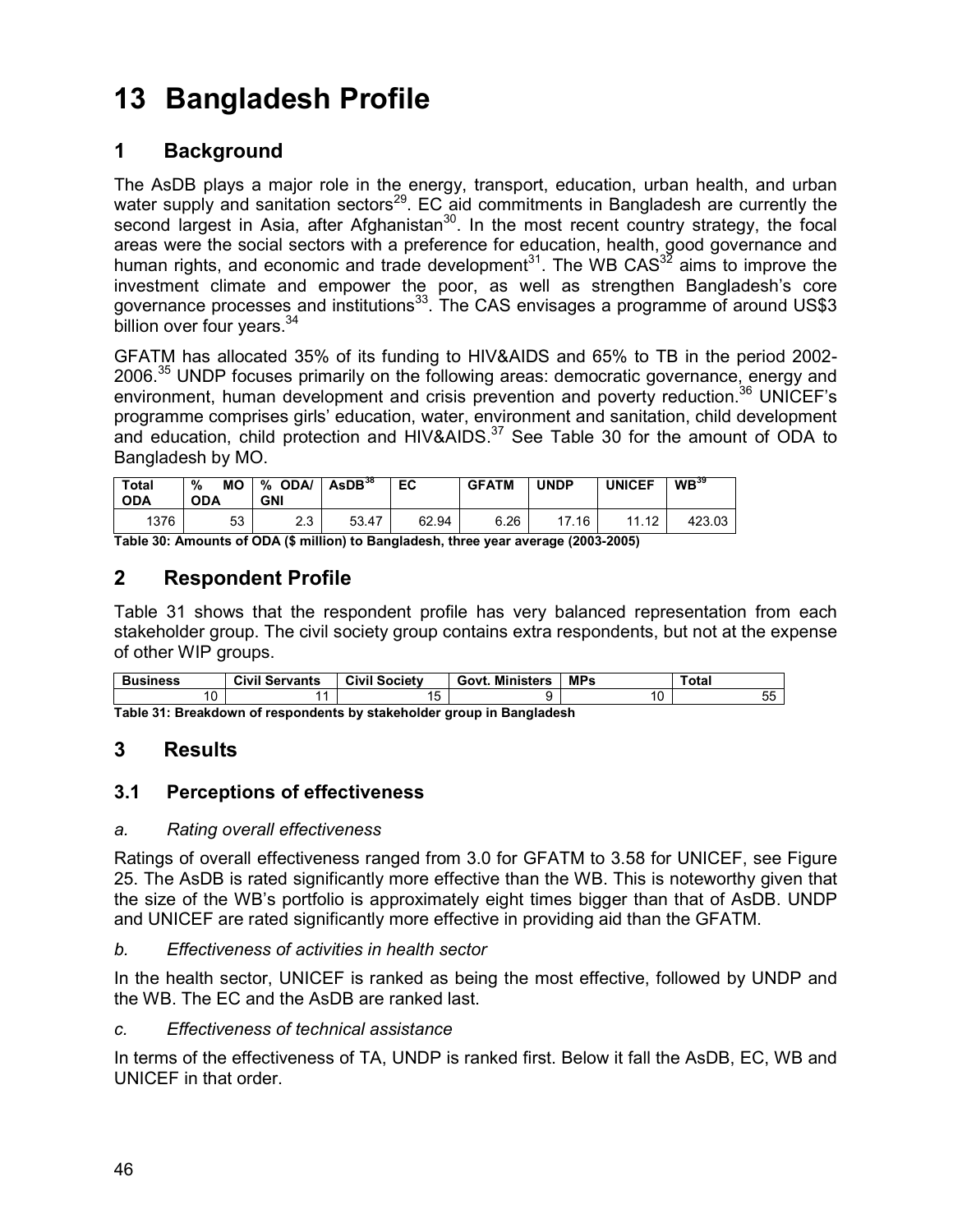# 13 Bangladesh Profile

## 1 Background

The AsDB plays a major role in the energy, transport, education, urban health, and urban water supply and sanitation sectors[29]. EC aid commitments in Bangladesh are currently the second largest in Asia, after Afghanistan[30]. In the most recent country strategy, the focal areas were the social sectors with a preference for education, health, good governance and human rights, and economic and trade development[31]. The WB CAS[32] aims to improve the investment climate and empower the poor, as well as strengthen Bangladesh's core governance processes and institutions[33]. The CAS envisages a programme of around US$3 billion over four years.[34]

GFATM has allocated 35% of its funding to HIV&AIDS and 65% to TB in the period 2002-2006.[35] UNDP focuses primarily on the following areas: democratic governance, energy and environment, human development and crisis prevention and poverty reduction.[36] UNICEF's programme comprises girls' education, water, environment and sanitation, child development and education, child protection and HIV&AIDS.[37] See Table 30 for the amount of ODA to Bangladesh by MO.

| Total ODA | % MO ODA | % ODA/ GNI | AsDB[38] | EC | GFATM | UNDP | UNICEF | WB[39] |
|---|---|---|---|---|---|---|---|---|
| 1376 | 53 | 2.3 | 53.47 | 62.94 | 6.26 | 17.16 | 11.12 | 423.03 |

**Table 30: Amounts of ODA ($ million) to Bangladesh, three year average (2003-2005)**

## 2 Respondent Profile

Table 31 shows that the respondent profile has very balanced representation from each stakeholder group. The civil society group contains extra respondents, but not at the expense of other WIP groups.

| Business | Civil Servants | Civil Society | Govt. Ministers | MPs | Total |
|---|---|---|---|---|---|
| 10 | 11 | 15 | 9 | 10 | 55 |

**Table 31: Breakdown of respondents by stakeholder group in Bangladesh**

## 3 Results

### 3.1 Perceptions of effectiveness

*a. Rating overall effectiveness*

Ratings of overall effectiveness ranged from 3.0 for GFATM to 3.58 for UNICEF, see Figure 25. The AsDB is rated significantly more effective than the WB. This is noteworthy given that the size of the WB's portfolio is approximately eight times bigger than that of AsDB. UNDP and UNICEF are rated significantly more effective in providing aid than the GFATM.

*b. Effectiveness of activities in health sector*

In the health sector, UNICEF is ranked as being the most effective, followed by UNDP and the WB. The EC and the AsDB are ranked last.

*c. Effectiveness of technical assistance*

In terms of the effectiveness of TA, UNDP is ranked first. Below it fall the AsDB, EC, WB and UNICEF in that order.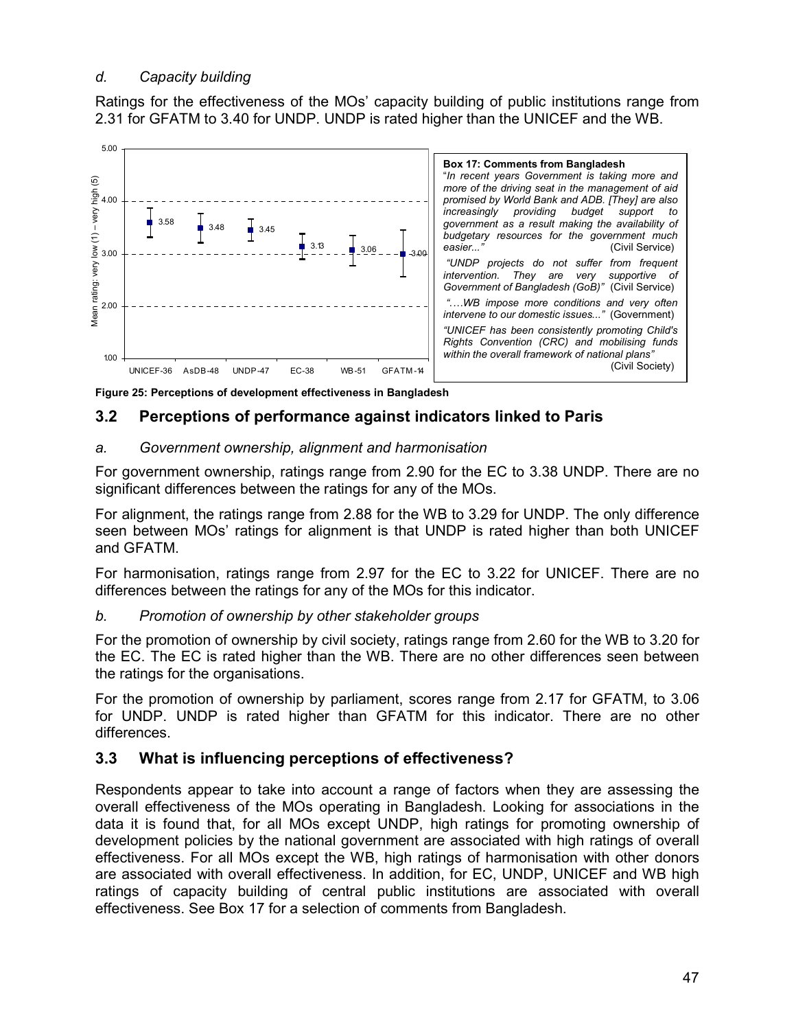*d. Capacity building*

Ratings for the effectiveness of the MOs' capacity building of public institutions range from 2.31 for GFATM to 3.40 for UNDP. UNDP is rated higher than the UNICEF and the WB.

**Box 17: Comments from Bangladesh**

"*In recent years Government is taking more and more of the driving seat in the management of aid promised by World Bank and ADB. [They] are also increasingly providing budget support to government as a result making the availability of budgetary resources for the government much easier...*" (Civil Service)

*"UNDP projects do not suffer from frequent intervention. They are very supportive of Government of Bangladesh (GoB)"* (Civil Service)

*"….WB impose more conditions and very often intervene to our domestic issues..."* (Government)

*"UNICEF has been consistently promoting Child's Rights Convention (CRC) and mobilising funds within the overall framework of national plans"* (Civil Society)

**Figure 25: Perceptions of development effectiveness in Bangladesh**

## 3.2 Perceptions of performance against indicators linked to Paris

*a. Government ownership, alignment and harmonisation*

For government ownership, ratings range from 2.90 for the EC to 3.38 UNDP. There are no significant differences between the ratings for any of the MOs.

For alignment, the ratings range from 2.88 for the WB to 3.29 for UNDP. The only difference seen between MOs' ratings for alignment is that UNDP is rated higher than both UNICEF and GFATM.

For harmonisation, ratings range from 2.97 for the EC to 3.22 for UNICEF. There are no differences between the ratings for any of the MOs for this indicator.

*b. Promotion of ownership by other stakeholder groups*

For the promotion of ownership by civil society, ratings range from 2.60 for the WB to 3.20 for the EC. The EC is rated higher than the WB. There are no other differences seen between the ratings for the organisations.

For the promotion of ownership by parliament, scores range from 2.17 for GFATM, to 3.06 for UNDP. UNDP is rated higher than GFATM for this indicator. There are no other differences.

## 3.3 What is influencing perceptions of effectiveness?

Respondents appear to take into account a range of factors when they are assessing the overall effectiveness of the MOs operating in Bangladesh. Looking for associations in the data it is found that, for all MOs except UNDP, high ratings for promoting ownership of development policies by the national government are associated with high ratings of overall effectiveness. For all MOs except the WB, high ratings of harmonisation with other donors are associated with overall effectiveness. In addition, for EC, UNDP, UNICEF and WB high ratings of capacity building of central public institutions are associated with overall effectiveness. See Box 17 for a selection of comments from Bangladesh.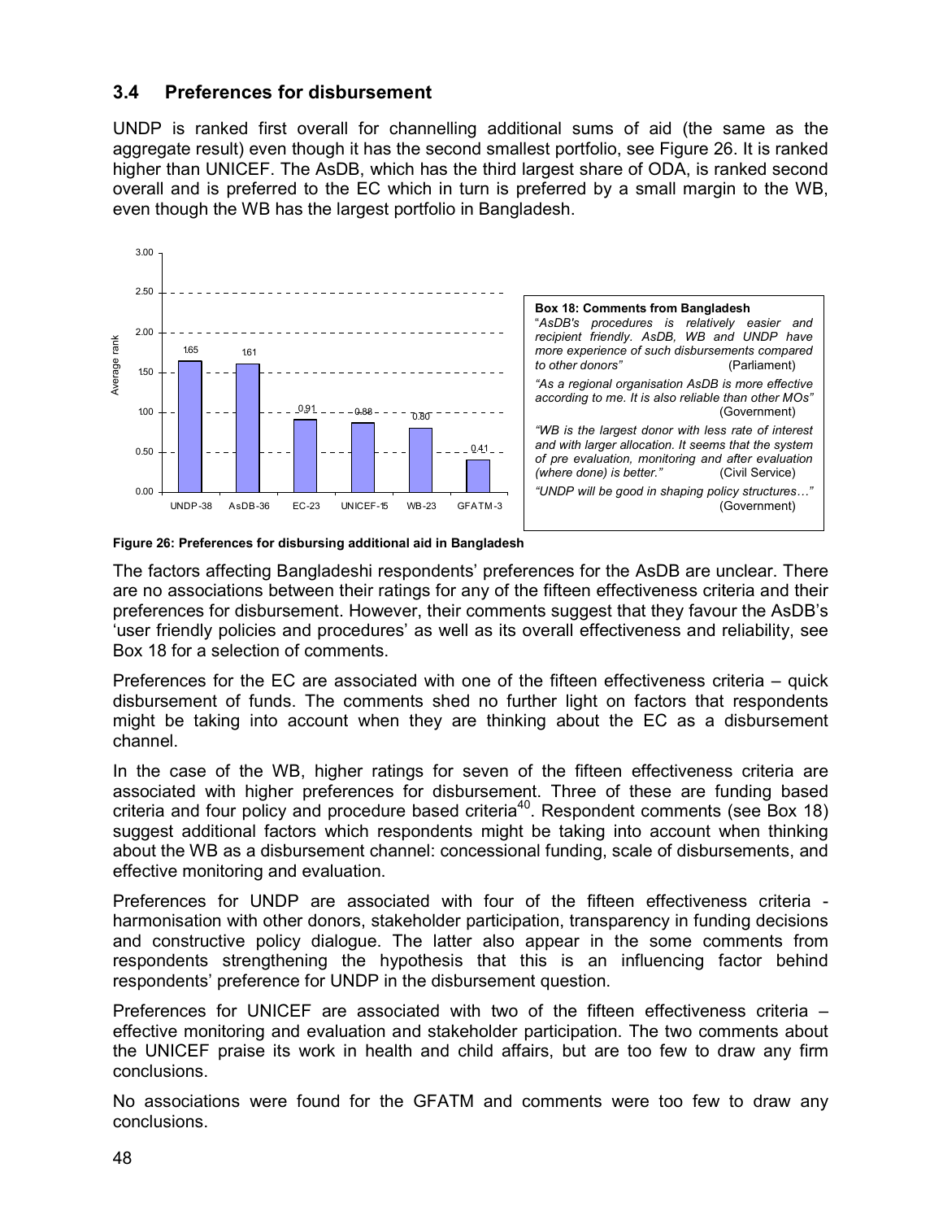## 3.4 Preferences for disbursement

UNDP is ranked first overall for channelling additional sums of aid (the same as the aggregate result) even though it has the second smallest portfolio, see Figure 26. It is ranked higher than UNICEF. The AsDB, which has the third largest share of ODA, is ranked second overall and is preferred to the EC which in turn is preferred by a small margin to the WB, even though the WB has the largest portfolio in Bangladesh.

| | UNDP-38 | AsDB-36 | EC-23 | UNICEF-15 | WB-23 | GFATM-3 |
|---|---|---|---|---|---|---|
| Average rank | 1.65 | 1.61 | 0.91 | 0.88 | 0.80 | 0.41 |

**Box 18: Comments from Bangladesh**

"*AsDB's procedures is relatively easier and recipient friendly. AsDB, WB and UNDP have more experience of such disbursements compared to other donors"* (Parliament)

*"As a regional organisation AsDB is more effective according to me. It is also reliable than other MOs"* (Government)

*"WB is the largest donor with less rate of interest and with larger allocation. It seems that the system of pre evaluation, monitoring and after evaluation (where done) is better."* (Civil Service)

*"UNDP will be good in shaping policy structures…"* (Government)

**Figure 26: Preferences for disbursing additional aid in Bangladesh**

The factors affecting Bangladeshi respondents' preferences for the AsDB are unclear. There are no associations between their ratings for any of the fifteen effectiveness criteria and their preferences for disbursement. However, their comments suggest that they favour the AsDB's 'user friendly policies and procedures' as well as its overall effectiveness and reliability, see Box 18 for a selection of comments.

Preferences for the EC are associated with one of the fifteen effectiveness criteria – quick disbursement of funds. The comments shed no further light on factors that respondents might be taking into account when they are thinking about the EC as a disbursement channel.

In the case of the WB, higher ratings for seven of the fifteen effectiveness criteria are associated with higher preferences for disbursement. Three of these are funding based criteria and four policy and procedure based criteria[40]. Respondent comments (see Box 18) suggest additional factors which respondents might be taking into account when thinking about the WB as a disbursement channel: concessional funding, scale of disbursements, and effective monitoring and evaluation.

Preferences for UNDP are associated with four of the fifteen effectiveness criteria - harmonisation with other donors, stakeholder participation, transparency in funding decisions and constructive policy dialogue. The latter also appear in the some comments from respondents strengthening the hypothesis that this is an influencing factor behind respondents' preference for UNDP in the disbursement question.

Preferences for UNICEF are associated with two of the fifteen effectiveness criteria – effective monitoring and evaluation and stakeholder participation. The two comments about the UNICEF praise its work in health and child affairs, but are too few to draw any firm conclusions.

No associations were found for the GFATM and comments were too few to draw any conclusions.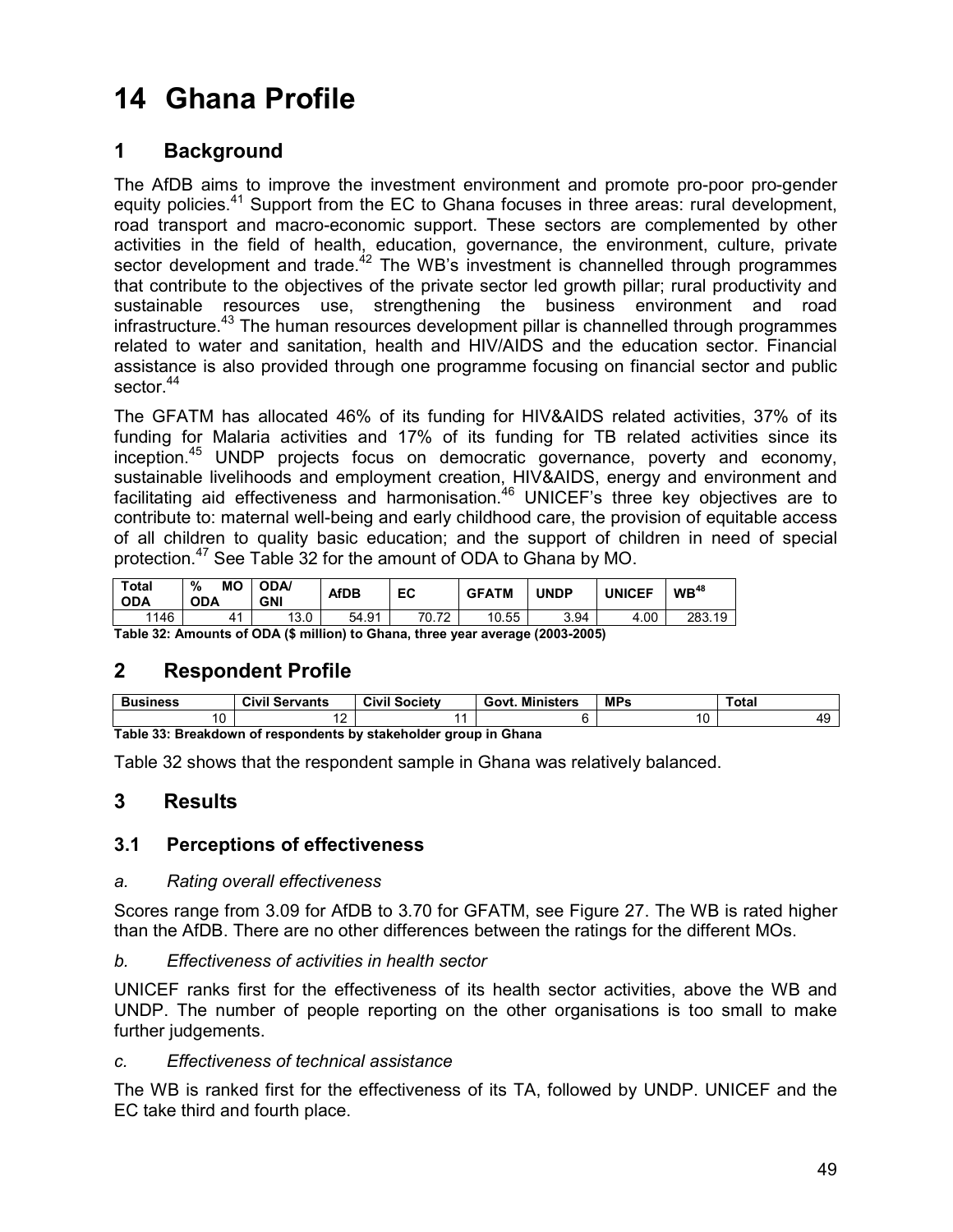# 14 Ghana Profile

## 1 Background

The AfDB aims to improve the investment environment and promote pro-poor pro-gender equity policies.[41] Support from the EC to Ghana focuses in three areas: rural development, road transport and macro-economic support. These sectors are complemented by other activities in the field of health, education, governance, the environment, culture, private sector development and trade.[42] The WB's investment is channelled through programmes that contribute to the objectives of the private sector led growth pillar; rural productivity and sustainable resources use, strengthening the business environment and road infrastructure.[43] The human resources development pillar is channelled through programmes related to water and sanitation, health and HIV/AIDS and the education sector. Financial assistance is also provided through one programme focusing on financial sector and public sector.[44]

The GFATM has allocated 46% of its funding for HIV&AIDS related activities, 37% of its funding for Malaria activities and 17% of its funding for TB related activities since its inception.[45] UNDP projects focus on democratic governance, poverty and economy, sustainable livelihoods and employment creation, HIV&AIDS, energy and environment and facilitating aid effectiveness and harmonisation.[46] UNICEF's three key objectives are to contribute to: maternal well-being and early childhood care, the provision of equitable access of all children to quality basic education; and the support of children in need of special protection.[47] See Table 32 for the amount of ODA to Ghana by MO.

| Total ODA | % MO ODA | ODA/ GNI | AfDB | EC | GFATM | UNDP | UNICEF | WB[48] |
|---|---|---|---|---|---|---|---|---|
| 1146 | 41 | 13.0 | 54.91 | 70.72 | 10.55 | 3.94 | 4.00 | 283.19 |

**Table 32: Amounts of ODA ($ million) to Ghana, three year average (2003-2005)**

## 2 Respondent Profile

| Business | Civil Servants | Civil Society | Govt. Ministers | MPs | Total |
|---|---|---|---|---|---|
| 10 | 12 | 11 | 6 | 10 | 49 |

**Table 33: Breakdown of respondents by stakeholder group in Ghana**

Table 32 shows that the respondent sample in Ghana was relatively balanced.

## 3 Results

### 3.1 Perceptions of effectiveness

*a. Rating overall effectiveness*

Scores range from 3.09 for AfDB to 3.70 for GFATM, see Figure 27. The WB is rated higher than the AfDB. There are no other differences between the ratings for the different MOs.

*b. Effectiveness of activities in health sector*

UNICEF ranks first for the effectiveness of its health sector activities, above the WB and UNDP. The number of people reporting on the other organisations is too small to make further judgements.

*c. Effectiveness of technical assistance*

The WB is ranked first for the effectiveness of its TA, followed by UNDP. UNICEF and the EC take third and fourth place.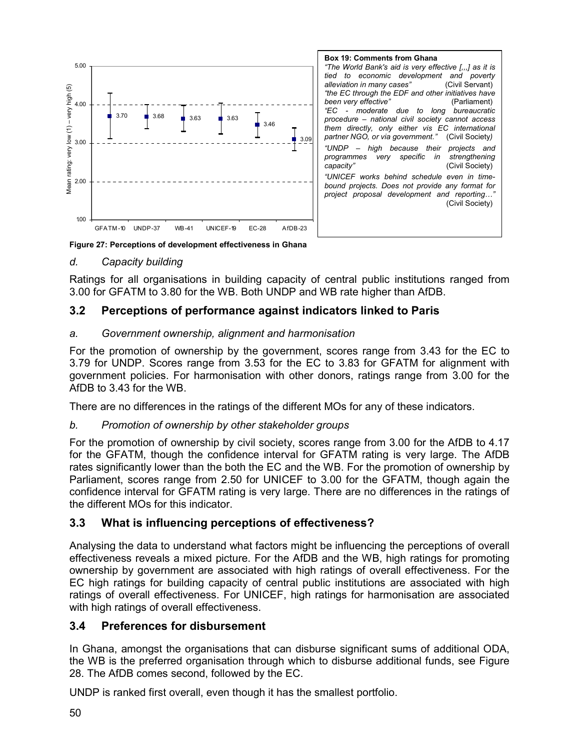**Box 19: Comments from Ghana**

*"The World Bank's aid is very effective [,,,] as it is tied to economic development and poverty alleviation in many cases"* (Civil Servant)

*"the EC through the EDF and other initiatives have been very effective"* (Parliament)

*"EC - moderate due to long bureaucratic procedure – national civil society cannot access them directly, only either vis EC international partner NGO, or via government."* (Civil Society)

*"UNDP – high because their projects and programmes very specific in strengthening capacity"* (Civil Society)

*"UNICEF works behind schedule even in time-bound projects. Does not provide any format for project proposal development and reporting…"* (Civil Society)

**Figure 27: Perceptions of development effectiveness in Ghana**

### *d. Capacity building*

Ratings for all organisations in building capacity of central public institutions ranged from 3.00 for GFATM to 3.80 for the WB. Both UNDP and WB rate higher than AfDB.

## 3.2 Perceptions of performance against indicators linked to Paris

### *a. Government ownership, alignment and harmonisation*

For the promotion of ownership by the government, scores range from 3.43 for the EC to 3.79 for UNDP. Scores range from 3.53 for the EC to 3.83 for GFATM for alignment with government policies. For harmonisation with other donors, ratings range from 3.00 for the AfDB to 3.43 for the WB.

There are no differences in the ratings of the different MOs for any of these indicators.

### *b. Promotion of ownership by other stakeholder groups*

For the promotion of ownership by civil society, scores range from 3.00 for the AfDB to 4.17 for the GFATM, though the confidence interval for GFATM rating is very large. The AfDB rates significantly lower than the both the EC and the WB. For the promotion of ownership by Parliament, scores range from 2.50 for UNICEF to 3.00 for the GFATM, though again the confidence interval for GFATM rating is very large. There are no differences in the ratings of the different MOs for this indicator.

## 3.3 What is influencing perceptions of effectiveness?

Analysing the data to understand what factors might be influencing the perceptions of overall effectiveness reveals a mixed picture. For the AfDB and the WB, high ratings for promoting ownership by government are associated with high ratings of overall effectiveness. For the EC high ratings for building capacity of central public institutions are associated with high ratings of overall effectiveness. For UNICEF, high ratings for harmonisation are associated with high ratings of overall effectiveness.

## 3.4 Preferences for disbursement

In Ghana, amongst the organisations that can disburse significant sums of additional ODA, the WB is the preferred organisation through which to disburse additional funds, see Figure 28. The AfDB comes second, followed by the EC.

UNDP is ranked first overall, even though it has the smallest portfolio.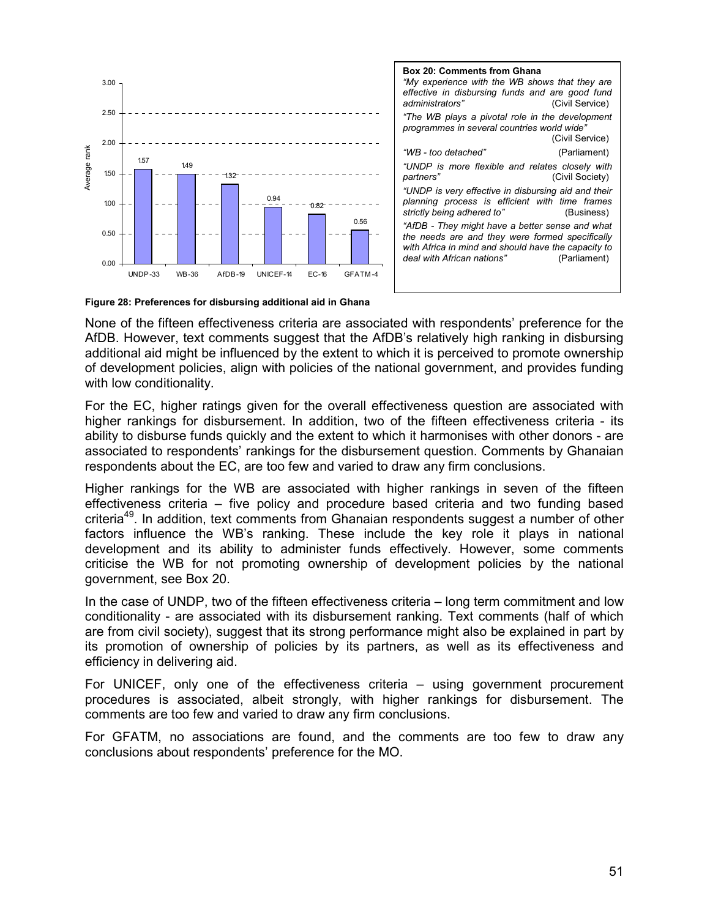| Average rank | UNDP-33 | WB-36 | AfDB-19 | UNICEF-14 | EC-16 | GFATM-4 |
|---|---|---|---|---|---|---|
| | 1.57 | 1.49 | 1.32 | 0.94 | 0.82 | 0.56 |

**Box 20: Comments from Ghana**

*"My experience with the WB shows that they are effective in disbursing funds and are good fund administrators"* (Civil Service)

*"The WB plays a pivotal role in the development programmes in several countries world wide"* (Civil Service)

*"WB - too detached"* (Parliament)

*"UNDP is more flexible and relates closely with partners"* (Civil Society)

*"UNDP is very effective in disbursing aid and their planning process is efficient with time frames strictly being adhered to"* (Business)

*"AfDB - They might have a better sense and what the needs are and they were formed specifically with Africa in mind and should have the capacity to deal with African nations"* (Parliament)

**Figure 28: Preferences for disbursing additional aid in Ghana**

None of the fifteen effectiveness criteria are associated with respondents' preference for the AfDB. However, text comments suggest that the AfDB's relatively high ranking in disbursing additional aid might be influenced by the extent to which it is perceived to promote ownership of development policies, align with policies of the national government, and provides funding with low conditionality.

For the EC, higher ratings given for the overall effectiveness question are associated with higher rankings for disbursement. In addition, two of the fifteen effectiveness criteria - its ability to disburse funds quickly and the extent to which it harmonises with other donors - are associated to respondents' rankings for the disbursement question. Comments by Ghanaian respondents about the EC, are too few and varied to draw any firm conclusions.

Higher rankings for the WB are associated with higher rankings in seven of the fifteen effectiveness criteria – five policy and procedure based criteria and two funding based criteria[49]. In addition, text comments from Ghanaian respondents suggest a number of other factors influence the WB's ranking. These include the key role it plays in national development and its ability to administer funds effectively. However, some comments criticise the WB for not promoting ownership of development policies by the national government, see Box 20.

In the case of UNDP, two of the fifteen effectiveness criteria – long term commitment and low conditionality - are associated with its disbursement ranking. Text comments (half of which are from civil society), suggest that its strong performance might also be explained in part by its promotion of ownership of policies by its partners, as well as its effectiveness and efficiency in delivering aid.

For UNICEF, only one of the effectiveness criteria – using government procurement procedures is associated, albeit strongly, with higher rankings for disbursement. The comments are too few and varied to draw any firm conclusions.

For GFATM, no associations are found, and the comments are too few to draw any conclusions about respondents' preference for the MO.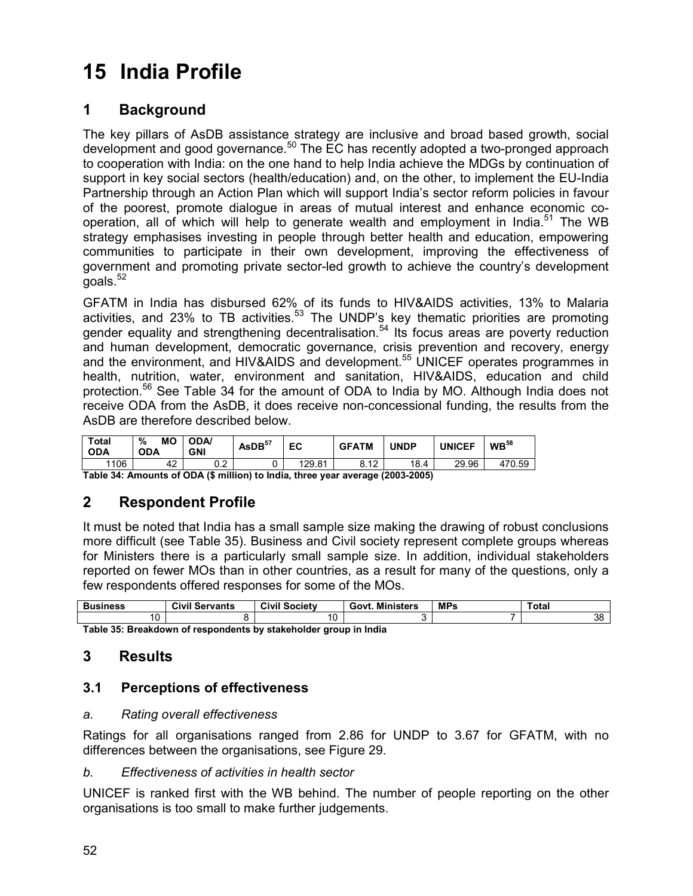# 15 India Profile

## 1 Background

The key pillars of AsDB assistance strategy are inclusive and broad based growth, social development and good governance.[50] The EC has recently adopted a two-pronged approach to cooperation with India: on the one hand to help India achieve the MDGs by continuation of support in key social sectors (health/education) and, on the other, to implement the EU-India Partnership through an Action Plan which will support India's sector reform policies in favour of the poorest, promote dialogue in areas of mutual interest and enhance economic co-operation, all of which will help to generate wealth and employment in India.[51] The WB strategy emphasises investing in people through better health and education, empowering communities to participate in their own development, improving the effectiveness of government and promoting private sector-led growth to achieve the country's development goals.[52]

GFATM in India has disbursed 62% of its funds to HIV&AIDS activities, 13% to Malaria activities, and 23% to TB activities.[53] The UNDP's key thematic priorities are promoting gender equality and strengthening decentralisation.[54] Its focus areas are poverty reduction and human development, democratic governance, crisis prevention and recovery, energy and the environment, and HIV&AIDS and development.[55] UNICEF operates programmes in health, nutrition, water, environment and sanitation, HIV&AIDS, education and child protection.[56] See Table 34 for the amount of ODA to India by MO. Although India does not receive ODA from the AsDB, it does receive non-concessional funding, the results from the AsDB are therefore described below.

| Total ODA | % MO ODA | ODA/ GNI | AsDB[57] | EC | GFATM | UNDP | UNICEF | WB[58] |
|---|---|---|---|---|---|---|---|---|
| 1106 | 42 | 0.2 | 0 | 129.81 | 8.12 | 18.4 | 29.96 | 470.59 |

**Table 34: Amounts of ODA ($ million) to India, three year average (2003-2005)**

## 2 Respondent Profile

It must be noted that India has a small sample size making the drawing of robust conclusions more difficult (see Table 35). Business and Civil society represent complete groups whereas for Ministers there is a particularly small sample size. In addition, individual stakeholders reported on fewer MOs than in other countries, as a result for many of the questions, only a few respondents offered responses for some of the MOs.

| Business | Civil Servants | Civil Society | Govt. Ministers | MPs | Total |
|---|---|---|---|---|---|
| 10 | 8 | 10 | 3 | 7 | 38 |

**Table 35: Breakdown of respondents by stakeholder group in India**

## 3 Results

### 3.1 Perceptions of effectiveness

*a. Rating overall effectiveness*

Ratings for all organisations ranged from 2.86 for UNDP to 3.67 for GFATM, with no differences between the organisations, see Figure 29.

*b. Effectiveness of activities in health sector*

UNICEF is ranked first with the WB behind. The number of people reporting on the other organisations is too small to make further judgements.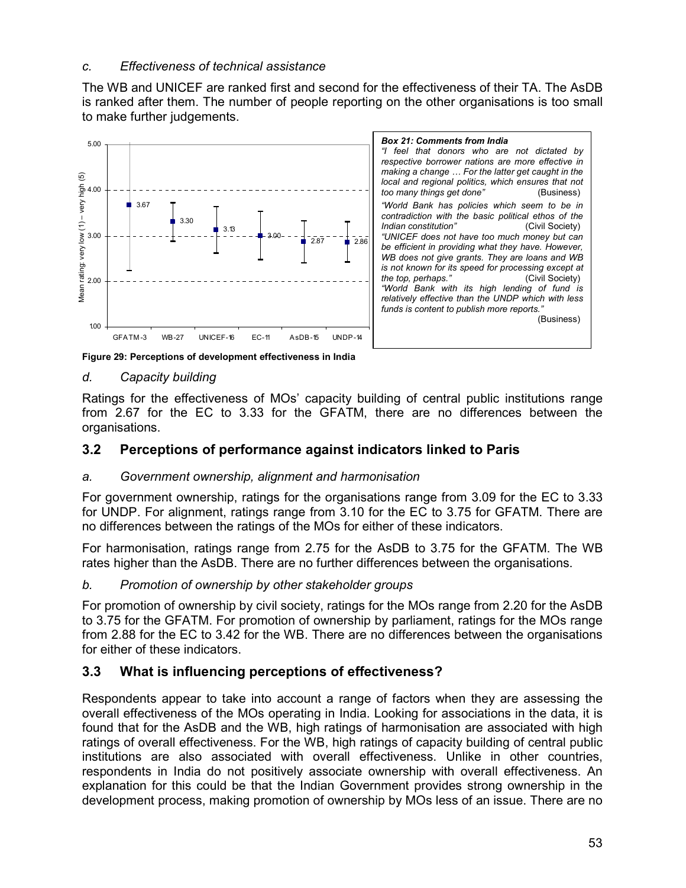*c. Effectiveness of technical assistance*

The WB and UNICEF are ranked first and second for the effectiveness of their TA. The AsDB is ranked after them. The number of people reporting on the other organisations is too small to make further judgements.

> ***Box 21: Comments from India***
>
> *"I feel that donors who are not dictated by respective borrower nations are more effective in making a change … For the latter get caught in the local and regional politics, which ensures that not too many things get done"* (Business)
>
> *"World Bank has policies which seem to be in contradiction with the basic political ethos of the Indian constitution"* (Civil Society)
>
> *"UNICEF does not have too much money but can be efficient in providing what they have. However, WB does not give grants. They are loans and WB is not known for its speed for processing except at the top, perhaps."* (Civil Society)
>
> *"World Bank with its high lending of fund is relatively effective than the UNDP which with less funds is content to publish more reports."* (Business)

**Figure 29: Perceptions of development effectiveness in India**

*d. Capacity building*

Ratings for the effectiveness of MOs' capacity building of central public institutions range from 2.67 for the EC to 3.33 for the GFATM, there are no differences between the organisations.

## 3.2 Perceptions of performance against indicators linked to Paris

*a. Government ownership, alignment and harmonisation*

For government ownership, ratings for the organisations range from 3.09 for the EC to 3.33 for UNDP. For alignment, ratings range from 3.10 for the EC to 3.75 for GFATM. There are no differences between the ratings of the MOs for either of these indicators.

For harmonisation, ratings range from 2.75 for the AsDB to 3.75 for the GFATM. The WB rates higher than the AsDB. There are no further differences between the organisations.

*b. Promotion of ownership by other stakeholder groups*

For promotion of ownership by civil society, ratings for the MOs range from 2.20 for the AsDB to 3.75 for the GFATM. For promotion of ownership by parliament, ratings for the MOs range from 2.88 for the EC to 3.42 for the WB. There are no differences between the organisations for either of these indicators.

## 3.3 What is influencing perceptions of effectiveness?

Respondents appear to take into account a range of factors when they are assessing the overall effectiveness of the MOs operating in India. Looking for associations in the data, it is found that for the AsDB and the WB, high ratings of harmonisation are associated with high ratings of overall effectiveness. For the WB, high ratings of capacity building of central public institutions are also associated with overall effectiveness. Unlike in other countries, respondents in India do not positively associate ownership with overall effectiveness. An explanation for this could be that the Indian Government provides strong ownership in the development process, making promotion of ownership by MOs less of an issue. There are no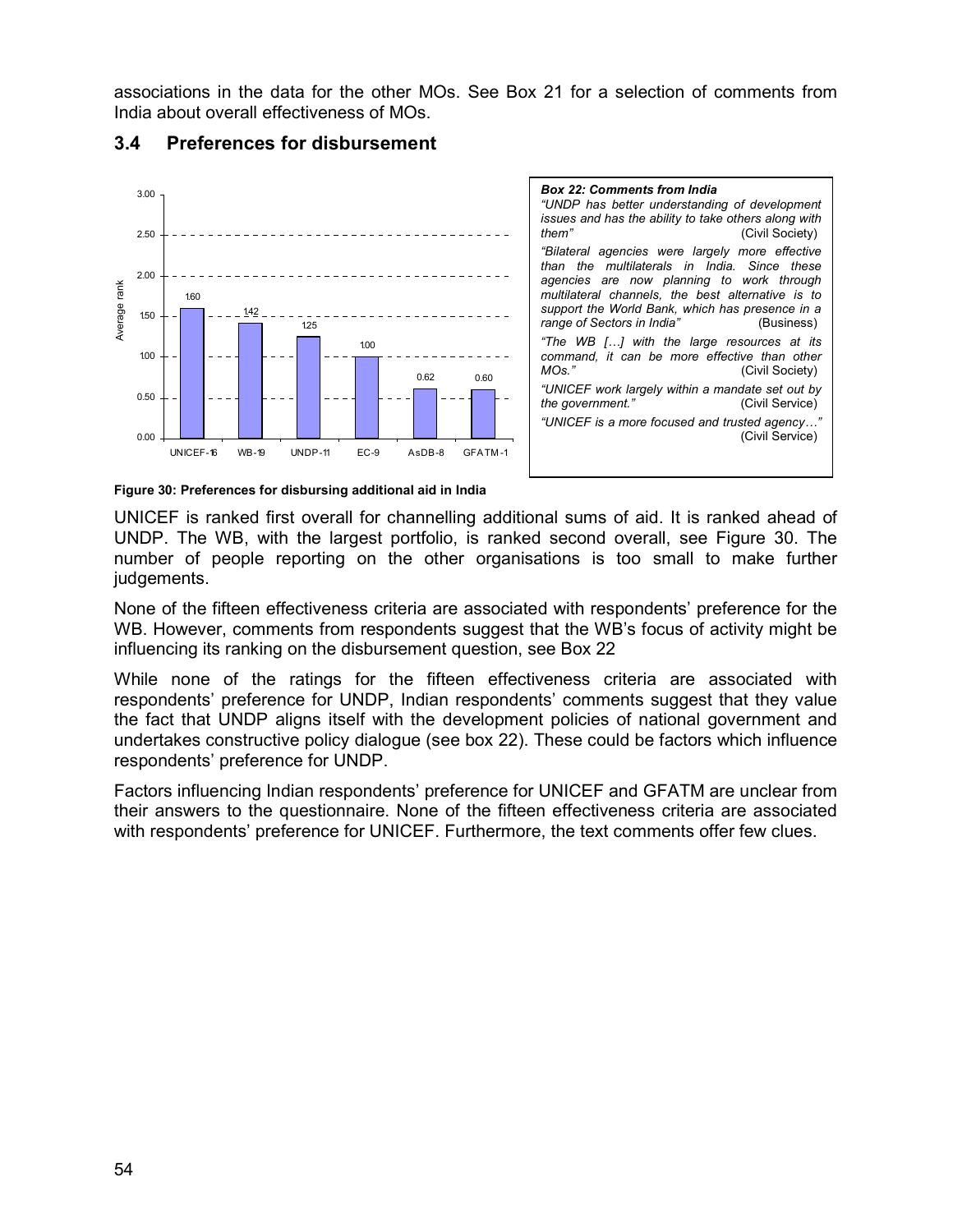associations in the data for the other MOs. See Box 21 for a selection of comments from India about overall effectiveness of MOs.

## 3.4 Preferences for disbursement

| | UNICEF-16 | WB-19 | UNDP-11 | EC-9 | AsDB-8 | GFATM-1 |
|---|---|---|---|---|---|---|
| Average rank | 1.60 | 1.42 | 1.25 | 1.00 | 0.62 | 0.60 |

**Figure 30: Preferences for disbursing additional aid in India**

> ***Box 22: Comments from India***
>
> *"UNDP has better understanding of development issues and has the ability to take others along with them"* (Civil Society)
>
> *"Bilateral agencies were largely more effective than the multilaterals in India. Since these agencies are now planning to work through multilateral channels, the best alternative is to support the World Bank, which has presence in a range of Sectors in India"* (Business)
>
> *"The WB […] with the large resources at its command, it can be more effective than other MOs."* (Civil Society)
>
> *"UNICEF work largely within a mandate set out by the government."* (Civil Service)
>
> *"UNICEF is a more focused and trusted agency…"* (Civil Service)

UNICEF is ranked first overall for channelling additional sums of aid. It is ranked ahead of UNDP. The WB, with the largest portfolio, is ranked second overall, see Figure 30. The number of people reporting on the other organisations is too small to make further judgements.

None of the fifteen effectiveness criteria are associated with respondents' preference for the WB. However, comments from respondents suggest that the WB's focus of activity might be influencing its ranking on the disbursement question, see Box 22

While none of the ratings for the fifteen effectiveness criteria are associated with respondents' preference for UNDP, Indian respondents' comments suggest that they value the fact that UNDP aligns itself with the development policies of national government and undertakes constructive policy dialogue (see box 22). These could be factors which influence respondents' preference for UNDP.

Factors influencing Indian respondents' preference for UNICEF and GFATM are unclear from their answers to the questionnaire. None of the fifteen effectiveness criteria are associated with respondents' preference for UNICEF. Furthermore, the text comments offer few clues.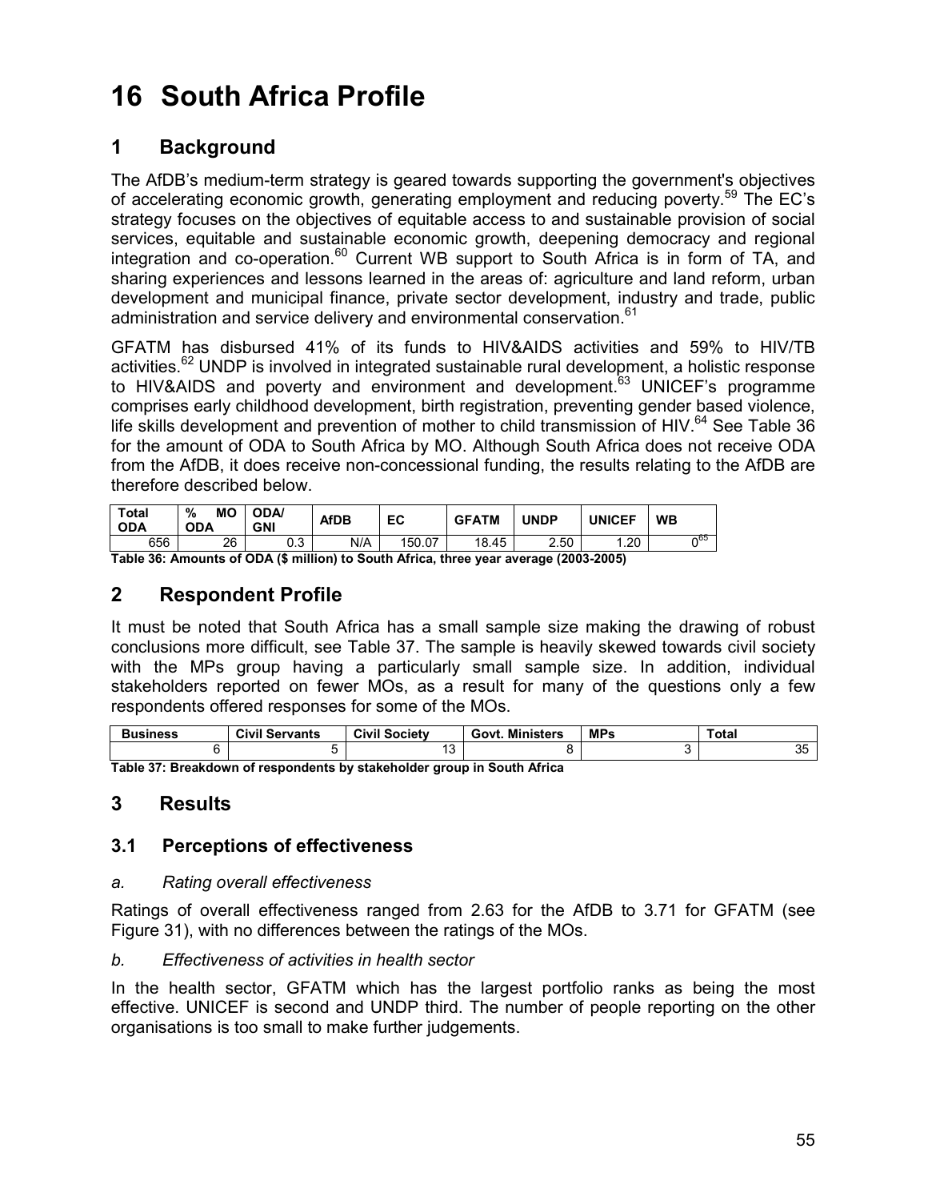# 16 South Africa Profile

## 1 Background

The AfDB's medium-term strategy is geared towards supporting the government's objectives of accelerating economic growth, generating employment and reducing poverty.[59] The EC's strategy focuses on the objectives of equitable access to and sustainable provision of social services, equitable and sustainable economic growth, deepening democracy and regional integration and co-operation.[60] Current WB support to South Africa is in form of TA, and sharing experiences and lessons learned in the areas of: agriculture and land reform, urban development and municipal finance, private sector development, industry and trade, public administration and service delivery and environmental conservation.[61]

GFATM has disbursed 41% of its funds to HIV&AIDS activities and 59% to HIV/TB activities.[62] UNDP is involved in integrated sustainable rural development, a holistic response to HIV&AIDS and poverty and environment and development.[63] UNICEF's programme comprises early childhood development, birth registration, preventing gender based violence, life skills development and prevention of mother to child transmission of HIV.[64] See Table 36 for the amount of ODA to South Africa by MO. Although South Africa does not receive ODA from the AfDB, it does receive non-concessional funding, the results relating to the AfDB are therefore described below.

| Total ODA | % MO ODA | ODA/ GNI | AfDB | EC | GFATM | UNDP | UNICEF | WB |
|---|---|---|---|---|---|---|---|---|
| 656 | 26 | 0.3 | N/A | 150.07 | 18.45 | 2.50 | 1.20 | 0[65] |

**Table 36: Amounts of ODA ($ million) to South Africa, three year average (2003-2005)**

## 2 Respondent Profile

It must be noted that South Africa has a small sample size making the drawing of robust conclusions more difficult, see Table 37. The sample is heavily skewed towards civil society with the MPs group having a particularly small sample size. In addition, individual stakeholders reported on fewer MOs, as a result for many of the questions only a few respondents offered responses for some of the MOs.

| Business | Civil Servants | Civil Society | Govt. Ministers | MPs | Total |
|---|---|---|---|---|---|
| 6 | 5 | 13 | 8 | 3 | 35 |

**Table 37: Breakdown of respondents by stakeholder group in South Africa**

## 3 Results

### 3.1 Perceptions of effectiveness

*a. Rating overall effectiveness*

Ratings of overall effectiveness ranged from 2.63 for the AfDB to 3.71 for GFATM (see Figure 31), with no differences between the ratings of the MOs.

*b. Effectiveness of activities in health sector*

In the health sector, GFATM which has the largest portfolio ranks as being the most effective. UNICEF is second and UNDP third. The number of people reporting on the other organisations is too small to make further judgements.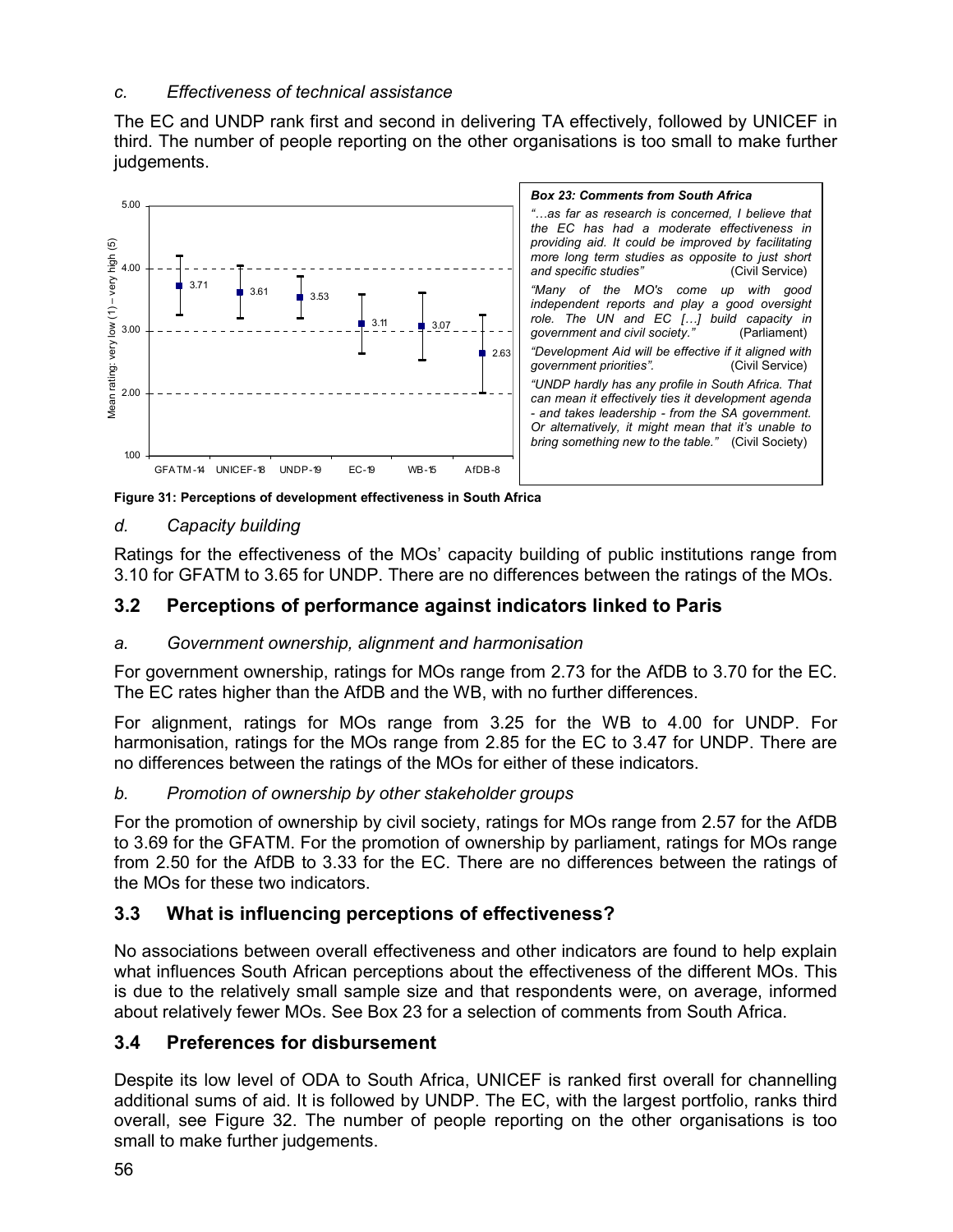*c. Effectiveness of technical assistance*

The EC and UNDP rank first and second in delivering TA effectively, followed by UNICEF in third. The number of people reporting on the other organisations is too small to make further judgements.

**Box 23: Comments from South Africa**

*"…as far as research is concerned, I believe that the EC has had a moderate effectiveness in providing aid. It could be improved by facilitating more long term studies as opposite to just short and specific studies"* (Civil Service)

*"Many of the MO's come up with good independent reports and play a good oversight role. The UN and EC […] build capacity in government and civil society."* (Parliament)

*"Development Aid will be effective if it aligned with government priorities".* (Civil Service)

*"UNDP hardly has any profile in South Africa. That can mean it effectively ties it development agenda - and takes leadership - from the SA government. Or alternatively, it might mean that it's unable to bring something new to the table."* (Civil Society)

| MO (n) | Mean rating: very low (1) – very high (5) |
|---|---|
| GFATM-14 | 3.71 |
| UNICEF-18 | 3.61 |
| UNDP-19 | 3.53 |
| EC-19 | 3.11 |
| WB-15 | 3.07 |
| AfDB-8 | 2.63 |

**Figure 31: Perceptions of development effectiveness in South Africa**

*d. Capacity building*

Ratings for the effectiveness of the MOs' capacity building of public institutions range from 3.10 for GFATM to 3.65 for UNDP. There are no differences between the ratings of the MOs.

## 3.2 Perceptions of performance against indicators linked to Paris

*a. Government ownership, alignment and harmonisation*

For government ownership, ratings for MOs range from 2.73 for the AfDB to 3.70 for the EC. The EC rates higher than the AfDB and the WB, with no further differences.

For alignment, ratings for MOs range from 3.25 for the WB to 4.00 for UNDP. For harmonisation, ratings for the MOs range from 2.85 for the EC to 3.47 for UNDP. There are no differences between the ratings of the MOs for either of these indicators.

*b. Promotion of ownership by other stakeholder groups*

For the promotion of ownership by civil society, ratings for MOs range from 2.57 for the AfDB to 3.69 for the GFATM. For the promotion of ownership by parliament, ratings for MOs range from 2.50 for the AfDB to 3.33 for the EC. There are no differences between the ratings of the MOs for these two indicators.

## 3.3 What is influencing perceptions of effectiveness?

No associations between overall effectiveness and other indicators are found to help explain what influences South African perceptions about the effectiveness of the different MOs. This is due to the relatively small sample size and that respondents were, on average, informed about relatively fewer MOs. See Box 23 for a selection of comments from South Africa.

## 3.4 Preferences for disbursement

Despite its low level of ODA to South Africa, UNICEF is ranked first overall for channelling additional sums of aid. It is followed by UNDP. The EC, with the largest portfolio, ranks third overall, see Figure 32. The number of people reporting on the other organisations is too small to make further judgements.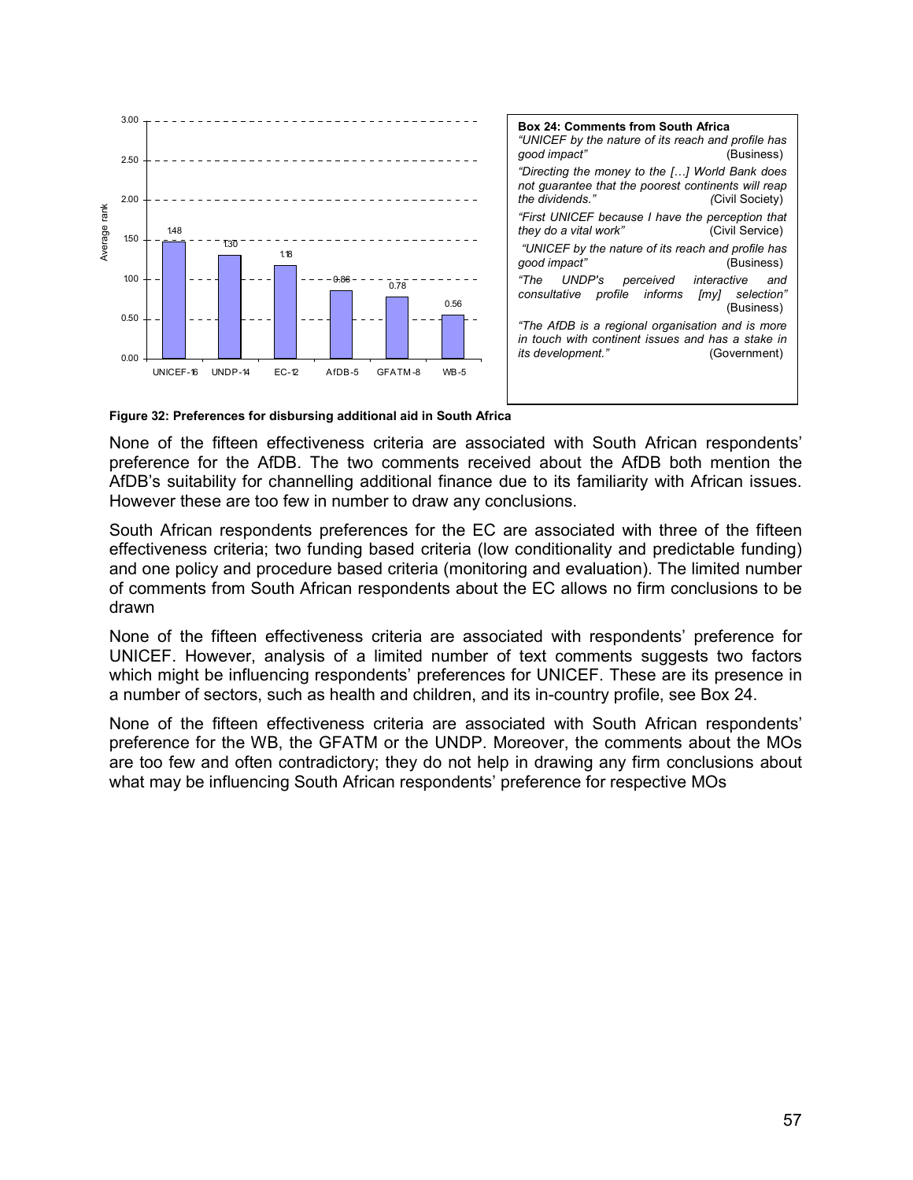| | Average rank |
|---|---|
| UNICEF-16 | 1.48 |
| UNDP-14 | 1.30 |
| EC-12 | 1.18 |
| AfDB-5 | 0.86 |
| GFATM-8 | 0.78 |
| WB-5 | 0.56 |

**Figure 32: Preferences for disbursing additional aid in South Africa**

**Box 24: Comments from South Africa**

*"UNICEF by the nature of its reach and profile has good impact"* (Business)

*"Directing the money to the […] World Bank does not guarantee that the poorest continents will reap the dividends."* (Civil Society)

*"First UNICEF because I have the perception that they do a vital work"* (Civil Service)

*"UNICEF by the nature of its reach and profile has good impact"* (Business)

*"The UNDP's perceived interactive and consultative profile informs [my] selection"* (Business)

*"The AfDB is a regional organisation and is more in touch with continent issues and has a stake in its development."* (Government)

None of the fifteen effectiveness criteria are associated with South African respondents' preference for the AfDB. The two comments received about the AfDB both mention the AfDB's suitability for channelling additional finance due to its familiarity with African issues. However these are too few in number to draw any conclusions.

South African respondents preferences for the EC are associated with three of the fifteen effectiveness criteria; two funding based criteria (low conditionality and predictable funding) and one policy and procedure based criteria (monitoring and evaluation). The limited number of comments from South African respondents about the EC allows no firm conclusions to be drawn

None of the fifteen effectiveness criteria are associated with respondents' preference for UNICEF. However, analysis of a limited number of text comments suggests two factors which might be influencing respondents' preferences for UNICEF. These are its presence in a number of sectors, such as health and children, and its in-country profile, see Box 24.

None of the fifteen effectiveness criteria are associated with South African respondents' preference for the WB, the GFATM or the UNDP. Moreover, the comments about the MOs are too few and often contradictory; they do not help in drawing any firm conclusions about what may be influencing South African respondents' preference for respective MOs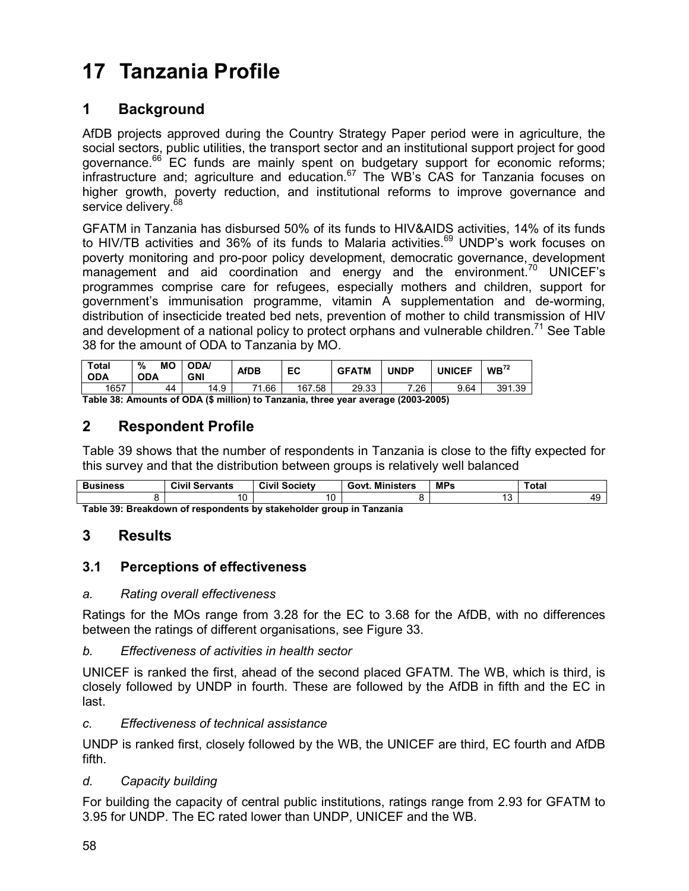# 17 Tanzania Profile

## 1 Background

AfDB projects approved during the Country Strategy Paper period were in agriculture, the social sectors, public utilities, the transport sector and an institutional support project for good governance.[66] EC funds are mainly spent on budgetary support for economic reforms; infrastructure and; agriculture and education.[67] The WB's CAS for Tanzania focuses on higher growth, poverty reduction, and institutional reforms to improve governance and service delivery.[68]

GFATM in Tanzania has disbursed 50% of its funds to HIV&AIDS activities, 14% of its funds to HIV/TB activities and 36% of its funds to Malaria activities.[69] UNDP's work focuses on poverty monitoring and pro-poor policy development, democratic governance, development management and aid coordination and energy and the environment.[70] UNICEF's programmes comprise care for refugees, especially mothers and children, support for government's immunisation programme, vitamin A supplementation and de-worming, distribution of insecticide treated bed nets, prevention of mother to child transmission of HIV and development of a national policy to protect orphans and vulnerable children.[71] See Table 38 for the amount of ODA to Tanzania by MO.

| Total ODA | % MO ODA | ODA/ GNI | AfDB | EC | GFATM | UNDP | UNICEF | WB[72] |
|---|---|---|---|---|---|---|---|---|
| 1657 | 44 | 14.9 | 71.66 | 167.58 | 29.33 | 7.26 | 9.64 | 391.39 |

**Table 38: Amounts of ODA ($ million) to Tanzania, three year average (2003-2005)**

## 2 Respondent Profile

Table 39 shows that the number of respondents in Tanzania is close to the fifty expected for this survey and that the distribution between groups is relatively well balanced

| Business | Civil Servants | Civil Society | Govt. Ministers | MPs | Total |
|---|---|---|---|---|---|
| 8 | 10 | 10 | 8 | 13 | 49 |

**Table 39: Breakdown of respondents by stakeholder group in Tanzania**

## 3 Results

### 3.1 Perceptions of effectiveness

*a. Rating overall effectiveness*

Ratings for the MOs range from 3.28 for the EC to 3.68 for the AfDB, with no differences between the ratings of different organisations, see Figure 33.

*b. Effectiveness of activities in health sector*

UNICEF is ranked the first, ahead of the second placed GFATM. The WB, which is third, is closely followed by UNDP in fourth. These are followed by the AfDB in fifth and the EC in last.

*c. Effectiveness of technical assistance*

UNDP is ranked first, closely followed by the WB, the UNICEF are third, EC fourth and AfDB fifth.

*d. Capacity building*

For building the capacity of central public institutions, ratings range from 2.93 for GFATM to 3.95 for UNDP. The EC rated lower than UNDP, UNICEF and the WB.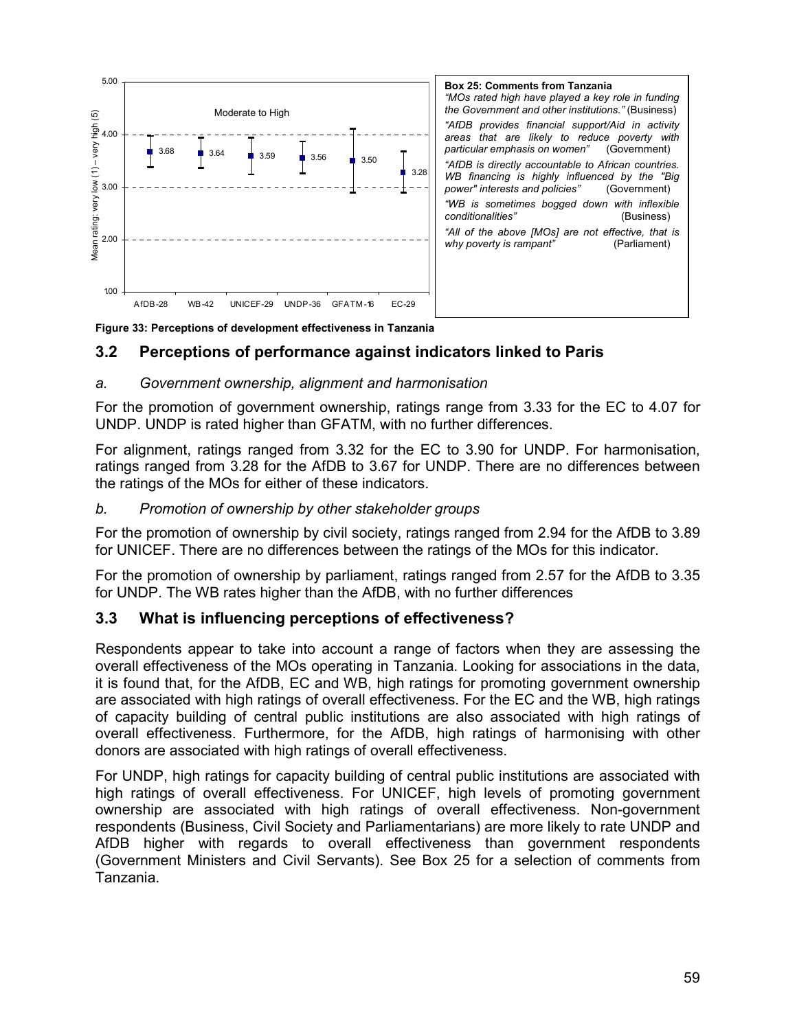**Box 25: Comments from Tanzania**

*"MOs rated high have played a key role in funding the Government and other institutions."* (Business)

*"AfDB provides financial support/Aid in activity areas that are likely to reduce poverty with particular emphasis on women"* (Government)

*"AfDB is directly accountable to African countries. WB financing is highly influenced by the "Big power" interests and policies"* (Government)

*"WB is sometimes bogged down with inflexible conditionalities"* (Business)

*"All of the above [MOs] are not effective, that is why poverty is rampant"* (Parliament)

**Figure 33: Perceptions of development effectiveness in Tanzania**

## 3.2 Perceptions of performance against indicators linked to Paris

### *a. Government ownership, alignment and harmonisation*

For the promotion of government ownership, ratings range from 3.33 for the EC to 4.07 for UNDP. UNDP is rated higher than GFATM, with no further differences.

For alignment, ratings ranged from 3.32 for the EC to 3.90 for UNDP. For harmonisation, ratings ranged from 3.28 for the AfDB to 3.67 for UNDP. There are no differences between the ratings of the MOs for either of these indicators.

### *b. Promotion of ownership by other stakeholder groups*

For the promotion of ownership by civil society, ratings ranged from 2.94 for the AfDB to 3.89 for UNICEF. There are no differences between the ratings of the MOs for this indicator.

For the promotion of ownership by parliament, ratings ranged from 2.57 for the AfDB to 3.35 for UNDP. The WB rates higher than the AfDB, with no further differences

## 3.3 What is influencing perceptions of effectiveness?

Respondents appear to take into account a range of factors when they are assessing the overall effectiveness of the MOs operating in Tanzania. Looking for associations in the data, it is found that, for the AfDB, EC and WB, high ratings for promoting government ownership are associated with high ratings of overall effectiveness. For the EC and the WB, high ratings of capacity building of central public institutions are also associated with high ratings of overall effectiveness. Furthermore, for the AfDB, high ratings of harmonising with other donors are associated with high ratings of overall effectiveness.

For UNDP, high ratings for capacity building of central public institutions are associated with high ratings of overall effectiveness. For UNICEF, high levels of promoting government ownership are associated with high ratings of overall effectiveness. Non-government respondents (Business, Civil Society and Parliamentarians) are more likely to rate UNDP and AfDB higher with regards to overall effectiveness than government respondents (Government Ministers and Civil Servants). See Box 25 for a selection of comments from Tanzania.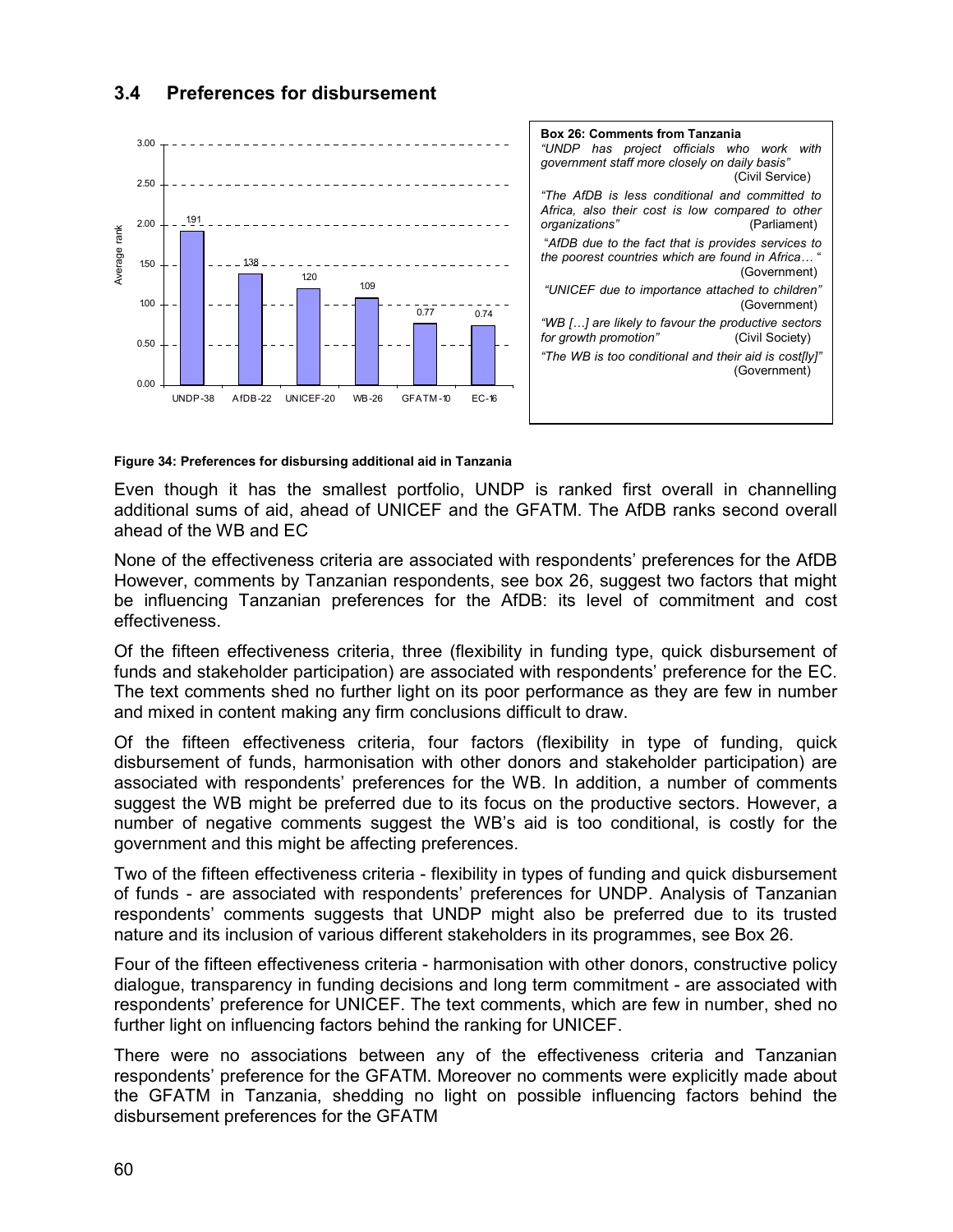### 3.4 Preferences for disbursement

| | UNDP-38 | AfDB-22 | UNICEF-20 | WB-26 | GFATM-10 | EC-16 |
|---|---|---|---|---|---|---|
| Average rank | 1.91 | 1.38 | 1.20 | 1.09 | 0.77 | 0.74 |

**Box 26: Comments from Tanzania**

*"UNDP has project officials who work with government staff more closely on daily basis"* (Civil Service)

*"The AfDB is less conditional and committed to Africa, also their cost is low compared to other organizations"* (Parliament)

*"AfDB due to the fact that is provides services to the poorest countries which are found in Africa…"* (Government)

*"UNICEF due to importance attached to children"* (Government)

*"WB […] are likely to favour the productive sectors for growth promotion"* (Civil Society)

*"The WB is too conditional and their aid is cost[ly]"* (Government)

**Figure 34: Preferences for disbursing additional aid in Tanzania**

Even though it has the smallest portfolio, UNDP is ranked first overall in channelling additional sums of aid, ahead of UNICEF and the GFATM. The AfDB ranks second overall ahead of the WB and EC

None of the effectiveness criteria are associated with respondents' preferences for the AfDB However, comments by Tanzanian respondents, see box 26, suggest two factors that might be influencing Tanzanian preferences for the AfDB: its level of commitment and cost effectiveness.

Of the fifteen effectiveness criteria, three (flexibility in funding type, quick disbursement of funds and stakeholder participation) are associated with respondents' preference for the EC. The text comments shed no further light on its poor performance as they are few in number and mixed in content making any firm conclusions difficult to draw.

Of the fifteen effectiveness criteria, four factors (flexibility in type of funding, quick disbursement of funds, harmonisation with other donors and stakeholder participation) are associated with respondents' preferences for the WB. In addition, a number of comments suggest the WB might be preferred due to its focus on the productive sectors. However, a number of negative comments suggest the WB's aid is too conditional, is costly for the government and this might be affecting preferences.

Two of the fifteen effectiveness criteria - flexibility in types of funding and quick disbursement of funds - are associated with respondents' preferences for UNDP. Analysis of Tanzanian respondents' comments suggests that UNDP might also be preferred due to its trusted nature and its inclusion of various different stakeholders in its programmes, see Box 26.

Four of the fifteen effectiveness criteria - harmonisation with other donors, constructive policy dialogue, transparency in funding decisions and long term commitment - are associated with respondents' preference for UNICEF. The text comments, which are few in number, shed no further light on influencing factors behind the ranking for UNICEF.

There were no associations between any of the effectiveness criteria and Tanzanian respondents' preference for the GFATM. Moreover no comments were explicitly made about the GFATM in Tanzania, shedding no light on possible influencing factors behind the disbursement preferences for the GFATM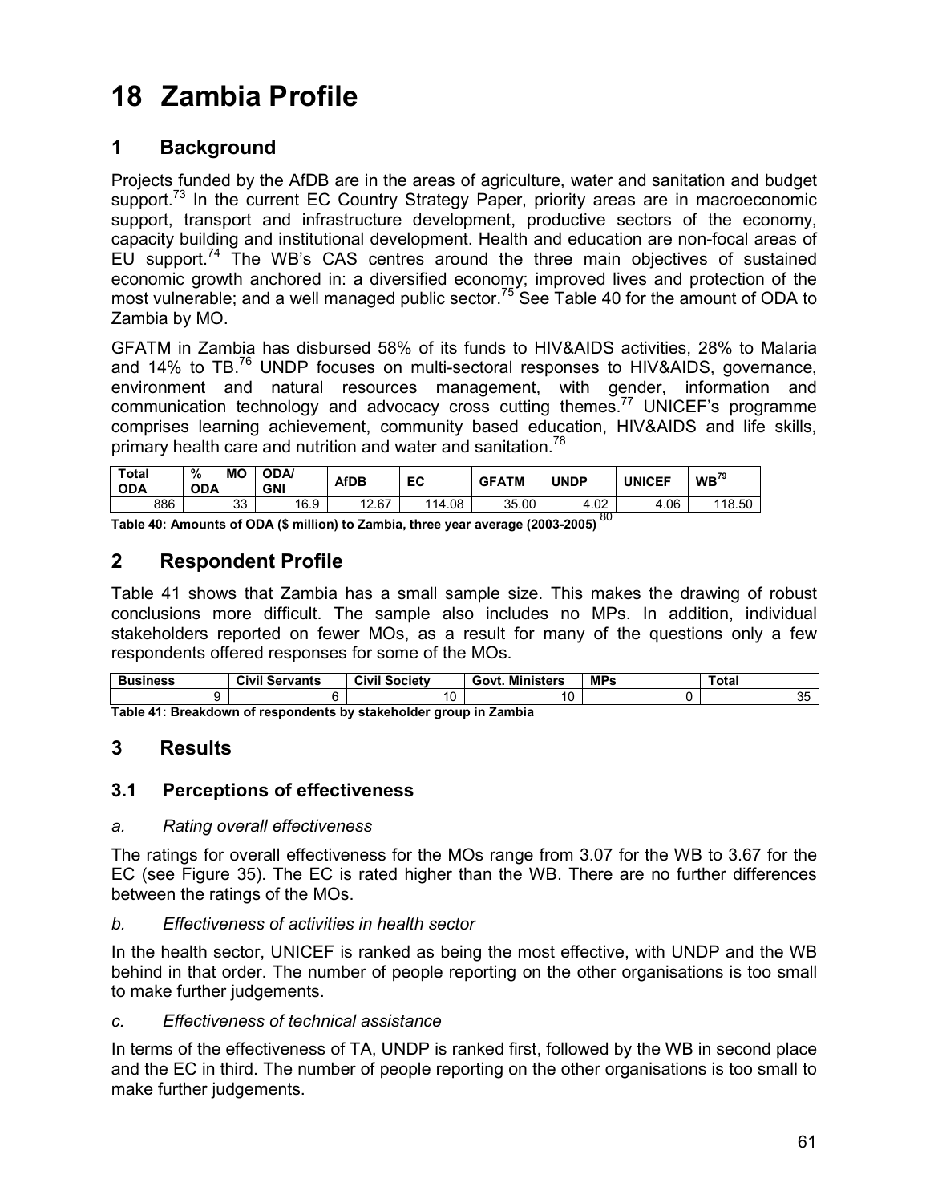# 18 Zambia Profile

## 1 Background

Projects funded by the AfDB are in the areas of agriculture, water and sanitation and budget support.[73] In the current EC Country Strategy Paper, priority areas are in macroeconomic support, transport and infrastructure development, productive sectors of the economy, capacity building and institutional development. Health and education are non-focal areas of EU support.[74] The WB's CAS centres around the three main objectives of sustained economic growth anchored in: a diversified economy; improved lives and protection of the most vulnerable; and a well managed public sector.[75] See Table 40 for the amount of ODA to Zambia by MO.

GFATM in Zambia has disbursed 58% of its funds to HIV&AIDS activities, 28% to Malaria and 14% to TB.[76] UNDP focuses on multi-sectoral responses to HIV&AIDS, governance, environment and natural resources management, with gender, information and communication technology and advocacy cross cutting themes.[77] UNICEF's programme comprises learning achievement, community based education, HIV&AIDS and life skills, primary health care and nutrition and water and sanitation.[78]

| Total ODA | % MO ODA | ODA/ GNI | AfDB | EC | GFATM | UNDP | UNICEF | WB[79] |
|---|---|---|---|---|---|---|---|---|
| 886 | 33 | 16.9 | 12.67 | 114.08 | 35.00 | 4.02 | 4.06 | 118.50 |

**Table 40: Amounts of ODA ($ million) to Zambia, three year average (2003-2005)** [80]

## 2 Respondent Profile

Table 41 shows that Zambia has a small sample size. This makes the drawing of robust conclusions more difficult. The sample also includes no MPs. In addition, individual stakeholders reported on fewer MOs, as a result for many of the questions only a few respondents offered responses for some of the MOs.

| Business | Civil Servants | Civil Society | Govt. Ministers | MPs | Total |
|---|---|---|---|---|---|
| 9 | 6 | 10 | 10 | 0 | 35 |

**Table 41: Breakdown of respondents by stakeholder group in Zambia**

## 3 Results

### 3.1 Perceptions of effectiveness

*a. Rating overall effectiveness*

The ratings for overall effectiveness for the MOs range from 3.07 for the WB to 3.67 for the EC (see Figure 35). The EC is rated higher than the WB. There are no further differences between the ratings of the MOs.

*b. Effectiveness of activities in health sector*

In the health sector, UNICEF is ranked as being the most effective, with UNDP and the WB behind in that order. The number of people reporting on the other organisations is too small to make further judgements.

*c. Effectiveness of technical assistance*

In terms of the effectiveness of TA, UNDP is ranked first, followed by the WB in second place and the EC in third. The number of people reporting on the other organisations is too small to make further judgements.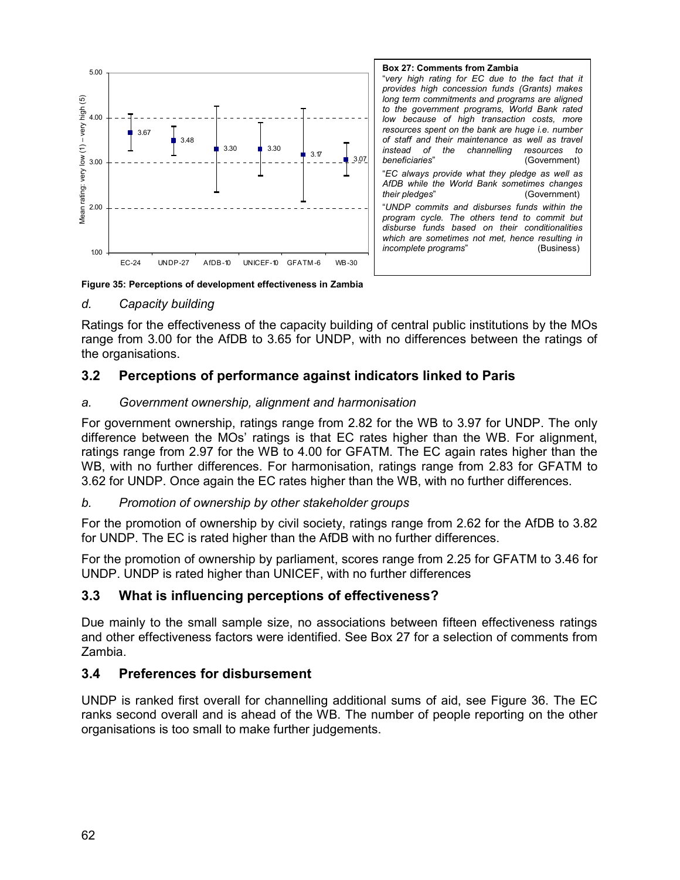**Box 27: Comments from Zambia**

"*very high rating for EC due to the fact that it provides high concession funds (Grants) makes long term commitments and programs are aligned to the government programs, World Bank rated low because of high transaction costs, more resources spent on the bank are huge i.e. number of staff and their maintenance as well as travel instead of the channelling resources to beneficiaries*" (Government)

"*EC always provide what they pledge as well as AfDB while the World Bank sometimes changes their pledges*" (Government)

"*UNDP commits and disburses funds within the program cycle. The others tend to commit but disburse funds based on their conditionalities which are sometimes not met, hence resulting in incomplete programs*" (Business)

**Figure 35: Perceptions of development effectiveness in Zambia**

*d. Capacity building*

Ratings for the effectiveness of the capacity building of central public institutions by the MOs range from 3.00 for the AfDB to 3.65 for UNDP, with no differences between the ratings of the organisations.

## 3.2 Perceptions of performance against indicators linked to Paris

*a. Government ownership, alignment and harmonisation*

For government ownership, ratings range from 2.82 for the WB to 3.97 for UNDP. The only difference between the MOs' ratings is that EC rates higher than the WB. For alignment, ratings range from 2.97 for the WB to 4.00 for GFATM. The EC again rates higher than the WB, with no further differences. For harmonisation, ratings range from 2.83 for GFATM to 3.62 for UNDP. Once again the EC rates higher than the WB, with no further differences.

*b. Promotion of ownership by other stakeholder groups*

For the promotion of ownership by civil society, ratings range from 2.62 for the AfDB to 3.82 for UNDP. The EC is rated higher than the AfDB with no further differences.

For the promotion of ownership by parliament, scores range from 2.25 for GFATM to 3.46 for UNDP. UNDP is rated higher than UNICEF, with no further differences

## 3.3 What is influencing perceptions of effectiveness?

Due mainly to the small sample size, no associations between fifteen effectiveness ratings and other effectiveness factors were identified. See Box 27 for a selection of comments from Zambia.

## 3.4 Preferences for disbursement

UNDP is ranked first overall for channelling additional sums of aid, see Figure 36. The EC ranks second overall and is ahead of the WB. The number of people reporting on the other organisations is too small to make further judgements.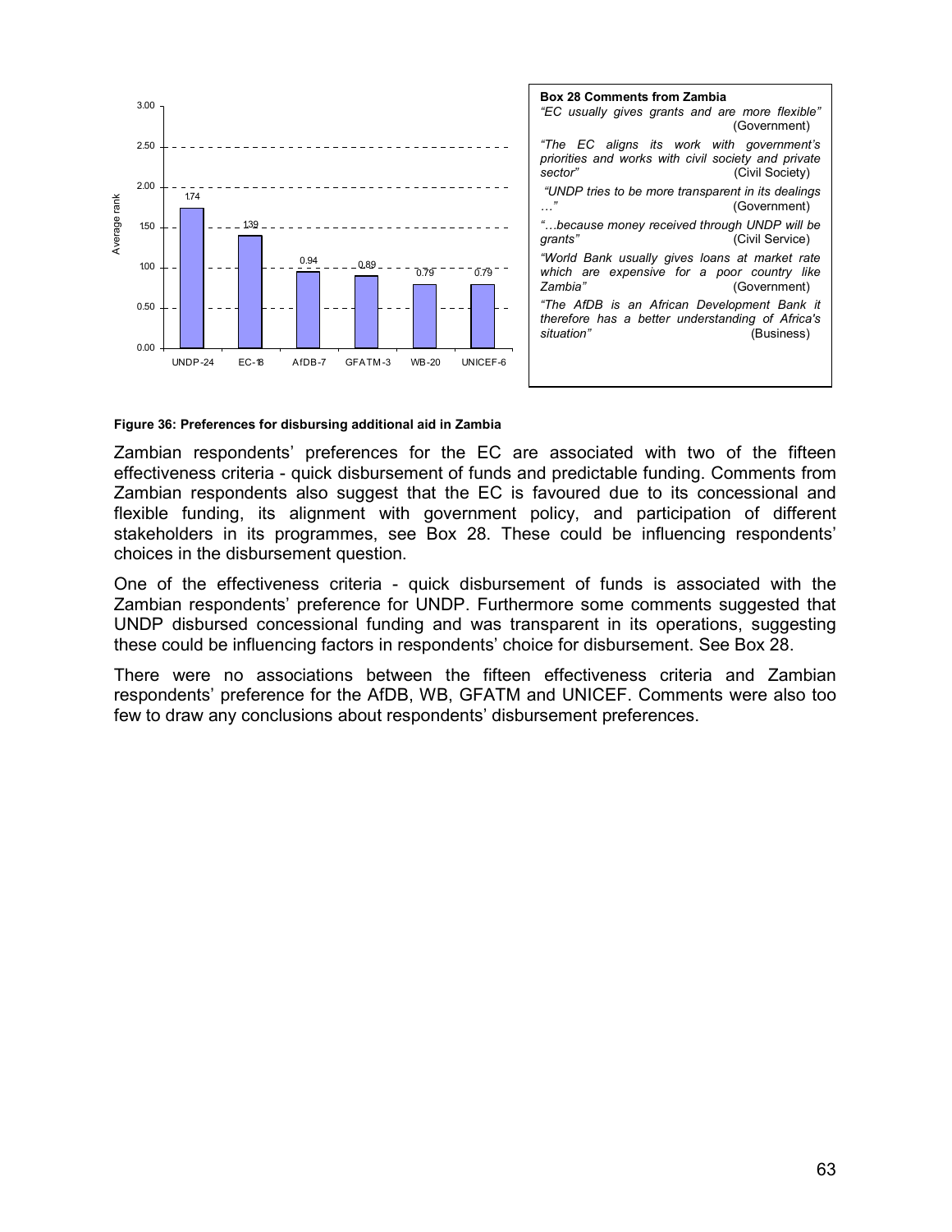| | UNDP-24 | EC-18 | AfDB-7 | GFATM-3 | WB-20 | UNICEF-6 |
|---|---|---|---|---|---|---|
| Average rank | 1.74 | 1.39 | 0.94 | 0.89 | 0.79 | 0.79 |

**Box 28 Comments from Zambia**

*"EC usually gives grants and are more flexible"* (Government)

*"The EC aligns its work with government's priorities and works with civil society and private sector"* (Civil Society)

*"UNDP tries to be more transparent in its dealings …"* (Government)

*"…because money received through UNDP will be grants"* (Civil Service)

*"World Bank usually gives loans at market rate which are expensive for a poor country like Zambia"* (Government)

*"The AfDB is an African Development Bank it therefore has a better understanding of Africa's situation"* (Business)

**Figure 36: Preferences for disbursing additional aid in Zambia**

Zambian respondents' preferences for the EC are associated with two of the fifteen effectiveness criteria - quick disbursement of funds and predictable funding. Comments from Zambian respondents also suggest that the EC is favoured due to its concessional and flexible funding, its alignment with government policy, and participation of different stakeholders in its programmes, see Box 28. These could be influencing respondents' choices in the disbursement question.

One of the effectiveness criteria - quick disbursement of funds is associated with the Zambian respondents' preference for UNDP. Furthermore some comments suggested that UNDP disbursed concessional funding and was transparent in its operations, suggesting these could be influencing factors in respondents' choice for disbursement. See Box 28.

There were no associations between the fifteen effectiveness criteria and Zambian respondents' preference for the AfDB, WB, GFATM and UNICEF. Comments were also too few to draw any conclusions about respondents' disbursement preferences.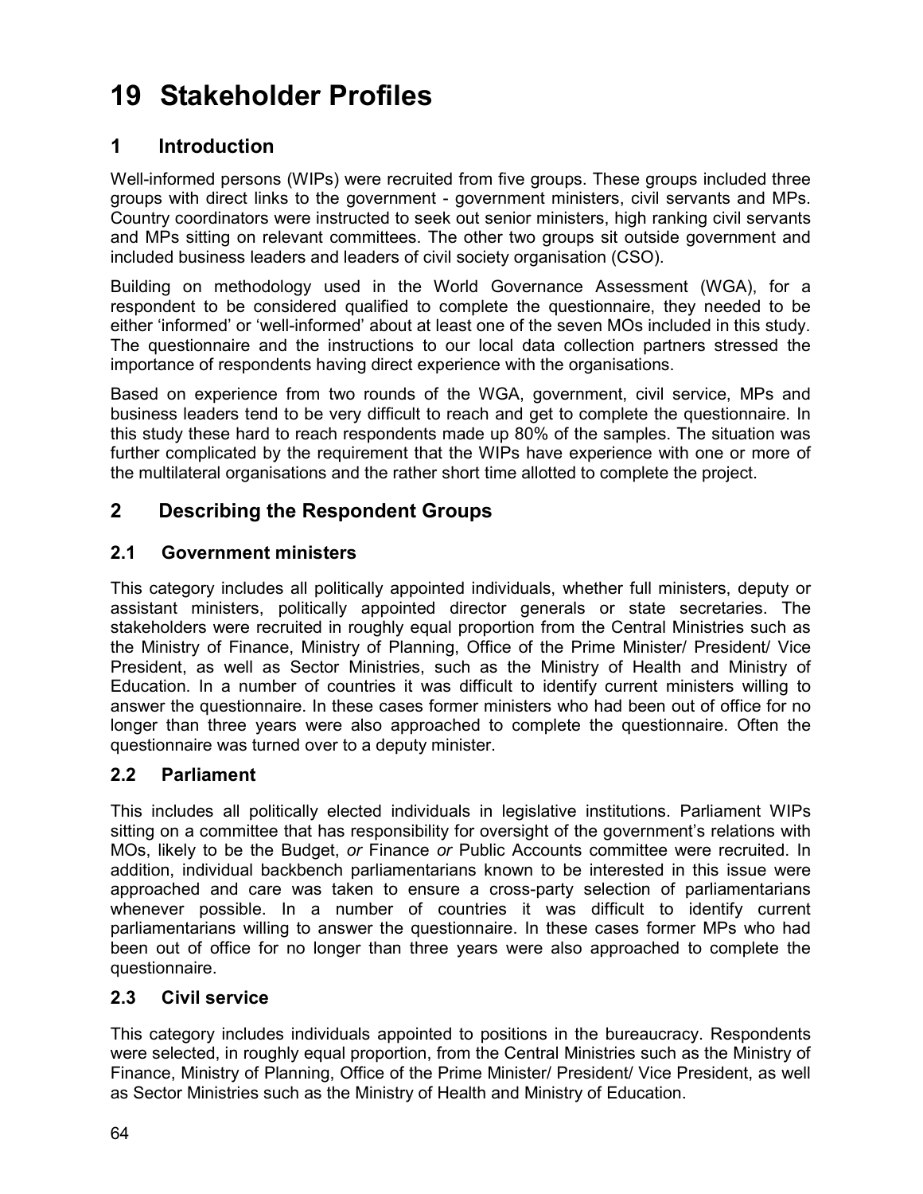# 19 Stakeholder Profiles

## 1 Introduction

Well-informed persons (WIPs) were recruited from five groups. These groups included three groups with direct links to the government - government ministers, civil servants and MPs. Country coordinators were instructed to seek out senior ministers, high ranking civil servants and MPs sitting on relevant committees. The other two groups sit outside government and included business leaders and leaders of civil society organisation (CSO).

Building on methodology used in the World Governance Assessment (WGA), for a respondent to be considered qualified to complete the questionnaire, they needed to be either 'informed' or 'well-informed' about at least one of the seven MOs included in this study. The questionnaire and the instructions to our local data collection partners stressed the importance of respondents having direct experience with the organisations.

Based on experience from two rounds of the WGA, government, civil service, MPs and business leaders tend to be very difficult to reach and get to complete the questionnaire. In this study these hard to reach respondents made up 80% of the samples. The situation was further complicated by the requirement that the WIPs have experience with one or more of the multilateral organisations and the rather short time allotted to complete the project.

## 2 Describing the Respondent Groups

### 2.1 Government ministers

This category includes all politically appointed individuals, whether full ministers, deputy or assistant ministers, politically appointed director generals or state secretaries. The stakeholders were recruited in roughly equal proportion from the Central Ministries such as the Ministry of Finance, Ministry of Planning, Office of the Prime Minister/ President/ Vice President, as well as Sector Ministries, such as the Ministry of Health and Ministry of Education. In a number of countries it was difficult to identify current ministers willing to answer the questionnaire. In these cases former ministers who had been out of office for no longer than three years were also approached to complete the questionnaire. Often the questionnaire was turned over to a deputy minister.

### 2.2 Parliament

This includes all politically elected individuals in legislative institutions. Parliament WIPs sitting on a committee that has responsibility for oversight of the government's relations with MOs, likely to be the Budget, *or* Finance *or* Public Accounts committee were recruited. In addition, individual backbench parliamentarians known to be interested in this issue were approached and care was taken to ensure a cross-party selection of parliamentarians whenever possible. In a number of countries it was difficult to identify current parliamentarians willing to answer the questionnaire. In these cases former MPs who had been out of office for no longer than three years were also approached to complete the questionnaire.

### 2.3 Civil service

This category includes individuals appointed to positions in the bureaucracy. Respondents were selected, in roughly equal proportion, from the Central Ministries such as the Ministry of Finance, Ministry of Planning, Office of the Prime Minister/ President/ Vice President, as well as Sector Ministries such as the Ministry of Health and Ministry of Education.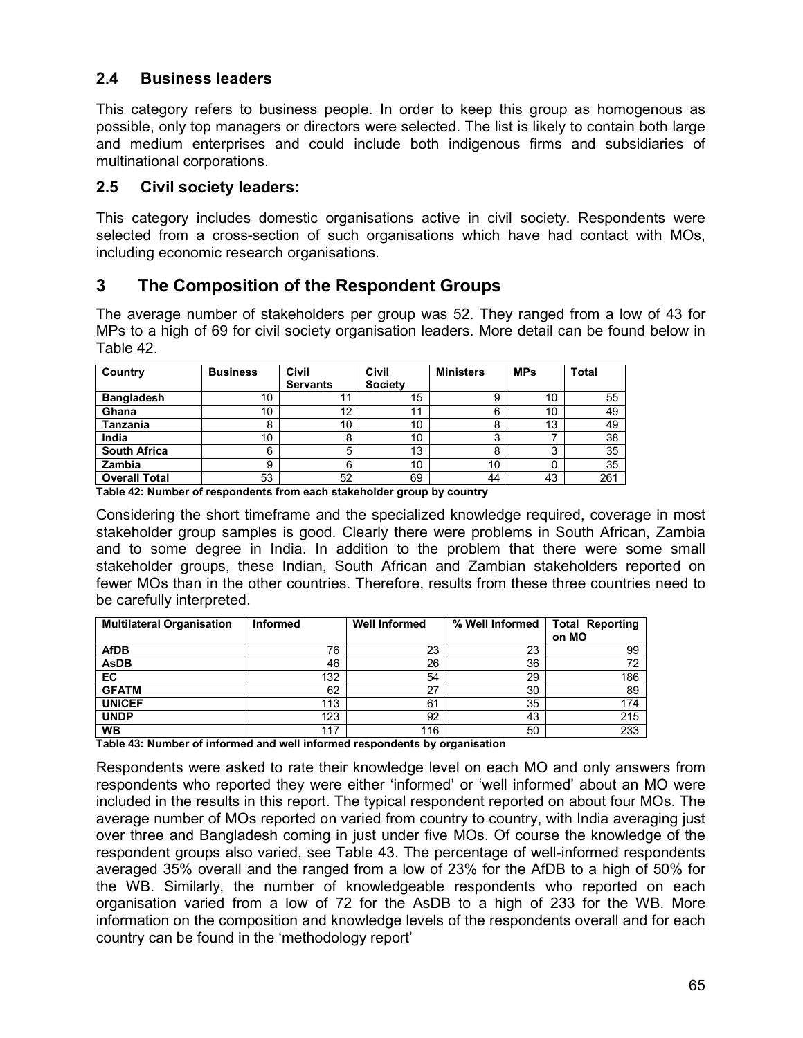## 2.4 Business leaders

This category refers to business people. In order to keep this group as homogenous as possible, only top managers or directors were selected. The list is likely to contain both large and medium enterprises and could include both indigenous firms and subsidiaries of multinational corporations.

## 2.5 Civil society leaders:

This category includes domestic organisations active in civil society. Respondents were selected from a cross-section of such organisations which have had contact with MOs, including economic research organisations.

# 3 The Composition of the Respondent Groups

The average number of stakeholders per group was 52. They ranged from a low of 43 for MPs to a high of 69 for civil society organisation leaders. More detail can be found below in Table 42.

| Country | Business | Civil Servants | Civil Society | Ministers | MPs | Total |
|---|---|---|---|---|---|---|
| **Bangladesh** | 10 | 11 | 15 | 9 | 10 | 55 |
| **Ghana** | 10 | 12 | 11 | 6 | 10 | 49 |
| **Tanzania** | 8 | 10 | 10 | 8 | 13 | 49 |
| **India** | 10 | 8 | 10 | 3 | 7 | 38 |
| **South Africa** | 6 | 5 | 13 | 8 | 3 | 35 |
| **Zambia** | 9 | 6 | 10 | 10 | 0 | 35 |
| **Overall Total** | 53 | 52 | 69 | 44 | 43 | 261 |

**Table 42: Number of respondents from each stakeholder group by country**

Considering the short timeframe and the specialized knowledge required, coverage in most stakeholder group samples is good. Clearly there were problems in South African, Zambia and to some degree in India. In addition to the problem that there were some small stakeholder groups, these Indian, South African and Zambian stakeholders reported on fewer MOs than in the other countries. Therefore, results from these three countries need to be carefully interpreted.

| Multilateral Organisation | Informed | Well Informed | % Well Informed | Total Reporting on MO |
|---|---|---|---|---|
| **AfDB** | 76 | 23 | 23 | 99 |
| **AsDB** | 46 | 26 | 36 | 72 |
| **EC** | 132 | 54 | 29 | 186 |
| **GFATM** | 62 | 27 | 30 | 89 |
| **UNICEF** | 113 | 61 | 35 | 174 |
| **UNDP** | 123 | 92 | 43 | 215 |
| **WB** | 117 | 116 | 50 | 233 |

**Table 43: Number of informed and well informed respondents by organisation**

Respondents were asked to rate their knowledge level on each MO and only answers from respondents who reported they were either 'informed' or 'well informed' about an MO were included in the results in this report. The typical respondent reported on about four MOs. The average number of MOs reported on varied from country to country, with India averaging just over three and Bangladesh coming in just under five MOs. Of course the knowledge of the respondent groups also varied, see Table 43. The percentage of well-informed respondents averaged 35% overall and the ranged from a low of 23% for the AfDB to a high of 50% for the WB. Similarly, the number of knowledgeable respondents who reported on each organisation varied from a low of 72 for the AsDB to a high of 233 for the WB. More information on the composition and knowledge levels of the respondents overall and for each country can be found in the 'methodology report'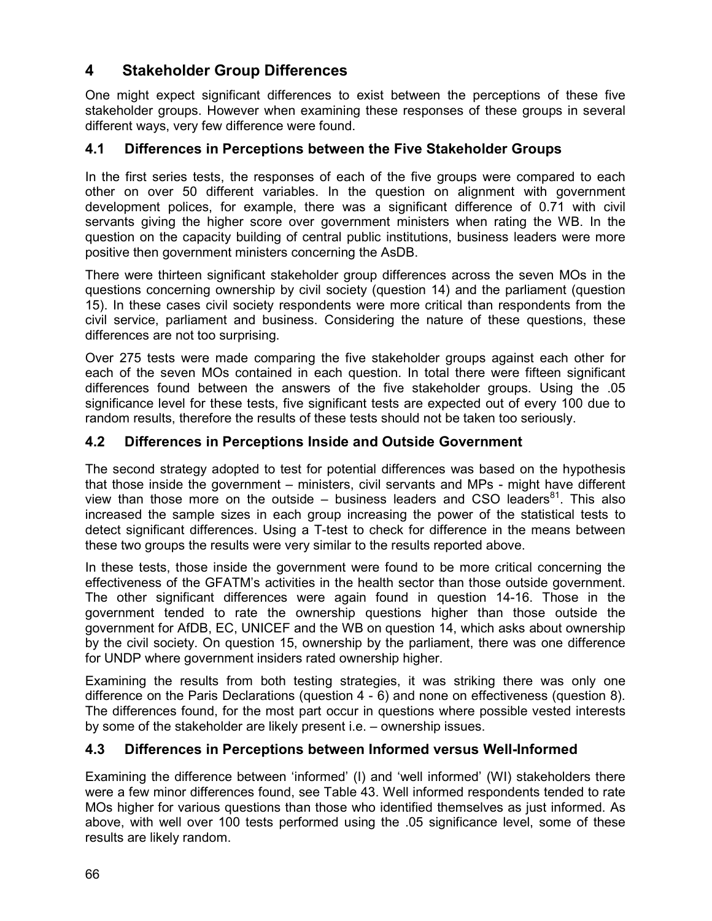# 4 Stakeholder Group Differences

One might expect significant differences to exist between the perceptions of these five stakeholder groups. However when examining these responses of these groups in several different ways, very few difference were found.

## 4.1 Differences in Perceptions between the Five Stakeholder Groups

In the first series tests, the responses of each of the five groups were compared to each other on over 50 different variables. In the question on alignment with government development polices, for example, there was a significant difference of 0.71 with civil servants giving the higher score over government ministers when rating the WB. In the question on the capacity building of central public institutions, business leaders were more positive then government ministers concerning the AsDB.

There were thirteen significant stakeholder group differences across the seven MOs in the questions concerning ownership by civil society (question 14) and the parliament (question 15). In these cases civil society respondents were more critical than respondents from the civil service, parliament and business. Considering the nature of these questions, these differences are not too surprising.

Over 275 tests were made comparing the five stakeholder groups against each other for each of the seven MOs contained in each question. In total there were fifteen significant differences found between the answers of the five stakeholder groups. Using the .05 significance level for these tests, five significant tests are expected out of every 100 due to random results, therefore the results of these tests should not be taken too seriously.

## 4.2 Differences in Perceptions Inside and Outside Government

The second strategy adopted to test for potential differences was based on the hypothesis that those inside the government – ministers, civil servants and MPs - might have different view than those more on the outside – business leaders and CSO leaders[81]. This also increased the sample sizes in each group increasing the power of the statistical tests to detect significant differences. Using a T-test to check for difference in the means between these two groups the results were very similar to the results reported above.

In these tests, those inside the government were found to be more critical concerning the effectiveness of the GFATM's activities in the health sector than those outside government. The other significant differences were again found in question 14-16. Those in the government tended to rate the ownership questions higher than those outside the government for AfDB, EC, UNICEF and the WB on question 14, which asks about ownership by the civil society. On question 15, ownership by the parliament, there was one difference for UNDP where government insiders rated ownership higher.

Examining the results from both testing strategies, it was striking there was only one difference on the Paris Declarations (question 4 - 6) and none on effectiveness (question 8). The differences found, for the most part occur in questions where possible vested interests by some of the stakeholder are likely present i.e. – ownership issues.

## 4.3 Differences in Perceptions between Informed versus Well-Informed

Examining the difference between 'informed' (I) and 'well informed' (WI) stakeholders there were a few minor differences found, see Table 43. Well informed respondents tended to rate MOs higher for various questions than those who identified themselves as just informed. As above, with well over 100 tests performed using the .05 significance level, some of these results are likely random.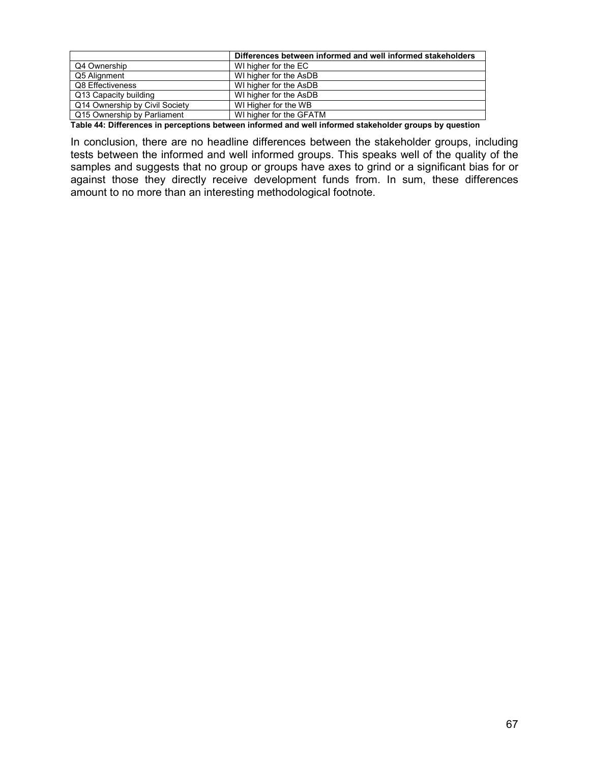| | Differences between informed and well informed stakeholders |
|---|---|
| Q4 Ownership | WI higher for the EC |
| Q5 Alignment | WI higher for the AsDB |
| Q8 Effectiveness | WI higher for the AsDB |
| Q13 Capacity building | WI higher for the AsDB |
| Q14 Ownership by Civil Society | WI Higher for the WB |
| Q15 Ownership by Parliament | WI higher for the GFATM |

**Table 44: Differences in perceptions between informed and well informed stakeholder groups by question**

In conclusion, there are no headline differences between the stakeholder groups, including tests between the informed and well informed groups. This speaks well of the quality of the samples and suggests that no group or groups have axes to grind or a significant bias for or against those they directly receive development funds from. In sum, these differences amount to no more than an interesting methodological footnote.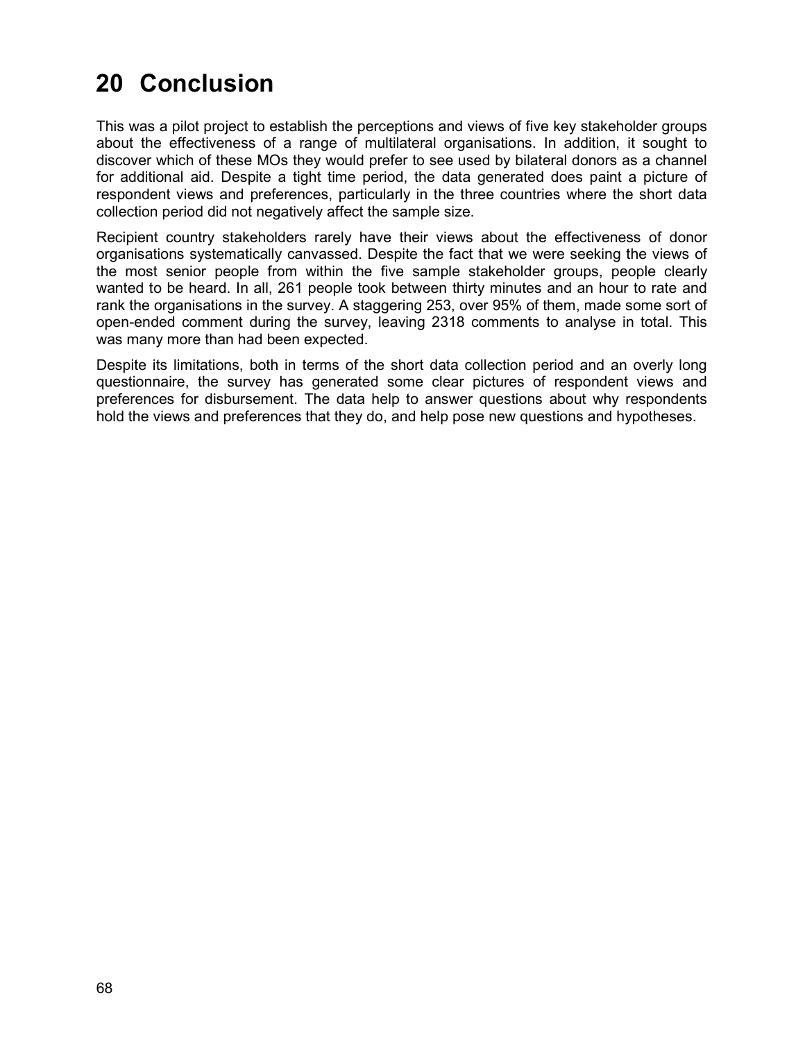# 20 Conclusion

This was a pilot project to establish the perceptions and views of five key stakeholder groups about the effectiveness of a range of multilateral organisations. In addition, it sought to discover which of these MOs they would prefer to see used by bilateral donors as a channel for additional aid. Despite a tight time period, the data generated does paint a picture of respondent views and preferences, particularly in the three countries where the short data collection period did not negatively affect the sample size.

Recipient country stakeholders rarely have their views about the effectiveness of donor organisations systematically canvassed. Despite the fact that we were seeking the views of the most senior people from within the five sample stakeholder groups, people clearly wanted to be heard. In all, 261 people took between thirty minutes and an hour to rate and rank the organisations in the survey. A staggering 253, over 95% of them, made some sort of open-ended comment during the survey, leaving 2318 comments to analyse in total. This was many more than had been expected.

Despite its limitations, both in terms of the short data collection period and an overly long questionnaire, the survey has generated some clear pictures of respondent views and preferences for disbursement. The data help to answer questions about why respondents hold the views and preferences that they do, and help pose new questions and hypotheses.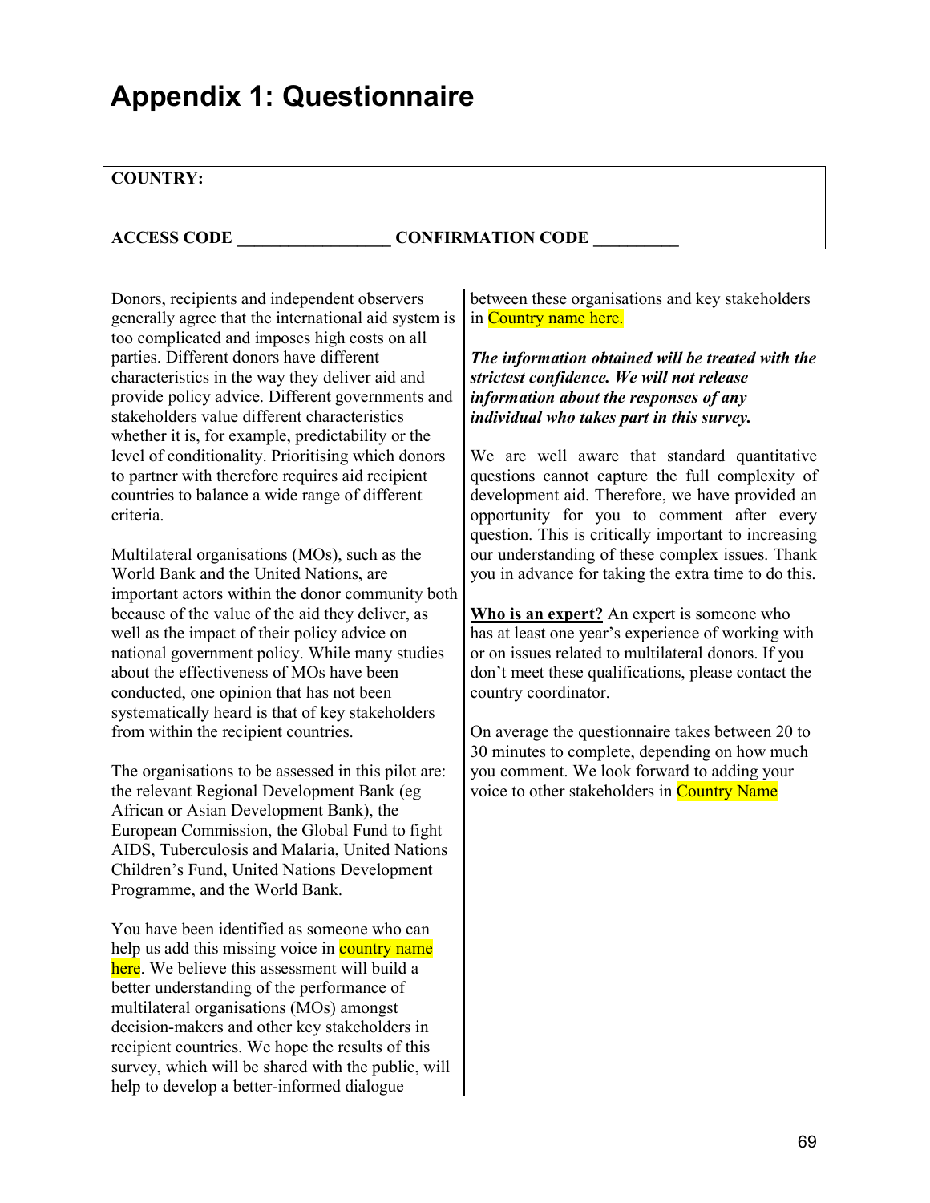# Appendix 1: Questionnaire

**COUNTRY:**

**ACCESS CODE \_\_\_\_\_\_\_\_\_\_\_\_\_\_\_\_\_\_ CONFIRMATION CODE \_\_\_\_\_\_\_\_\_\_**

Donors, recipients and independent observers generally agree that the international aid system is too complicated and imposes high costs on all parties. Different donors have different characteristics in the way they deliver aid and provide policy advice. Different governments and stakeholders value different characteristics whether it is, for example, predictability or the level of conditionality. Prioritising which donors to partner with therefore requires aid recipient countries to balance a wide range of different criteria.

Multilateral organisations (MOs), such as the World Bank and the United Nations, are important actors within the donor community both because of the value of the aid they deliver, as well as the impact of their policy advice on national government policy. While many studies about the effectiveness of MOs have been conducted, one opinion that has not been systematically heard is that of key stakeholders from within the recipient countries.

The organisations to be assessed in this pilot are: the relevant Regional Development Bank (eg African or Asian Development Bank), the European Commission, the Global Fund to fight AIDS, Tuberculosis and Malaria, United Nations Children's Fund, United Nations Development Programme, and the World Bank.

You have been identified as someone who can help us add this missing voice in country name here. We believe this assessment will build a better understanding of the performance of multilateral organisations (MOs) amongst decision-makers and other key stakeholders in recipient countries. We hope the results of this survey, which will be shared with the public, will help to develop a better-informed dialogue between these organisations and key stakeholders in Country name here.

***The information obtained will be treated with the strictest confidence. We will not release information about the responses of any individual who takes part in this survey.***

We are well aware that standard quantitative questions cannot capture the full complexity of development aid. Therefore, we have provided an opportunity for you to comment after every question. This is critically important to increasing our understanding of these complex issues. Thank you in advance for taking the extra time to do this.

**Who is an expert?** An expert is someone who has at least one year's experience of working with or on issues related to multilateral donors. If you don't meet these qualifications, please contact the country coordinator.

On average the questionnaire takes between 20 to 30 minutes to complete, depending on how much you comment. We look forward to adding your voice to other stakeholders in Country Name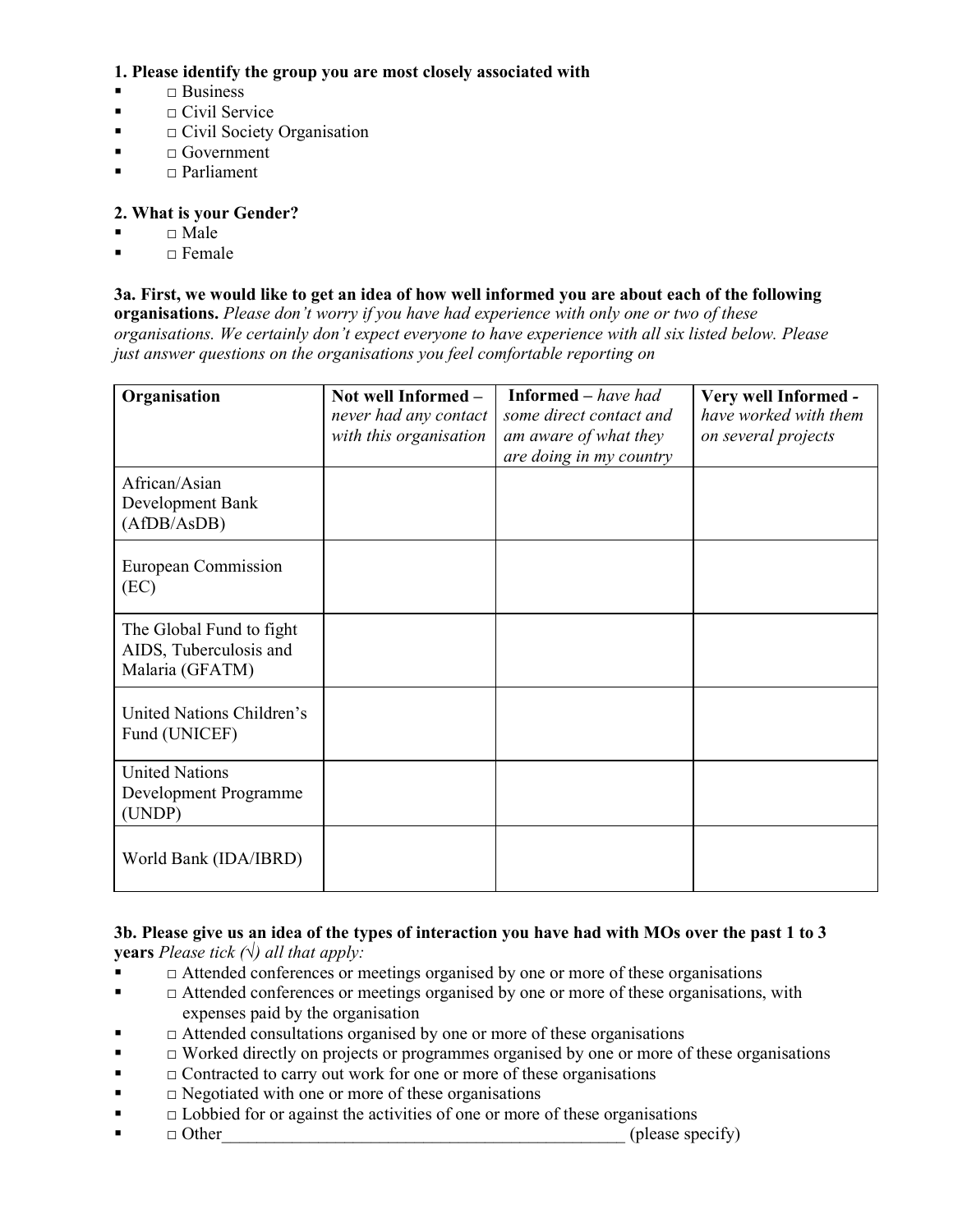**1. Please identify the group you are most closely associated with**

- □ Business
- □ Civil Service
- □ Civil Society Organisation
- □ Government
- □ Parliament

**2. What is your Gender?**

- □ Male
- □ Female

**3a. First, we would like to get an idea of how well informed you are about each of the following organisations.** *Please don't worry if you have had experience with only one or two of these organisations. We certainly don't expect everyone to have experience with all six listed below. Please just answer questions on the organisations you feel comfortable reporting on*

| **Organisation** | **Not well Informed –** *never had any contact with this organisation* | **Informed –** *have had some direct contact and am aware of what they are doing in my country* | **Very well Informed -** *have worked with them on several projects* |
|---|---|---|---|
| African/Asian Development Bank (AfDB/AsDB) | | | |
| European Commission (EC) | | | |
| The Global Fund to fight AIDS, Tuberculosis and Malaria (GFATM) | | | |
| United Nations Children's Fund (UNICEF) | | | |
| United Nations Development Programme (UNDP) | | | |
| World Bank (IDA/IBRD) | | | |

**3b. Please give us an idea of the types of interaction you have had with MOs over the past 1 to 3 years** *Please tick (√) all that apply:*

- □ Attended conferences or meetings organised by one or more of these organisations
- □ Attended conferences or meetings organised by one or more of these organisations, with expenses paid by the organisation
- □ Attended consultations organised by one or more of these organisations
- □ Worked directly on projects or programmes organised by one or more of these organisations
- □ Contracted to carry out work for one or more of these organisations
- □ Negotiated with one or more of these organisations
- □ Lobbied for or against the activities of one or more of these organisations
- □ Other_______________________________________________ (please specify)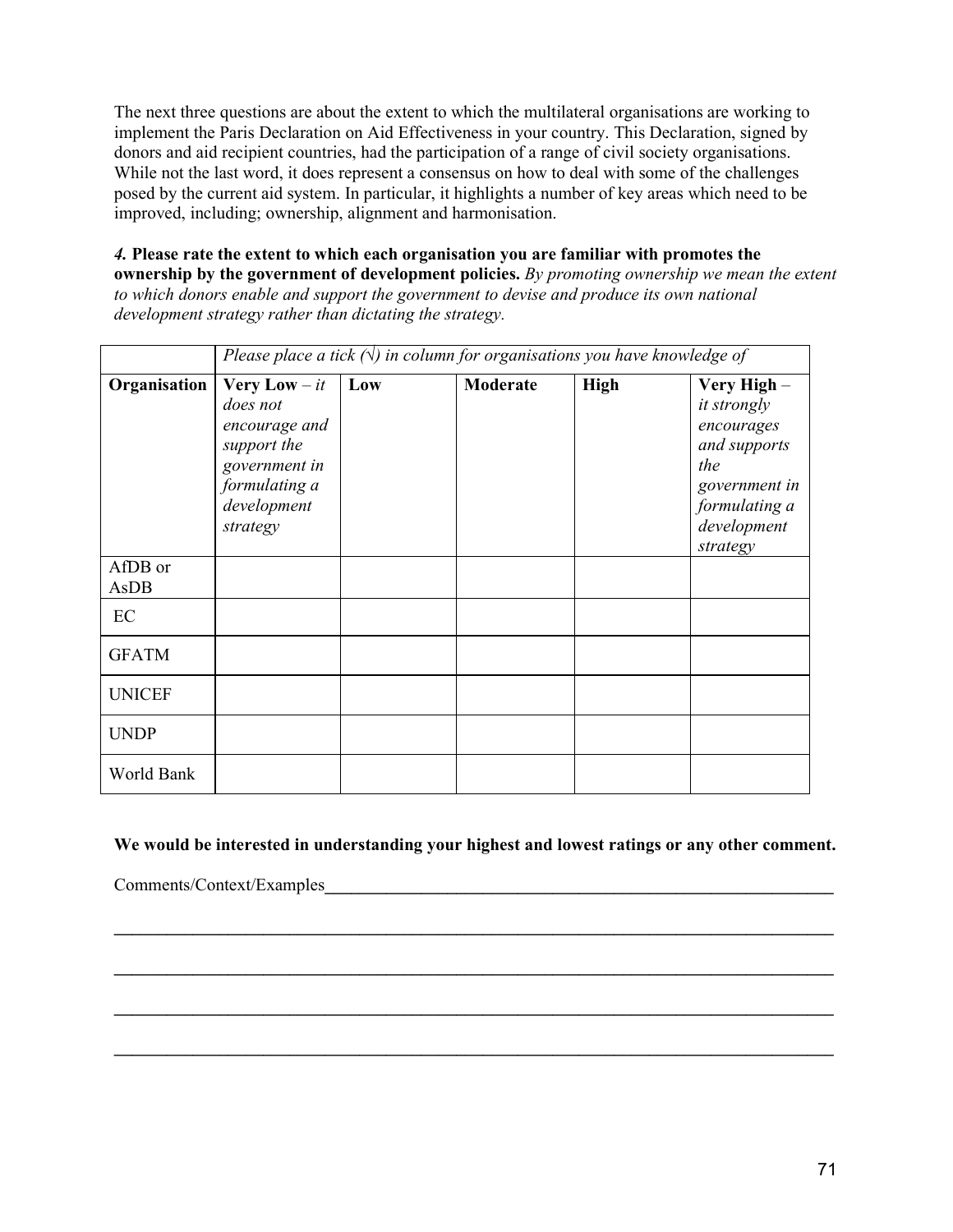The next three questions are about the extent to which the multilateral organisations are working to implement the Paris Declaration on Aid Effectiveness in your country. This Declaration, signed by donors and aid recipient countries, had the participation of a range of civil society organisations. While not the last word, it does represent a consensus on how to deal with some of the challenges posed by the current aid system. In particular, it highlights a number of key areas which need to be improved, including; ownership, alignment and harmonisation.

***4.*** **Please rate the extent to which each organisation you are familiar with promotes the ownership by the government of development policies.** *By promoting ownership we mean the extent to which donors enable and support the government to devise and produce its own national development strategy rather than dictating the strategy.*

| | *Please place a tick (√) in column for organisations you have knowledge of* | | | | |
|---|---|---|---|---|---|
| **Organisation** | **Very Low** – *it does not encourage and support the government in formulating a development strategy* | **Low** | **Moderate** | **High** | **Very High** – *it strongly encourages and supports the government in formulating a development strategy* |
| AfDB or AsDB | | | | | |
| EC | | | | | |
| GFATM | | | | | |
| UNICEF | | | | | |
| UNDP | | | | | |
| World Bank | | | | | |

**We would be interested in understanding your highest and lowest ratings or any other comment.**

Comments/Context/Examples______________________________________________________________

________________________________________________________________________________

________________________________________________________________________________

________________________________________________________________________________

________________________________________________________________________________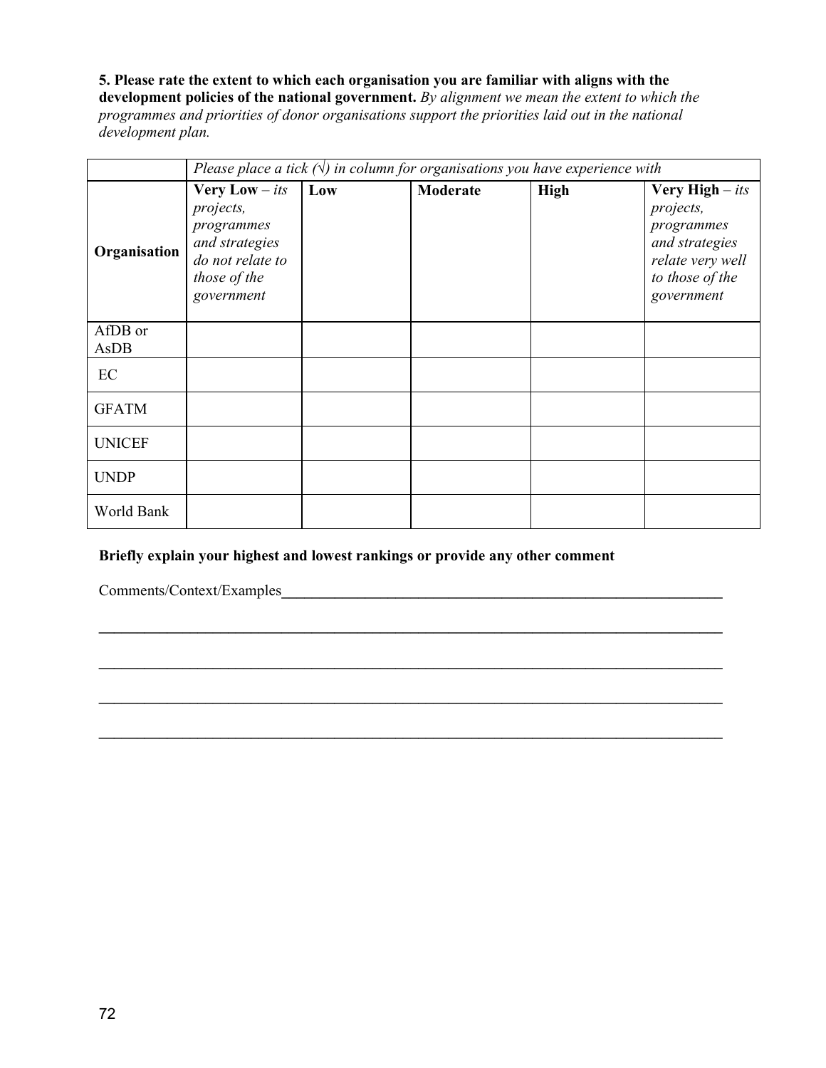**5. Please rate the extent to which each organisation you are familiar with aligns with the development policies of the national government.** *By alignment we mean the extent to which the programmes and priorities of donor organisations support the priorities laid out in the national development plan.*

| | *Please place a tick (√) in column for organisations you have experience with* | | | | |
|---|---|---|---|---|---|
| **Organisation** | **Very Low** – *its projects, programmes and strategies do not relate to those of the government* | **Low** | **Moderate** | **High** | **Very High** – *its projects, programmes and strategies relate very well to those of the government* |
| AfDB or AsDB | | | | | |
| EC | | | | | |
| GFATM | | | | | |
| UNICEF | | | | | |
| UNDP | | | | | |
| World Bank | | | | | |

**Briefly explain your highest and lowest rankings or provide any other comment**

Comments/Context/Examples\_\_\_\_\_\_\_\_\_\_\_\_\_\_\_\_\_\_\_\_\_\_\_\_\_\_\_\_\_\_\_\_\_\_\_\_\_\_\_\_\_\_\_\_\_\_\_\_\_\_\_\_\_\_\_\_\_\_\_\_

\_\_\_\_\_\_\_\_\_\_\_\_\_\_\_\_\_\_\_\_\_\_\_\_\_\_\_\_\_\_\_\_\_\_\_\_\_\_\_\_\_\_\_\_\_\_\_\_\_\_\_\_\_\_\_\_\_\_\_\_\_\_\_\_\_\_\_\_\_\_\_\_\_\_\_\_\_\_\_\_\_\_\_\_

\_\_\_\_\_\_\_\_\_\_\_\_\_\_\_\_\_\_\_\_\_\_\_\_\_\_\_\_\_\_\_\_\_\_\_\_\_\_\_\_\_\_\_\_\_\_\_\_\_\_\_\_\_\_\_\_\_\_\_\_\_\_\_\_\_\_\_\_\_\_\_\_\_\_\_\_\_\_\_\_\_\_\_\_

\_\_\_\_\_\_\_\_\_\_\_\_\_\_\_\_\_\_\_\_\_\_\_\_\_\_\_\_\_\_\_\_\_\_\_\_\_\_\_\_\_\_\_\_\_\_\_\_\_\_\_\_\_\_\_\_\_\_\_\_\_\_\_\_\_\_\_\_\_\_\_\_\_\_\_\_\_\_\_\_\_\_\_\_

\_\_\_\_\_\_\_\_\_\_\_\_\_\_\_\_\_\_\_\_\_\_\_\_\_\_\_\_\_\_\_\_\_\_\_\_\_\_\_\_\_\_\_\_\_\_\_\_\_\_\_\_\_\_\_\_\_\_\_\_\_\_\_\_\_\_\_\_\_\_\_\_\_\_\_\_\_\_\_\_\_\_\_\_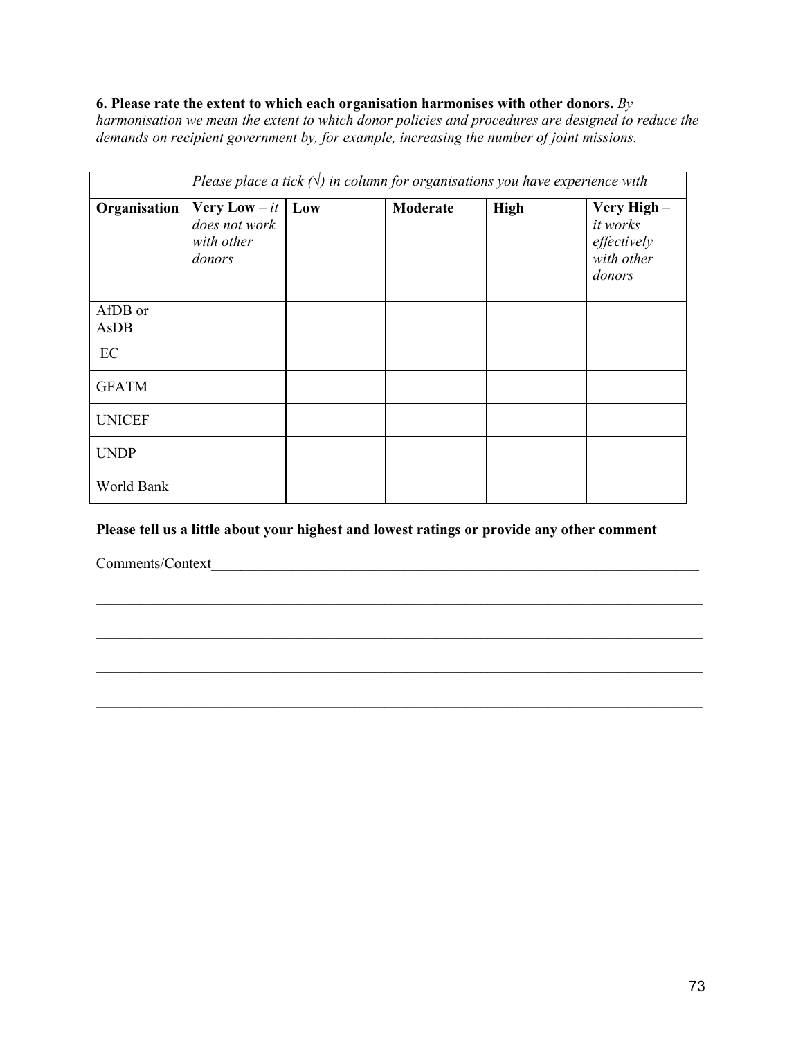**6. Please rate the extent to which each organisation harmonises with other donors.** *By harmonisation we mean the extent to which donor policies and procedures are designed to reduce the demands on recipient government by, for example, increasing the number of joint missions.*

| | *Please place a tick (√) in column for organisations you have experience with* | | | | |
|---|---|---|---|---|---|
| **Organisation** | **Very Low** – *it does not work with other donors* | **Low** | **Moderate** | **High** | **Very High** – *it works effectively with other donors* |
| AfDB or AsDB | | | | | |
| EC | | | | | |
| GFATM | | | | | |
| UNICEF | | | | | |
| UNDP | | | | | |
| World Bank | | | | | |

**Please tell us a little about your highest and lowest ratings or provide any other comment**

Comments/Context\_\_\_\_\_\_\_\_\_\_\_\_\_\_\_\_\_\_\_\_\_\_\_\_\_\_\_\_\_\_\_\_\_\_\_\_\_\_\_\_\_\_\_\_\_\_\_\_\_\_\_\_\_\_\_\_\_\_\_\_\_\_\_\_\_\_

\_\_\_\_\_\_\_\_\_\_\_\_\_\_\_\_\_\_\_\_\_\_\_\_\_\_\_\_\_\_\_\_\_\_\_\_\_\_\_\_\_\_\_\_\_\_\_\_\_\_\_\_\_\_\_\_\_\_\_\_\_\_\_\_\_\_\_\_\_\_\_\_\_\_\_\_\_\_\_\_

\_\_\_\_\_\_\_\_\_\_\_\_\_\_\_\_\_\_\_\_\_\_\_\_\_\_\_\_\_\_\_\_\_\_\_\_\_\_\_\_\_\_\_\_\_\_\_\_\_\_\_\_\_\_\_\_\_\_\_\_\_\_\_\_\_\_\_\_\_\_\_\_\_\_\_\_\_\_\_\_

\_\_\_\_\_\_\_\_\_\_\_\_\_\_\_\_\_\_\_\_\_\_\_\_\_\_\_\_\_\_\_\_\_\_\_\_\_\_\_\_\_\_\_\_\_\_\_\_\_\_\_\_\_\_\_\_\_\_\_\_\_\_\_\_\_\_\_\_\_\_\_\_\_\_\_\_\_\_\_\_

\_\_\_\_\_\_\_\_\_\_\_\_\_\_\_\_\_\_\_\_\_\_\_\_\_\_\_\_\_\_\_\_\_\_\_\_\_\_\_\_\_\_\_\_\_\_\_\_\_\_\_\_\_\_\_\_\_\_\_\_\_\_\_\_\_\_\_\_\_\_\_\_\_\_\_\_\_\_\_\_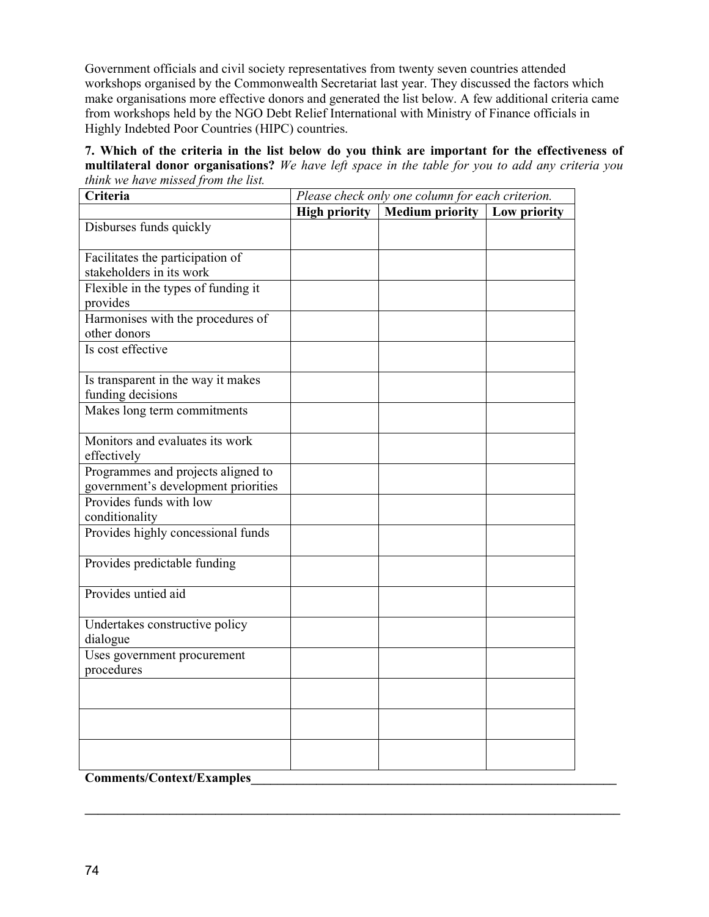Government officials and civil society representatives from twenty seven countries attended workshops organised by the Commonwealth Secretariat last year. They discussed the factors which make organisations more effective donors and generated the list below. A few additional criteria came from workshops held by the NGO Debt Relief International with Ministry of Finance officials in Highly Indebted Poor Countries (HIPC) countries.

**7. Which of the criteria in the list below do you think are important for the effectiveness of multilateral donor organisations?** *We have left space in the table for you to add any criteria you think we have missed from the list.*

| Criteria | *Please check only one column for each criterion.* | | |
|---|---|---|---|
| | **High priority** | **Medium priority** | **Low priority** |
| Disburses funds quickly | | | |
| Facilitates the participation of stakeholders in its work | | | |
| Flexible in the types of funding it provides | | | |
| Harmonises with the procedures of other donors | | | |
| Is cost effective | | | |
| Is transparent in the way it makes funding decisions | | | |
| Makes long term commitments | | | |
| Monitors and evaluates its work effectively | | | |
| Programmes and projects aligned to government's development priorities | | | |
| Provides funds with low conditionality | | | |
| Provides highly concessional funds | | | |
| Provides predictable funding | | | |
| Provides untied aid | | | |
| Undertakes constructive policy dialogue | | | |
| Uses government procurement procedures | | | |
| | | | |
| | | | |
| | | | |

**Comments/Context/Examples**\_\_\_\_\_\_\_\_\_\_\_\_\_\_\_\_\_\_\_\_\_\_\_\_\_\_\_\_\_\_\_\_\_\_\_\_\_\_\_\_\_\_\_\_\_\_\_\_\_\_\_\_\_\_\_\_\_\_\_\_

\_\_\_\_\_\_\_\_\_\_\_\_\_\_\_\_\_\_\_\_\_\_\_\_\_\_\_\_\_\_\_\_\_\_\_\_\_\_\_\_\_\_\_\_\_\_\_\_\_\_\_\_\_\_\_\_\_\_\_\_\_\_\_\_\_\_\_\_\_\_\_\_\_\_\_\_\_\_\_\_\_\_\_\_\_\_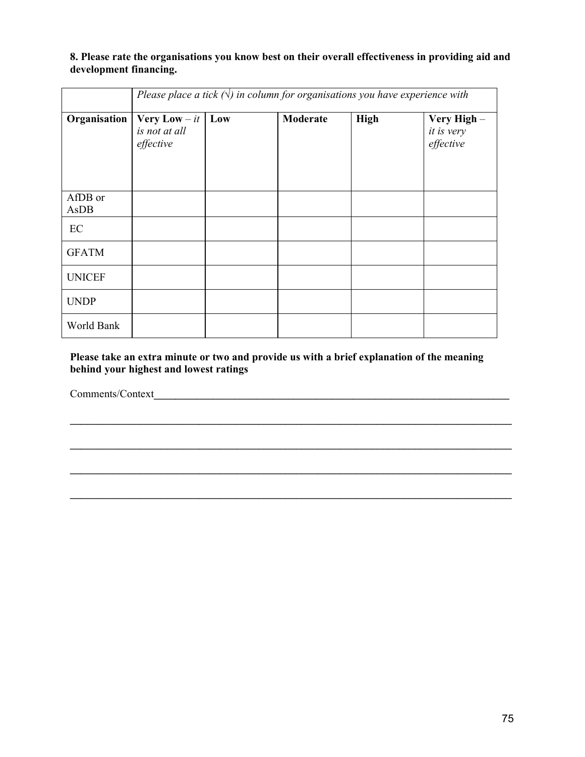**8. Please rate the organisations you know best on their overall effectiveness in providing aid and development financing.**

| | *Please place a tick (√) in column for organisations you have experience with* | | | | |
|---|---|---|---|---|---|
| **Organisation** | **Very Low** – *it is not at all effective* | **Low** | **Moderate** | **High** | **Very High** – *it is very effective* |
| AfDB or AsDB | | | | | |
| EC | | | | | |
| GFATM | | | | | |
| UNICEF | | | | | |
| UNDP | | | | | |
| World Bank | | | | | |

**Please take an extra minute or two and provide us with a brief explanation of the meaning behind your highest and lowest ratings**

Comments/Context______________________________________________________________________

______________________________________________________________________________________

______________________________________________________________________________________

______________________________________________________________________________________

______________________________________________________________________________________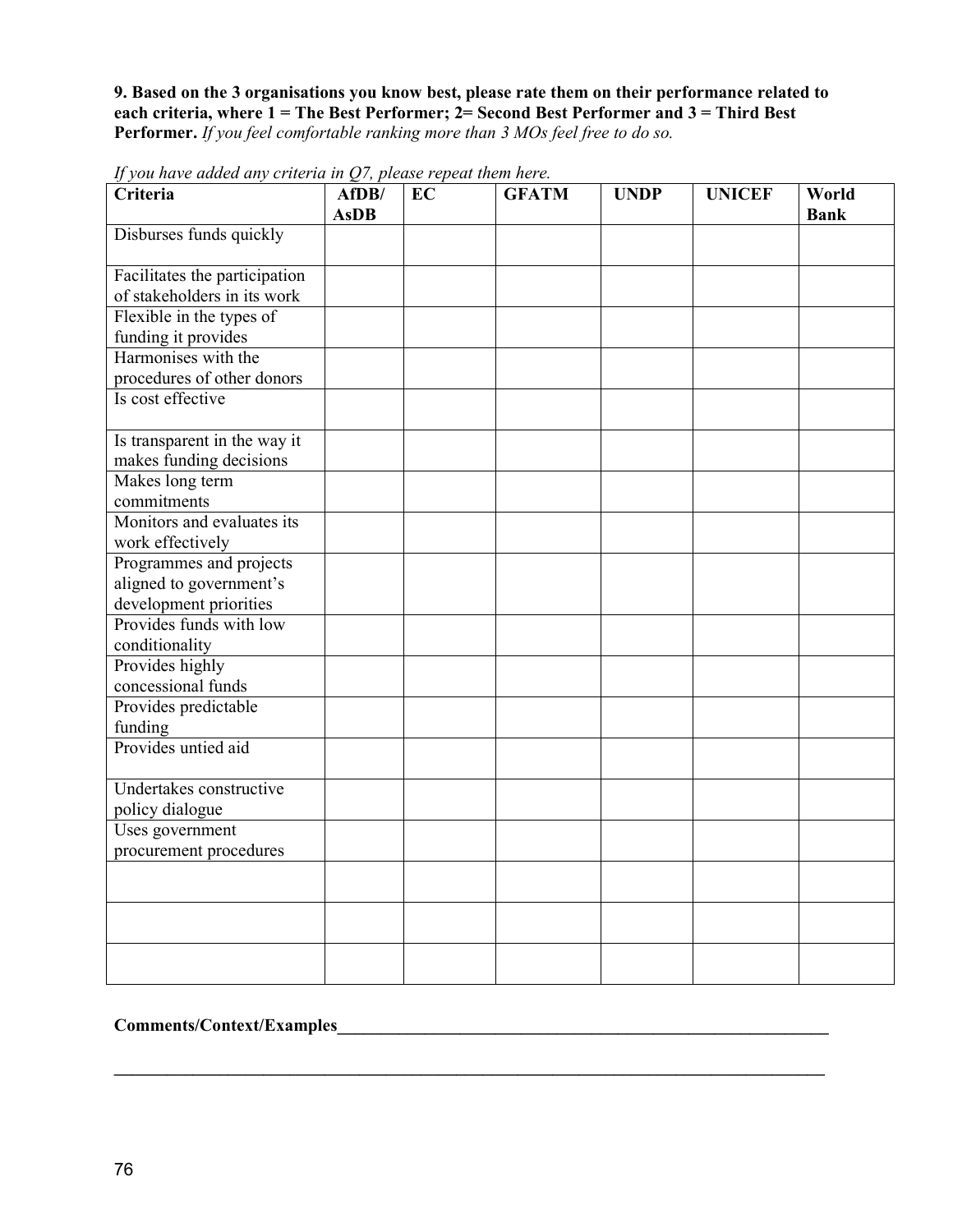**9. Based on the 3 organisations you know best, please rate them on their performance related to each criteria, where 1 = The Best Performer; 2= Second Best Performer and 3 = Third Best Performer.** *If you feel comfortable ranking more than 3 MOs feel free to do so.*

*If you have added any criteria in Q7, please repeat them here.*

| Criteria | AfDB/ AsDB | EC | GFATM | UNDP | UNICEF | World Bank |
|---|---|---|---|---|---|---|
| Disburses funds quickly | | | | | | |
| Facilitates the participation of stakeholders in its work | | | | | | |
| Flexible in the types of funding it provides | | | | | | |
| Harmonises with the procedures of other donors | | | | | | |
| Is cost effective | | | | | | |
| Is transparent in the way it makes funding decisions | | | | | | |
| Makes long term commitments | | | | | | |
| Monitors and evaluates its work effectively | | | | | | |
| Programmes and projects aligned to government's development priorities | | | | | | |
| Provides funds with low conditionality | | | | | | |
| Provides highly concessional funds | | | | | | |
| Provides predictable funding | | | | | | |
| Provides untied aid | | | | | | |
| Undertakes constructive policy dialogue | | | | | | |
| Uses government procurement procedures | | | | | | |
| | | | | | | |
| | | | | | | |
| | | | | | | |

**Comments/Context/Examples**\_\_\_\_\_\_\_\_\_\_\_\_\_\_\_\_\_\_\_\_\_\_\_\_\_\_\_\_\_\_\_\_\_\_\_\_\_\_\_\_\_\_\_\_\_\_\_\_\_\_\_\_\_\_\_\_\_\_\_\_

\_\_\_\_\_\_\_\_\_\_\_\_\_\_\_\_\_\_\_\_\_\_\_\_\_\_\_\_\_\_\_\_\_\_\_\_\_\_\_\_\_\_\_\_\_\_\_\_\_\_\_\_\_\_\_\_\_\_\_\_\_\_\_\_\_\_\_\_\_\_\_\_\_\_\_\_\_\_\_\_\_\_\_\_\_\_\_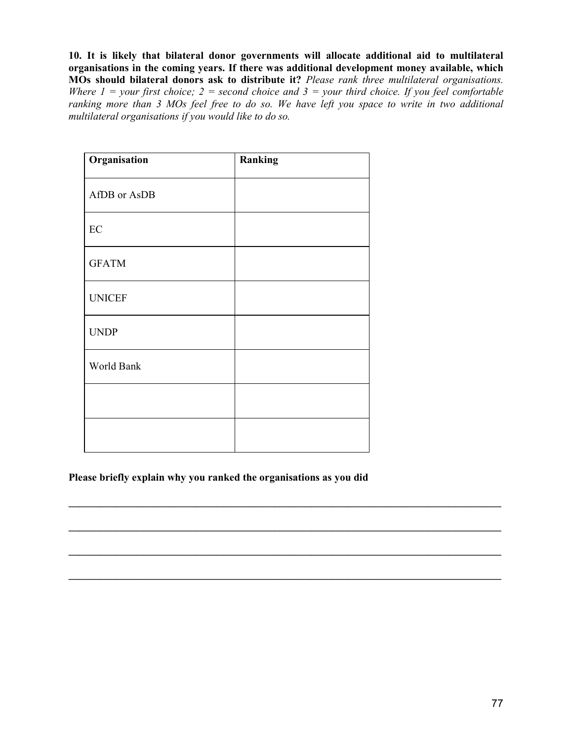**10. It is likely that bilateral donor governments will allocate additional aid to multilateral organisations in the coming years. If there was additional development money available, which MOs should bilateral donors ask to distribute it?** *Please rank three multilateral organisations. Where 1 = your first choice; 2 = second choice and 3 = your third choice. If you feel comfortable ranking more than 3 MOs feel free to do so. We have left you space to write in two additional multilateral organisations if you would like to do so.*

| Organisation | Ranking |
|---|---|
| AfDB or AsDB | |
| EC | |
| GFATM | |
| UNICEF | |
| UNDP | |
| World Bank | |
| | |
| | |

**Please briefly explain why you ranked the organisations as you did**

______________________________________________________________________________

______________________________________________________________________________

______________________________________________________________________________

______________________________________________________________________________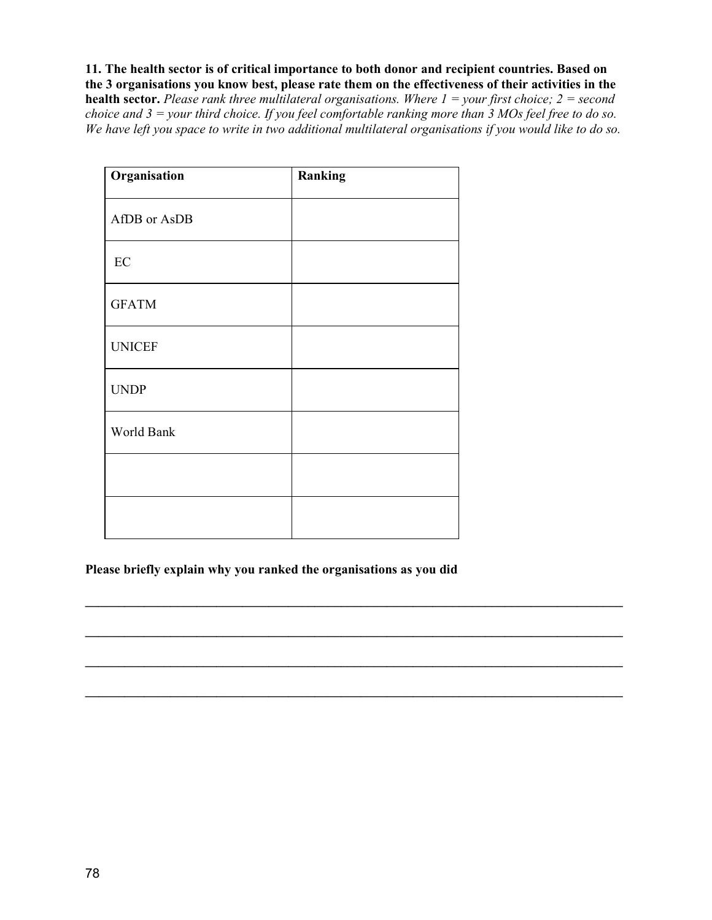**11. The health sector is of critical importance to both donor and recipient countries. Based on the 3 organisations you know best, please rate them on the effectiveness of their activities in the health sector.** *Please rank three multilateral organisations. Where 1 = your first choice; 2 = second choice and 3 = your third choice. If you feel comfortable ranking more than 3 MOs feel free to do so. We have left you space to write in two additional multilateral organisations if you would like to do so.*

| Organisation | Ranking |
|---|---|
| AfDB or AsDB | |
| EC | |
| GFATM | |
| UNICEF | |
| UNDP | |
| World Bank | |
| | |
| | |

**Please briefly explain why you ranked the organisations as you did**

________________________________________________________________________________

________________________________________________________________________________

________________________________________________________________________________

________________________________________________________________________________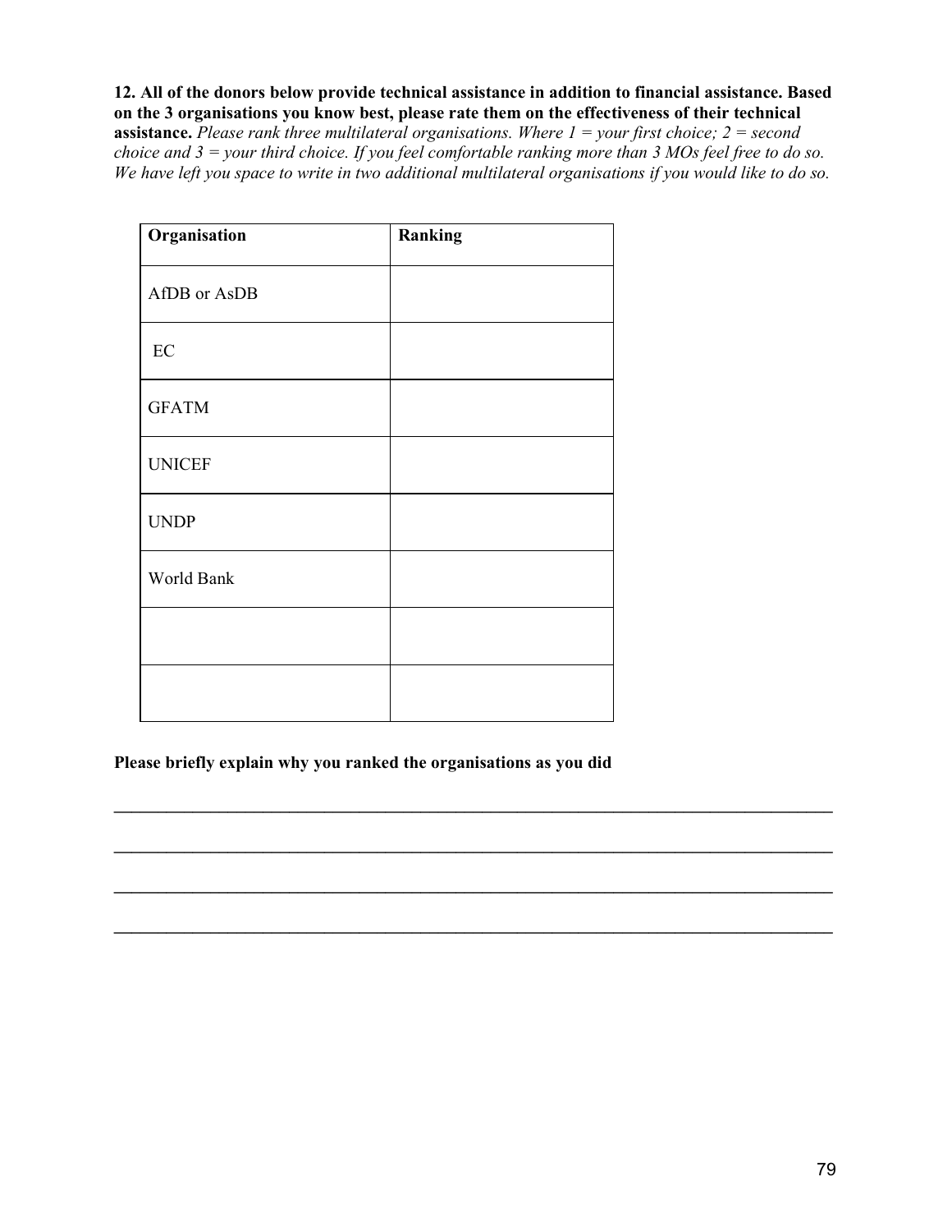**12. All of the donors below provide technical assistance in addition to financial assistance. Based on the 3 organisations you know best, please rate them on the effectiveness of their technical assistance.** *Please rank three multilateral organisations. Where 1 = your first choice; 2 = second choice and 3 = your third choice. If you feel comfortable ranking more than 3 MOs feel free to do so. We have left you space to write in two additional multilateral organisations if you would like to do so.*

| Organisation | Ranking |
|---|---|
| AfDB or AsDB | |
| EC | |
| GFATM | |
| UNICEF | |
| UNDP | |
| World Bank | |
| | |
| | |

**Please briefly explain why you ranked the organisations as you did**

______________________________________________________________________________

______________________________________________________________________________

______________________________________________________________________________

______________________________________________________________________________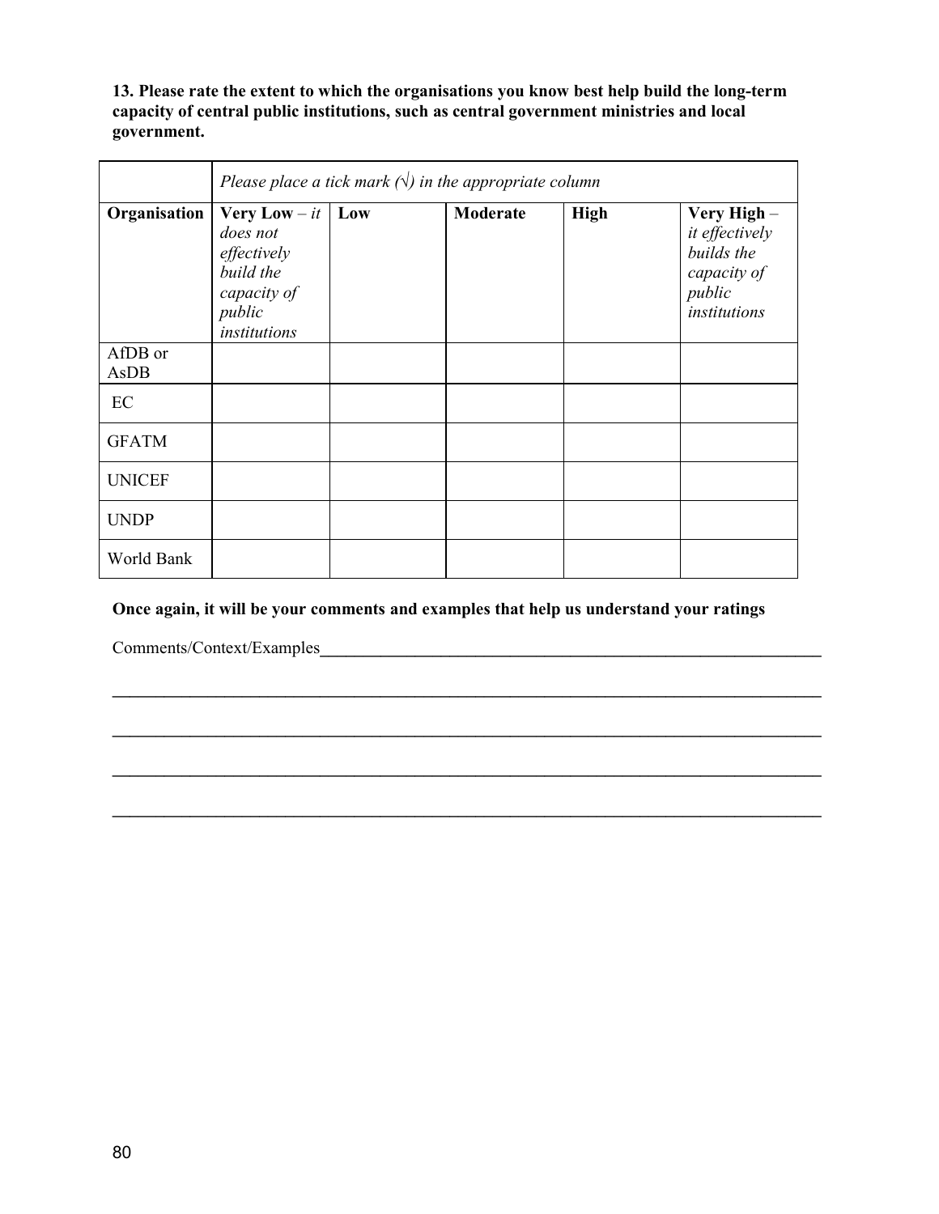**13. Please rate the extent to which the organisations you know best help build the long-term capacity of central public institutions, such as central government ministries and local government.**

| | *Please place a tick mark (√) in the appropriate column* | | | | |
|---|---|---|---|---|---|
| **Organisation** | **Very Low** – *it does not effectively build the capacity of public institutions* | **Low** | **Moderate** | **High** | **Very High** – *it effectively builds the capacity of public institutions* |
| AfDB or AsDB | | | | | |
| EC | | | | | |
| GFATM | | | | | |
| UNICEF | | | | | |
| UNDP | | | | | |
| World Bank | | | | | |

**Once again, it will be your comments and examples that help us understand your ratings**

Comments/Context/Examples________________________________________________________

______________________________________________________________________________

______________________________________________________________________________

______________________________________________________________________________

______________________________________________________________________________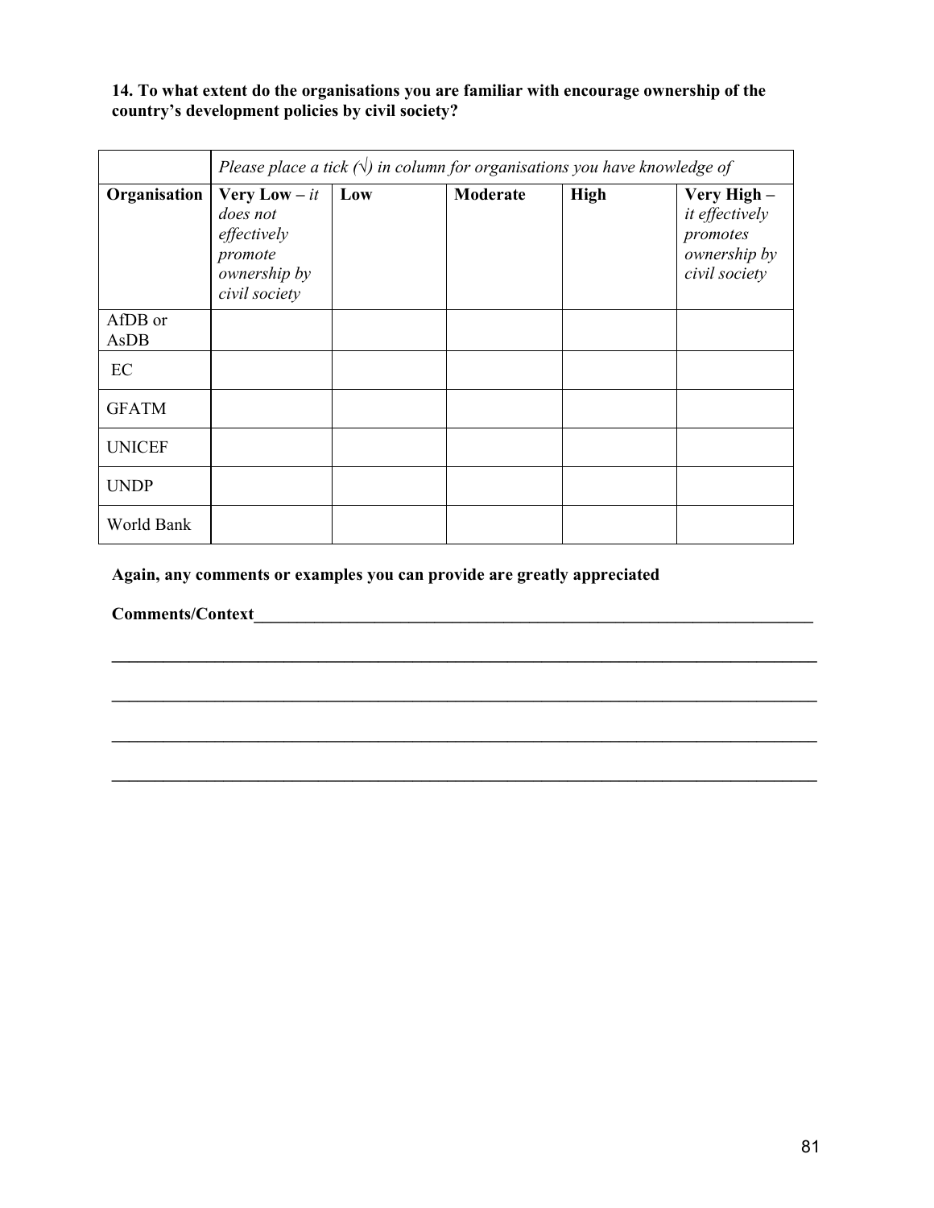**14. To what extent do the organisations you are familiar with encourage ownership of the country's development policies by civil society?**

| | *Please place a tick (√) in column for organisations you have knowledge of* | | | | |
|---|---|---|---|---|---|
| **Organisation** | **Very Low –** *it does not effectively promote ownership by civil society* | **Low** | **Moderate** | **High** | **Very High –** *it effectively promotes ownership by civil society* |
| AfDB or AsDB | | | | | |
| EC | | | | | |
| GFATM | | | | | |
| UNICEF | | | | | |
| UNDP | | | | | |
| World Bank | | | | | |

**Again, any comments or examples you can provide are greatly appreciated**

**Comments/Context**_____________________________________________________________________

_______________________________________________________________________________________

_______________________________________________________________________________________

_______________________________________________________________________________________

_______________________________________________________________________________________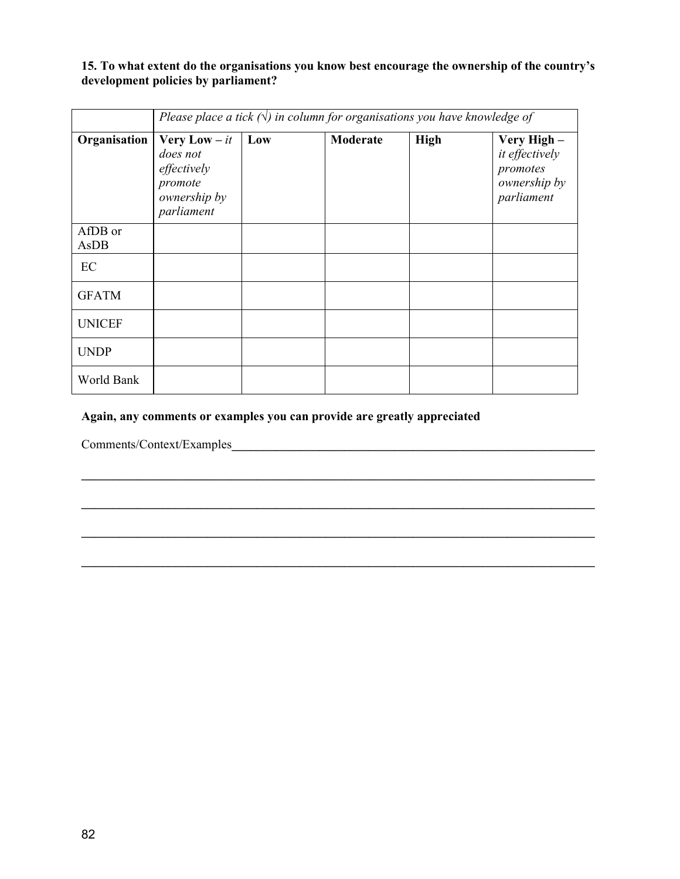**15. To what extent do the organisations you know best encourage the ownership of the country's development policies by parliament?**

| | *Please place a tick (√) in column for organisations you have knowledge of* | | | | |
|---|---|---|---|---|---|
| **Organisation** | **Very Low** – *it does not effectively promote ownership by parliament* | **Low** | **Moderate** | **High** | **Very High** – *it effectively promotes ownership by parliament* |
| AfDB or AsDB | | | | | |
| EC | | | | | |
| GFATM | | | | | |
| UNICEF | | | | | |
| UNDP | | | | | |
| World Bank | | | | | |

**Again, any comments or examples you can provide are greatly appreciated**

Comments/Context/Examples______________________________________________________________

____________________________________________________________________________________

____________________________________________________________________________________

____________________________________________________________________________________

____________________________________________________________________________________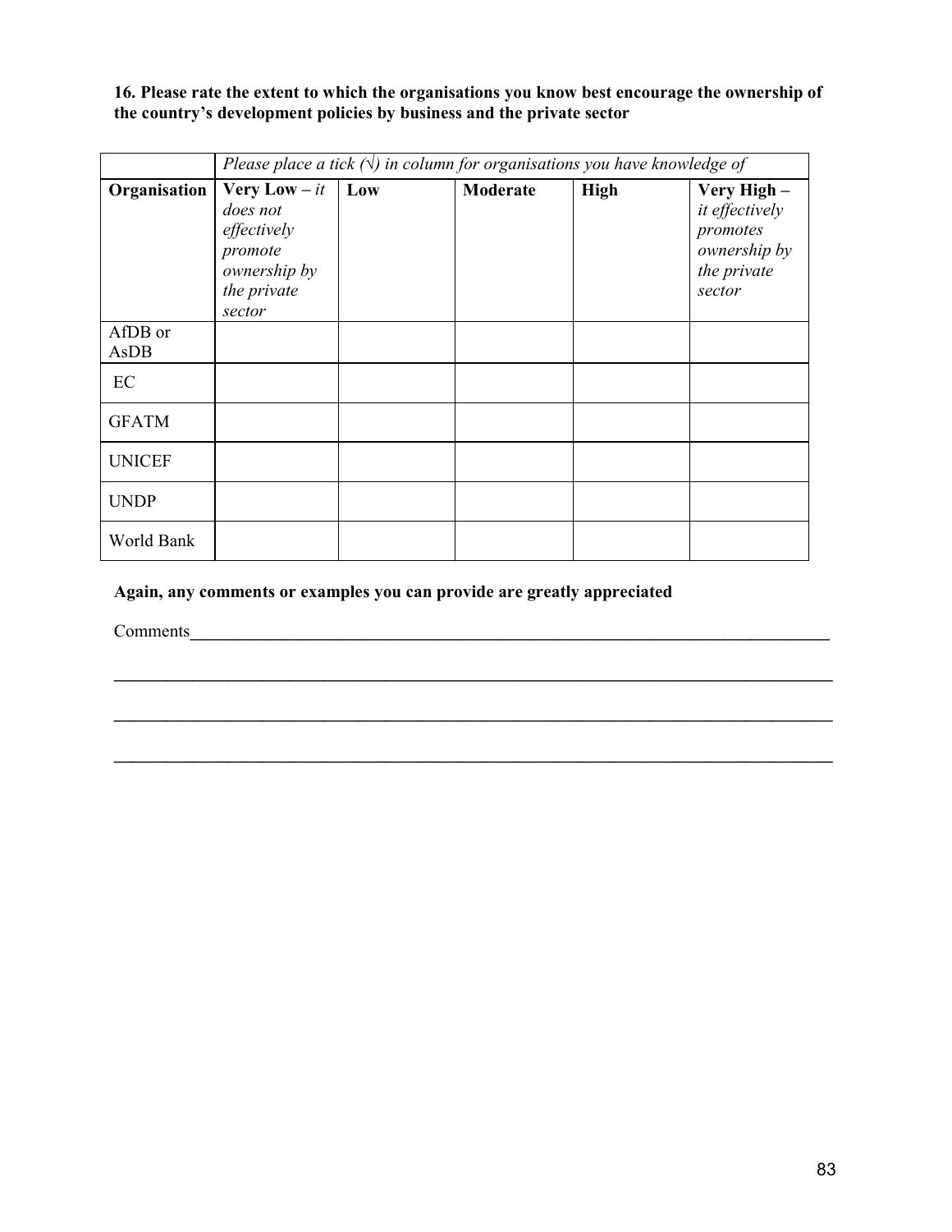**16. Please rate the extent to which the organisations you know best encourage the ownership of the country's development policies by business and the private sector**

| | *Please place a tick (√) in column for organisations you have knowledge of* | | | | |
|---|---|---|---|---|---|
| **Organisation** | **Very Low** – *it does not effectively promote ownership by the private sector* | **Low** | **Moderate** | **High** | **Very High** – *it effectively promotes ownership by the private sector* |
| AfDB or AsDB | | | | | |
| EC | | | | | |
| GFATM | | | | | |
| UNICEF | | | | | |
| UNDP | | | | | |
| World Bank | | | | | |

**Again, any comments or examples you can provide are greatly appreciated**

Comments______________________________________________________________________________

______________________________________________________________________________________

______________________________________________________________________________________

______________________________________________________________________________________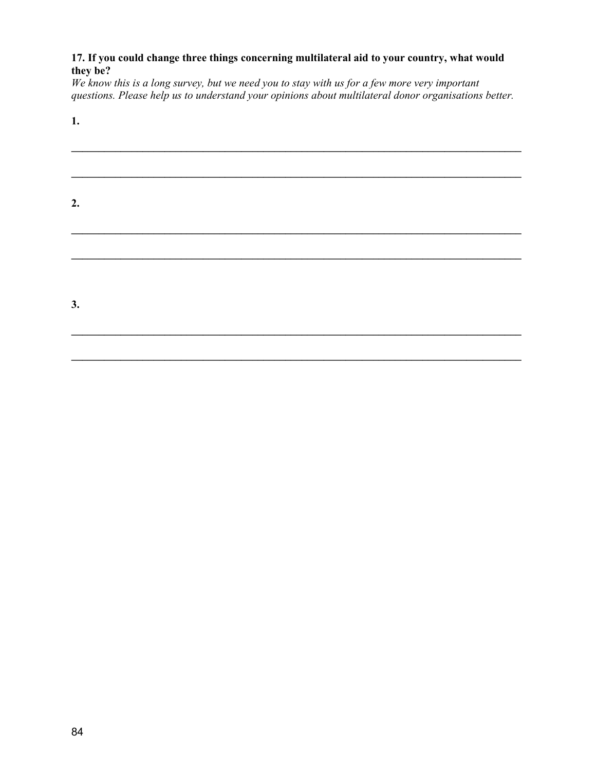**17. If you could change three things concerning multilateral aid to your country, what would they be?**

*We know this is a long survey, but we need you to stay with us for a few more very important questions. Please help us to understand your opinions about multilateral donor organisations better.*

**1.**

_______________________________________________________________________________

_______________________________________________________________________________

**2.**

_______________________________________________________________________________

_______________________________________________________________________________

**3.**

_______________________________________________________________________________

_______________________________________________________________________________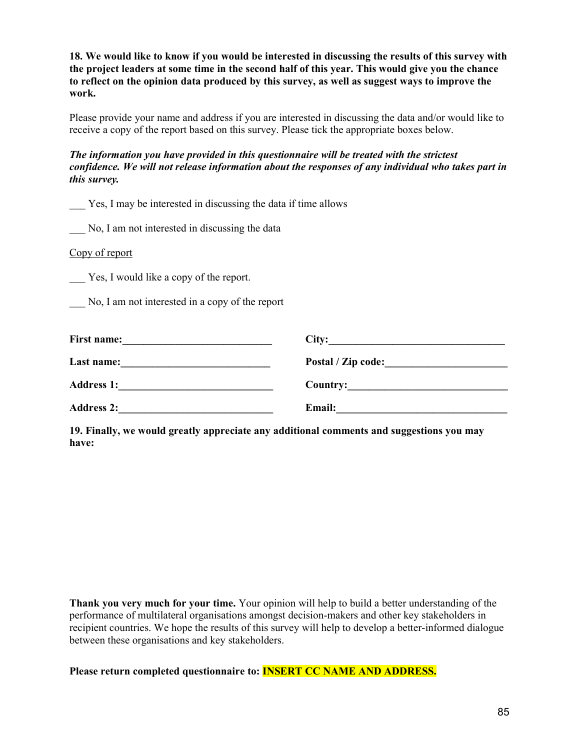**18. We would like to know if you would be interested in discussing the results of this survey with the project leaders at some time in the second half of this year. This would give you the chance to reflect on the opinion data produced by this survey, as well as suggest ways to improve the work.**

Please provide your name and address if you are interested in discussing the data and/or would like to receive a copy of the report based on this survey. Please tick the appropriate boxes below.

***The information you have provided in this questionnaire will be treated with the strictest confidence. We will not release information about the responses of any individual who takes part in this survey.***

___ Yes, I may be interested in discussing the data if time allows

___ No, I am not interested in discussing the data

Copy of report

___ Yes, I would like a copy of the report.

___ No, I am not interested in a copy of the report

**First name:**____________________________ **City:**__________________________________

**Last name:**____________________________ **Postal / Zip code:**______________________

**Address 1:**_____________________________ **Country:**______________________________

**Address 2:**_____________________________ **Email:**________________________________

**19. Finally, we would greatly appreciate any additional comments and suggestions you may have:**

**Thank you very much for your time.** Your opinion will help to build a better understanding of the performance of multilateral organisations amongst decision-makers and other key stakeholders in recipient countries. We hope the results of this survey will help to develop a better-informed dialogue between these organisations and key stakeholders.

**Please return completed questionnaire to: INSERT CC NAME AND ADDRESS.**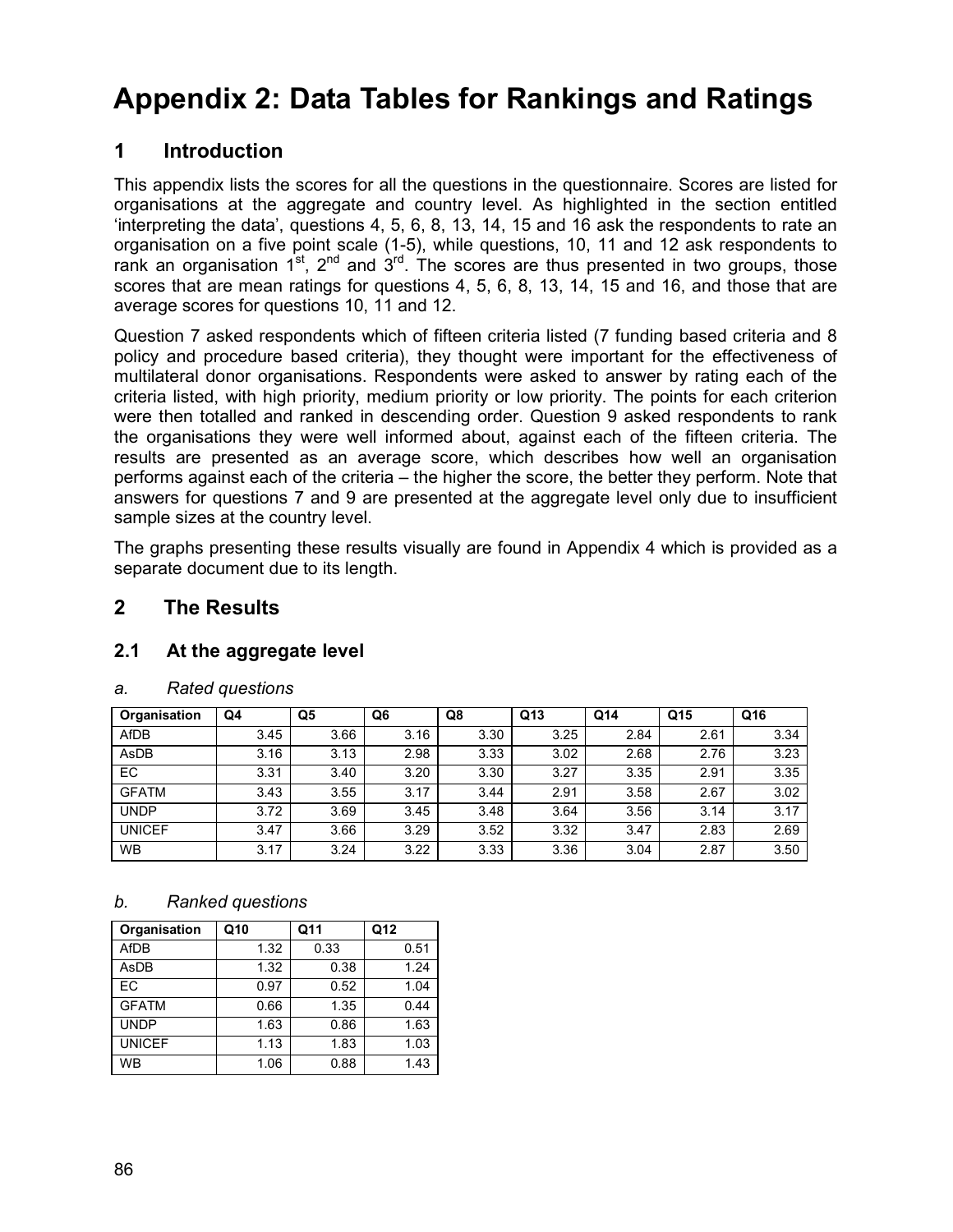# Appendix 2: Data Tables for Rankings and Ratings

## 1 Introduction

This appendix lists the scores for all the questions in the questionnaire. Scores are listed for organisations at the aggregate and country level. As highlighted in the section entitled 'interpreting the data', questions 4, 5, 6, 8, 13, 14, 15 and 16 ask the respondents to rate an organisation on a five point scale (1-5), while questions, 10, 11 and 12 ask respondents to rank an organisation 1st, 2nd and 3rd. The scores are thus presented in two groups, those scores that are mean ratings for questions 4, 5, 6, 8, 13, 14, 15 and 16, and those that are average scores for questions 10, 11 and 12.

Question 7 asked respondents which of fifteen criteria listed (7 funding based criteria and 8 policy and procedure based criteria), they thought were important for the effectiveness of multilateral donor organisations. Respondents were asked to answer by rating each of the criteria listed, with high priority, medium priority or low priority. The points for each criterion were then totalled and ranked in descending order. Question 9 asked respondents to rank the organisations they were well informed about, against each of the fifteen criteria. The results are presented as an average score, which describes how well an organisation performs against each of the criteria – the higher the score, the better they perform. Note that answers for questions 7 and 9 are presented at the aggregate level only due to insufficient sample sizes at the country level.

The graphs presenting these results visually are found in Appendix 4 which is provided as a separate document due to its length.

## 2 The Results

### 2.1 At the aggregate level

*a. Rated questions*

| Organisation | Q4 | Q5 | Q6 | Q8 | Q13 | Q14 | Q15 | Q16 |
|---|---|---|---|---|---|---|---|---|
| AfDB | 3.45 | 3.66 | 3.16 | 3.30 | 3.25 | 2.84 | 2.61 | 3.34 |
| AsDB | 3.16 | 3.13 | 2.98 | 3.33 | 3.02 | 2.68 | 2.76 | 3.23 |
| EC | 3.31 | 3.40 | 3.20 | 3.30 | 3.27 | 3.35 | 2.91 | 3.35 |
| GFATM | 3.43 | 3.55 | 3.17 | 3.44 | 2.91 | 3.58 | 2.67 | 3.02 |
| UNDP | 3.72 | 3.69 | 3.45 | 3.48 | 3.64 | 3.56 | 3.14 | 3.17 |
| UNICEF | 3.47 | 3.66 | 3.29 | 3.52 | 3.32 | 3.47 | 2.83 | 2.69 |
| WB | 3.17 | 3.24 | 3.22 | 3.33 | 3.36 | 3.04 | 2.87 | 3.50 |

*b. Ranked questions*

| Organisation | Q10 | Q11 | Q12 |
|---|---|---|---|
| AfDB | 1.32 | 0.33 | 0.51 |
| AsDB | 1.32 | 0.38 | 1.24 |
| EC | 0.97 | 0.52 | 1.04 |
| GFATM | 0.66 | 1.35 | 0.44 |
| UNDP | 1.63 | 0.86 | 1.63 |
| UNICEF | 1.13 | 1.83 | 1.03 |
| WB | 1.06 | 0.88 | 1.43 |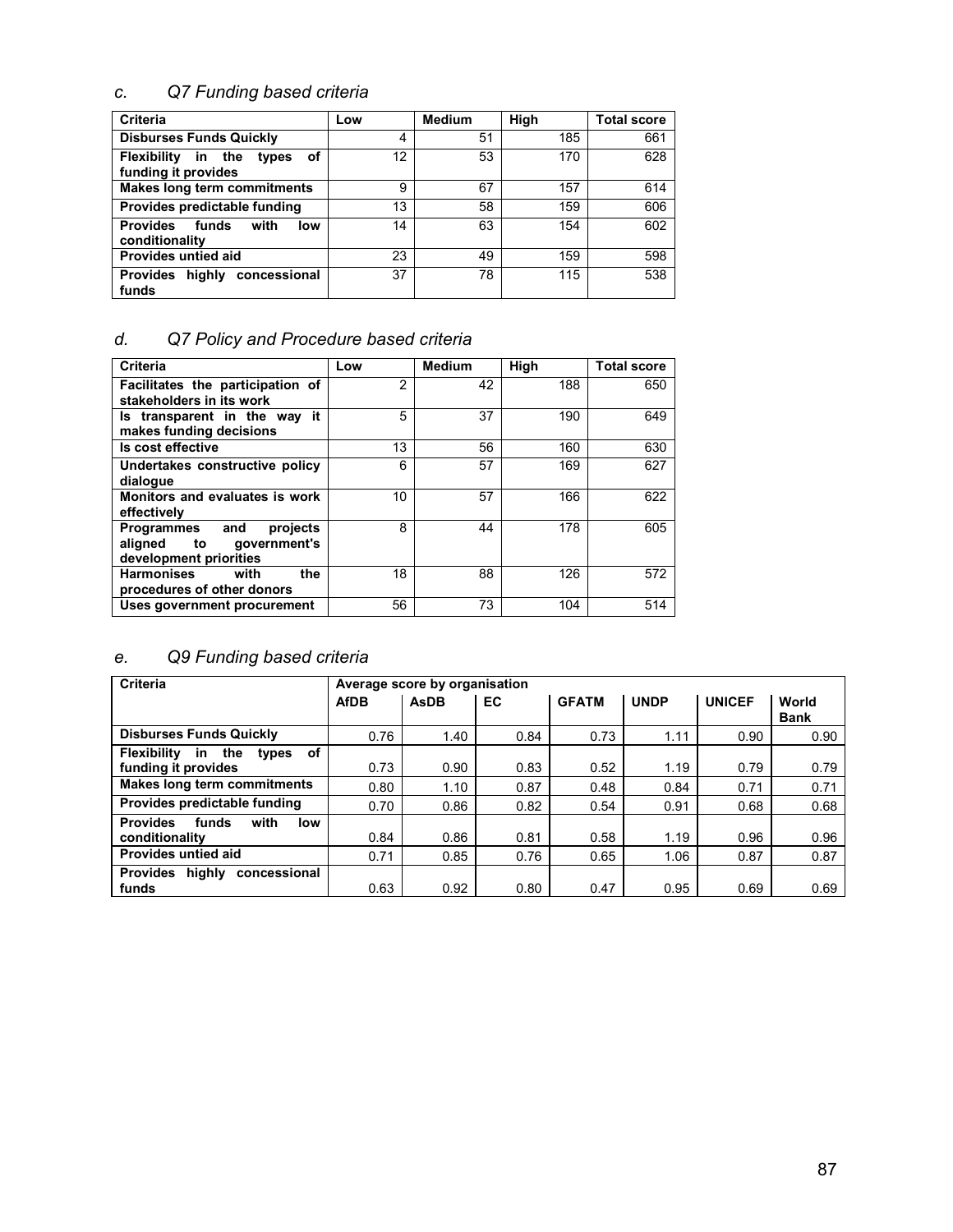### c. *Q7 Funding based criteria*

| Criteria | Low | Medium | High | Total score |
|---|---|---|---|---|
| **Disburses Funds Quickly** | 4 | 51 | 185 | 661 |
| **Flexibility in the types of funding it provides** | 12 | 53 | 170 | 628 |
| **Makes long term commitments** | 9 | 67 | 157 | 614 |
| **Provides predictable funding** | 13 | 58 | 159 | 606 |
| **Provides funds with low conditionality** | 14 | 63 | 154 | 602 |
| **Provides untied aid** | 23 | 49 | 159 | 598 |
| **Provides highly concessional funds** | 37 | 78 | 115 | 538 |

### d. *Q7 Policy and Procedure based criteria*

| Criteria | Low | Medium | High | Total score |
|---|---|---|---|---|
| **Facilitates the participation of stakeholders in its work** | 2 | 42 | 188 | 650 |
| **Is transparent in the way it makes funding decisions** | 5 | 37 | 190 | 649 |
| **Is cost effective** | 13 | 56 | 160 | 630 |
| **Undertakes constructive policy dialogue** | 6 | 57 | 169 | 627 |
| **Monitors and evaluates is work effectively** | 10 | 57 | 166 | 622 |
| **Programmes and projects aligned to government's development priorities** | 8 | 44 | 178 | 605 |
| **Harmonises with the procedures of other donors** | 18 | 88 | 126 | 572 |
| **Uses government procurement** | 56 | 73 | 104 | 514 |

### e. *Q9 Funding based criteria*

| Criteria | Average score by organisation | | | | | | |
|---|---|---|---|---|---|---|---|
| | **AfDB** | **AsDB** | **EC** | **GFATM** | **UNDP** | **UNICEF** | **World Bank** |
| **Disburses Funds Quickly** | 0.76 | 1.40 | 0.84 | 0.73 | 1.11 | 0.90 | 0.90 |
| **Flexibility in the types of funding it provides** | 0.73 | 0.90 | 0.83 | 0.52 | 1.19 | 0.79 | 0.79 |
| **Makes long term commitments** | 0.80 | 1.10 | 0.87 | 0.48 | 0.84 | 0.71 | 0.71 |
| **Provides predictable funding** | 0.70 | 0.86 | 0.82 | 0.54 | 0.91 | 0.68 | 0.68 |
| **Provides funds with low conditionality** | 0.84 | 0.86 | 0.81 | 0.58 | 1.19 | 0.96 | 0.96 |
| **Provides untied aid** | 0.71 | 0.85 | 0.76 | 0.65 | 1.06 | 0.87 | 0.87 |
| **Provides highly concessional funds** | 0.63 | 0.92 | 0.80 | 0.47 | 0.95 | 0.69 | 0.69 |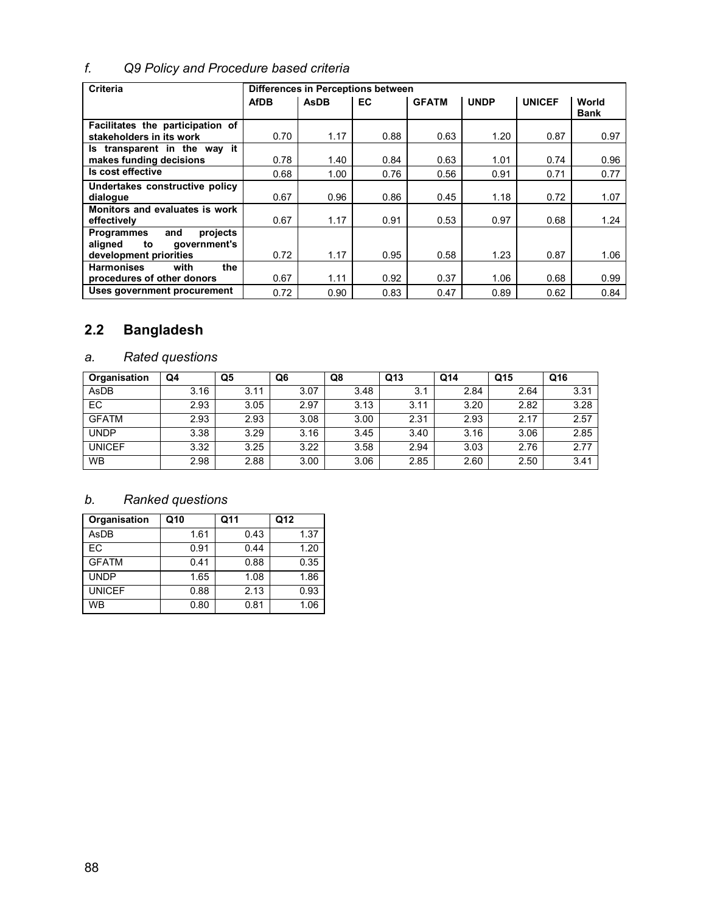*f. Q9 Policy and Procedure based criteria*

| Criteria | Differences in Perceptions between | | | | | | |
|---|---|---|---|---|---|---|---|
| | AfDB | AsDB | EC | GFATM | UNDP | UNICEF | World Bank |
| Facilitates the participation of stakeholders in its work | 0.70 | 1.17 | 0.88 | 0.63 | 1.20 | 0.87 | 0.97 |
| Is transparent in the way it makes funding decisions | 0.78 | 1.40 | 0.84 | 0.63 | 1.01 | 0.74 | 0.96 |
| Is cost effective | 0.68 | 1.00 | 0.76 | 0.56 | 0.91 | 0.71 | 0.77 |
| Undertakes constructive policy dialogue | 0.67 | 0.96 | 0.86 | 0.45 | 1.18 | 0.72 | 1.07 |
| Monitors and evaluates is work effectively | 0.67 | 1.17 | 0.91 | 0.53 | 0.97 | 0.68 | 1.24 |
| Programmes and projects aligned to government's development priorities | 0.72 | 1.17 | 0.95 | 0.58 | 1.23 | 0.87 | 1.06 |
| Harmonises with the procedures of other donors | 0.67 | 1.11 | 0.92 | 0.37 | 1.06 | 0.68 | 0.99 |
| Uses government procurement | 0.72 | 0.90 | 0.83 | 0.47 | 0.89 | 0.62 | 0.84 |

## 2.2 Bangladesh

*a. Rated questions*

| Organisation | Q4 | Q5 | Q6 | Q8 | Q13 | Q14 | Q15 | Q16 |
|---|---|---|---|---|---|---|---|---|
| AsDB | 3.16 | 3.11 | 3.07 | 3.48 | 3.1 | 2.84 | 2.64 | 3.31 |
| EC | 2.93 | 3.05 | 2.97 | 3.13 | 3.11 | 3.20 | 2.82 | 3.28 |
| GFATM | 2.93 | 2.93 | 3.08 | 3.00 | 2.31 | 2.93 | 2.17 | 2.57 |
| UNDP | 3.38 | 3.29 | 3.16 | 3.45 | 3.40 | 3.16 | 3.06 | 2.85 |
| UNICEF | 3.32 | 3.25 | 3.22 | 3.58 | 2.94 | 3.03 | 2.76 | 2.77 |
| WB | 2.98 | 2.88 | 3.00 | 3.06 | 2.85 | 2.60 | 2.50 | 3.41 |

*b. Ranked questions*

| Organisation | Q10 | Q11 | Q12 |
|---|---|---|---|
| AsDB | 1.61 | 0.43 | 1.37 |
| EC | 0.91 | 0.44 | 1.20 |
| GFATM | 0.41 | 0.88 | 0.35 |
| UNDP | 1.65 | 1.08 | 1.86 |
| UNICEF | 0.88 | 2.13 | 0.93 |
| WB | 0.80 | 0.81 | 1.06 |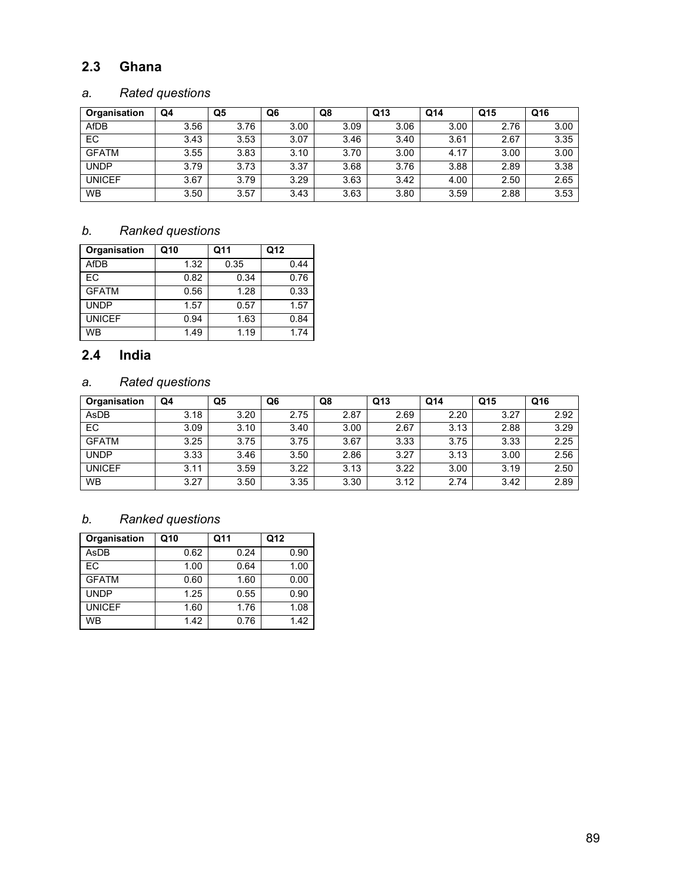## 2.3 Ghana

### *a. Rated questions*

| Organisation | Q4 | Q5 | Q6 | Q8 | Q13 | Q14 | Q15 | Q16 |
|---|---|---|---|---|---|---|---|---|
| AfDB | 3.56 | 3.76 | 3.00 | 3.09 | 3.06 | 3.00 | 2.76 | 3.00 |
| EC | 3.43 | 3.53 | 3.07 | 3.46 | 3.40 | 3.61 | 2.67 | 3.35 |
| GFATM | 3.55 | 3.83 | 3.10 | 3.70 | 3.00 | 4.17 | 3.00 | 3.00 |
| UNDP | 3.79 | 3.73 | 3.37 | 3.68 | 3.76 | 3.88 | 2.89 | 3.38 |
| UNICEF | 3.67 | 3.79 | 3.29 | 3.63 | 3.42 | 4.00 | 2.50 | 2.65 |
| WB | 3.50 | 3.57 | 3.43 | 3.63 | 3.80 | 3.59 | 2.88 | 3.53 |

### *b. Ranked questions*

| Organisation | Q10 | Q11 | Q12 |
|---|---|---|---|
| AfDB | 1.32 | 0.35 | 0.44 |
| EC | 0.82 | 0.34 | 0.76 |
| GFATM | 0.56 | 1.28 | 0.33 |
| UNDP | 1.57 | 0.57 | 1.57 |
| UNICEF | 0.94 | 1.63 | 0.84 |
| WB | 1.49 | 1.19 | 1.74 |

## 2.4 India

### *a. Rated questions*

| Organisation | Q4 | Q5 | Q6 | Q8 | Q13 | Q14 | Q15 | Q16 |
|---|---|---|---|---|---|---|---|---|
| AsDB | 3.18 | 3.20 | 2.75 | 2.87 | 2.69 | 2.20 | 3.27 | 2.92 |
| EC | 3.09 | 3.10 | 3.40 | 3.00 | 2.67 | 3.13 | 2.88 | 3.29 |
| GFATM | 3.25 | 3.75 | 3.75 | 3.67 | 3.33 | 3.75 | 3.33 | 2.25 |
| UNDP | 3.33 | 3.46 | 3.50 | 2.86 | 3.27 | 3.13 | 3.00 | 2.56 |
| UNICEF | 3.11 | 3.59 | 3.22 | 3.13 | 3.22 | 3.00 | 3.19 | 2.50 |
| WB | 3.27 | 3.50 | 3.35 | 3.30 | 3.12 | 2.74 | 3.42 | 2.89 |

### *b. Ranked questions*

| Organisation | Q10 | Q11 | Q12 |
|---|---|---|---|
| AsDB | 0.62 | 0.24 | 0.90 |
| EC | 1.00 | 0.64 | 1.00 |
| GFATM | 0.60 | 1.60 | 0.00 |
| UNDP | 1.25 | 0.55 | 0.90 |
| UNICEF | 1.60 | 1.76 | 1.08 |
| WB | 1.42 | 0.76 | 1.42 |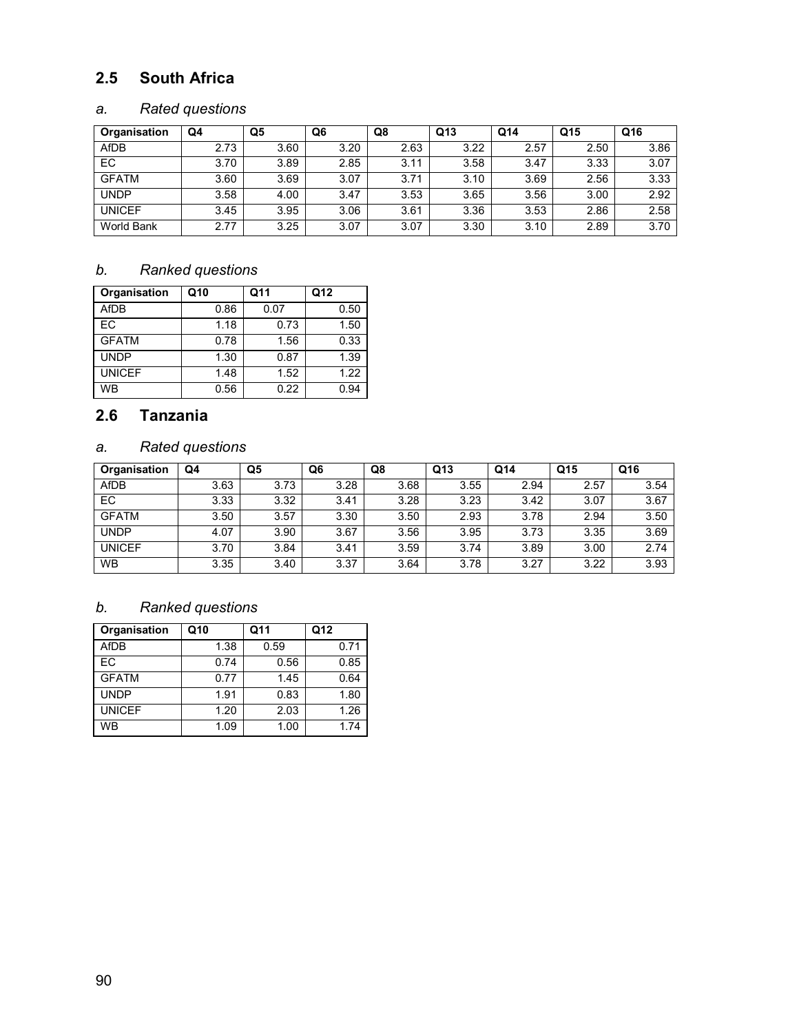## 2.5 South Africa

### *a. Rated questions*

| Organisation | Q4 | Q5 | Q6 | Q8 | Q13 | Q14 | Q15 | Q16 |
|---|---|---|---|---|---|---|---|---|
| AfDB | 2.73 | 3.60 | 3.20 | 2.63 | 3.22 | 2.57 | 2.50 | 3.86 |
| EC | 3.70 | 3.89 | 2.85 | 3.11 | 3.58 | 3.47 | 3.33 | 3.07 |
| GFATM | 3.60 | 3.69 | 3.07 | 3.71 | 3.10 | 3.69 | 2.56 | 3.33 |
| UNDP | 3.58 | 4.00 | 3.47 | 3.53 | 3.65 | 3.56 | 3.00 | 2.92 |
| UNICEF | 3.45 | 3.95 | 3.06 | 3.61 | 3.36 | 3.53 | 2.86 | 2.58 |
| World Bank | 2.77 | 3.25 | 3.07 | 3.07 | 3.30 | 3.10 | 2.89 | 3.70 |

### *b. Ranked questions*

| Organisation | Q10 | Q11 | Q12 |
|---|---|---|---|
| AfDB | 0.86 | 0.07 | 0.50 |
| EC | 1.18 | 0.73 | 1.50 |
| GFATM | 0.78 | 1.56 | 0.33 |
| UNDP | 1.30 | 0.87 | 1.39 |
| UNICEF | 1.48 | 1.52 | 1.22 |
| WB | 0.56 | 0.22 | 0.94 |

## 2.6 Tanzania

### *a. Rated questions*

| Organisation | Q4 | Q5 | Q6 | Q8 | Q13 | Q14 | Q15 | Q16 |
|---|---|---|---|---|---|---|---|---|
| AfDB | 3.63 | 3.73 | 3.28 | 3.68 | 3.55 | 2.94 | 2.57 | 3.54 |
| EC | 3.33 | 3.32 | 3.41 | 3.28 | 3.23 | 3.42 | 3.07 | 3.67 |
| GFATM | 3.50 | 3.57 | 3.30 | 3.50 | 2.93 | 3.78 | 2.94 | 3.50 |
| UNDP | 4.07 | 3.90 | 3.67 | 3.56 | 3.95 | 3.73 | 3.35 | 3.69 |
| UNICEF | 3.70 | 3.84 | 3.41 | 3.59 | 3.74 | 3.89 | 3.00 | 2.74 |
| WB | 3.35 | 3.40 | 3.37 | 3.64 | 3.78 | 3.27 | 3.22 | 3.93 |

### *b. Ranked questions*

| Organisation | Q10 | Q11 | Q12 |
|---|---|---|---|
| AfDB | 1.38 | 0.59 | 0.71 |
| EC | 0.74 | 0.56 | 0.85 |
| GFATM | 0.77 | 1.45 | 0.64 |
| UNDP | 1.91 | 0.83 | 1.80 |
| UNICEF | 1.20 | 2.03 | 1.26 |
| WB | 1.09 | 1.00 | 1.74 |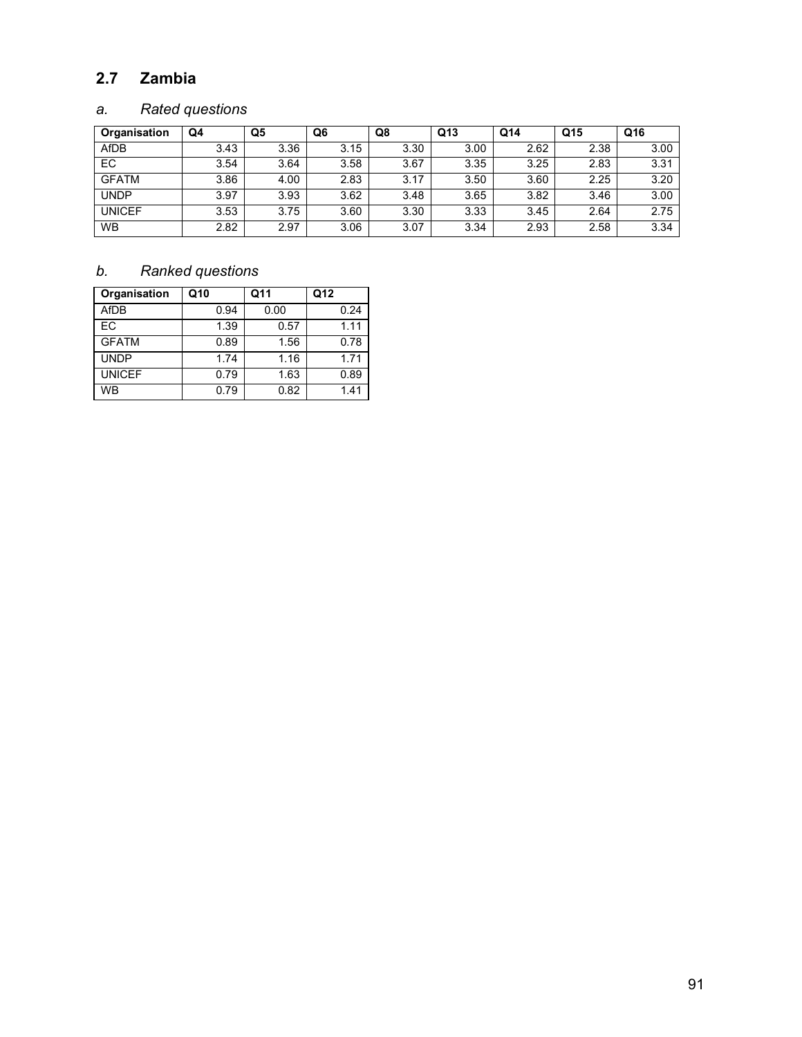## 2.7 Zambia

### *a. Rated questions*

| Organisation | Q4 | Q5 | Q6 | Q8 | Q13 | Q14 | Q15 | Q16 |
|---|---|---|---|---|---|---|---|---|
| AfDB | 3.43 | 3.36 | 3.15 | 3.30 | 3.00 | 2.62 | 2.38 | 3.00 |
| EC | 3.54 | 3.64 | 3.58 | 3.67 | 3.35 | 3.25 | 2.83 | 3.31 |
| GFATM | 3.86 | 4.00 | 2.83 | 3.17 | 3.50 | 3.60 | 2.25 | 3.20 |
| UNDP | 3.97 | 3.93 | 3.62 | 3.48 | 3.65 | 3.82 | 3.46 | 3.00 |
| UNICEF | 3.53 | 3.75 | 3.60 | 3.30 | 3.33 | 3.45 | 2.64 | 2.75 |
| WB | 2.82 | 2.97 | 3.06 | 3.07 | 3.34 | 2.93 | 2.58 | 3.34 |

### *b. Ranked questions*

| Organisation | Q10 | Q11 | Q12 |
|---|---|---|---|
| AfDB | 0.94 | 0.00 | 0.24 |
| EC | 1.39 | 0.57 | 1.11 |
| GFATM | 0.89 | 1.56 | 0.78 |
| UNDP | 1.74 | 1.16 | 1.71 |
| UNICEF | 0.79 | 1.63 | 0.89 |
| WB | 0.79 | 0.82 | 1.41 |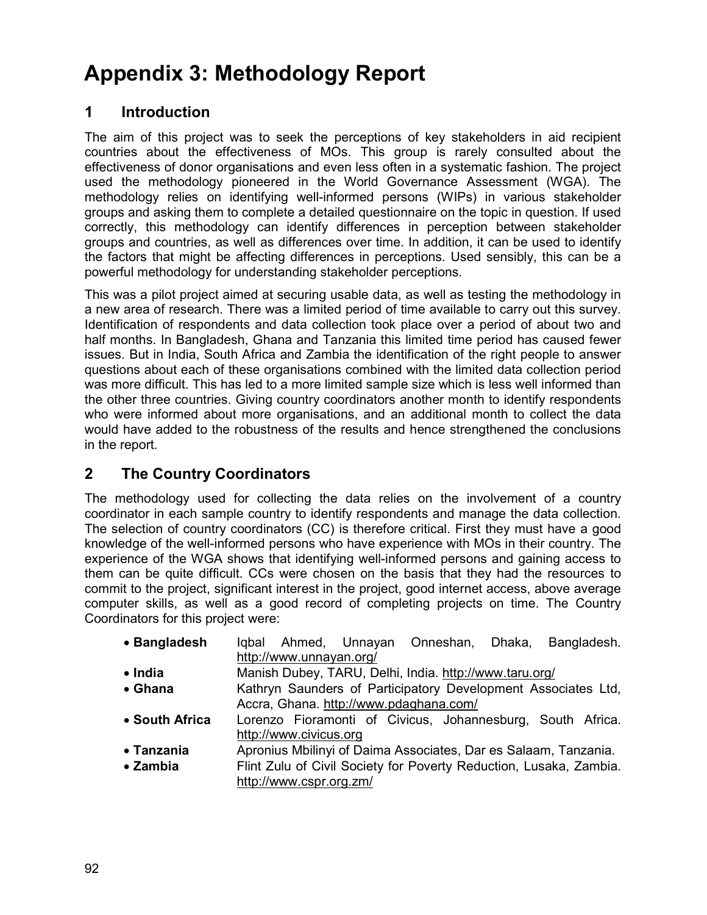# Appendix 3: Methodology Report

## 1 Introduction

The aim of this project was to seek the perceptions of key stakeholders in aid recipient countries about the effectiveness of MOs. This group is rarely consulted about the effectiveness of donor organisations and even less often in a systematic fashion. The project used the methodology pioneered in the World Governance Assessment (WGA). The methodology relies on identifying well-informed persons (WIPs) in various stakeholder groups and asking them to complete a detailed questionnaire on the topic in question. If used correctly, this methodology can identify differences in perception between stakeholder groups and countries, as well as differences over time. In addition, it can be used to identify the factors that might be affecting differences in perceptions. Used sensibly, this can be a powerful methodology for understanding stakeholder perceptions.

This was a pilot project aimed at securing usable data, as well as testing the methodology in a new area of research. There was a limited period of time available to carry out this survey. Identification of respondents and data collection took place over a period of about two and half months. In Bangladesh, Ghana and Tanzania this limited time period has caused fewer issues. But in India, South Africa and Zambia the identification of the right people to answer questions about each of these organisations combined with the limited data collection period was more difficult. This has led to a more limited sample size which is less well informed than the other three countries. Giving country coordinators another month to identify respondents who were informed about more organisations, and an additional month to collect the data would have added to the robustness of the results and hence strengthened the conclusions in the report.

## 2 The Country Coordinators

The methodology used for collecting the data relies on the involvement of a country coordinator in each sample country to identify respondents and manage the data collection. The selection of country coordinators (CC) is therefore critical. First they must have a good knowledge of the well-informed persons who have experience with MOs in their country. The experience of the WGA shows that identifying well-informed persons and gaining access to them can be quite difficult. CCs were chosen on the basis that they had the resources to commit to the project, significant interest in the project, good internet access, above average computer skills, as well as a good record of completing projects on time. The Country Coordinators for this project were:

- **Bangladesh** Iqbal Ahmed, Unnayan Onneshan, Dhaka, Bangladesh. http://www.unnayan.org/
- **India** Manish Dubey, TARU, Delhi, India. http://www.taru.org/
- **Ghana** Kathryn Saunders of Participatory Development Associates Ltd, Accra, Ghana. http://www.pdaghana.com/
- **South Africa** Lorenzo Fioramonti of Civicus, Johannesburg, South Africa. http://www.civicus.org
- **Tanzania** Apronius Mbilinyi of Daima Associates, Dar es Salaam, Tanzania.
- **Zambia** Flint Zulu of Civil Society for Poverty Reduction, Lusaka, Zambia. http://www.cspr.org.zm/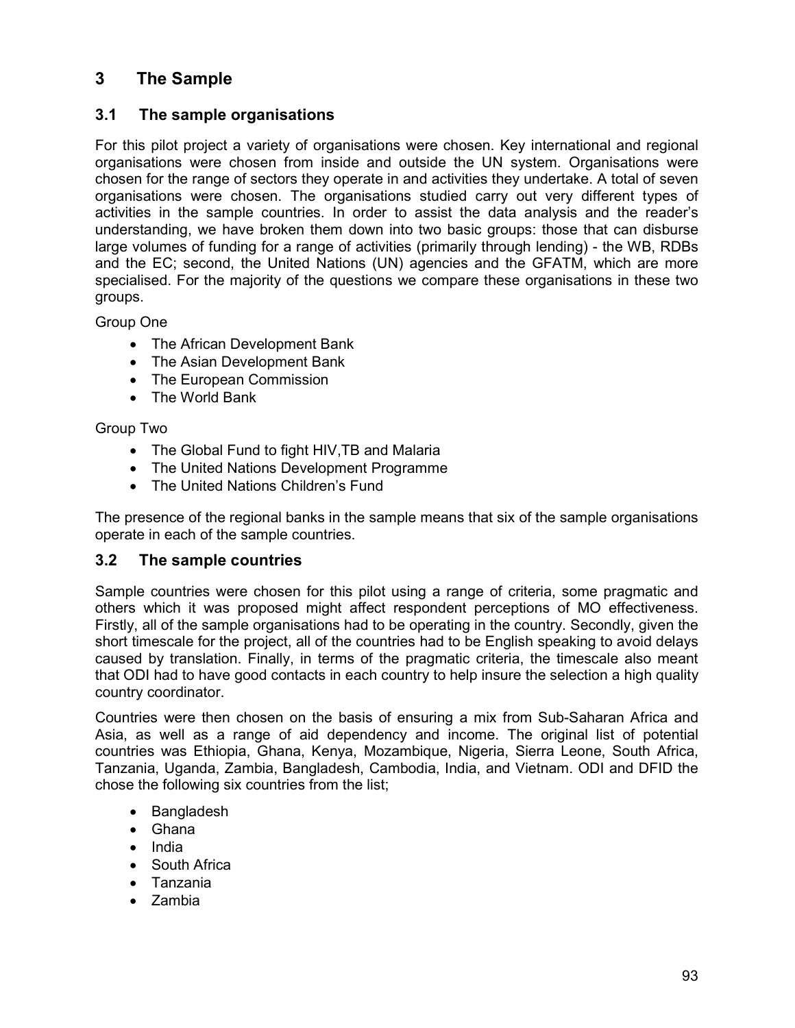# 3 The Sample

## 3.1 The sample organisations

For this pilot project a variety of organisations were chosen. Key international and regional organisations were chosen from inside and outside the UN system. Organisations were chosen for the range of sectors they operate in and activities they undertake. A total of seven organisations were chosen. The organisations studied carry out very different types of activities in the sample countries. In order to assist the data analysis and the reader's understanding, we have broken them down into two basic groups: those that can disburse large volumes of funding for a range of activities (primarily through lending) - the WB, RDBs and the EC; second, the United Nations (UN) agencies and the GFATM, which are more specialised. For the majority of the questions we compare these organisations in these two groups.

Group One

- The African Development Bank
- The Asian Development Bank
- The European Commission
- The World Bank

Group Two

- The Global Fund to fight HIV,TB and Malaria
- The United Nations Development Programme
- The United Nations Children's Fund

The presence of the regional banks in the sample means that six of the sample organisations operate in each of the sample countries.

## 3.2 The sample countries

Sample countries were chosen for this pilot using a range of criteria, some pragmatic and others which it was proposed might affect respondent perceptions of MO effectiveness. Firstly, all of the sample organisations had to be operating in the country. Secondly, given the short timescale for the project, all of the countries had to be English speaking to avoid delays caused by translation. Finally, in terms of the pragmatic criteria, the timescale also meant that ODI had to have good contacts in each country to help insure the selection a high quality country coordinator.

Countries were then chosen on the basis of ensuring a mix from Sub-Saharan Africa and Asia, as well as a range of aid dependency and income. The original list of potential countries was Ethiopia, Ghana, Kenya, Mozambique, Nigeria, Sierra Leone, South Africa, Tanzania, Uganda, Zambia, Bangladesh, Cambodia, India, and Vietnam. ODI and DFID the chose the following six countries from the list;

- Bangladesh
- Ghana
- India
- South Africa
- Tanzania
- Zambia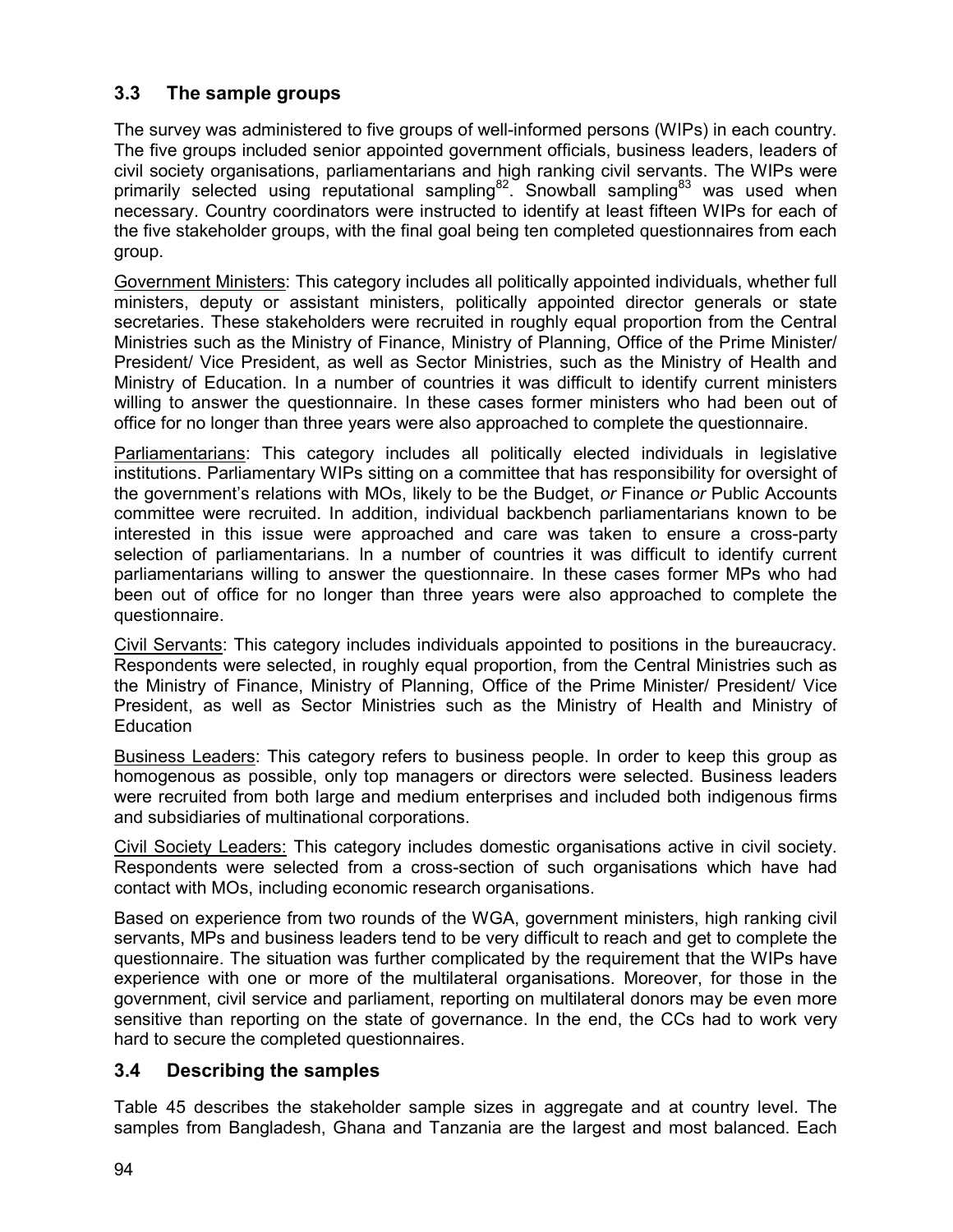### 3.3 The sample groups

The survey was administered to five groups of well-informed persons (WIPs) in each country. The five groups included senior appointed government officials, business leaders, leaders of civil society organisations, parliamentarians and high ranking civil servants. The WIPs were primarily selected using reputational sampling[82]. Snowball sampling[83] was used when necessary. Country coordinators were instructed to identify at least fifteen WIPs for each of the five stakeholder groups, with the final goal being ten completed questionnaires from each group.

Government Ministers: This category includes all politically appointed individuals, whether full ministers, deputy or assistant ministers, politically appointed director generals or state secretaries. These stakeholders were recruited in roughly equal proportion from the Central Ministries such as the Ministry of Finance, Ministry of Planning, Office of the Prime Minister/ President/ Vice President, as well as Sector Ministries, such as the Ministry of Health and Ministry of Education. In a number of countries it was difficult to identify current ministers willing to answer the questionnaire. In these cases former ministers who had been out of office for no longer than three years were also approached to complete the questionnaire.

Parliamentarians: This category includes all politically elected individuals in legislative institutions. Parliamentary WIPs sitting on a committee that has responsibility for oversight of the government's relations with MOs, likely to be the Budget, *or* Finance *or* Public Accounts committee were recruited. In addition, individual backbench parliamentarians known to be interested in this issue were approached and care was taken to ensure a cross-party selection of parliamentarians. In a number of countries it was difficult to identify current parliamentarians willing to answer the questionnaire. In these cases former MPs who had been out of office for no longer than three years were also approached to complete the questionnaire.

Civil Servants: This category includes individuals appointed to positions in the bureaucracy. Respondents were selected, in roughly equal proportion, from the Central Ministries such as the Ministry of Finance, Ministry of Planning, Office of the Prime Minister/ President/ Vice President, as well as Sector Ministries such as the Ministry of Health and Ministry of Education

Business Leaders: This category refers to business people. In order to keep this group as homogenous as possible, only top managers or directors were selected. Business leaders were recruited from both large and medium enterprises and included both indigenous firms and subsidiaries of multinational corporations.

Civil Society Leaders: This category includes domestic organisations active in civil society. Respondents were selected from a cross-section of such organisations which have had contact with MOs, including economic research organisations.

Based on experience from two rounds of the WGA, government ministers, high ranking civil servants, MPs and business leaders tend to be very difficult to reach and get to complete the questionnaire. The situation was further complicated by the requirement that the WIPs have experience with one or more of the multilateral organisations. Moreover, for those in the government, civil service and parliament, reporting on multilateral donors may be even more sensitive than reporting on the state of governance. In the end, the CCs had to work very hard to secure the completed questionnaires.

### 3.4 Describing the samples

Table 45 describes the stakeholder sample sizes in aggregate and at country level. The samples from Bangladesh, Ghana and Tanzania are the largest and most balanced. Each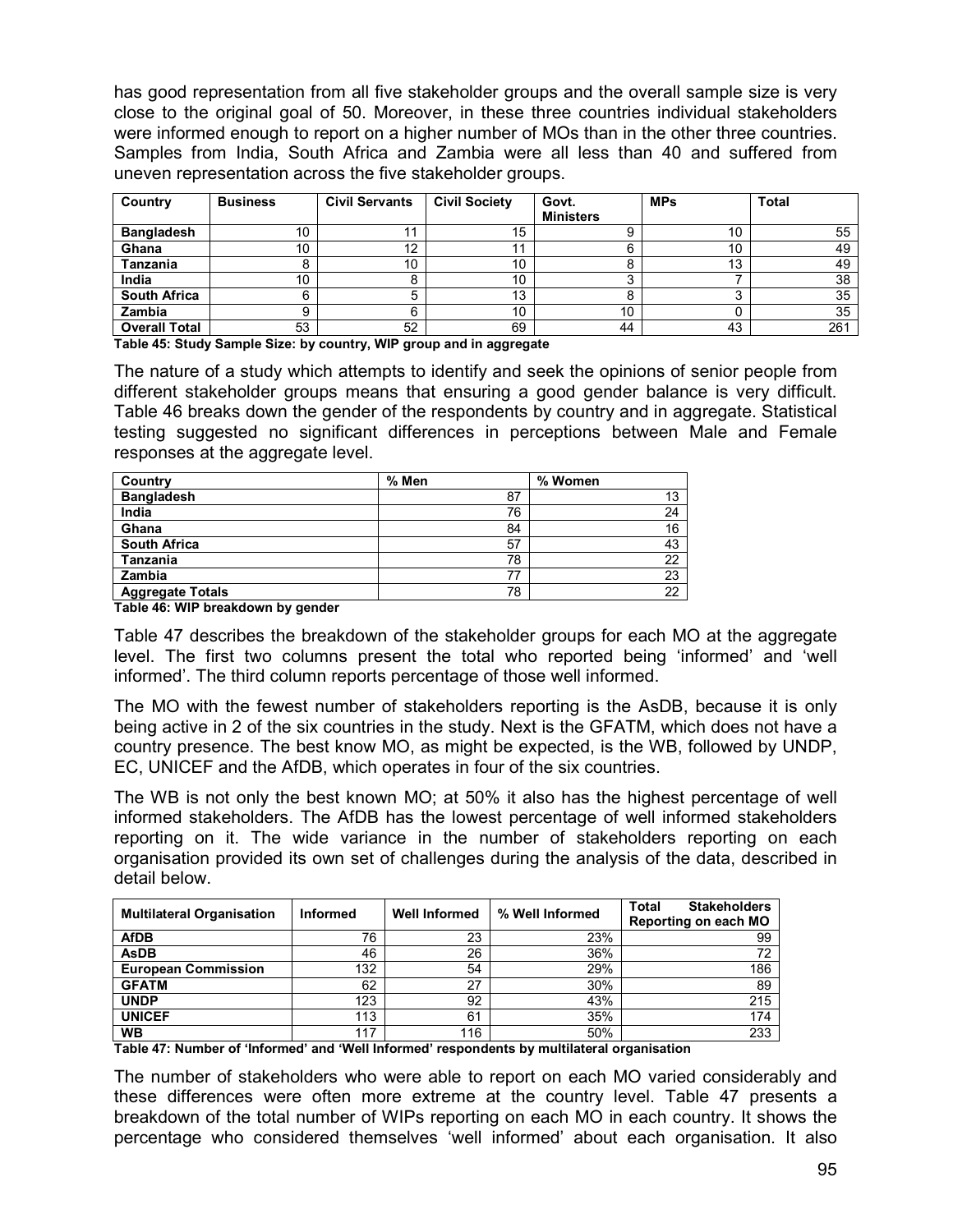has good representation from all five stakeholder groups and the overall sample size is very close to the original goal of 50. Moreover, in these three countries individual stakeholders were informed enough to report on a higher number of MOs than in the other three countries. Samples from India, South Africa and Zambia were all less than 40 and suffered from uneven representation across the five stakeholder groups.

| Country | Business | Civil Servants | Civil Society | Govt. Ministers | MPs | Total |
|---|---|---|---|---|---|---|
| **Bangladesh** | 10 | 11 | 15 | 9 | 10 | 55 |
| **Ghana** | 10 | 12 | 11 | 6 | 10 | 49 |
| **Tanzania** | 8 | 10 | 10 | 8 | 13 | 49 |
| **India** | 10 | 8 | 10 | 3 | 7 | 38 |
| **South Africa** | 6 | 5 | 13 | 8 | 3 | 35 |
| **Zambia** | 9 | 6 | 10 | 10 | 0 | 35 |
| **Overall Total** | 53 | 52 | 69 | 44 | 43 | 261 |

**Table 45: Study Sample Size: by country, WIP group and in aggregate**

The nature of a study which attempts to identify and seek the opinions of senior people from different stakeholder groups means that ensuring a good gender balance is very difficult. Table 46 breaks down the gender of the respondents by country and in aggregate. Statistical testing suggested no significant differences in perceptions between Male and Female responses at the aggregate level.

| Country | % Men | % Women |
|---|---|---|
| **Bangladesh** | 87 | 13 |
| **India** | 76 | 24 |
| **Ghana** | 84 | 16 |
| **South Africa** | 57 | 43 |
| **Tanzania** | 78 | 22 |
| **Zambia** | 77 | 23 |
| **Aggregate Totals** | 78 | 22 |

**Table 46: WIP breakdown by gender**

Table 47 describes the breakdown of the stakeholder groups for each MO at the aggregate level. The first two columns present the total who reported being 'informed' and 'well informed'. The third column reports percentage of those well informed.

The MO with the fewest number of stakeholders reporting is the AsDB, because it is only being active in 2 of the six countries in the study. Next is the GFATM, which does not have a country presence. The best know MO, as might be expected, is the WB, followed by UNDP, EC, UNICEF and the AfDB, which operates in four of the six countries.

The WB is not only the best known MO; at 50% it also has the highest percentage of well informed stakeholders. The AfDB has the lowest percentage of well informed stakeholders reporting on it. The wide variance in the number of stakeholders reporting on each organisation provided its own set of challenges during the analysis of the data, described in detail below.

| Multilateral Organisation | Informed | Well Informed | % Well Informed | Total Stakeholders Reporting on each MO |
|---|---|---|---|---|
| **AfDB** | 76 | 23 | 23% | 99 |
| **AsDB** | 46 | 26 | 36% | 72 |
| **European Commission** | 132 | 54 | 29% | 186 |
| **GFATM** | 62 | 27 | 30% | 89 |
| **UNDP** | 123 | 92 | 43% | 215 |
| **UNICEF** | 113 | 61 | 35% | 174 |
| **WB** | 117 | 116 | 50% | 233 |

**Table 47: Number of 'Informed' and 'Well Informed' respondents by multilateral organisation**

The number of stakeholders who were able to report on each MO varied considerably and these differences were often more extreme at the country level. Table 47 presents a breakdown of the total number of WIPs reporting on each MO in each country. It shows the percentage who considered themselves 'well informed' about each organisation. It also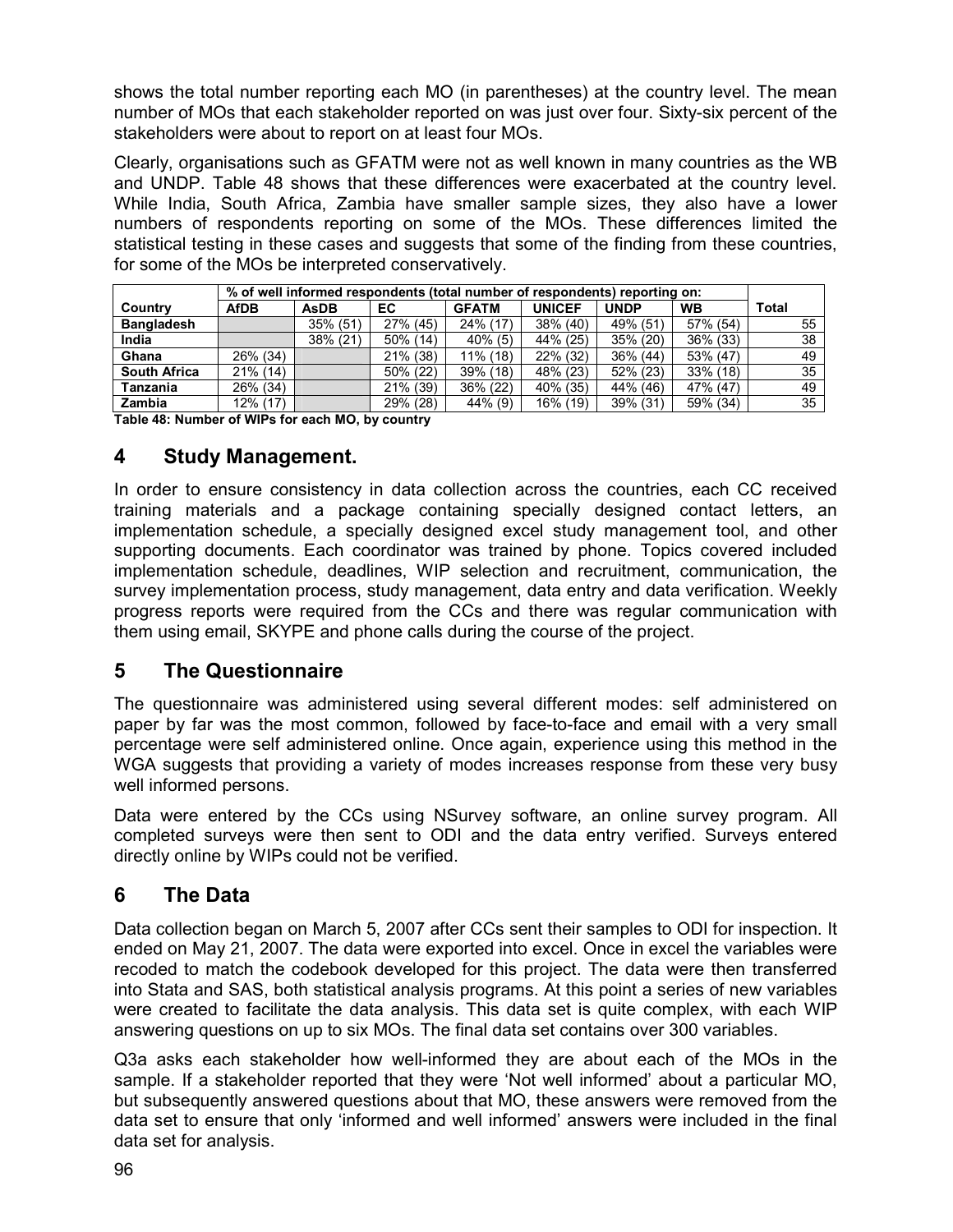shows the total number reporting each MO (in parentheses) at the country level. The mean number of MOs that each stakeholder reported on was just over four. Sixty-six percent of the stakeholders were about to report on at least four MOs.

Clearly, organisations such as GFATM were not as well known in many countries as the WB and UNDP. Table 48 shows that these differences were exacerbated at the country level. While India, South Africa, Zambia have smaller sample sizes, they also have a lower numbers of respondents reporting on some of the MOs. These differences limited the statistical testing in these cases and suggests that some of the finding from these countries, for some of the MOs be interpreted conservatively.

| | % of well informed respondents (total number of respondents) reporting on: | | | | | | | |
|---|---|---|---|---|---|---|---|---|
| **Country** | **AfDB** | **AsDB** | **EC** | **GFATM** | **UNICEF** | **UNDP** | **WB** | **Total** |
| **Bangladesh** | | 35% (51) | 27% (45) | 24% (17) | 38% (40) | 49% (51) | 57% (54) | 55 |
| **India** | | 38% (21) | 50% (14) | 40% (5) | 44% (25) | 35% (20) | 36% (33) | 38 |
| **Ghana** | 26% (34) | | 21% (38) | 11% (18) | 22% (32) | 36% (44) | 53% (47) | 49 |
| **South Africa** | 21% (14) | | 50% (22) | 39% (18) | 48% (23) | 52% (23) | 33% (18) | 35 |
| **Tanzania** | 26% (34) | | 21% (39) | 36% (22) | 40% (35) | 44% (46) | 47% (47) | 49 |
| **Zambia** | 12% (17) | | 29% (28) | 44% (9) | 16% (19) | 39% (31) | 59% (34) | 35 |

**Table 48: Number of WIPs for each MO, by country**

## 4 Study Management.

In order to ensure consistency in data collection across the countries, each CC received training materials and a package containing specially designed contact letters, an implementation schedule, a specially designed excel study management tool, and other supporting documents. Each coordinator was trained by phone. Topics covered included implementation schedule, deadlines, WIP selection and recruitment, communication, the survey implementation process, study management, data entry and data verification. Weekly progress reports were required from the CCs and there was regular communication with them using email, SKYPE and phone calls during the course of the project.

## 5 The Questionnaire

The questionnaire was administered using several different modes: self administered on paper by far was the most common, followed by face-to-face and email with a very small percentage were self administered online. Once again, experience using this method in the WGA suggests that providing a variety of modes increases response from these very busy well informed persons.

Data were entered by the CCs using NSurvey software, an online survey program. All completed surveys were then sent to ODI and the data entry verified. Surveys entered directly online by WIPs could not be verified.

## 6 The Data

Data collection began on March 5, 2007 after CCs sent their samples to ODI for inspection. It ended on May 21, 2007. The data were exported into excel. Once in excel the variables were recoded to match the codebook developed for this project. The data were then transferred into Stata and SAS, both statistical analysis programs. At this point a series of new variables were created to facilitate the data analysis. This data set is quite complex, with each WIP answering questions on up to six MOs. The final data set contains over 300 variables.

Q3a asks each stakeholder how well-informed they are about each of the MOs in the sample. If a stakeholder reported that they were 'Not well informed' about a particular MO, but subsequently answered questions about that MO, these answers were removed from the data set to ensure that only 'informed and well informed' answers were included in the final data set for analysis.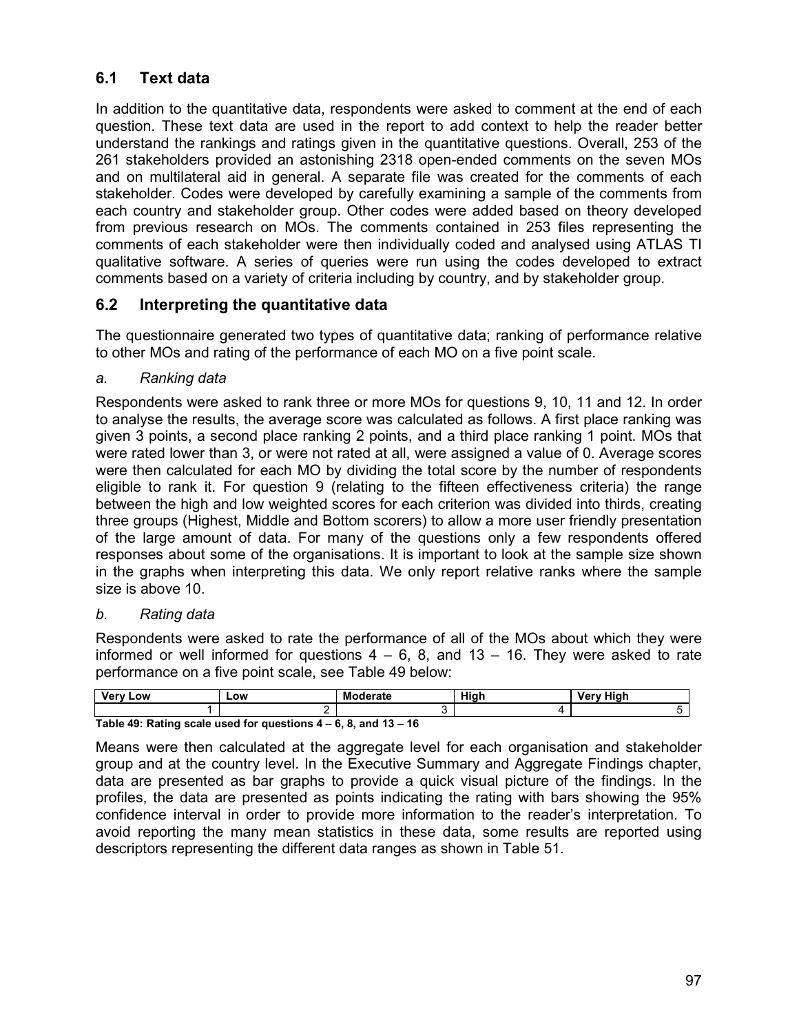## 6.1 Text data

In addition to the quantitative data, respondents were asked to comment at the end of each question. These text data are used in the report to add context to help the reader better understand the rankings and ratings given in the quantitative questions. Overall, 253 of the 261 stakeholders provided an astonishing 2318 open-ended comments on the seven MOs and on multilateral aid in general. A separate file was created for the comments of each stakeholder. Codes were developed by carefully examining a sample of the comments from each country and stakeholder group. Other codes were added based on theory developed from previous research on MOs. The comments contained in 253 files representing the comments of each stakeholder were then individually coded and analysed using ATLAS TI qualitative software. A series of queries were run using the codes developed to extract comments based on a variety of criteria including by country, and by stakeholder group.

## 6.2 Interpreting the quantitative data

The questionnaire generated two types of quantitative data; ranking of performance relative to other MOs and rating of the performance of each MO on a five point scale.

*a. Ranking data*

Respondents were asked to rank three or more MOs for questions 9, 10, 11 and 12. In order to analyse the results, the average score was calculated as follows. A first place ranking was given 3 points, a second place ranking 2 points, and a third place ranking 1 point. MOs that were rated lower than 3, or were not rated at all, were assigned a value of 0. Average scores were then calculated for each MO by dividing the total score by the number of respondents eligible to rank it. For question 9 (relating to the fifteen effectiveness criteria) the range between the high and low weighted scores for each criterion was divided into thirds, creating three groups (Highest, Middle and Bottom scorers) to allow a more user friendly presentation of the large amount of data. For many of the questions only a few respondents offered responses about some of the organisations. It is important to look at the sample size shown in the graphs when interpreting this data. We only report relative ranks where the sample size is above 10.

*b. Rating data*

Respondents were asked to rate the performance of all of the MOs about which they were informed or well informed for questions 4 – 6, 8, and 13 – 16. They were asked to rate performance on a five point scale, see Table 49 below:

| Very Low | Low | Moderate | High | Very High |
|---|---|---|---|---|
| 1 | 2 | 3 | 4 | 5 |

**Table 49: Rating scale used for questions 4 – 6, 8, and 13 – 16**

Means were then calculated at the aggregate level for each organisation and stakeholder group and at the country level. In the Executive Summary and Aggregate Findings chapter, data are presented as bar graphs to provide a quick visual picture of the findings. In the profiles, the data are presented as points indicating the rating with bars showing the 95% confidence interval in order to provide more information to the reader's interpretation. To avoid reporting the many mean statistics in these data, some results are reported using descriptors representing the different data ranges as shown in Table 51.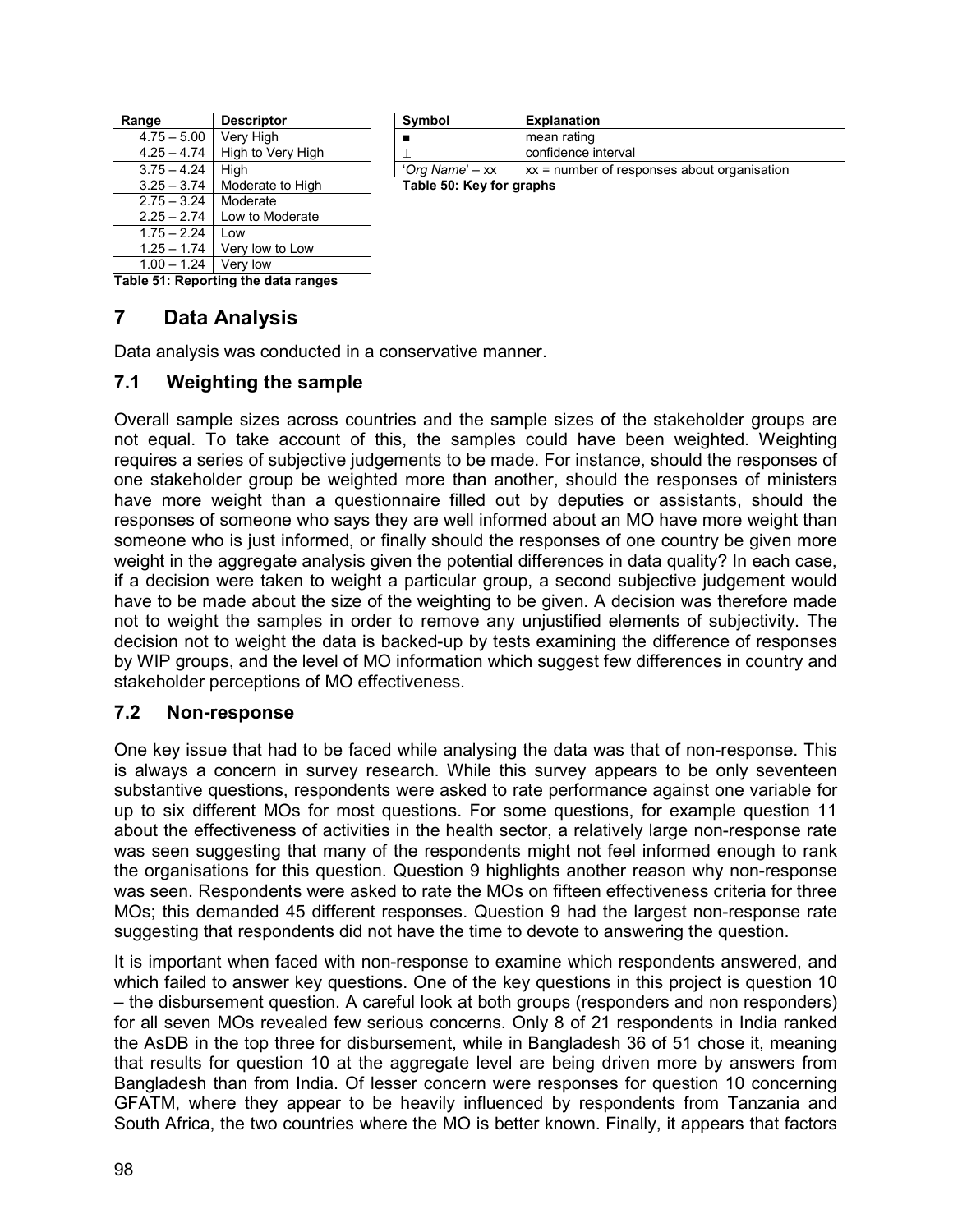| Range | Descriptor |
|---|---|
| 4.75 – 5.00 | Very High |
| 4.25 – 4.74 | High to Very High |
| 3.75 – 4.24 | High |
| 3.25 – 3.74 | Moderate to High |
| 2.75 – 3.24 | Moderate |
| 2.25 – 2.74 | Low to Moderate |
| 1.75 – 2.24 | Low |
| 1.25 – 1.74 | Very low to Low |
| 1.00 – 1.24 | Very low |

**Table 51: Reporting the data ranges**

| Symbol | Explanation |
|---|---|
| ■ | mean rating |
| ⊥ | confidence interval |
| '*Org Name*' – xx | xx = number of responses about organisation |

**Table 50: Key for graphs**

# 7 Data Analysis

Data analysis was conducted in a conservative manner.

## 7.1 Weighting the sample

Overall sample sizes across countries and the sample sizes of the stakeholder groups are not equal. To take account of this, the samples could have been weighted. Weighting requires a series of subjective judgements to be made. For instance, should the responses of one stakeholder group be weighted more than another, should the responses of ministers have more weight than a questionnaire filled out by deputies or assistants, should the responses of someone who says they are well informed about an MO have more weight than someone who is just informed, or finally should the responses of one country be given more weight in the aggregate analysis given the potential differences in data quality? In each case, if a decision were taken to weight a particular group, a second subjective judgement would have to be made about the size of the weighting to be given. A decision was therefore made not to weight the samples in order to remove any unjustified elements of subjectivity. The decision not to weight the data is backed-up by tests examining the difference of responses by WIP groups, and the level of MO information which suggest few differences in country and stakeholder perceptions of MO effectiveness.

## 7.2 Non-response

One key issue that had to be faced while analysing the data was that of non-response. This is always a concern in survey research. While this survey appears to be only seventeen substantive questions, respondents were asked to rate performance against one variable for up to six different MOs for most questions. For some questions, for example question 11 about the effectiveness of activities in the health sector, a relatively large non-response rate was seen suggesting that many of the respondents might not feel informed enough to rank the organisations for this question. Question 9 highlights another reason why non-response was seen. Respondents were asked to rate the MOs on fifteen effectiveness criteria for three MOs; this demanded 45 different responses. Question 9 had the largest non-response rate suggesting that respondents did not have the time to devote to answering the question.

It is important when faced with non-response to examine which respondents answered, and which failed to answer key questions. One of the key questions in this project is question 10 – the disbursement question. A careful look at both groups (responders and non responders) for all seven MOs revealed few serious concerns. Only 8 of 21 respondents in India ranked the AsDB in the top three for disbursement, while in Bangladesh 36 of 51 chose it, meaning that results for question 10 at the aggregate level are being driven more by answers from Bangladesh than from India. Of lesser concern were responses for question 10 concerning GFATM, where they appear to be heavily influenced by respondents from Tanzania and South Africa, the two countries where the MO is better known. Finally, it appears that factors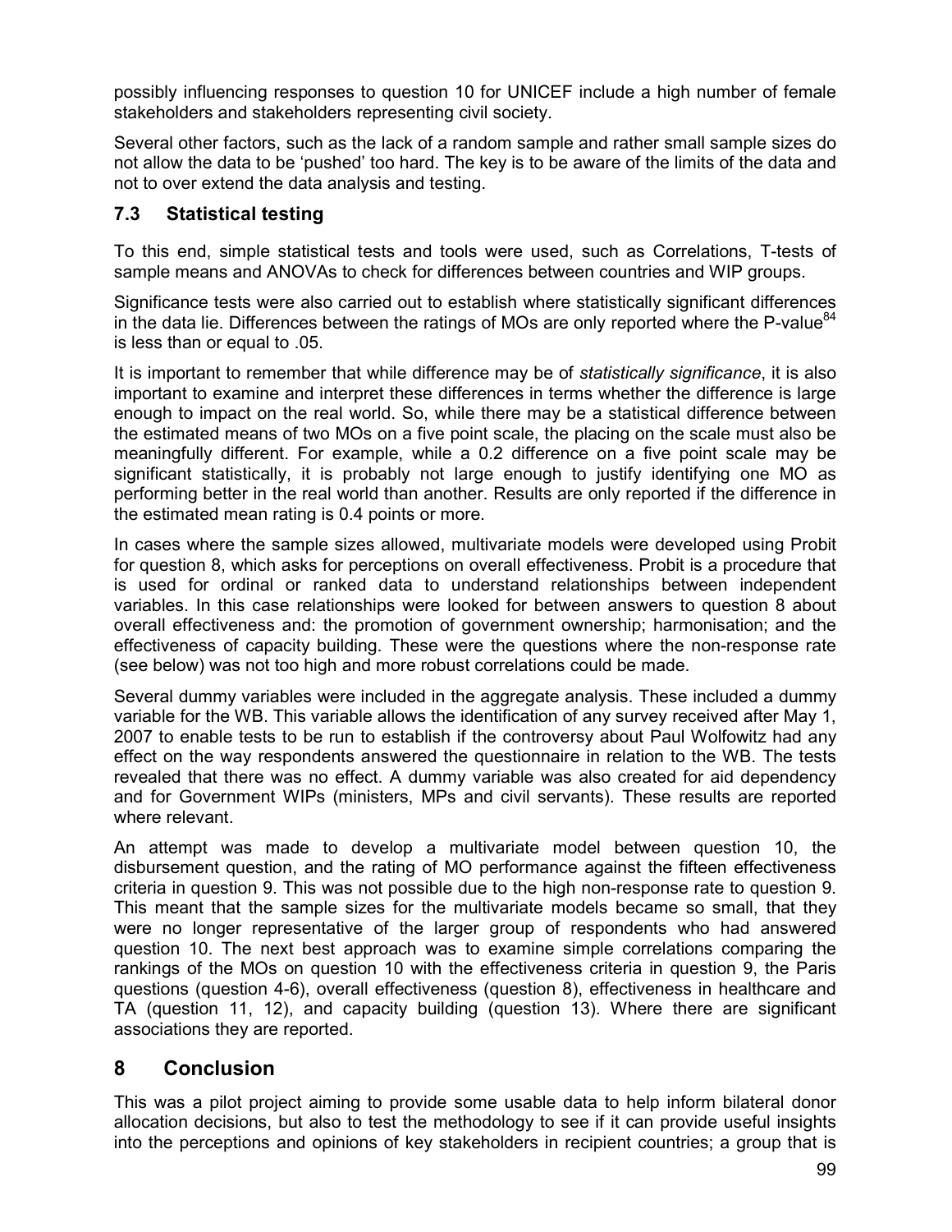possibly influencing responses to question 10 for UNICEF include a high number of female stakeholders and stakeholders representing civil society.

Several other factors, such as the lack of a random sample and rather small sample sizes do not allow the data to be 'pushed' too hard. The key is to be aware of the limits of the data and not to over extend the data analysis and testing.

## 7.3 Statistical testing

To this end, simple statistical tests and tools were used, such as Correlations, T-tests of sample means and ANOVAs to check for differences between countries and WIP groups.

Significance tests were also carried out to establish where statistically significant differences in the data lie. Differences between the ratings of MOs are only reported where the P-value[84] is less than or equal to .05.

It is important to remember that while difference may be of *statistically significance*, it is also important to examine and interpret these differences in terms whether the difference is large enough to impact on the real world. So, while there may be a statistical difference between the estimated means of two MOs on a five point scale, the placing on the scale must also be meaningfully different. For example, while a 0.2 difference on a five point scale may be significant statistically, it is probably not large enough to justify identifying one MO as performing better in the real world than another. Results are only reported if the difference in the estimated mean rating is 0.4 points or more.

In cases where the sample sizes allowed, multivariate models were developed using Probit for question 8, which asks for perceptions on overall effectiveness. Probit is a procedure that is used for ordinal or ranked data to understand relationships between independent variables. In this case relationships were looked for between answers to question 8 about overall effectiveness and: the promotion of government ownership; harmonisation; and the effectiveness of capacity building. These were the questions where the non-response rate (see below) was not too high and more robust correlations could be made.

Several dummy variables were included in the aggregate analysis. These included a dummy variable for the WB. This variable allows the identification of any survey received after May 1, 2007 to enable tests to be run to establish if the controversy about Paul Wolfowitz had any effect on the way respondents answered the questionnaire in relation to the WB. The tests revealed that there was no effect. A dummy variable was also created for aid dependency and for Government WIPs (ministers, MPs and civil servants). These results are reported where relevant.

An attempt was made to develop a multivariate model between question 10, the disbursement question, and the rating of MO performance against the fifteen effectiveness criteria in question 9. This was not possible due to the high non-response rate to question 9. This meant that the sample sizes for the multivariate models became so small, that they were no longer representative of the larger group of respondents who had answered question 10. The next best approach was to examine simple correlations comparing the rankings of the MOs on question 10 with the effectiveness criteria in question 9, the Paris questions (question 4-6), overall effectiveness (question 8), effectiveness in healthcare and TA (question 11, 12), and capacity building (question 13). Where there are significant associations they are reported.

# 8 Conclusion

This was a pilot project aiming to provide some usable data to help inform bilateral donor allocation decisions, but also to test the methodology to see if it can provide useful insights into the perceptions and opinions of key stakeholders in recipient countries; a group that is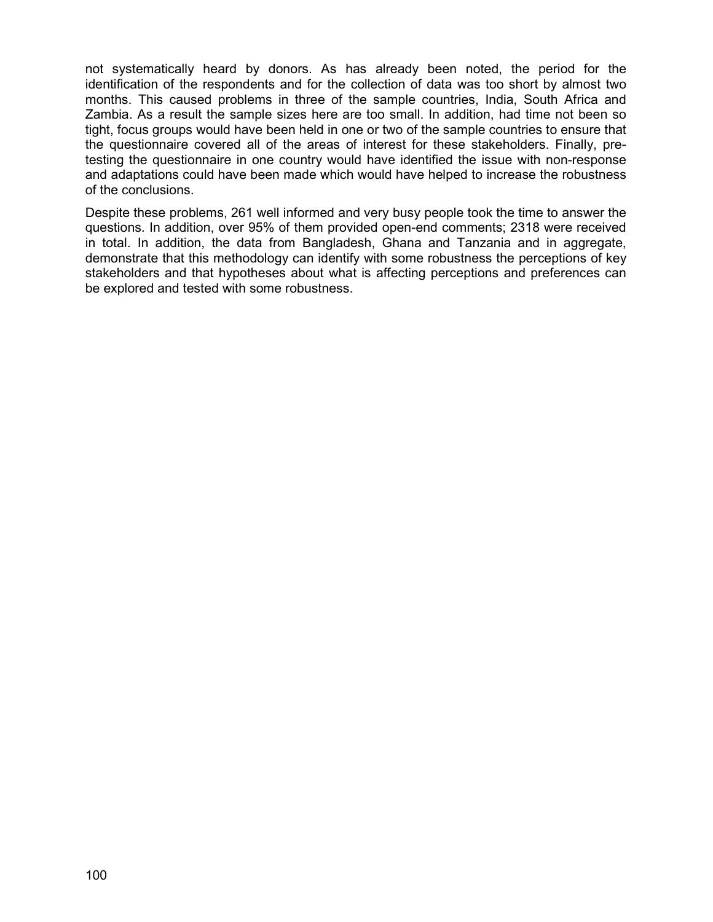not systematically heard by donors. As has already been noted, the period for the identification of the respondents and for the collection of data was too short by almost two months. This caused problems in three of the sample countries, India, South Africa and Zambia. As a result the sample sizes here are too small. In addition, had time not been so tight, focus groups would have been held in one or two of the sample countries to ensure that the questionnaire covered all of the areas of interest for these stakeholders. Finally, pre-testing the questionnaire in one country would have identified the issue with non-response and adaptations could have been made which would have helped to increase the robustness of the conclusions.

Despite these problems, 261 well informed and very busy people took the time to answer the questions. In addition, over 95% of them provided open-end comments; 2318 were received in total. In addition, the data from Bangladesh, Ghana and Tanzania and in aggregate, demonstrate that this methodology can identify with some robustness the perceptions of key stakeholders and that hypotheses about what is affecting perceptions and preferences can be explored and tested with some robustness.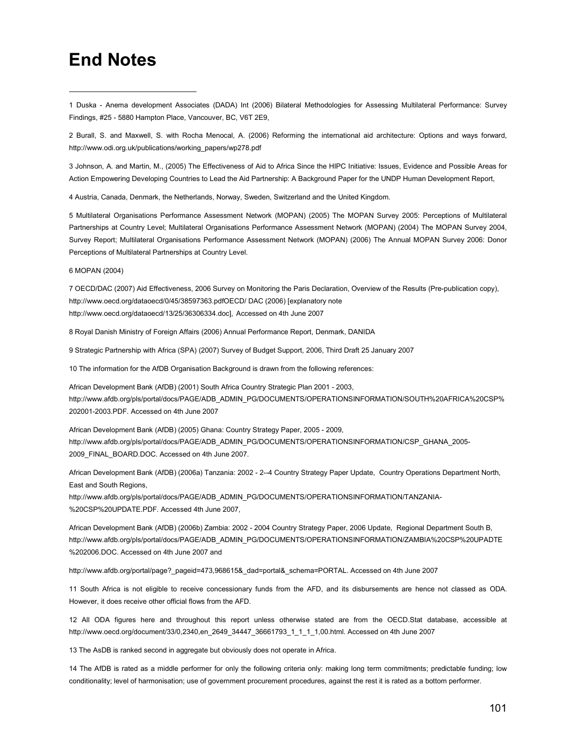# End Notes

1 Duska - Anema development Associates (DADA) Int (2006) Bilateral Methodologies for Assessing Multilateral Performance: Survey Findings, #25 - 5880 Hampton Place, Vancouver, BC, V6T 2E9,

2 Burall, S. and Maxwell, S. with Rocha Menocal, A. (2006) Reforming the international aid architecture: Options and ways forward, http://www.odi.org.uk/publications/working_papers/wp278.pdf

3 Johnson, A. and Martin, M., (2005) The Effectiveness of Aid to Africa Since the HIPC Initiative: Issues, Evidence and Possible Areas for Action Empowering Developing Countries to Lead the Aid Partnership: A Background Paper for the UNDP Human Development Report,

4 Austria, Canada, Denmark, the Netherlands, Norway, Sweden, Switzerland and the United Kingdom.

5 Multilateral Organisations Performance Assessment Network (MOPAN) (2005) The MOPAN Survey 2005: Perceptions of Multilateral Partnerships at Country Level; Multilateral Organisations Performance Assessment Network (MOPAN) (2004) The MOPAN Survey 2004, Survey Report; Multilateral Organisations Performance Assessment Network (MOPAN) (2006) The Annual MOPAN Survey 2006: Donor Perceptions of Multilateral Partnerships at Country Level.

6 MOPAN (2004)

7 OECD/DAC (2007) Aid Effectiveness, 2006 Survey on Monitoring the Paris Declaration, Overview of the Results (Pre-publication copy), http://www.oecd.org/dataoecd/0/45/38597363.pdfOECD/ DAC (2006) [explanatory note http://www.oecd.org/dataoecd/13/25/36306334.doc], Accessed on 4th June 2007

8 Royal Danish Ministry of Foreign Affairs (2006) Annual Performance Report, Denmark, DANIDA

9 Strategic Partnership with Africa (SPA) (2007) Survey of Budget Support, 2006, Third Draft 25 January 2007

10 The information for the AfDB Organisation Background is drawn from the following references:

African Development Bank (AfDB) (2001) South Africa Country Strategic Plan 2001 - 2003, http://www.afdb.org/pls/portal/docs/PAGE/ADB_ADMIN_PG/DOCUMENTS/OPERATIONSINFORMATION/SOUTH%20AFRICA%20CSP%202001-2003.PDF. Accessed on 4th June 2007

African Development Bank (AfDB) (2005) Ghana: Country Strategy Paper, 2005 - 2009, http://www.afdb.org/pls/portal/docs/PAGE/ADB_ADMIN_PG/DOCUMENTS/OPERATIONSINFORMATION/CSP_GHANA_2005-2009_FINAL_BOARD.DOC. Accessed on 4th June 2007.

African Development Bank (AfDB) (2006a) Tanzania: 2002 - 2--4 Country Strategy Paper Update, Country Operations Department North, East and South Regions, http://www.afdb.org/pls/portal/docs/PAGE/ADB_ADMIN_PG/DOCUMENTS/OPERATIONSINFORMATION/TANZANIA-%20CSP%20UPDATE.PDF. Accessed 4th June 2007,

African Development Bank (AfDB) (2006b) Zambia: 2002 - 2004 Country Strategy Paper, 2006 Update, Regional Department South B, http://www.afdb.org/pls/portal/docs/PAGE/ADB_ADMIN_PG/DOCUMENTS/OPERATIONSINFORMATION/ZAMBIA%20CSP%20UPADTE%202006.DOC. Accessed on 4th June 2007 and

http://www.afdb.org/portal/page?_pageid=473,968615&_dad=portal&_schema=PORTAL. Accessed on 4th June 2007

11 South Africa is not eligible to receive concessionary funds from the AFD, and its disbursements are hence not classed as ODA. However, it does receive other official flows from the AFD.

12 All ODA figures here and throughout this report unless otherwise stated are from the OECD.Stat database, accessible at http://www.oecd.org/document/33/0,2340,en_2649_34447_36661793_1_1_1_1,00.html. Accessed on 4th June 2007

13 The AsDB is ranked second in aggregate but obviously does not operate in Africa.

14 The AfDB is rated as a middle performer for only the following criteria only: making long term commitments; predictable funding; low conditionality; level of harmonisation; use of government procurement procedures, against the rest it is rated as a bottom performer.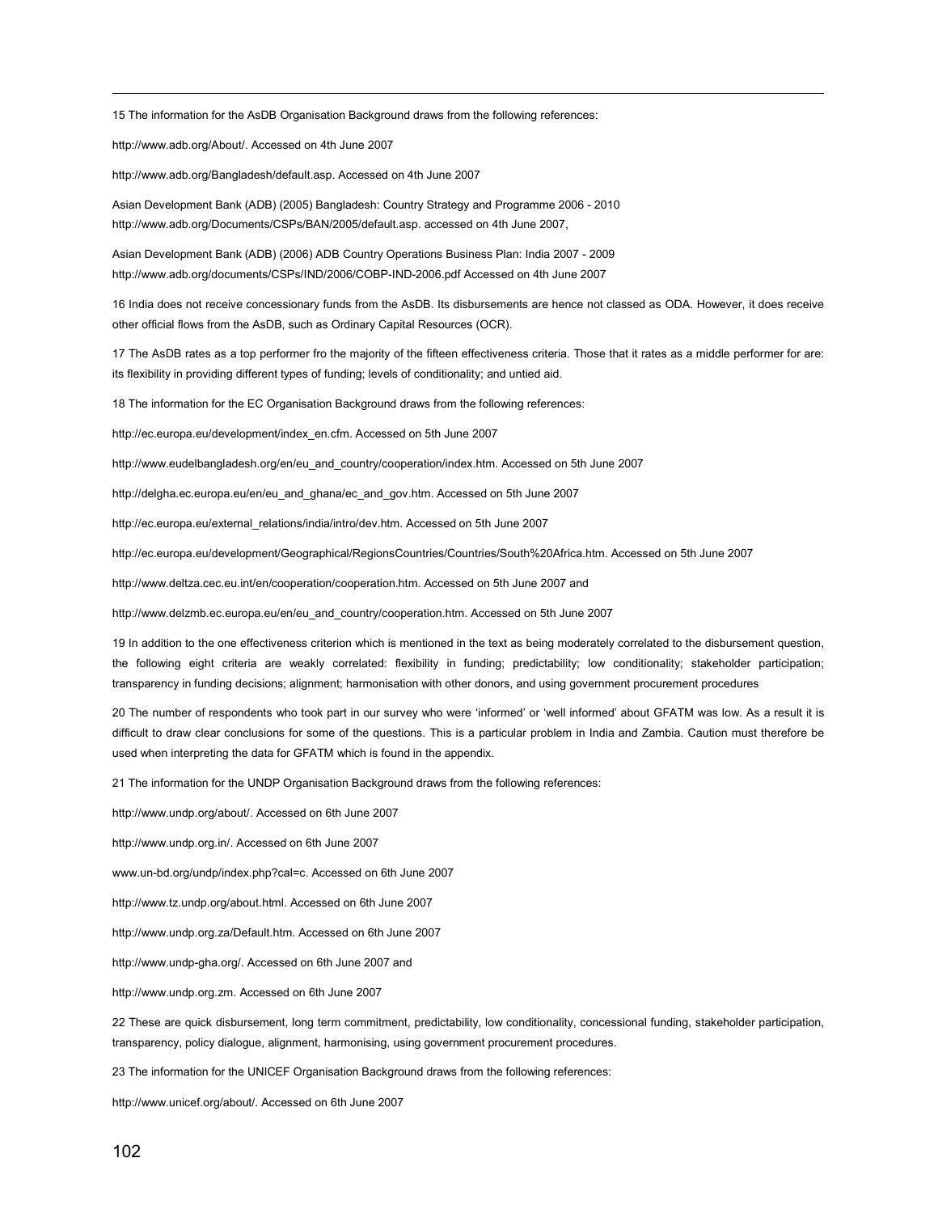15 The information for the AsDB Organisation Background draws from the following references:

http://www.adb.org/About/. Accessed on 4th June 2007

http://www.adb.org/Bangladesh/default.asp. Accessed on 4th June 2007

Asian Development Bank (ADB) (2005) Bangladesh: Country Strategy and Programme 2006 - 2010 http://www.adb.org/Documents/CSPs/BAN/2005/default.asp. accessed on 4th June 2007,

Asian Development Bank (ADB) (2006) ADB Country Operations Business Plan: India 2007 - 2009 http://www.adb.org/documents/CSPs/IND/2006/COBP-IND-2006.pdf Accessed on 4th June 2007

16 India does not receive concessionary funds from the AsDB. Its disbursements are hence not classed as ODA. However, it does receive other official flows from the AsDB, such as Ordinary Capital Resources (OCR).

17 The AsDB rates as a top performer fro the majority of the fifteen effectiveness criteria. Those that it rates as a middle performer for are: its flexibility in providing different types of funding; levels of conditionality; and untied aid.

18 The information for the EC Organisation Background draws from the following references:

http://ec.europa.eu/development/index_en.cfm. Accessed on 5th June 2007

http://www.eudelbangladesh.org/en/eu_and_country/cooperation/index.htm. Accessed on 5th June 2007

http://delgha.ec.europa.eu/en/eu_and_ghana/ec_and_gov.htm. Accessed on 5th June 2007

http://ec.europa.eu/external_relations/india/intro/dev.htm. Accessed on 5th June 2007

http://ec.europa.eu/development/Geographical/RegionsCountries/Countries/South%20Africa.htm. Accessed on 5th June 2007

http://www.deltza.cec.eu.int/en/cooperation/cooperation.htm. Accessed on 5th June 2007 and

http://www.delzmb.ec.europa.eu/en/eu_and_country/cooperation.htm. Accessed on 5th June 2007

19 In addition to the one effectiveness criterion which is mentioned in the text as being moderately correlated to the disbursement question, the following eight criteria are weakly correlated: flexibility in funding; predictability; low conditionality; stakeholder participation; transparency in funding decisions; alignment; harmonisation with other donors, and using government procurement procedures

20 The number of respondents who took part in our survey who were 'informed' or 'well informed' about GFATM was low. As a result it is difficult to draw clear conclusions for some of the questions. This is a particular problem in India and Zambia. Caution must therefore be used when interpreting the data for GFATM which is found in the appendix.

21 The information for the UNDP Organisation Background draws from the following references:

http://www.undp.org/about/. Accessed on 6th June 2007

http://www.undp.org.in/. Accessed on 6th June 2007

www.un-bd.org/undp/index.php?cal=c. Accessed on 6th June 2007

http://www.tz.undp.org/about.html. Accessed on 6th June 2007

http://www.undp.org.za/Default.htm. Accessed on 6th June 2007

http://www.undp-gha.org/. Accessed on 6th June 2007 and

http://www.undp.org.zm. Accessed on 6th June 2007

22 These are quick disbursement, long term commitment, predictability, low conditionality, concessional funding, stakeholder participation, transparency, policy dialogue, alignment, harmonising, using government procurement procedures.

23 The information for the UNICEF Organisation Background draws from the following references:

http://www.unicef.org/about/. Accessed on 6th June 2007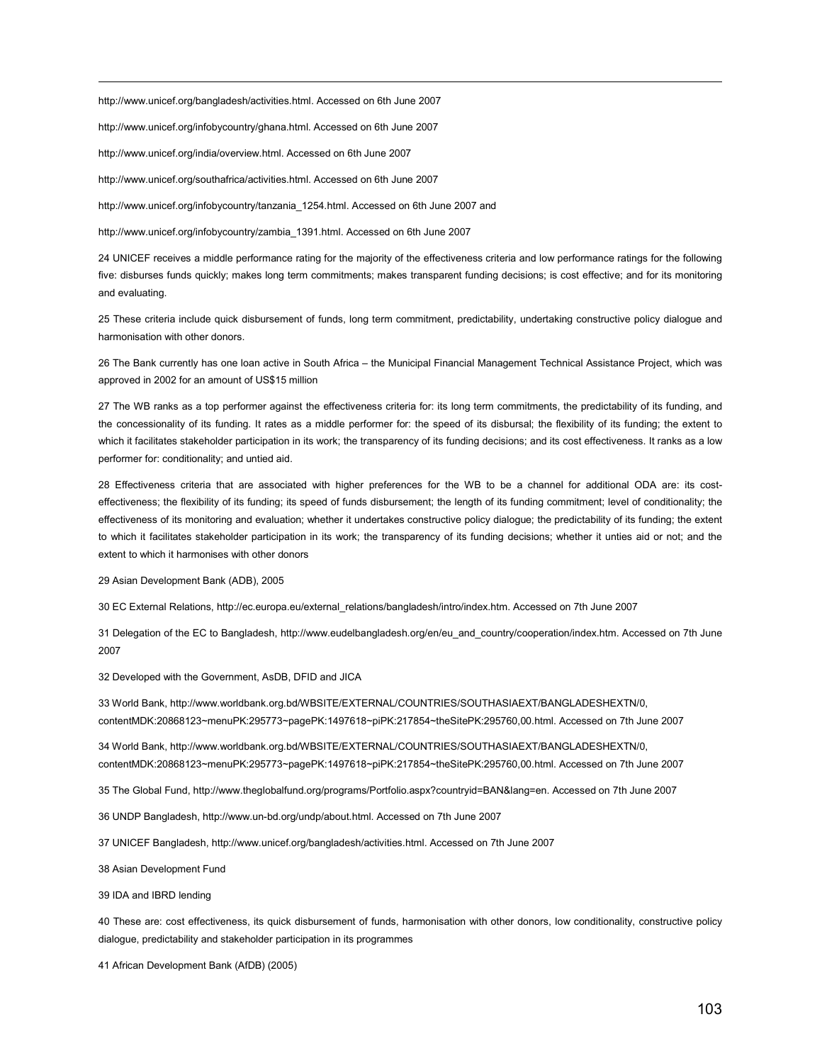http://www.unicef.org/bangladesh/activities.html. Accessed on 6th June 2007

http://www.unicef.org/infobycountry/ghana.html. Accessed on 6th June 2007

http://www.unicef.org/india/overview.html. Accessed on 6th June 2007

http://www.unicef.org/southafrica/activities.html. Accessed on 6th June 2007

http://www.unicef.org/infobycountry/tanzania_1254.html. Accessed on 6th June 2007 and

http://www.unicef.org/infobycountry/zambia_1391.html. Accessed on 6th June 2007

24 UNICEF receives a middle performance rating for the majority of the effectiveness criteria and low performance ratings for the following five: disburses funds quickly; makes long term commitments; makes transparent funding decisions; is cost effective; and for its monitoring and evaluating.

25 These criteria include quick disbursement of funds, long term commitment, predictability, undertaking constructive policy dialogue and harmonisation with other donors.

26 The Bank currently has one loan active in South Africa – the Municipal Financial Management Technical Assistance Project, which was approved in 2002 for an amount of US$15 million

27 The WB ranks as a top performer against the effectiveness criteria for: its long term commitments, the predictability of its funding, and the concessionality of its funding. It rates as a middle performer for: the speed of its disbursal; the flexibility of its funding; the extent to which it facilitates stakeholder participation in its work; the transparency of its funding decisions; and its cost effectiveness. It ranks as a low performer for: conditionality; and untied aid.

28 Effectiveness criteria that are associated with higher preferences for the WB to be a channel for additional ODA are: its cost-effectiveness; the flexibility of its funding; its speed of funds disbursement; the length of its funding commitment; level of conditionality; the effectiveness of its monitoring and evaluation; whether it undertakes constructive policy dialogue; the predictability of its funding; the extent to which it facilitates stakeholder participation in its work; the transparency of its funding decisions; whether it unties aid or not; and the extent to which it harmonises with other donors

29 Asian Development Bank (ADB), 2005

30 EC External Relations, http://ec.europa.eu/external_relations/bangladesh/intro/index.htm. Accessed on 7th June 2007

31 Delegation of the EC to Bangladesh, http://www.eudelbangladesh.org/en/eu_and_country/cooperation/index.htm. Accessed on 7th June 2007

32 Developed with the Government, AsDB, DFID and JICA

33 World Bank, http://www.worldbank.org.bd/WBSITE/EXTERNAL/COUNTRIES/SOUTHASIAEXT/BANGLADESHEXTN/0,contentMDK:20868123~menuPK:295773~pagePK:1497618~piPK:217854~theSitePK:295760,00.html. Accessed on 7th June 2007

34 World Bank, http://www.worldbank.org.bd/WBSITE/EXTERNAL/COUNTRIES/SOUTHASIAEXT/BANGLADESHEXTN/0,contentMDK:20868123~menuPK:295773~pagePK:1497618~piPK:217854~theSitePK:295760,00.html. Accessed on 7th June 2007

35 The Global Fund, http://www.theglobalfund.org/programs/Portfolio.aspx?countryid=BAN&lang=en. Accessed on 7th June 2007

36 UNDP Bangladesh, http://www.un-bd.org/undp/about.html. Accessed on 7th June 2007

37 UNICEF Bangladesh, http://www.unicef.org/bangladesh/activities.html. Accessed on 7th June 2007

38 Asian Development Fund

39 IDA and IBRD lending

40 These are: cost effectiveness, its quick disbursement of funds, harmonisation with other donors, low conditionality, constructive policy dialogue, predictability and stakeholder participation in its programmes

41 African Development Bank (AfDB) (2005)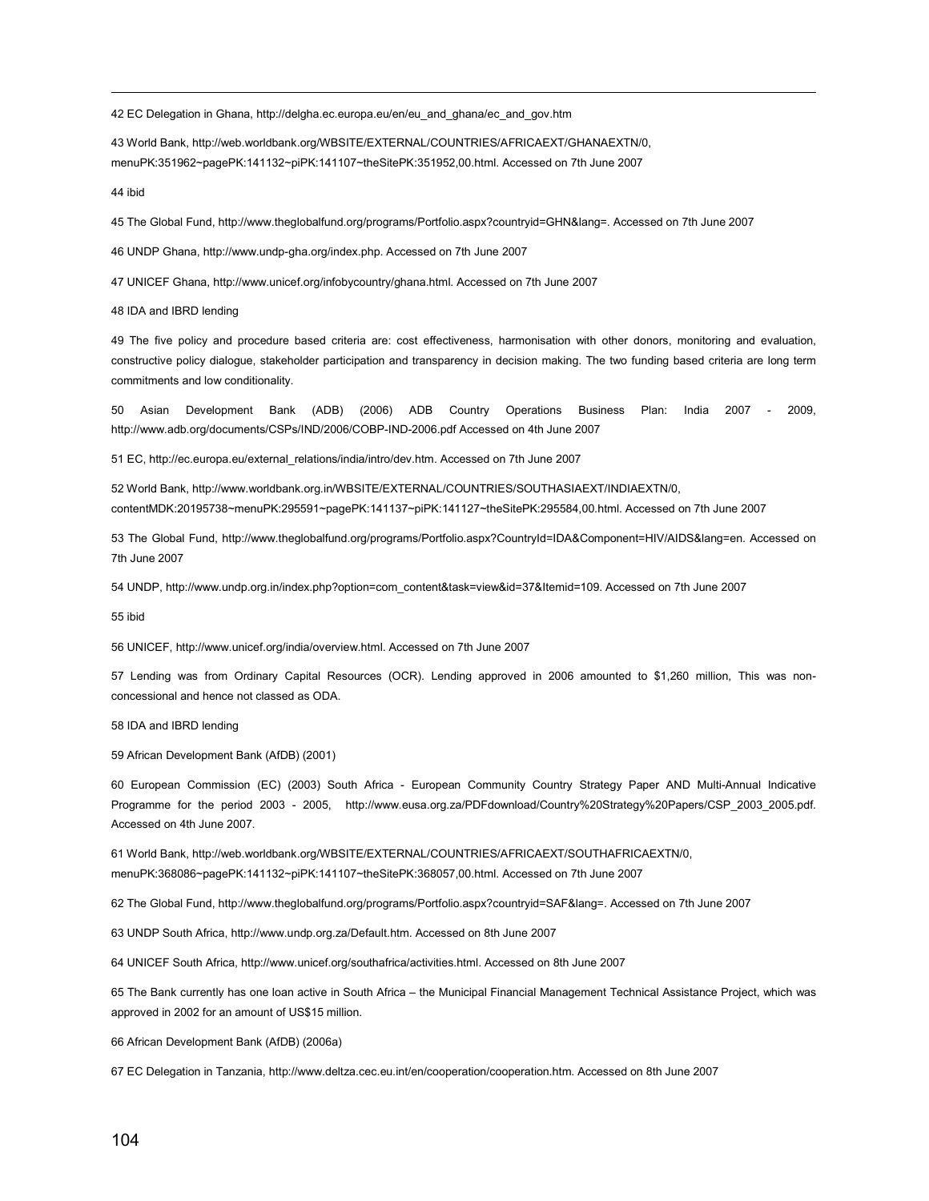42 EC Delegation in Ghana, http://delgha.ec.europa.eu/en/eu_and_ghana/ec_and_gov.htm

43 World Bank, http://web.worldbank.org/WBSITE/EXTERNAL/COUNTRIES/AFRICAEXT/GHANAEXTN/0, menuPK:351962~pagePK:141132~piPK:141107~theSitePK:351952,00.html. Accessed on 7th June 2007

44 ibid

45 The Global Fund, http://www.theglobalfund.org/programs/Portfolio.aspx?countryid=GHN&lang=. Accessed on 7th June 2007

46 UNDP Ghana, http://www.undp-gha.org/index.php. Accessed on 7th June 2007

47 UNICEF Ghana, http://www.unicef.org/infobycountry/ghana.html. Accessed on 7th June 2007

48 IDA and IBRD lending

49 The five policy and procedure based criteria are: cost effectiveness, harmonisation with other donors, monitoring and evaluation, constructive policy dialogue, stakeholder participation and transparency in decision making. The two funding based criteria are long term commitments and low conditionality.

50 Asian Development Bank (ADB) (2006) ADB Country Operations Business Plan: India 2007 - 2009, http://www.adb.org/documents/CSPs/IND/2006/COBP-IND-2006.pdf Accessed on 4th June 2007

51 EC, http://ec.europa.eu/external_relations/india/intro/dev.htm. Accessed on 7th June 2007

52 World Bank, http://www.worldbank.org.in/WBSITE/EXTERNAL/COUNTRIES/SOUTHASIAEXT/INDIAEXTN/0, contentMDK:20195738~menuPK:295591~pagePK:141137~piPK:141127~theSitePK:295584,00.html. Accessed on 7th June 2007

53 The Global Fund, http://www.theglobalfund.org/programs/Portfolio.aspx?CountryId=IDA&Component=HIV/AIDS&lang=en. Accessed on 7th June 2007

54 UNDP, http://www.undp.org.in/index.php?option=com_content&task=view&id=37&Itemid=109. Accessed on 7th June 2007

55 ibid

56 UNICEF, http://www.unicef.org/india/overview.html. Accessed on 7th June 2007

57 Lending was from Ordinary Capital Resources (OCR). Lending approved in 2006 amounted to $1,260 million, This was non-concessional and hence not classed as ODA.

58 IDA and IBRD lending

59 African Development Bank (AfDB) (2001)

60 European Commission (EC) (2003) South Africa - European Community Country Strategy Paper AND Multi-Annual Indicative Programme for the period 2003 - 2005, http://www.eusa.org.za/PDFdownload/Country%20Strategy%20Papers/CSP_2003_2005.pdf. Accessed on 4th June 2007.

61 World Bank, http://web.worldbank.org/WBSITE/EXTERNAL/COUNTRIES/AFRICAEXT/SOUTHAFRICAEXTN/0, menuPK:368086~pagePK:141132~piPK:141107~theSitePK:368057,00.html. Accessed on 7th June 2007

62 The Global Fund, http://www.theglobalfund.org/programs/Portfolio.aspx?countryid=SAF&lang=. Accessed on 7th June 2007

63 UNDP South Africa, http://www.undp.org.za/Default.htm. Accessed on 8th June 2007

64 UNICEF South Africa, http://www.unicef.org/southafrica/activities.html. Accessed on 8th June 2007

65 The Bank currently has one loan active in South Africa – the Municipal Financial Management Technical Assistance Project, which was approved in 2002 for an amount of US$15 million.

66 African Development Bank (AfDB) (2006a)

67 EC Delegation in Tanzania, http://www.deltza.cec.eu.int/en/cooperation/cooperation.htm. Accessed on 8th June 2007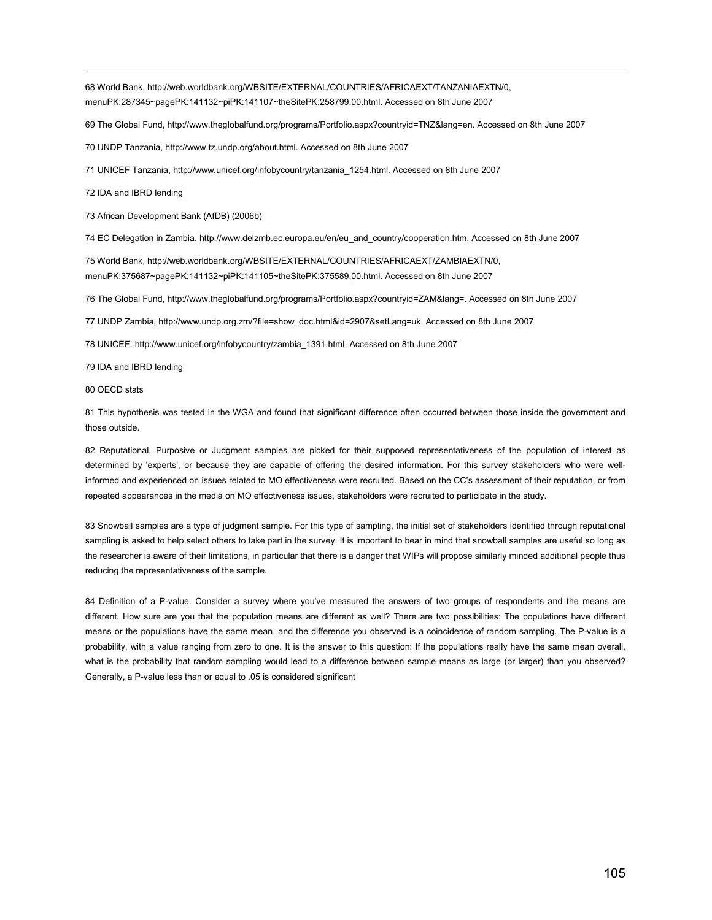68 World Bank, http://web.worldbank.org/WBSITE/EXTERNAL/COUNTRIES/AFRICAEXT/TANZANIAEXTN/0, menuPK:287345~pagePK:141132~piPK:141107~theSitePK:258799,00.html. Accessed on 8th June 2007

69 The Global Fund, http://www.theglobalfund.org/programs/Portfolio.aspx?countryid=TNZ&lang=en. Accessed on 8th June 2007

70 UNDP Tanzania, http://www.tz.undp.org/about.html. Accessed on 8th June 2007

71 UNICEF Tanzania, http://www.unicef.org/infobycountry/tanzania_1254.html. Accessed on 8th June 2007

72 IDA and IBRD lending

73 African Development Bank (AfDB) (2006b)

74 EC Delegation in Zambia, http://www.delzmb.ec.europa.eu/en/eu_and_country/cooperation.htm. Accessed on 8th June 2007

75 World Bank, http://web.worldbank.org/WBSITE/EXTERNAL/COUNTRIES/AFRICAEXT/ZAMBIAEXTN/0, menuPK:375687~pagePK:141132~piPK:141105~theSitePK:375589,00.html. Accessed on 8th June 2007

76 The Global Fund, http://www.theglobalfund.org/programs/Portfolio.aspx?countryid=ZAM&lang=. Accessed on 8th June 2007

77 UNDP Zambia, http://www.undp.org.zm/?file=show_doc.html&id=2907&setLang=uk. Accessed on 8th June 2007

78 UNICEF, http://www.unicef.org/infobycountry/zambia_1391.html. Accessed on 8th June 2007

79 IDA and IBRD lending

80 OECD stats

81 This hypothesis was tested in the WGA and found that significant difference often occurred between those inside the government and those outside.

82 Reputational, Purposive or Judgment samples are picked for their supposed representativeness of the population of interest as determined by 'experts', or because they are capable of offering the desired information. For this survey stakeholders who were well-informed and experienced on issues related to MO effectiveness were recruited. Based on the CC's assessment of their reputation, or from repeated appearances in the media on MO effectiveness issues, stakeholders were recruited to participate in the study.

83 Snowball samples are a type of judgment sample. For this type of sampling, the initial set of stakeholders identified through reputational sampling is asked to help select others to take part in the survey. It is important to bear in mind that snowball samples are useful so long as the researcher is aware of their limitations, in particular that there is a danger that WIPs will propose similarly minded additional people thus reducing the representativeness of the sample.

84 Definition of a P-value. Consider a survey where you've measured the answers of two groups of respondents and the means are different. How sure are you that the population means are different as well? There are two possibilities: The populations have different means or the populations have the same mean, and the difference you observed is a coincidence of random sampling. The P-value is a probability, with a value ranging from zero to one. It is the answer to this question: If the populations really have the same mean overall, what is the probability that random sampling would lead to a difference between sample means as large (or larger) than you observed? Generally, a P-value less than or equal to .05 is considered significant